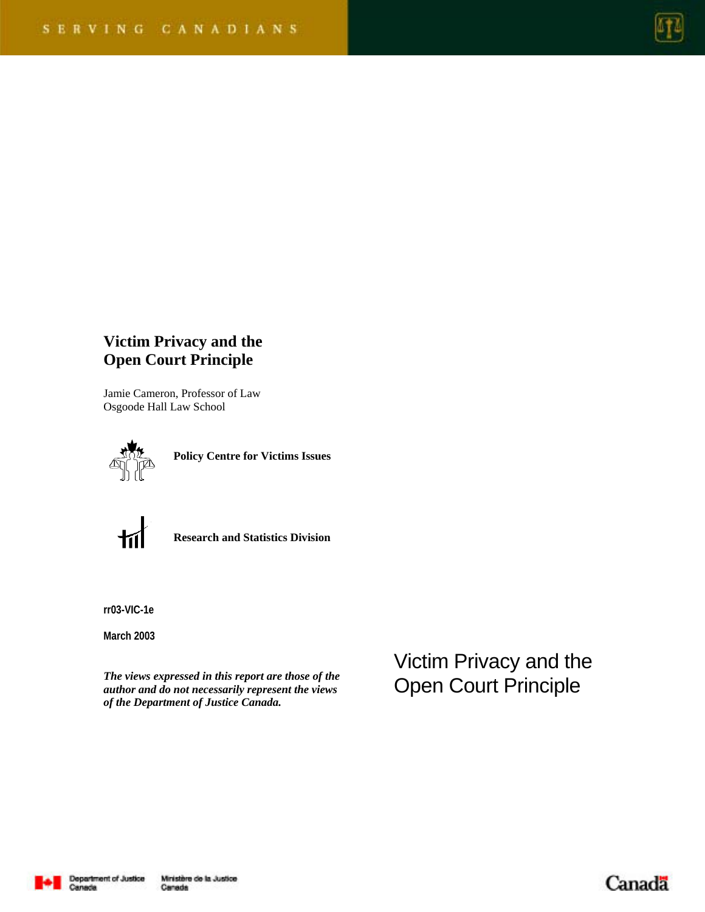SERVING CANADIANS

# Victim Privacy and the Open Court Principle

Jamie Cameron, Professor of Law
Osgoode Hall Law School

**Policy Centre for Victims Issues**

**Research and Statistics Division**

**rr03-VIC-1e**

**March 2003**

***The views expressed in this report are those of the author and do not necessarily represent the views of the Department of Justice Canada.***

Victim Privacy and the Open Court Principle

Department of Justice Canada | Ministère de la Justice Canada

Canada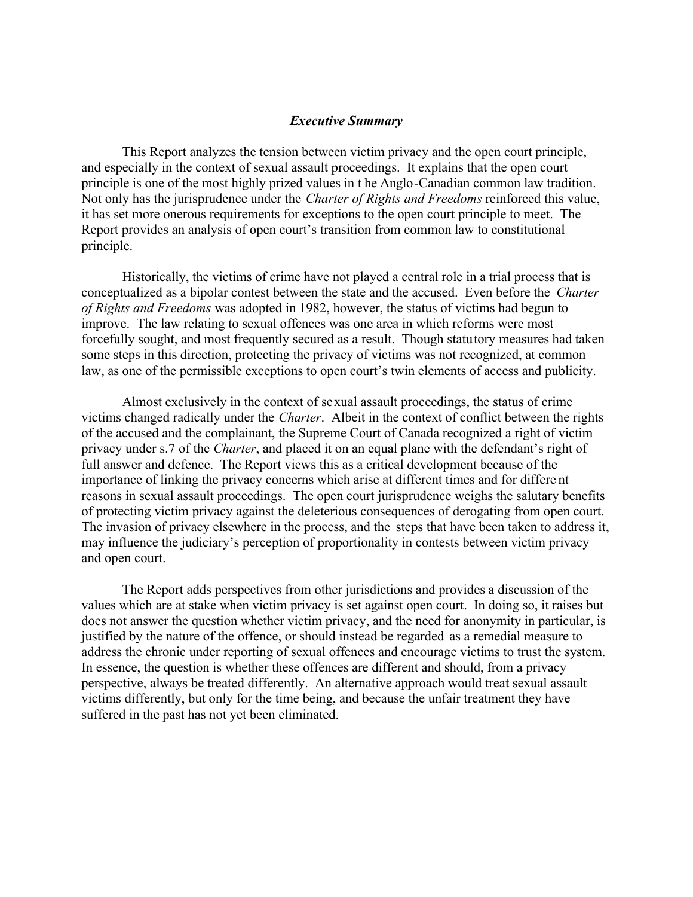### *Executive Summary*

This Report analyzes the tension between victim privacy and the open court principle, and especially in the context of sexual assault proceedings. It explains that the open court principle is one of the most highly prized values in the Anglo-Canadian common law tradition. Not only has the jurisprudence under the *Charter of Rights and Freedoms* reinforced this value, it has set more onerous requirements for exceptions to the open court principle to meet. The Report provides an analysis of open court's transition from common law to constitutional principle.

Historically, the victims of crime have not played a central role in a trial process that is conceptualized as a bipolar contest between the state and the accused. Even before the *Charter of Rights and Freedoms* was adopted in 1982, however, the status of victims had begun to improve. The law relating to sexual offences was one area in which reforms were most forcefully sought, and most frequently secured as a result. Though statutory measures had taken some steps in this direction, protecting the privacy of victims was not recognized, at common law, as one of the permissible exceptions to open court's twin elements of access and publicity.

Almost exclusively in the context of sexual assault proceedings, the status of crime victims changed radically under the *Charter*. Albeit in the context of conflict between the rights of the accused and the complainant, the Supreme Court of Canada recognized a right of victim privacy under s.7 of the *Charter*, and placed it on an equal plane with the defendant's right of full answer and defence. The Report views this as a critical development because of the importance of linking the privacy concerns which arise at different times and for different reasons in sexual assault proceedings. The open court jurisprudence weighs the salutary benefits of protecting victim privacy against the deleterious consequences of derogating from open court. The invasion of privacy elsewhere in the process, and the steps that have been taken to address it, may influence the judiciary's perception of proportionality in contests between victim privacy and open court.

The Report adds perspectives from other jurisdictions and provides a discussion of the values which are at stake when victim privacy is set against open court. In doing so, it raises but does not answer the question whether victim privacy, and the need for anonymity in particular, is justified by the nature of the offence, or should instead be regarded as a remedial measure to address the chronic under reporting of sexual offences and encourage victims to trust the system. In essence, the question is whether these offences are different and should, from a privacy perspective, always be treated differently. An alternative approach would treat sexual assault victims differently, but only for the time being, and because the unfair treatment they have suffered in the past has not yet been eliminated.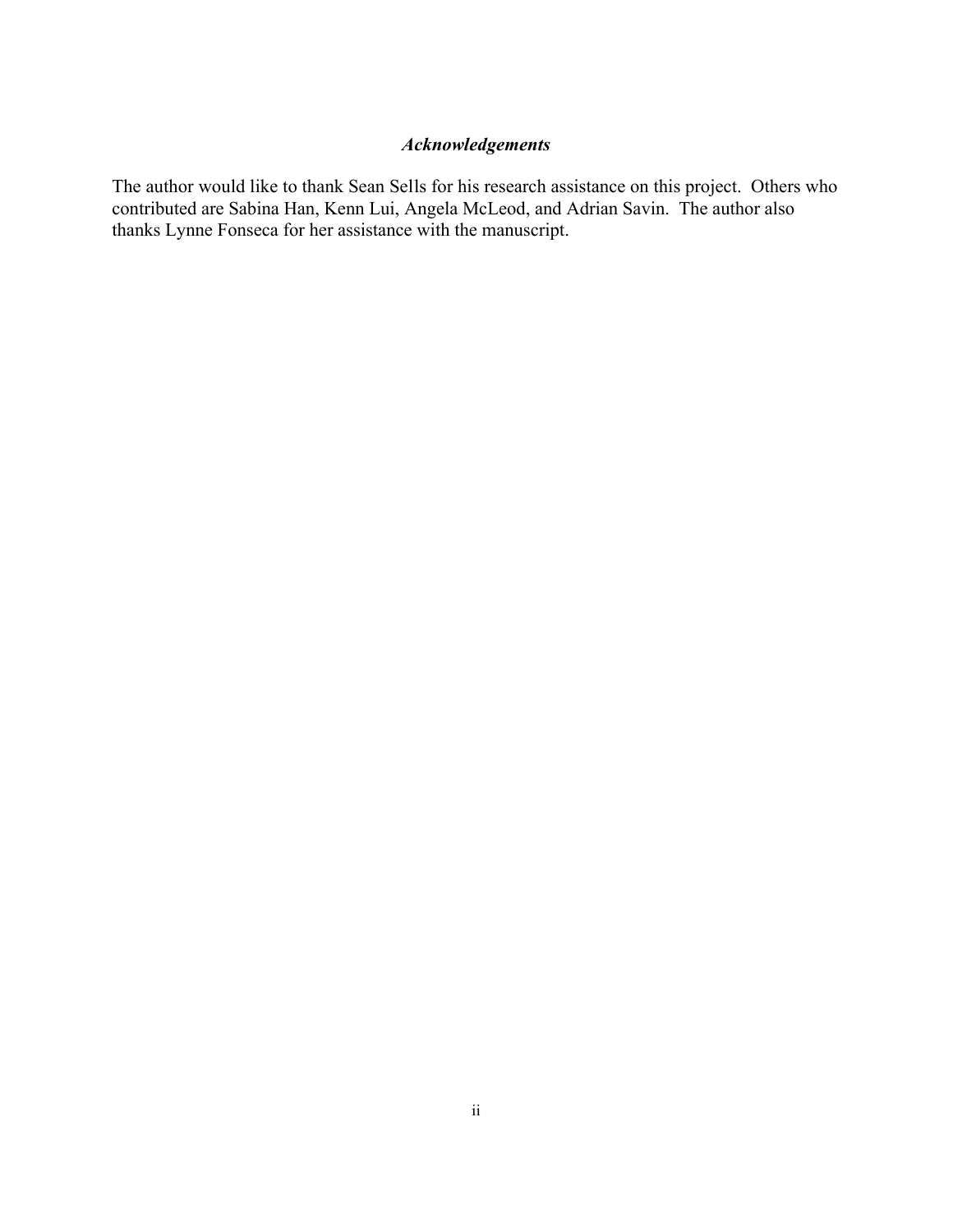### ***Acknowledgements***

The author would like to thank Sean Sells for his research assistance on this project. Others who contributed are Sabina Han, Kenn Lui, Angela McLeod, and Adrian Savin. The author also thanks Lynne Fonseca for her assistance with the manuscript.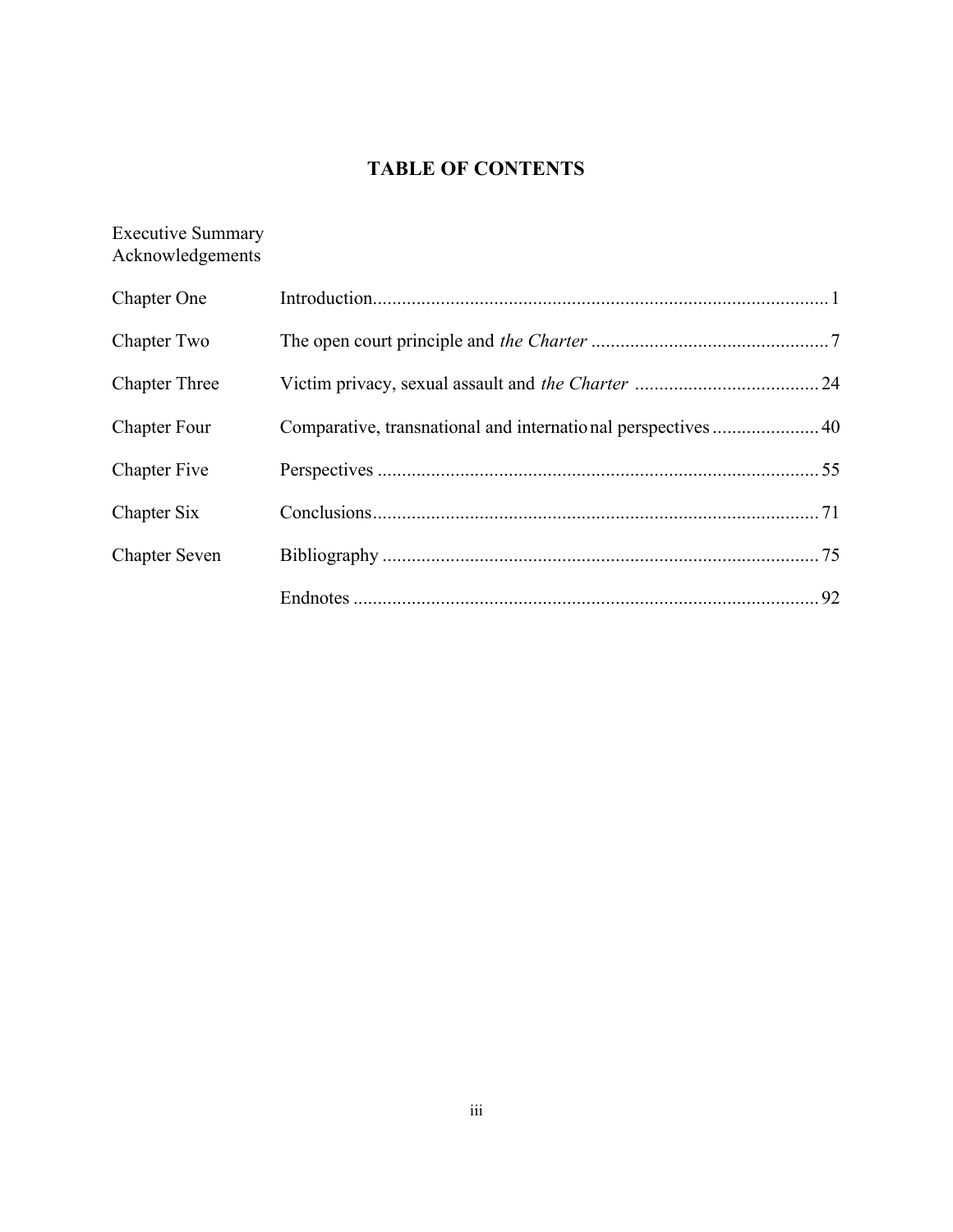# TABLE OF CONTENTS

Executive Summary
Acknowledgements

| | | |
|---|---|---|
| Chapter One | Introduction | 1 |
| Chapter Two | The open court principle and *the Charter* | 7 |
| Chapter Three | Victim privacy, sexual assault and *the Charter* | 24 |
| Chapter Four | Comparative, transnational and international perspectives | 40 |
| Chapter Five | Perspectives | 55 |
| Chapter Six | Conclusions | 71 |
| Chapter Seven | Bibliography | 75 |
| | Endnotes | 92 |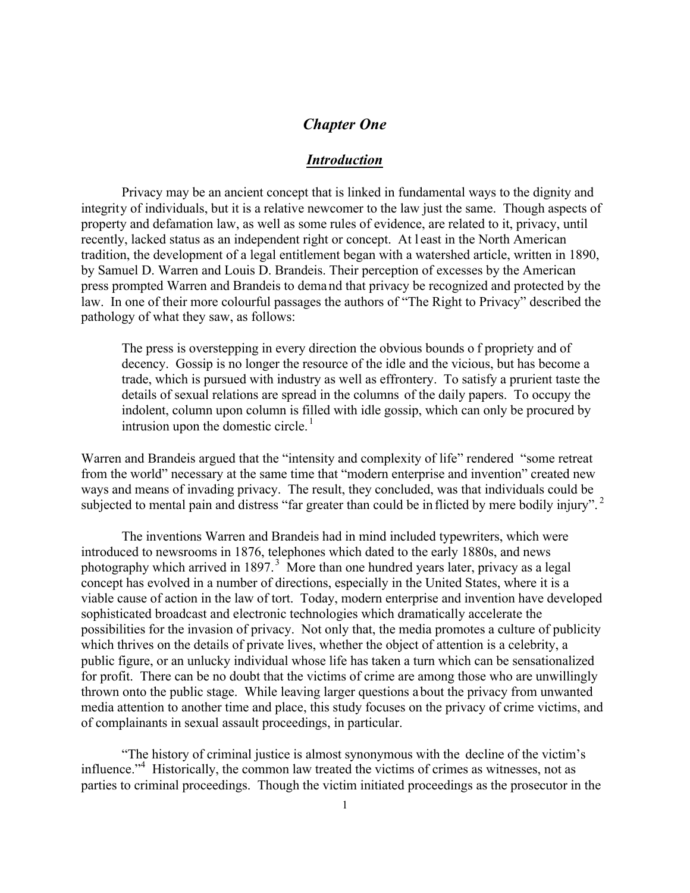## *Chapter One*

### ***Introduction***

Privacy may be an ancient concept that is linked in fundamental ways to the dignity and integrity of individuals, but it is a relative newcomer to the law just the same. Though aspects of property and defamation law, as well as some rules of evidence, are related to it, privacy, until recently, lacked status as an independent right or concept. At least in the North American tradition, the development of a legal entitlement began with a watershed article, written in 1890, by Samuel D. Warren and Louis D. Brandeis. Their perception of excesses by the American press prompted Warren and Brandeis to demand that privacy be recognized and protected by the law. In one of their more colourful passages the authors of "The Right to Privacy" described the pathology of what they saw, as follows:

> The press is overstepping in every direction the obvious bounds of propriety and of decency. Gossip is no longer the resource of the idle and the vicious, but has become a trade, which is pursued with industry as well as effrontery. To satisfy a prurient taste the details of sexual relations are spread in the columns of the daily papers. To occupy the indolent, column upon column is filled with idle gossip, which can only be procured by intrusion upon the domestic circle.[1]

Warren and Brandeis argued that the "intensity and complexity of life" rendered "some retreat from the world" necessary at the same time that "modern enterprise and invention" created new ways and means of invading privacy. The result, they concluded, was that individuals could be subjected to mental pain and distress "far greater than could be inflicted by mere bodily injury".[2]

The inventions Warren and Brandeis had in mind included typewriters, which were introduced to newsrooms in 1876, telephones which dated to the early 1880s, and news photography which arrived in 1897.[3] More than one hundred years later, privacy as a legal concept has evolved in a number of directions, especially in the United States, where it is a viable cause of action in the law of tort. Today, modern enterprise and invention have developed sophisticated broadcast and electronic technologies which dramatically accelerate the possibilities for the invasion of privacy. Not only that, the media promotes a culture of publicity which thrives on the details of private lives, whether the object of attention is a celebrity, a public figure, or an unlucky individual whose life has taken a turn which can be sensationalized for profit. There can be no doubt that the victims of crime are among those who are unwillingly thrown onto the public stage. While leaving larger questions about the privacy from unwanted media attention to another time and place, this study focuses on the privacy of crime victims, and of complainants in sexual assault proceedings, in particular.

"The history of criminal justice is almost synonymous with the decline of the victim's influence."[4] Historically, the common law treated the victims of crimes as witnesses, not as parties to criminal proceedings. Though the victim initiated proceedings as the prosecutor in the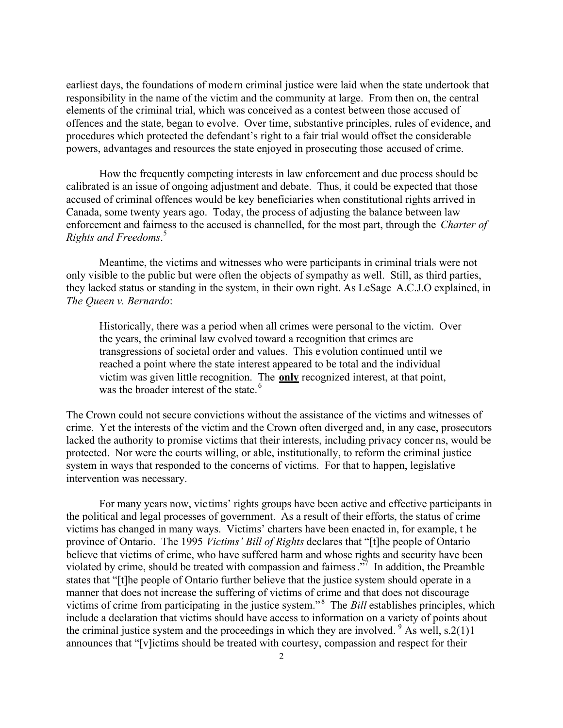earliest days, the foundations of modern criminal justice were laid when the state undertook that responsibility in the name of the victim and the community at large. From then on, the central elements of the criminal trial, which was conceived as a contest between those accused of offences and the state, began to evolve. Over time, substantive principles, rules of evidence, and procedures which protected the defendant's right to a fair trial would offset the considerable powers, advantages and resources the state enjoyed in prosecuting those accused of crime.

How the frequently competing interests in law enforcement and due process should be calibrated is an issue of ongoing adjustment and debate. Thus, it could be expected that those accused of criminal offences would be key beneficiaries when constitutional rights arrived in Canada, some twenty years ago. Today, the process of adjusting the balance between law enforcement and fairness to the accused is channelled, for the most part, through the *Charter of Rights and Freedoms*.[5]

Meantime, the victims and witnesses who were participants in criminal trials were not only visible to the public but were often the objects of sympathy as well. Still, as third parties, they lacked status or standing in the system, in their own right. As LeSage A.C.J.O explained, in *The Queen v. Bernardo*:

> Historically, there was a period when all crimes were personal to the victim. Over the years, the criminal law evolved toward a recognition that crimes are transgressions of societal order and values. This evolution continued until we reached a point where the state interest appeared to be total and the individual victim was given little recognition. The **only** recognized interest, at that point, was the broader interest of the state.[6]

The Crown could not secure convictions without the assistance of the victims and witnesses of crime. Yet the interests of the victim and the Crown often diverged and, in any case, prosecutors lacked the authority to promise victims that their interests, including privacy concerns, would be protected. Nor were the courts willing, or able, institutionally, to reform the criminal justice system in ways that responded to the concerns of victims. For that to happen, legislative intervention was necessary.

For many years now, victims' rights groups have been active and effective participants in the political and legal processes of government. As a result of their efforts, the status of crime victims has changed in many ways. Victims' charters have been enacted in, for example, the province of Ontario. The 1995 *Victims' Bill of Rights* declares that "[t]he people of Ontario believe that victims of crime, who have suffered harm and whose rights and security have been violated by crime, should be treated with compassion and fairness."[7] In addition, the Preamble states that "[t]he people of Ontario further believe that the justice system should operate in a manner that does not increase the suffering of victims of crime and that does not discourage victims of crime from participating in the justice system."[8] The *Bill* establishes principles, which include a declaration that victims should have access to information on a variety of points about the criminal justice system and the proceedings in which they are involved.[9] As well, s.2(1)1 announces that "[v]ictims should be treated with courtesy, compassion and respect for their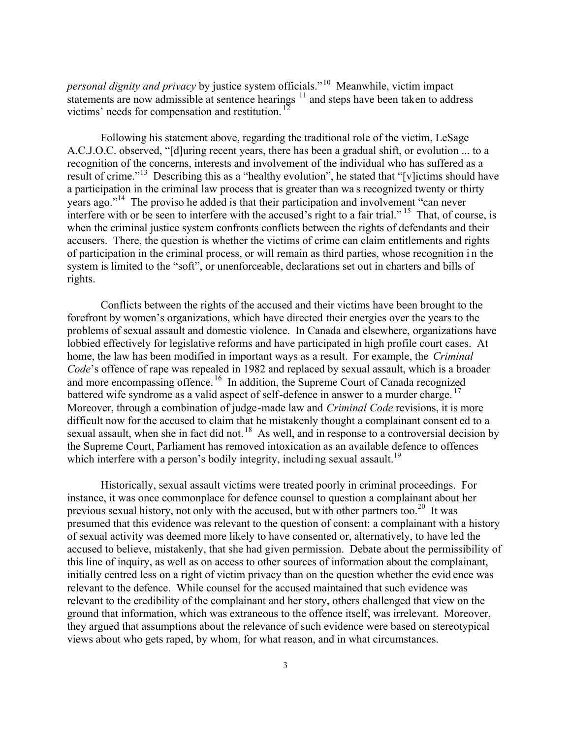*personal dignity and privacy* by justice system officials."[10] Meanwhile, victim impact statements are now admissible at sentence hearings [11] and steps have been taken to address victims' needs for compensation and restitution.[12]

Following his statement above, regarding the traditional role of the victim, LeSage A.C.J.O.C. observed, "[d]uring recent years, there has been a gradual shift, or evolution ... to a recognition of the concerns, interests and involvement of the individual who has suffered as a result of crime."[13] Describing this as a "healthy evolution", he stated that "[v]ictims should have a participation in the criminal law process that is greater than was recognized twenty or thirty years ago."[14] The proviso he added is that their participation and involvement "can never interfere with or be seen to interfere with the accused's right to a fair trial."[15] That, of course, is when the criminal justice system confronts conflicts between the rights of defendants and their accusers. There, the question is whether the victims of crime can claim entitlements and rights of participation in the criminal process, or will remain as third parties, whose recognition in the system is limited to the "soft", or unenforceable, declarations set out in charters and bills of rights.

Conflicts between the rights of the accused and their victims have been brought to the forefront by women's organizations, which have directed their energies over the years to the problems of sexual assault and domestic violence. In Canada and elsewhere, organizations have lobbied effectively for legislative reforms and have participated in high profile court cases. At home, the law has been modified in important ways as a result. For example, the *Criminal Code*'s offence of rape was repealed in 1982 and replaced by sexual assault, which is a broader and more encompassing offence.[16] In addition, the Supreme Court of Canada recognized battered wife syndrome as a valid aspect of self-defence in answer to a murder charge.[17] Moreover, through a combination of judge-made law and *Criminal Code* revisions, it is more difficult now for the accused to claim that he mistakenly thought a complainant consented to a sexual assault, when she in fact did not.[18] As well, and in response to a controversial decision by the Supreme Court, Parliament has removed intoxication as an available defence to offences which interfere with a person's bodily integrity, including sexual assault.[19]

Historically, sexual assault victims were treated poorly in criminal proceedings. For instance, it was once commonplace for defence counsel to question a complainant about her previous sexual history, not only with the accused, but with other partners too.[20] It was presumed that this evidence was relevant to the question of consent: a complainant with a history of sexual activity was deemed more likely to have consented or, alternatively, to have led the accused to believe, mistakenly, that she had given permission. Debate about the permissibility of this line of inquiry, as well as on access to other sources of information about the complainant, initially centred less on a right of victim privacy than on the question whether the evidence was relevant to the defence. While counsel for the accused maintained that such evidence was relevant to the credibility of the complainant and her story, others challenged that view on the ground that information, which was extraneous to the offence itself, was irrelevant. Moreover, they argued that assumptions about the relevance of such evidence were based on stereotypical views about who gets raped, by whom, for what reason, and in what circumstances.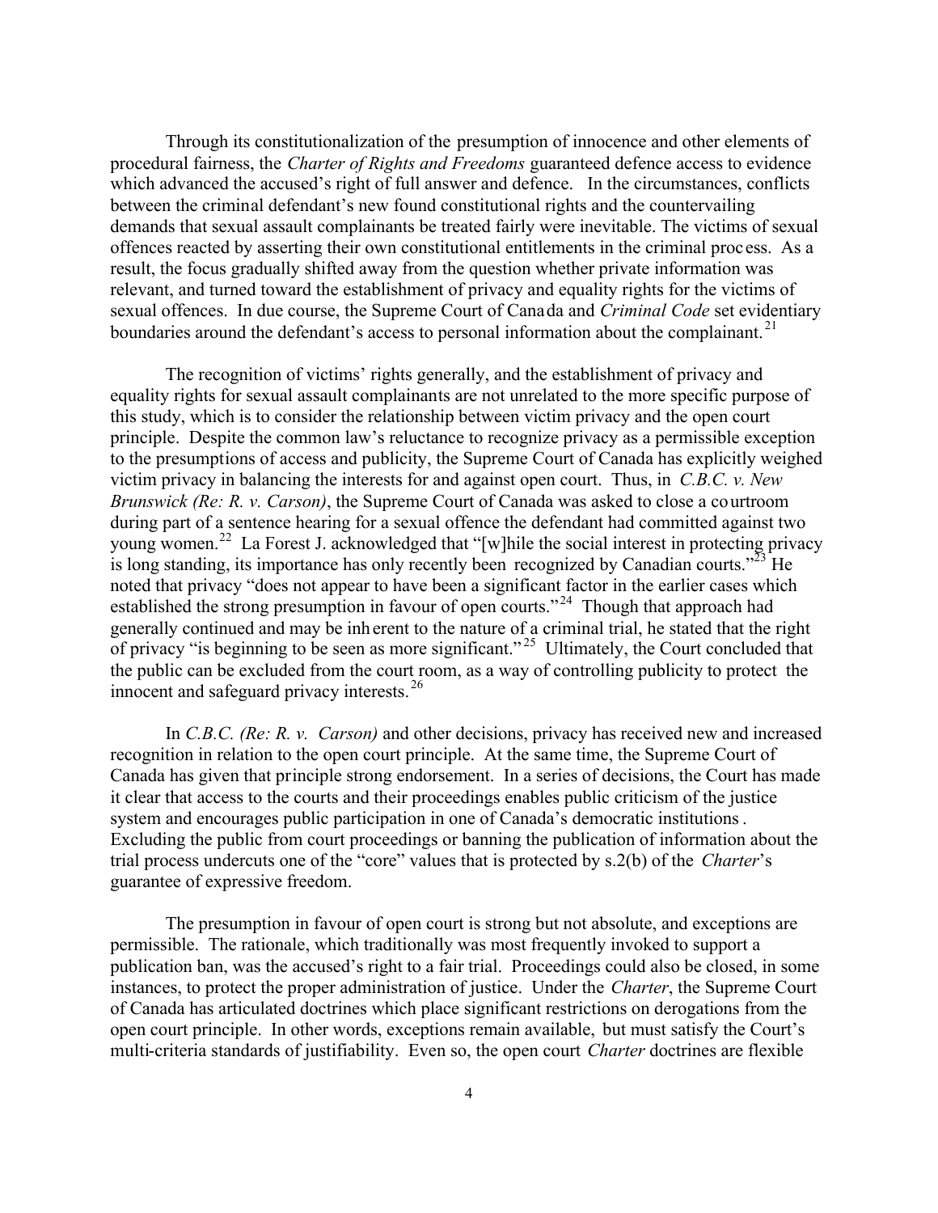Through its constitutionalization of the presumption of innocence and other elements of procedural fairness, the *Charter of Rights and Freedoms* guaranteed defence access to evidence which advanced the accused's right of full answer and defence. In the circumstances, conflicts between the criminal defendant's new found constitutional rights and the countervailing demands that sexual assault complainants be treated fairly were inevitable. The victims of sexual offences reacted by asserting their own constitutional entitlements in the criminal process. As a result, the focus gradually shifted away from the question whether private information was relevant, and turned toward the establishment of privacy and equality rights for the victims of sexual offences. In due course, the Supreme Court of Canada and *Criminal Code* set evidentiary boundaries around the defendant's access to personal information about the complainant.[21]

The recognition of victims' rights generally, and the establishment of privacy and equality rights for sexual assault complainants are not unrelated to the more specific purpose of this study, which is to consider the relationship between victim privacy and the open court principle. Despite the common law's reluctance to recognize privacy as a permissible exception to the presumptions of access and publicity, the Supreme Court of Canada has explicitly weighed victim privacy in balancing the interests for and against open court. Thus, in *C.B.C. v. New Brunswick (Re: R. v. Carson)*, the Supreme Court of Canada was asked to close a courtroom during part of a sentence hearing for a sexual offence the defendant had committed against two young women.[22] La Forest J. acknowledged that "[w]hile the social interest in protecting privacy is long standing, its importance has only recently been recognized by Canadian courts."[23] He noted that privacy "does not appear to have been a significant factor in the earlier cases which established the strong presumption in favour of open courts."[24] Though that approach had generally continued and may be inherent to the nature of a criminal trial, he stated that the right of privacy "is beginning to be seen as more significant."[25] Ultimately, the Court concluded that the public can be excluded from the court room, as a way of controlling publicity to protect the innocent and safeguard privacy interests.[26]

In *C.B.C. (Re: R. v. Carson)* and other decisions, privacy has received new and increased recognition in relation to the open court principle. At the same time, the Supreme Court of Canada has given that principle strong endorsement. In a series of decisions, the Court has made it clear that access to the courts and their proceedings enables public criticism of the justice system and encourages public participation in one of Canada's democratic institutions. Excluding the public from court proceedings or banning the publication of information about the trial process undercuts one of the "core" values that is protected by s.2(b) of the *Charter*'s guarantee of expressive freedom.

The presumption in favour of open court is strong but not absolute, and exceptions are permissible. The rationale, which traditionally was most frequently invoked to support a publication ban, was the accused's right to a fair trial. Proceedings could also be closed, in some instances, to protect the proper administration of justice. Under the *Charter*, the Supreme Court of Canada has articulated doctrines which place significant restrictions on derogations from the open court principle. In other words, exceptions remain available, but must satisfy the Court's multi-criteria standards of justifiability. Even so, the open court *Charter* doctrines are flexible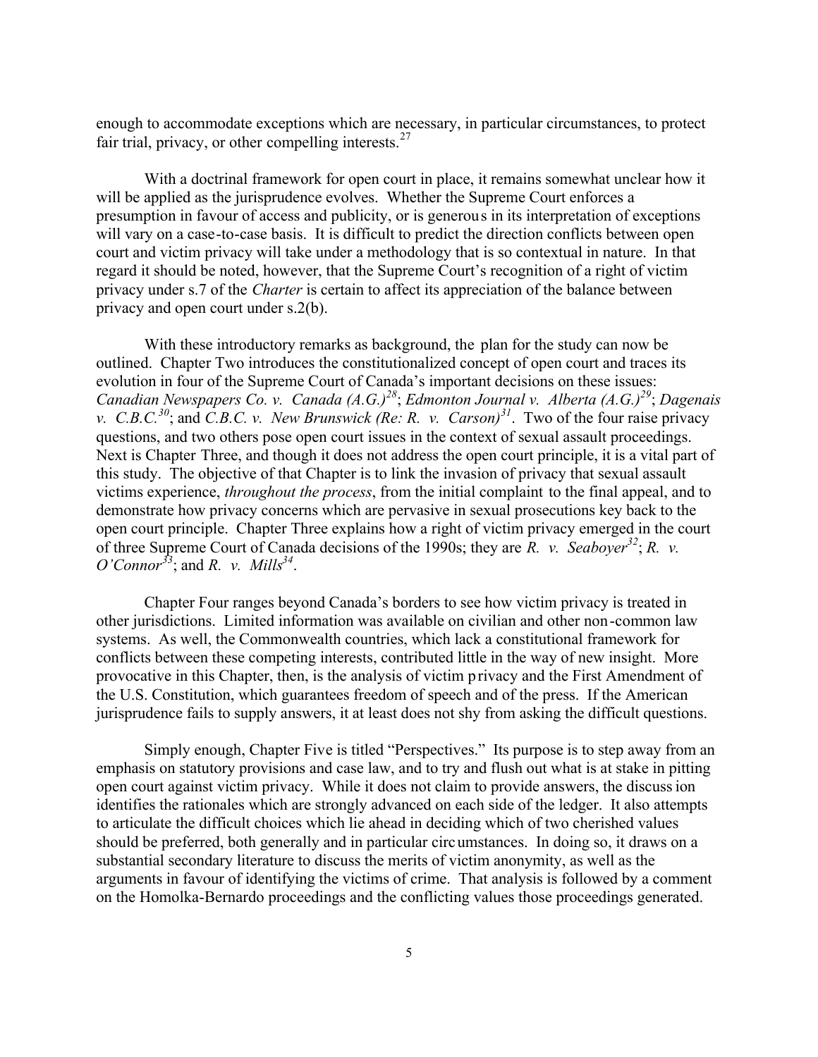enough to accommodate exceptions which are necessary, in particular circumstances, to protect fair trial, privacy, or other compelling interests.[27]

With a doctrinal framework for open court in place, it remains somewhat unclear how it will be applied as the jurisprudence evolves. Whether the Supreme Court enforces a presumption in favour of access and publicity, or is generous in its interpretation of exceptions will vary on a case-to-case basis. It is difficult to predict the direction conflicts between open court and victim privacy will take under a methodology that is so contextual in nature. In that regard it should be noted, however, that the Supreme Court's recognition of a right of victim privacy under s.7 of the *Charter* is certain to affect its appreciation of the balance between privacy and open court under s.2(b).

With these introductory remarks as background, the plan for the study can now be outlined. Chapter Two introduces the constitutionalized concept of open court and traces its evolution in four of the Supreme Court of Canada's important decisions on these issues: *Canadian Newspapers Co. v. Canada (A.G.)*[28]; *Edmonton Journal v. Alberta (A.G.)*[29]; *Dagenais v. C.B.C.*[30]; and *C.B.C. v. New Brunswick (Re: R. v. Carson)*[31]. Two of the four raise privacy questions, and two others pose open court issues in the context of sexual assault proceedings. Next is Chapter Three, and though it does not address the open court principle, it is a vital part of this study. The objective of that Chapter is to link the invasion of privacy that sexual assault victims experience, *throughout the process*, from the initial complaint to the final appeal, and to demonstrate how privacy concerns which are pervasive in sexual prosecutions key back to the open court principle. Chapter Three explains how a right of victim privacy emerged in the court of three Supreme Court of Canada decisions of the 1990s; they are *R. v. Seaboyer*[32]; *R. v. O'Connor*[33]; and *R. v. Mills*[34].

Chapter Four ranges beyond Canada's borders to see how victim privacy is treated in other jurisdictions. Limited information was available on civilian and other non-common law systems. As well, the Commonwealth countries, which lack a constitutional framework for conflicts between these competing interests, contributed little in the way of new insight. More provocative in this Chapter, then, is the analysis of victim privacy and the First Amendment of the U.S. Constitution, which guarantees freedom of speech and of the press. If the American jurisprudence fails to supply answers, it at least does not shy from asking the difficult questions.

Simply enough, Chapter Five is titled "Perspectives." Its purpose is to step away from an emphasis on statutory provisions and case law, and to try and flush out what is at stake in pitting open court against victim privacy. While it does not claim to provide answers, the discussion identifies the rationales which are strongly advanced on each side of the ledger. It also attempts to articulate the difficult choices which lie ahead in deciding which of two cherished values should be preferred, both generally and in particular circumstances. In doing so, it draws on a substantial secondary literature to discuss the merits of victim anonymity, as well as the arguments in favour of identifying the victims of crime. That analysis is followed by a comment on the Homolka-Bernardo proceedings and the conflicting values those proceedings generated.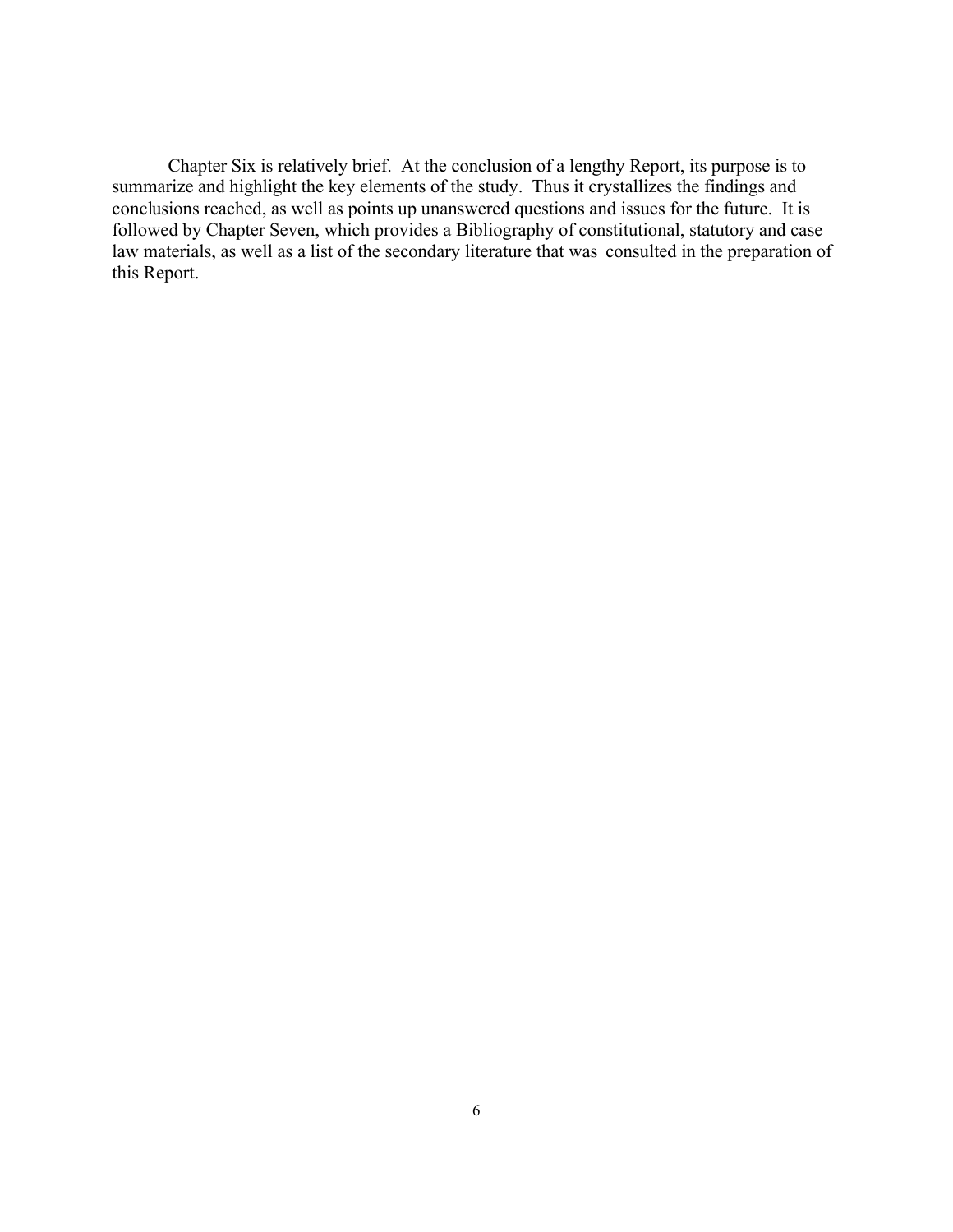Chapter Six is relatively brief. At the conclusion of a lengthy Report, its purpose is to summarize and highlight the key elements of the study. Thus it crystallizes the findings and conclusions reached, as well as points up unanswered questions and issues for the future. It is followed by Chapter Seven, which provides a Bibliography of constitutional, statutory and case law materials, as well as a list of the secondary literature that was consulted in the preparation of this Report.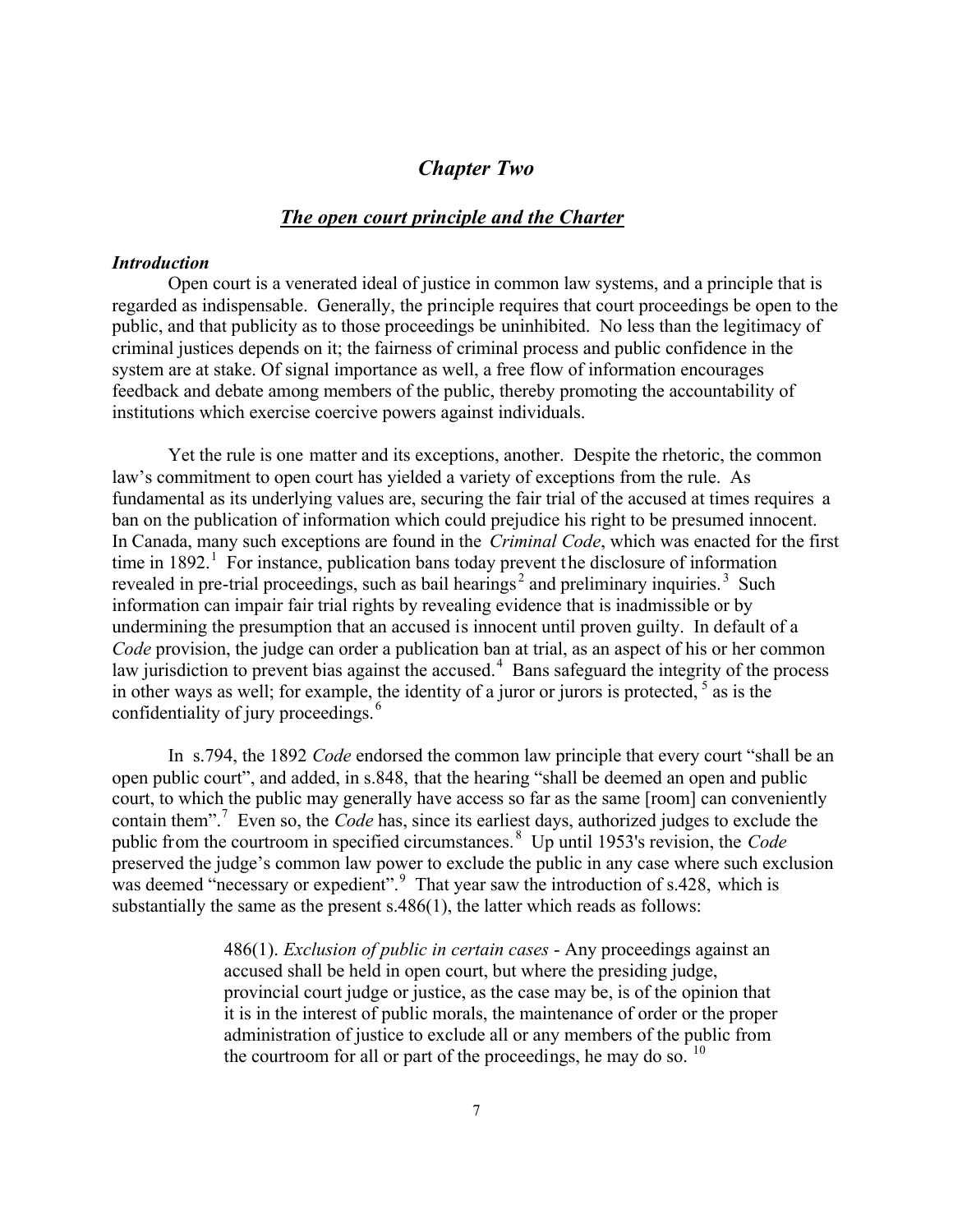## *Chapter Two*

### ***The open court principle and the Charter***

#### ***Introduction***

Open court is a venerated ideal of justice in common law systems, and a principle that is regarded as indispensable. Generally, the principle requires that court proceedings be open to the public, and that publicity as to those proceedings be uninhibited. No less than the legitimacy of criminal justices depends on it; the fairness of criminal process and public confidence in the system are at stake. Of signal importance as well, a free flow of information encourages feedback and debate among members of the public, thereby promoting the accountability of institutions which exercise coercive powers against individuals.

Yet the rule is one matter and its exceptions, another. Despite the rhetoric, the common law's commitment to open court has yielded a variety of exceptions from the rule. As fundamental as its underlying values are, securing the fair trial of the accused at times requires a ban on the publication of information which could prejudice his right to be presumed innocent. In Canada, many such exceptions are found in the *Criminal Code*, which was enacted for the first time in 1892.[1] For instance, publication bans today prevent the disclosure of information revealed in pre-trial proceedings, such as bail hearings[2] and preliminary inquiries.[3] Such information can impair fair trial rights by revealing evidence that is inadmissible or by undermining the presumption that an accused is innocent until proven guilty. In default of a *Code* provision, the judge can order a publication ban at trial, as an aspect of his or her common law jurisdiction to prevent bias against the accused.[4] Bans safeguard the integrity of the process in other ways as well; for example, the identity of a juror or jurors is protected,[5] as is the confidentiality of jury proceedings.[6]

In s.794, the 1892 *Code* endorsed the common law principle that every court "shall be an open public court", and added, in s.848, that the hearing "shall be deemed an open and public court, to which the public may generally have access so far as the same [room] can conveniently contain them".[7] Even so, the *Code* has, since its earliest days, authorized judges to exclude the public from the courtroom in specified circumstances.[8] Up until 1953's revision, the *Code* preserved the judge's common law power to exclude the public in any case where such exclusion was deemed "necessary or expedient".[9] That year saw the introduction of s.428, which is substantially the same as the present s.486(1), the latter which reads as follows:

> 486(1). *Exclusion of public in certain cases* - Any proceedings against an accused shall be held in open court, but where the presiding judge, provincial court judge or justice, as the case may be, is of the opinion that it is in the interest of public morals, the maintenance of order or the proper administration of justice to exclude all or any members of the public from the courtroom for all or part of the proceedings, he may do so.[10]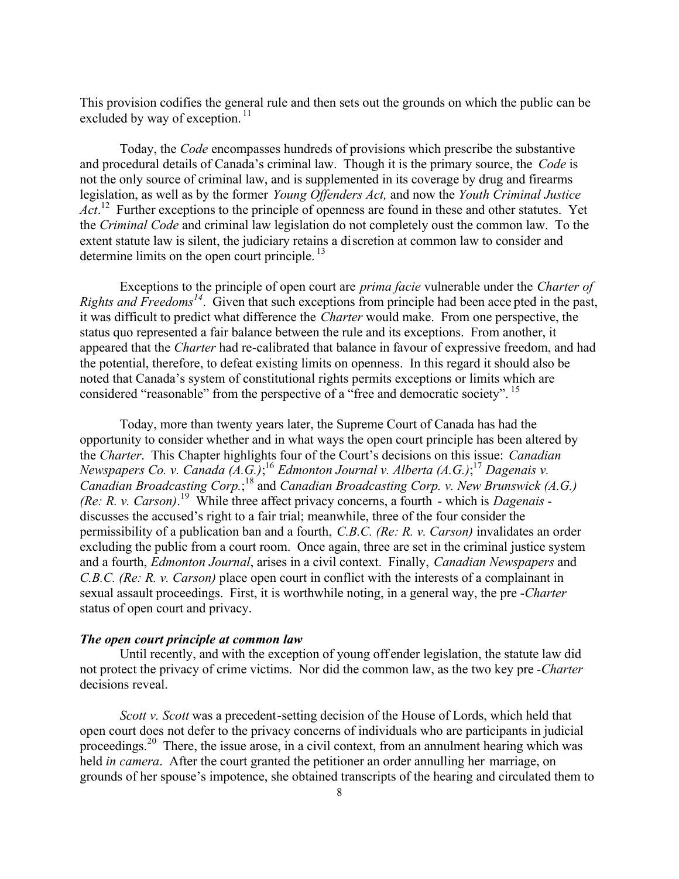This provision codifies the general rule and then sets out the grounds on which the public can be excluded by way of exception.[11]

Today, the *Code* encompasses hundreds of provisions which prescribe the substantive and procedural details of Canada's criminal law. Though it is the primary source, the *Code* is not the only source of criminal law, and is supplemented in its coverage by drug and firearms legislation, as well as by the former *Young Offenders Act,* and now the *Youth Criminal Justice Act*.[12] Further exceptions to the principle of openness are found in these and other statutes. Yet the *Criminal Code* and criminal law legislation do not completely oust the common law. To the extent statute law is silent, the judiciary retains a discretion at common law to consider and determine limits on the open court principle.[13]

Exceptions to the principle of open court are *prima facie* vulnerable under the *Charter of Rights and Freedoms*[14]. Given that such exceptions from principle had been accepted in the past, it was difficult to predict what difference the *Charter* would make. From one perspective, the status quo represented a fair balance between the rule and its exceptions. From another, it appeared that the *Charter* had re-calibrated that balance in favour of expressive freedom, and had the potential, therefore, to defeat existing limits on openness. In this regard it should also be noted that Canada's system of constitutional rights permits exceptions or limits which are considered "reasonable" from the perspective of a "free and democratic society".[15]

Today, more than twenty years later, the Supreme Court of Canada has had the opportunity to consider whether and in what ways the open court principle has been altered by the *Charter*. This Chapter highlights four of the Court's decisions on this issue: *Canadian Newspapers Co. v. Canada (A.G.)*;[16] *Edmonton Journal v. Alberta (A.G.)*;[17] *Dagenais v. Canadian Broadcasting Corp.*;[18] and *Canadian Broadcasting Corp. v. New Brunswick (A.G.) (Re: R. v. Carson)*.[19] While three affect privacy concerns, a fourth - which is *Dagenais* - discusses the accused's right to a fair trial; meanwhile, three of the four consider the permissibility of a publication ban and a fourth, *C.B.C. (Re: R. v. Carson)* invalidates an order excluding the public from a court room. Once again, three are set in the criminal justice system and a fourth, *Edmonton Journal*, arises in a civil context. Finally, *Canadian Newspapers* and *C.B.C. (Re: R. v. Carson)* place open court in conflict with the interests of a complainant in sexual assault proceedings. First, it is worthwhile noting, in a general way, the pre-*Charter* status of open court and privacy.

***The open court principle at common law***

Until recently, and with the exception of young offender legislation, the statute law did not protect the privacy of crime victims. Nor did the common law, as the two key pre-*Charter* decisions reveal.

*Scott v. Scott* was a precedent-setting decision of the House of Lords, which held that open court does not defer to the privacy concerns of individuals who are participants in judicial proceedings.[20] There, the issue arose, in a civil context, from an annulment hearing which was held *in camera*. After the court granted the petitioner an order annulling her marriage, on grounds of her spouse's impotence, she obtained transcripts of the hearing and circulated them to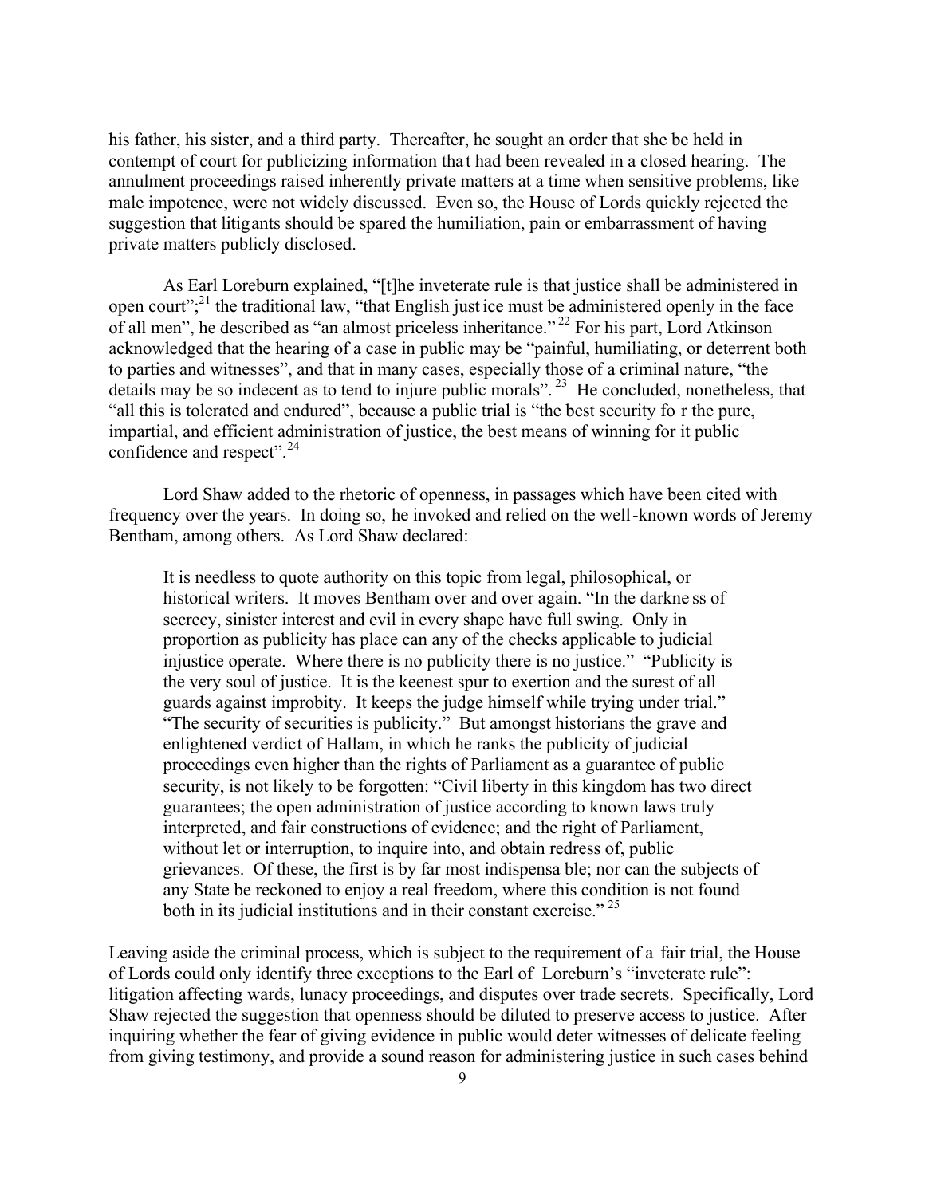his father, his sister, and a third party. Thereafter, he sought an order that she be held in contempt of court for publicizing information that had been revealed in a closed hearing. The annulment proceedings raised inherently private matters at a time when sensitive problems, like male impotence, were not widely discussed. Even so, the House of Lords quickly rejected the suggestion that litigants should be spared the humiliation, pain or embarrassment of having private matters publicly disclosed.

As Earl Loreburn explained, "[t]he inveterate rule is that justice shall be administered in open court";[21] the traditional law, "that English justice must be administered openly in the face of all men", he described as "an almost priceless inheritance."[22] For his part, Lord Atkinson acknowledged that the hearing of a case in public may be "painful, humiliating, or deterrent both to parties and witnesses", and that in many cases, especially those of a criminal nature, "the details may be so indecent as to tend to injure public morals".[23] He concluded, nonetheless, that "all this is tolerated and endured", because a public trial is "the best security for the pure, impartial, and efficient administration of justice, the best means of winning for it public confidence and respect".[24]

Lord Shaw added to the rhetoric of openness, in passages which have been cited with frequency over the years. In doing so, he invoked and relied on the well-known words of Jeremy Bentham, among others. As Lord Shaw declared:

> It is needless to quote authority on this topic from legal, philosophical, or historical writers. It moves Bentham over and over again. "In the darkness of secrecy, sinister interest and evil in every shape have full swing. Only in proportion as publicity has place can any of the checks applicable to judicial injustice operate. Where there is no publicity there is no justice." "Publicity is the very soul of justice. It is the keenest spur to exertion and the surest of all guards against improbity. It keeps the judge himself while trying under trial." "The security of securities is publicity." But amongst historians the grave and enlightened verdict of Hallam, in which he ranks the publicity of judicial proceedings even higher than the rights of Parliament as a guarantee of public security, is not likely to be forgotten: "Civil liberty in this kingdom has two direct guarantees; the open administration of justice according to known laws truly interpreted, and fair constructions of evidence; and the right of Parliament, without let or interruption, to inquire into, and obtain redress of, public grievances. Of these, the first is by far most indispensable; nor can the subjects of any State be reckoned to enjoy a real freedom, where this condition is not found both in its judicial institutions and in their constant exercise."[25]

Leaving aside the criminal process, which is subject to the requirement of a fair trial, the House of Lords could only identify three exceptions to the Earl of Loreburn's "inveterate rule": litigation affecting wards, lunacy proceedings, and disputes over trade secrets. Specifically, Lord Shaw rejected the suggestion that openness should be diluted to preserve access to justice. After inquiring whether the fear of giving evidence in public would deter witnesses of delicate feeling from giving testimony, and provide a sound reason for administering justice in such cases behind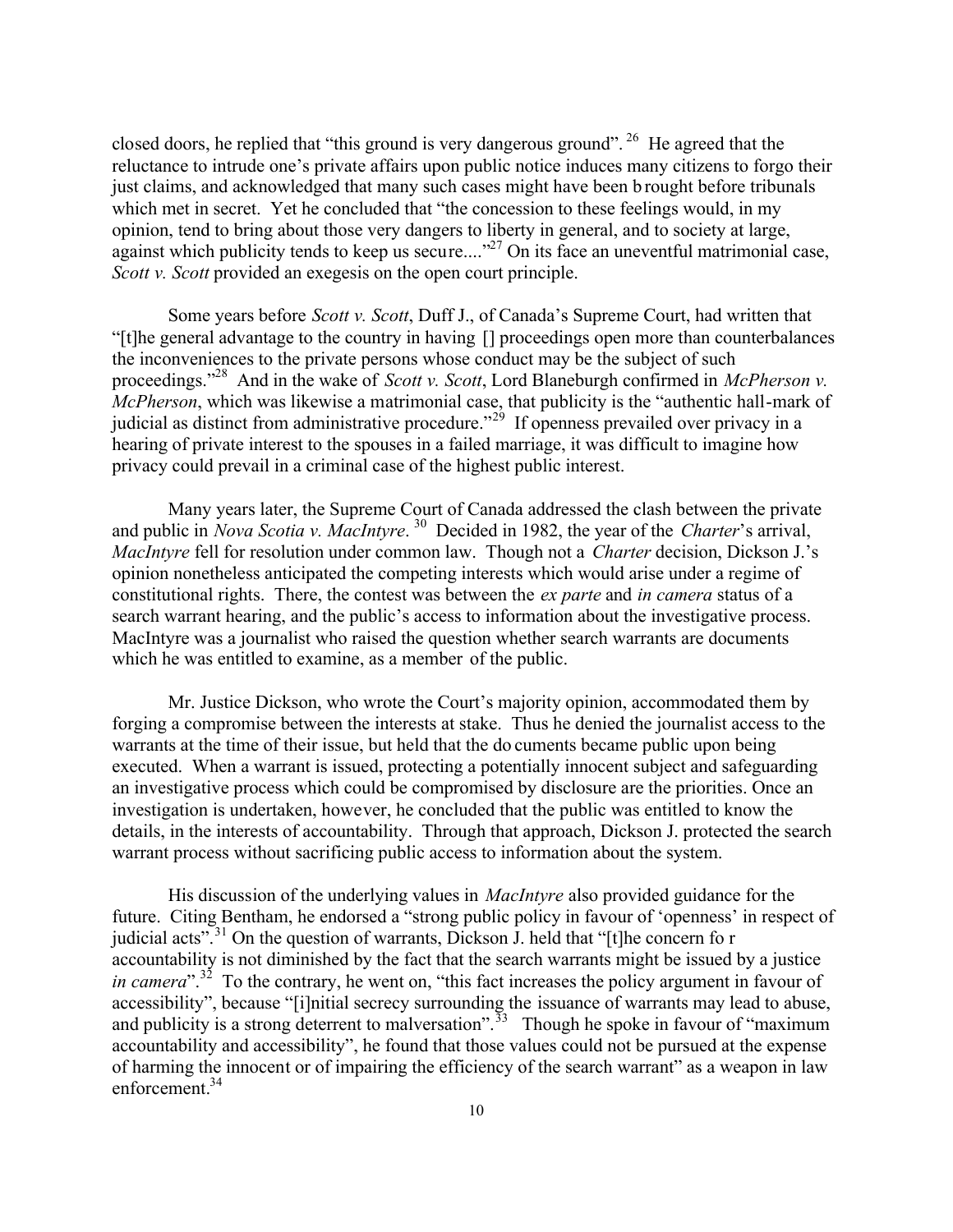closed doors, he replied that "this ground is very dangerous ground".[26] He agreed that the reluctance to intrude one's private affairs upon public notice induces many citizens to forgo their just claims, and acknowledged that many such cases might have been brought before tribunals which met in secret. Yet he concluded that "the concession to these feelings would, in my opinion, tend to bring about those very dangers to liberty in general, and to society at large, against which publicity tends to keep us secure...."[27] On its face an uneventful matrimonial case, *Scott v. Scott* provided an exegesis on the open court principle.

Some years before *Scott v. Scott*, Duff J., of Canada's Supreme Court, had written that "[t]he general advantage to the country in having [] proceedings open more than counterbalances the inconveniences to the private persons whose conduct may be the subject of such proceedings."[28] And in the wake of *Scott v. Scott*, Lord Blaneburgh confirmed in *McPherson v. McPherson*, which was likewise a matrimonial case, that publicity is the "authentic hall-mark of judicial as distinct from administrative procedure."[29] If openness prevailed over privacy in a hearing of private interest to the spouses in a failed marriage, it was difficult to imagine how privacy could prevail in a criminal case of the highest public interest.

Many years later, the Supreme Court of Canada addressed the clash between the private and public in *Nova Scotia v. MacIntyre*.[30] Decided in 1982, the year of the *Charter*'s arrival, *MacIntyre* fell for resolution under common law. Though not a *Charter* decision, Dickson J.'s opinion nonetheless anticipated the competing interests which would arise under a regime of constitutional rights. There, the contest was between the *ex parte* and *in camera* status of a search warrant hearing, and the public's access to information about the investigative process. MacIntyre was a journalist who raised the question whether search warrants are documents which he was entitled to examine, as a member of the public.

Mr. Justice Dickson, who wrote the Court's majority opinion, accommodated them by forging a compromise between the interests at stake. Thus he denied the journalist access to the warrants at the time of their issue, but held that the documents became public upon being executed. When a warrant is issued, protecting a potentially innocent subject and safeguarding an investigative process which could be compromised by disclosure are the priorities. Once an investigation is undertaken, however, he concluded that the public was entitled to know the details, in the interests of accountability. Through that approach, Dickson J. protected the search warrant process without sacrificing public access to information about the system.

His discussion of the underlying values in *MacIntyre* also provided guidance for the future. Citing Bentham, he endorsed a "strong public policy in favour of 'openness' in respect of judicial acts".[31] On the question of warrants, Dickson J. held that "[t]he concern for accountability is not diminished by the fact that the search warrants might be issued by a justice *in camera*".[32] To the contrary, he went on, "this fact increases the policy argument in favour of accessibility", because "[i]nitial secrecy surrounding the issuance of warrants may lead to abuse, and publicity is a strong deterrent to malversation".[33] Though he spoke in favour of "maximum accountability and accessibility", he found that those values could not be pursued at the expense of harming the innocent or of impairing the efficiency of the search warrant" as a weapon in law enforcement.[34]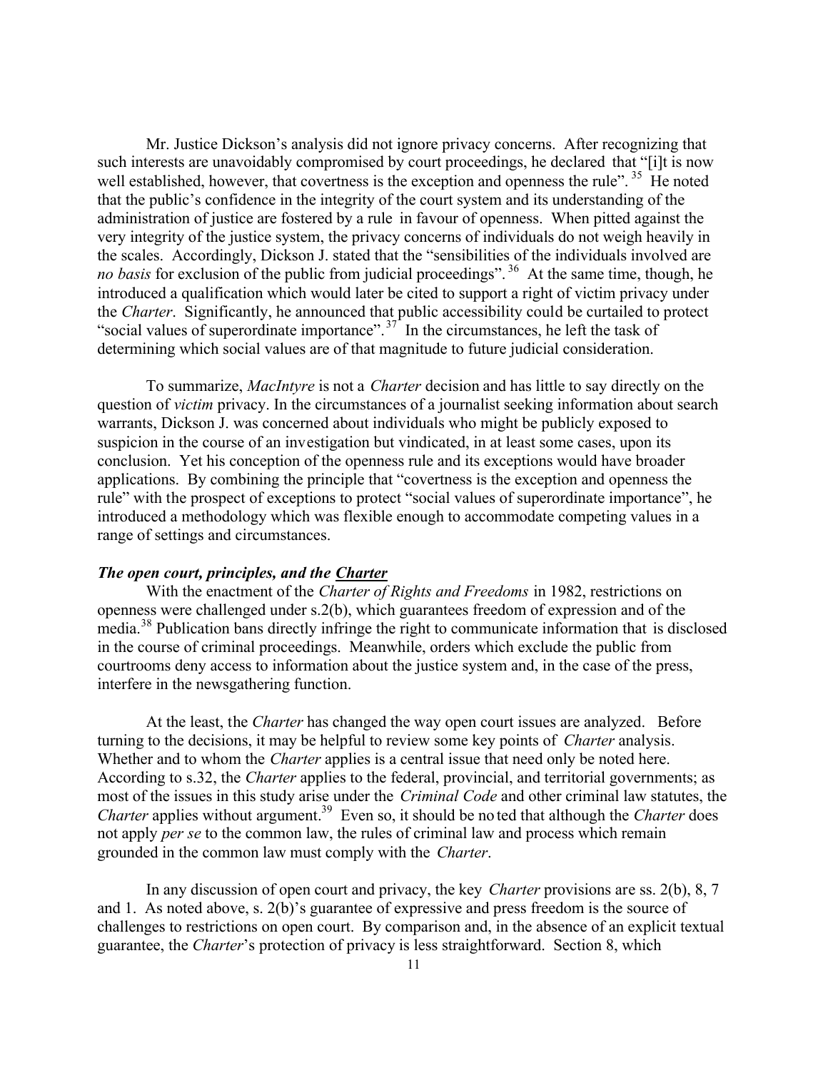Mr. Justice Dickson's analysis did not ignore privacy concerns. After recognizing that such interests are unavoidably compromised by court proceedings, he declared that "[i]t is now well established, however, that covertness is the exception and openness the rule".[35] He noted that the public's confidence in the integrity of the court system and its understanding of the administration of justice are fostered by a rule in favour of openness. When pitted against the very integrity of the justice system, the privacy concerns of individuals do not weigh heavily in the scales. Accordingly, Dickson J. stated that the "sensibilities of the individuals involved are *no basis* for exclusion of the public from judicial proceedings".[36] At the same time, though, he introduced a qualification which would later be cited to support a right of victim privacy under the *Charter*. Significantly, he announced that public accessibility could be curtailed to protect "social values of superordinate importance".[37] In the circumstances, he left the task of determining which social values are of that magnitude to future judicial consideration.

To summarize, *MacIntyre* is not a *Charter* decision and has little to say directly on the question of *victim* privacy. In the circumstances of a journalist seeking information about search warrants, Dickson J. was concerned about individuals who might be publicly exposed to suspicion in the course of an investigation but vindicated, in at least some cases, upon its conclusion. Yet his conception of the openness rule and its exceptions would have broader applications. By combining the principle that "covertness is the exception and openness the rule" with the prospect of exceptions to protect "social values of superordinate importance", he introduced a methodology which was flexible enough to accommodate competing values in a range of settings and circumstances.

### *The open court, principles, and the **Charter***

With the enactment of the *Charter of Rights and Freedoms* in 1982, restrictions on openness were challenged under s.2(b), which guarantees freedom of expression and of the media.[38] Publication bans directly infringe the right to communicate information that is disclosed in the course of criminal proceedings. Meanwhile, orders which exclude the public from courtrooms deny access to information about the justice system and, in the case of the press, interfere in the newsgathering function.

At the least, the *Charter* has changed the way open court issues are analyzed. Before turning to the decisions, it may be helpful to review some key points of *Charter* analysis. Whether and to whom the *Charter* applies is a central issue that need only be noted here. According to s.32, the *Charter* applies to the federal, provincial, and territorial governments; as most of the issues in this study arise under the *Criminal Code* and other criminal law statutes, the *Charter* applies without argument.[39] Even so, it should be noted that although the *Charter* does not apply *per se* to the common law, the rules of criminal law and process which remain grounded in the common law must comply with the *Charter*.

In any discussion of open court and privacy, the key *Charter* provisions are ss. 2(b), 8, 7 and 1. As noted above, s. 2(b)'s guarantee of expressive and press freedom is the source of challenges to restrictions on open court. By comparison and, in the absence of an explicit textual guarantee, the *Charter*'s protection of privacy is less straightforward. Section 8, which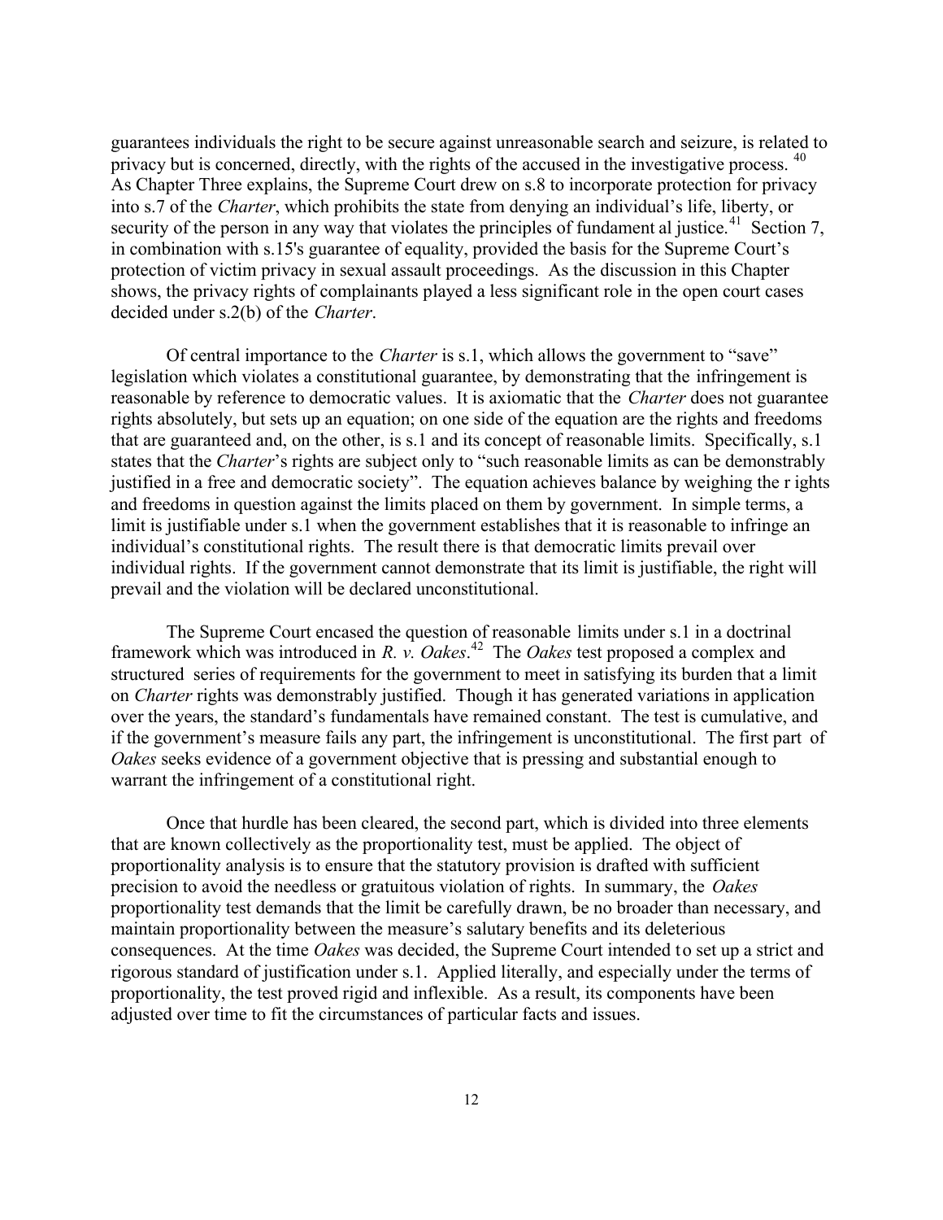guarantees individuals the right to be secure against unreasonable search and seizure, is related to privacy but is concerned, directly, with the rights of the accused in the investigative process. [40] As Chapter Three explains, the Supreme Court drew on s.8 to incorporate protection for privacy into s.7 of the *Charter*, which prohibits the state from denying an individual's life, liberty, or security of the person in any way that violates the principles of fundament al justice.[41] Section 7, in combination with s.15's guarantee of equality, provided the basis for the Supreme Court's protection of victim privacy in sexual assault proceedings. As the discussion in this Chapter shows, the privacy rights of complainants played a less significant role in the open court cases decided under s.2(b) of the *Charter*.

Of central importance to the *Charter* is s.1, which allows the government to "save" legislation which violates a constitutional guarantee, by demonstrating that the infringement is reasonable by reference to democratic values. It is axiomatic that the *Charter* does not guarantee rights absolutely, but sets up an equation; on one side of the equation are the rights and freedoms that are guaranteed and, on the other, is s.1 and its concept of reasonable limits. Specifically, s.1 states that the *Charter*'s rights are subject only to "such reasonable limits as can be demonstrably justified in a free and democratic society". The equation achieves balance by weighing the r ights and freedoms in question against the limits placed on them by government. In simple terms, a limit is justifiable under s.1 when the government establishes that it is reasonable to infringe an individual's constitutional rights. The result there is that democratic limits prevail over individual rights. If the government cannot demonstrate that its limit is justifiable, the right will prevail and the violation will be declared unconstitutional.

The Supreme Court encased the question of reasonable limits under s.1 in a doctrinal framework which was introduced in *R. v. Oakes*.[42] The *Oakes* test proposed a complex and structured series of requirements for the government to meet in satisfying its burden that a limit on *Charter* rights was demonstrably justified. Though it has generated variations in application over the years, the standard's fundamentals have remained constant. The test is cumulative, and if the government's measure fails any part, the infringement is unconstitutional. The first part of *Oakes* seeks evidence of a government objective that is pressing and substantial enough to warrant the infringement of a constitutional right.

Once that hurdle has been cleared, the second part, which is divided into three elements that are known collectively as the proportionality test, must be applied. The object of proportionality analysis is to ensure that the statutory provision is drafted with sufficient precision to avoid the needless or gratuitous violation of rights. In summary, the *Oakes* proportionality test demands that the limit be carefully drawn, be no broader than necessary, and maintain proportionality between the measure's salutary benefits and its deleterious consequences. At the time *Oakes* was decided, the Supreme Court intended to set up a strict and rigorous standard of justification under s.1. Applied literally, and especially under the terms of proportionality, the test proved rigid and inflexible. As a result, its components have been adjusted over time to fit the circumstances of particular facts and issues.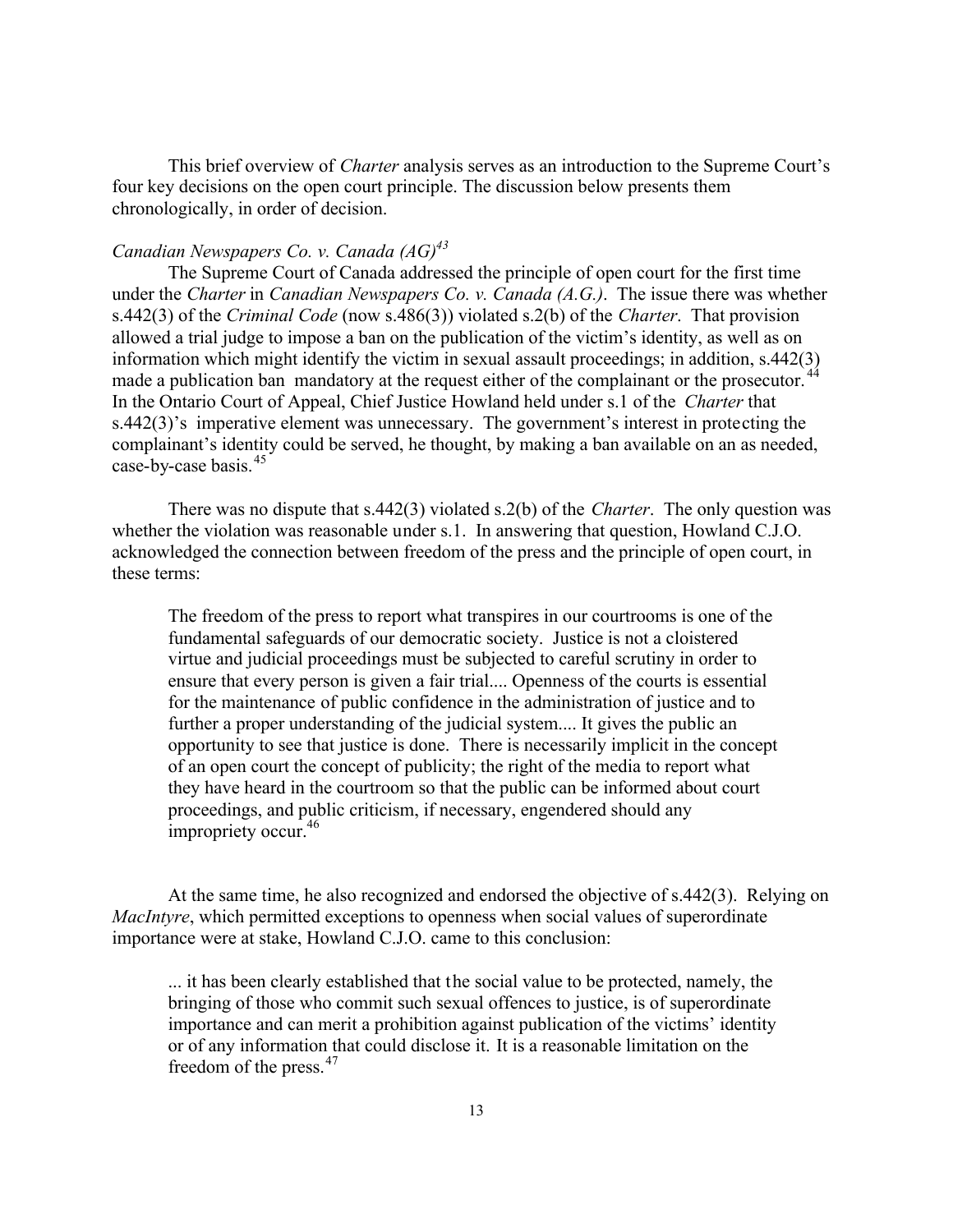This brief overview of *Charter* analysis serves as an introduction to the Supreme Court's four key decisions on the open court principle. The discussion below presents them chronologically, in order of decision.

### *Canadian Newspapers Co. v. Canada (AG)*[43]

The Supreme Court of Canada addressed the principle of open court for the first time under the *Charter* in *Canadian Newspapers Co. v. Canada (A.G.)*. The issue there was whether s.442(3) of the *Criminal Code* (now s.486(3)) violated s.2(b) of the *Charter*. That provision allowed a trial judge to impose a ban on the publication of the victim's identity, as well as on information which might identify the victim in sexual assault proceedings; in addition, s.442(3) made a publication ban mandatory at the request either of the complainant or the prosecutor.[44] In the Ontario Court of Appeal, Chief Justice Howland held under s.1 of the *Charter* that s.442(3)'s imperative element was unnecessary. The government's interest in protecting the complainant's identity could be served, he thought, by making a ban available on an as needed, case-by-case basis.[45]

There was no dispute that s.442(3) violated s.2(b) of the *Charter*. The only question was whether the violation was reasonable under s.1. In answering that question, Howland C.J.O. acknowledged the connection between freedom of the press and the principle of open court, in these terms:

> The freedom of the press to report what transpires in our courtrooms is one of the fundamental safeguards of our democratic society. Justice is not a cloistered virtue and judicial proceedings must be subjected to careful scrutiny in order to ensure that every person is given a fair trial.... Openness of the courts is essential for the maintenance of public confidence in the administration of justice and to further a proper understanding of the judicial system.... It gives the public an opportunity to see that justice is done. There is necessarily implicit in the concept of an open court the concept of publicity; the right of the media to report what they have heard in the courtroom so that the public can be informed about court proceedings, and public criticism, if necessary, engendered should any impropriety occur.[46]

At the same time, he also recognized and endorsed the objective of s.442(3). Relying on *MacIntyre*, which permitted exceptions to openness when social values of superordinate importance were at stake, Howland C.J.O. came to this conclusion:

> ... it has been clearly established that the social value to be protected, namely, the bringing of those who commit such sexual offences to justice, is of superordinate importance and can merit a prohibition against publication of the victims' identity or of any information that could disclose it. It is a reasonable limitation on the freedom of the press.[47]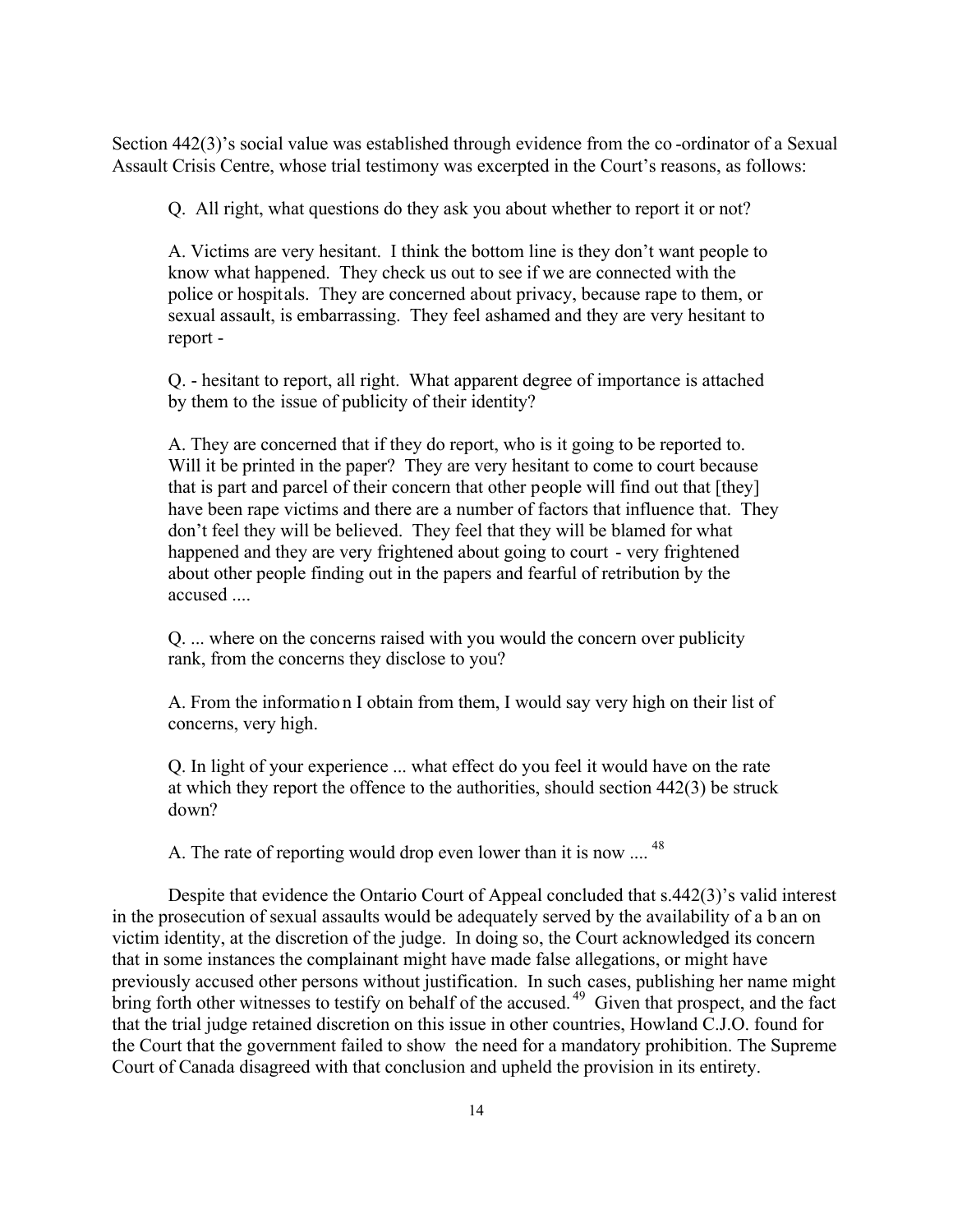Section 442(3)'s social value was established through evidence from the co-ordinator of a Sexual Assault Crisis Centre, whose trial testimony was excerpted in the Court's reasons, as follows:

> Q. All right, what questions do they ask you about whether to report it or not?
>
> A. Victims are very hesitant. I think the bottom line is they don't want people to know what happened. They check us out to see if we are connected with the police or hospitals. They are concerned about privacy, because rape to them, or sexual assault, is embarrassing. They feel ashamed and they are very hesitant to report -
>
> Q. - hesitant to report, all right. What apparent degree of importance is attached by them to the issue of publicity of their identity?
>
> A. They are concerned that if they do report, who is it going to be reported to. Will it be printed in the paper? They are very hesitant to come to court because that is part and parcel of their concern that other people will find out that [they] have been rape victims and there are a number of factors that influence that. They don't feel they will be believed. They feel that they will be blamed for what happened and they are very frightened about going to court - very frightened about other people finding out in the papers and fearful of retribution by the accused ....
>
> Q. ... where on the concerns raised with you would the concern over publicity rank, from the concerns they disclose to you?
>
> A. From the information I obtain from them, I would say very high on their list of concerns, very high.
>
> Q. In light of your experience ... what effect do you feel it would have on the rate at which they report the offence to the authorities, should section 442(3) be struck down?
>
> A. The rate of reporting would drop even lower than it is now ....[48]

Despite that evidence the Ontario Court of Appeal concluded that s.442(3)'s valid interest in the prosecution of sexual assaults would be adequately served by the availability of a ban on victim identity, at the discretion of the judge. In doing so, the Court acknowledged its concern that in some instances the complainant might have made false allegations, or might have previously accused other persons without justification. In such cases, publishing her name might bring forth other witnesses to testify on behalf of the accused.[49] Given that prospect, and the fact that the trial judge retained discretion on this issue in other countries, Howland C.J.O. found for the Court that the government failed to show the need for a mandatory prohibition. The Supreme Court of Canada disagreed with that conclusion and upheld the provision in its entirety.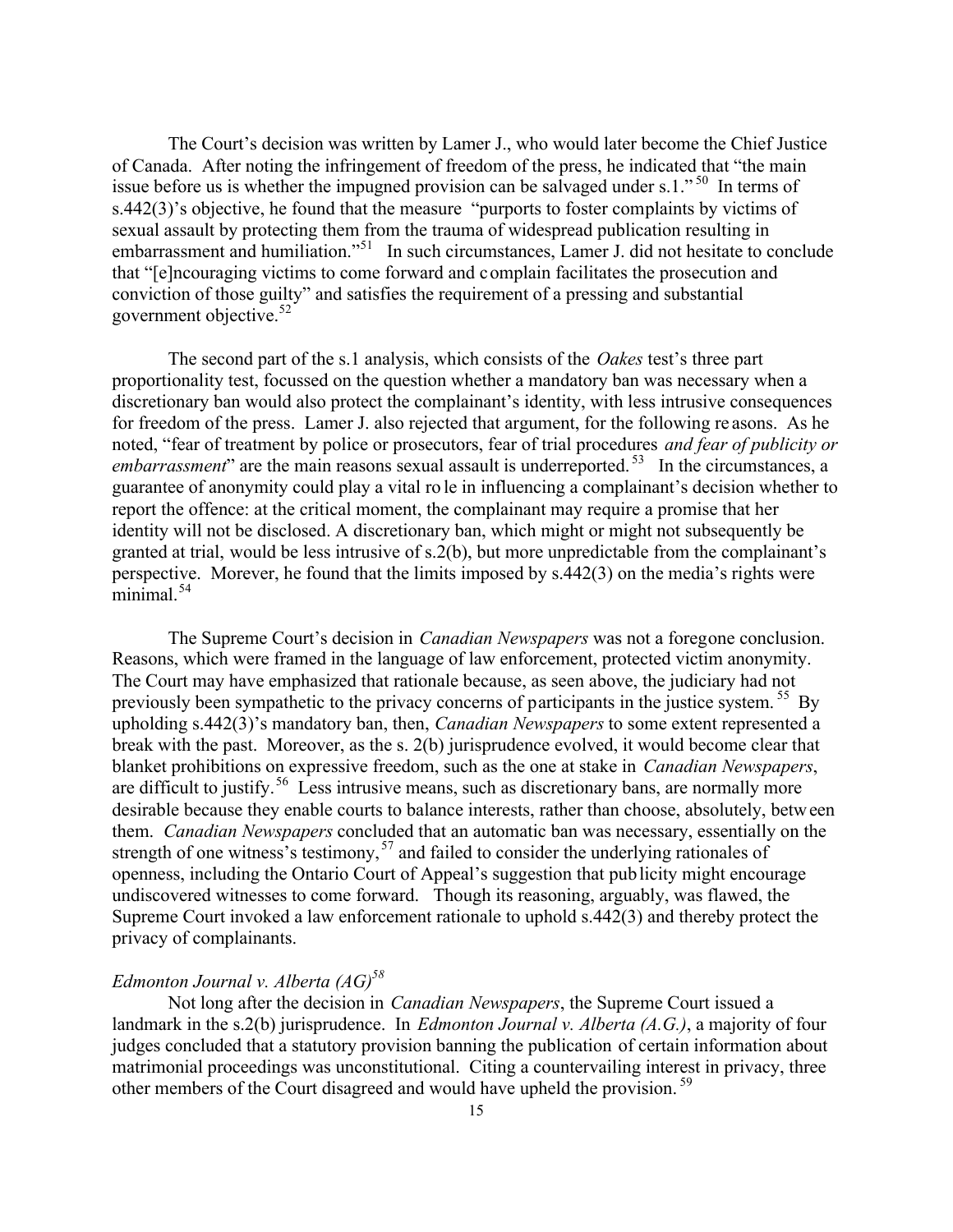The Court's decision was written by Lamer J., who would later become the Chief Justice of Canada. After noting the infringement of freedom of the press, he indicated that "the main issue before us is whether the impugned provision can be salvaged under s.1."[50] In terms of s.442(3)'s objective, he found that the measure "purports to foster complaints by victims of sexual assault by protecting them from the trauma of widespread publication resulting in embarrassment and humiliation."[51] In such circumstances, Lamer J. did not hesitate to conclude that "[e]ncouraging victims to come forward and complain facilitates the prosecution and conviction of those guilty" and satisfies the requirement of a pressing and substantial government objective.[52]

The second part of the s.1 analysis, which consists of the *Oakes* test's three part proportionality test, focussed on the question whether a mandatory ban was necessary when a discretionary ban would also protect the complainant's identity, with less intrusive consequences for freedom of the press. Lamer J. also rejected that argument, for the following reasons. As he noted, "fear of treatment by police or prosecutors, fear of trial procedures *and fear of publicity or embarrassment*" are the main reasons sexual assault is underreported.[53] In the circumstances, a guarantee of anonymity could play a vital role in influencing a complainant's decision whether to report the offence: at the critical moment, the complainant may require a promise that her identity will not be disclosed. A discretionary ban, which might or might not subsequently be granted at trial, would be less intrusive of s.2(b), but more unpredictable from the complainant's perspective. Morever, he found that the limits imposed by s.442(3) on the media's rights were minimal.[54]

The Supreme Court's decision in *Canadian Newspapers* was not a foregone conclusion. Reasons, which were framed in the language of law enforcement, protected victim anonymity. The Court may have emphasized that rationale because, as seen above, the judiciary had not previously been sympathetic to the privacy concerns of participants in the justice system.[55] By upholding s.442(3)'s mandatory ban, then, *Canadian Newspapers* to some extent represented a break with the past. Moreover, as the s. 2(b) jurisprudence evolved, it would become clear that blanket prohibitions on expressive freedom, such as the one at stake in *Canadian Newspapers*, are difficult to justify.[56] Less intrusive means, such as discretionary bans, are normally more desirable because they enable courts to balance interests, rather than choose, absolutely, between them. *Canadian Newspapers* concluded that an automatic ban was necessary, essentially on the strength of one witness's testimony,[57] and failed to consider the underlying rationales of openness, including the Ontario Court of Appeal's suggestion that publicity might encourage undiscovered witnesses to come forward. Though its reasoning, arguably, was flawed, the Supreme Court invoked a law enforcement rationale to uphold s.442(3) and thereby protect the privacy of complainants.

### *Edmonton Journal v. Alberta (AG)*[58]

Not long after the decision in *Canadian Newspapers*, the Supreme Court issued a landmark in the s.2(b) jurisprudence. In *Edmonton Journal v. Alberta (A.G.)*, a majority of four judges concluded that a statutory provision banning the publication of certain information about matrimonial proceedings was unconstitutional. Citing a countervailing interest in privacy, three other members of the Court disagreed and would have upheld the provision.[59]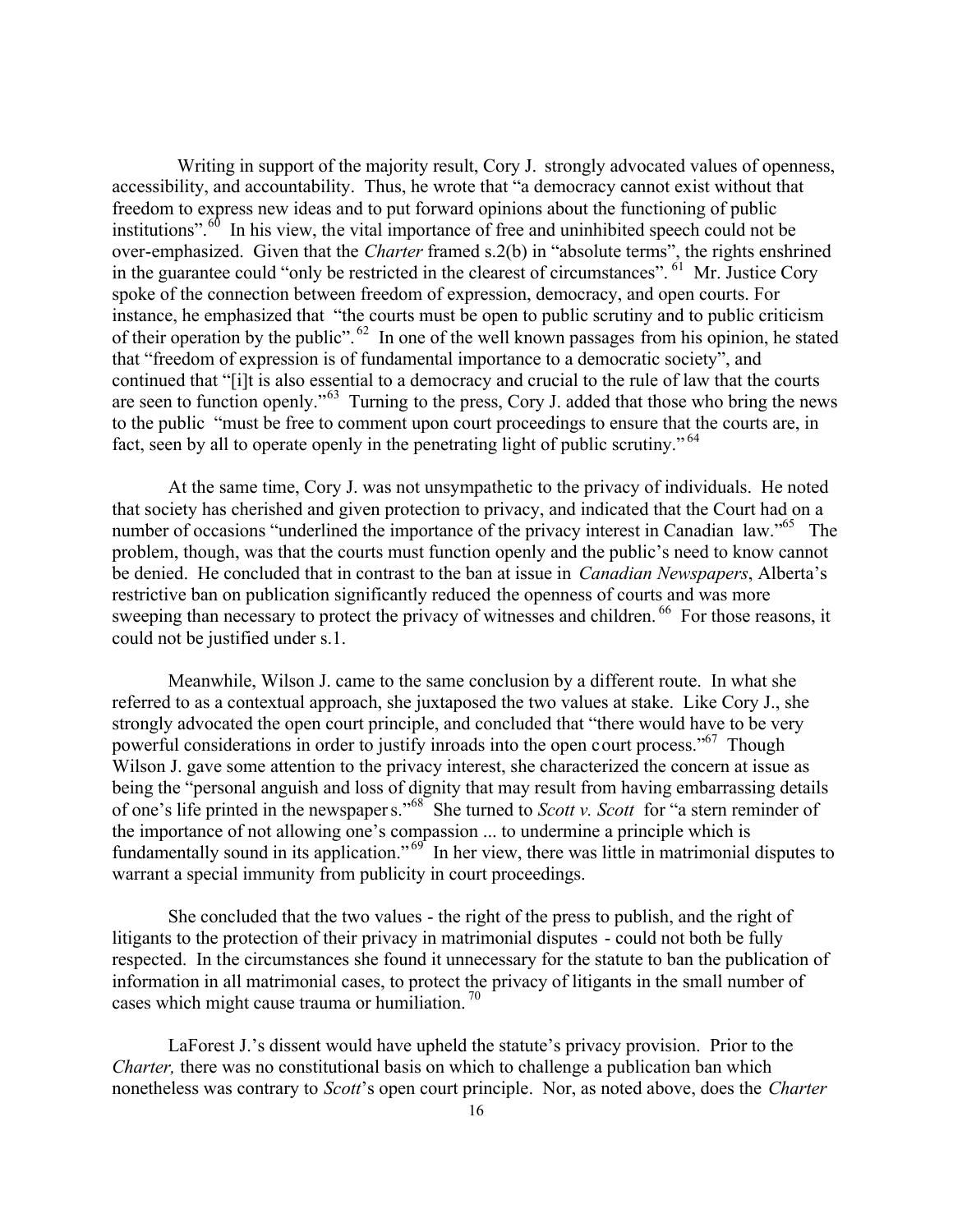Writing in support of the majority result, Cory J. strongly advocated values of openness, accessibility, and accountability. Thus, he wrote that "a democracy cannot exist without that freedom to express new ideas and to put forward opinions about the functioning of public institutions".[60] In his view, the vital importance of free and uninhibited speech could not be over-emphasized. Given that the *Charter* framed s.2(b) in "absolute terms", the rights enshrined in the guarantee could "only be restricted in the clearest of circumstances".[61] Mr. Justice Cory spoke of the connection between freedom of expression, democracy, and open courts. For instance, he emphasized that "the courts must be open to public scrutiny and to public criticism of their operation by the public".[62] In one of the well known passages from his opinion, he stated that "freedom of expression is of fundamental importance to a democratic society", and continued that "[i]t is also essential to a democracy and crucial to the rule of law that the courts are seen to function openly."[63] Turning to the press, Cory J. added that those who bring the news to the public "must be free to comment upon court proceedings to ensure that the courts are, in fact, seen by all to operate openly in the penetrating light of public scrutiny."[64]

At the same time, Cory J. was not unsympathetic to the privacy of individuals. He noted that society has cherished and given protection to privacy, and indicated that the Court had on a number of occasions "underlined the importance of the privacy interest in Canadian law."[65] The problem, though, was that the courts must function openly and the public's need to know cannot be denied. He concluded that in contrast to the ban at issue in *Canadian Newspapers*, Alberta's restrictive ban on publication significantly reduced the openness of courts and was more sweeping than necessary to protect the privacy of witnesses and children.[66] For those reasons, it could not be justified under s.1.

Meanwhile, Wilson J. came to the same conclusion by a different route. In what she referred to as a contextual approach, she juxtaposed the two values at stake. Like Cory J., she strongly advocated the open court principle, and concluded that "there would have to be very powerful considerations in order to justify inroads into the open court process."[67] Though Wilson J. gave some attention to the privacy interest, she characterized the concern at issue as being the "personal anguish and loss of dignity that may result from having embarrassing details of one's life printed in the newspapers."[68] She turned to *Scott v. Scott* for "a stern reminder of the importance of not allowing one's compassion ... to undermine a principle which is fundamentally sound in its application."[69] In her view, there was little in matrimonial disputes to warrant a special immunity from publicity in court proceedings.

She concluded that the two values - the right of the press to publish, and the right of litigants to the protection of their privacy in matrimonial disputes - could not both be fully respected. In the circumstances she found it unnecessary for the statute to ban the publication of information in all matrimonial cases, to protect the privacy of litigants in the small number of cases which might cause trauma or humiliation.[70]

LaForest J.'s dissent would have upheld the statute's privacy provision. Prior to the *Charter,* there was no constitutional basis on which to challenge a publication ban which nonetheless was contrary to *Scott*'s open court principle. Nor, as noted above, does the *Charter*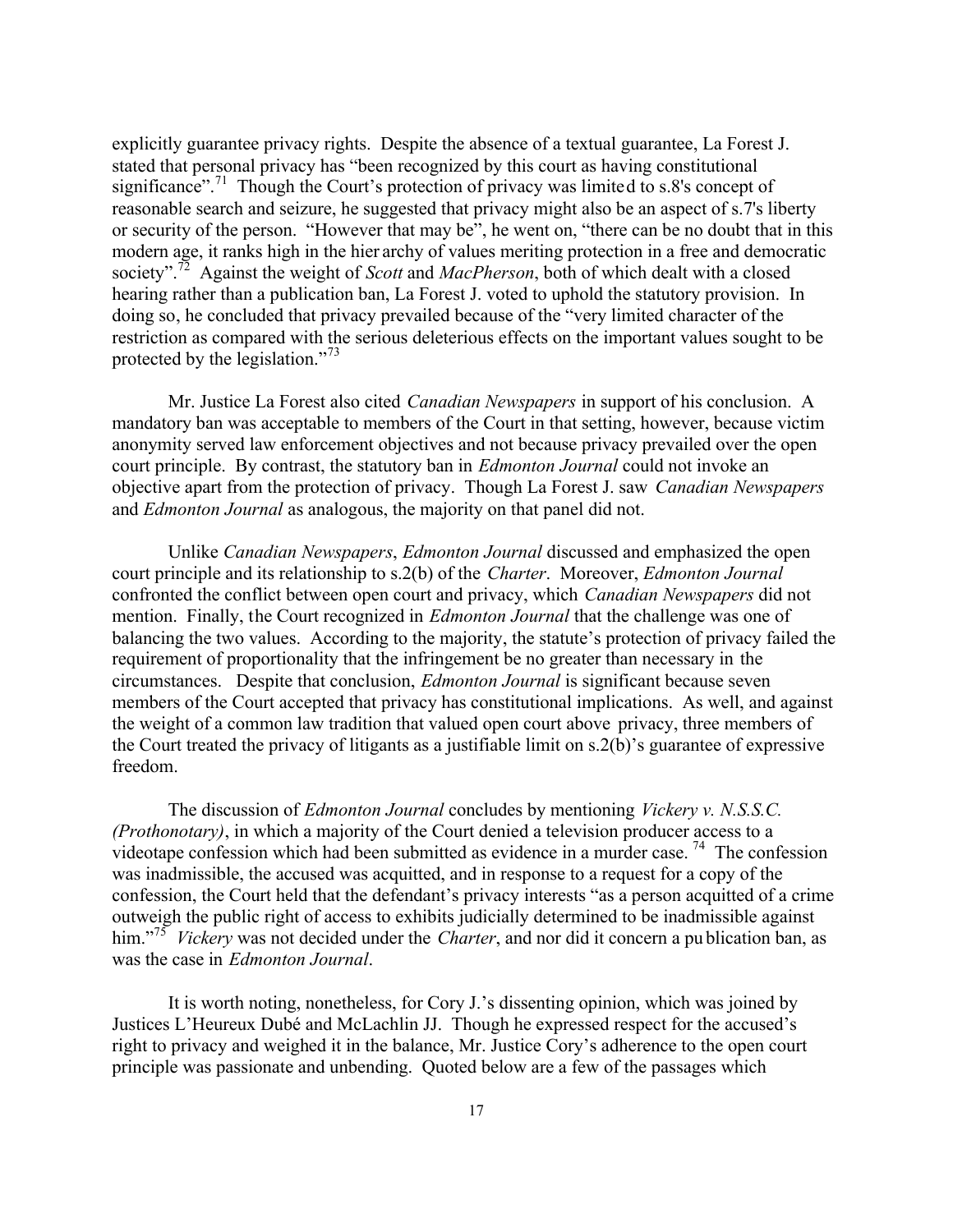explicitly guarantee privacy rights. Despite the absence of a textual guarantee, La Forest J. stated that personal privacy has "been recognized by this court as having constitutional significance".[71] Though the Court's protection of privacy was limited to s.8's concept of reasonable search and seizure, he suggested that privacy might also be an aspect of s.7's liberty or security of the person. "However that may be", he went on, "there can be no doubt that in this modern age, it ranks high in the hierarchy of values meriting protection in a free and democratic society".[72] Against the weight of *Scott* and *MacPherson*, both of which dealt with a closed hearing rather than a publication ban, La Forest J. voted to uphold the statutory provision. In doing so, he concluded that privacy prevailed because of the "very limited character of the restriction as compared with the serious deleterious effects on the important values sought to be protected by the legislation."[73]

Mr. Justice La Forest also cited *Canadian Newspapers* in support of his conclusion. A mandatory ban was acceptable to members of the Court in that setting, however, because victim anonymity served law enforcement objectives and not because privacy prevailed over the open court principle. By contrast, the statutory ban in *Edmonton Journal* could not invoke an objective apart from the protection of privacy. Though La Forest J. saw *Canadian Newspapers* and *Edmonton Journal* as analogous, the majority on that panel did not.

Unlike *Canadian Newspapers*, *Edmonton Journal* discussed and emphasized the open court principle and its relationship to s.2(b) of the *Charter*. Moreover, *Edmonton Journal* confronted the conflict between open court and privacy, which *Canadian Newspapers* did not mention. Finally, the Court recognized in *Edmonton Journal* that the challenge was one of balancing the two values. According to the majority, the statute's protection of privacy failed the requirement of proportionality that the infringement be no greater than necessary in the circumstances. Despite that conclusion, *Edmonton Journal* is significant because seven members of the Court accepted that privacy has constitutional implications. As well, and against the weight of a common law tradition that valued open court above privacy, three members of the Court treated the privacy of litigants as a justifiable limit on s.2(b)'s guarantee of expressive freedom.

The discussion of *Edmonton Journal* concludes by mentioning *Vickery v. N.S.S.C. (Prothonotary)*, in which a majority of the Court denied a television producer access to a videotape confession which had been submitted as evidence in a murder case.[74] The confession was inadmissible, the accused was acquitted, and in response to a request for a copy of the confession, the Court held that the defendant's privacy interests "as a person acquitted of a crime outweigh the public right of access to exhibits judicially determined to be inadmissible against him."[75] *Vickery* was not decided under the *Charter*, and nor did it concern a publication ban, as was the case in *Edmonton Journal*.

It is worth noting, nonetheless, for Cory J.'s dissenting opinion, which was joined by Justices L'Heureux Dubé and McLachlin JJ. Though he expressed respect for the accused's right to privacy and weighed it in the balance, Mr. Justice Cory's adherence to the open court principle was passionate and unbending. Quoted below are a few of the passages which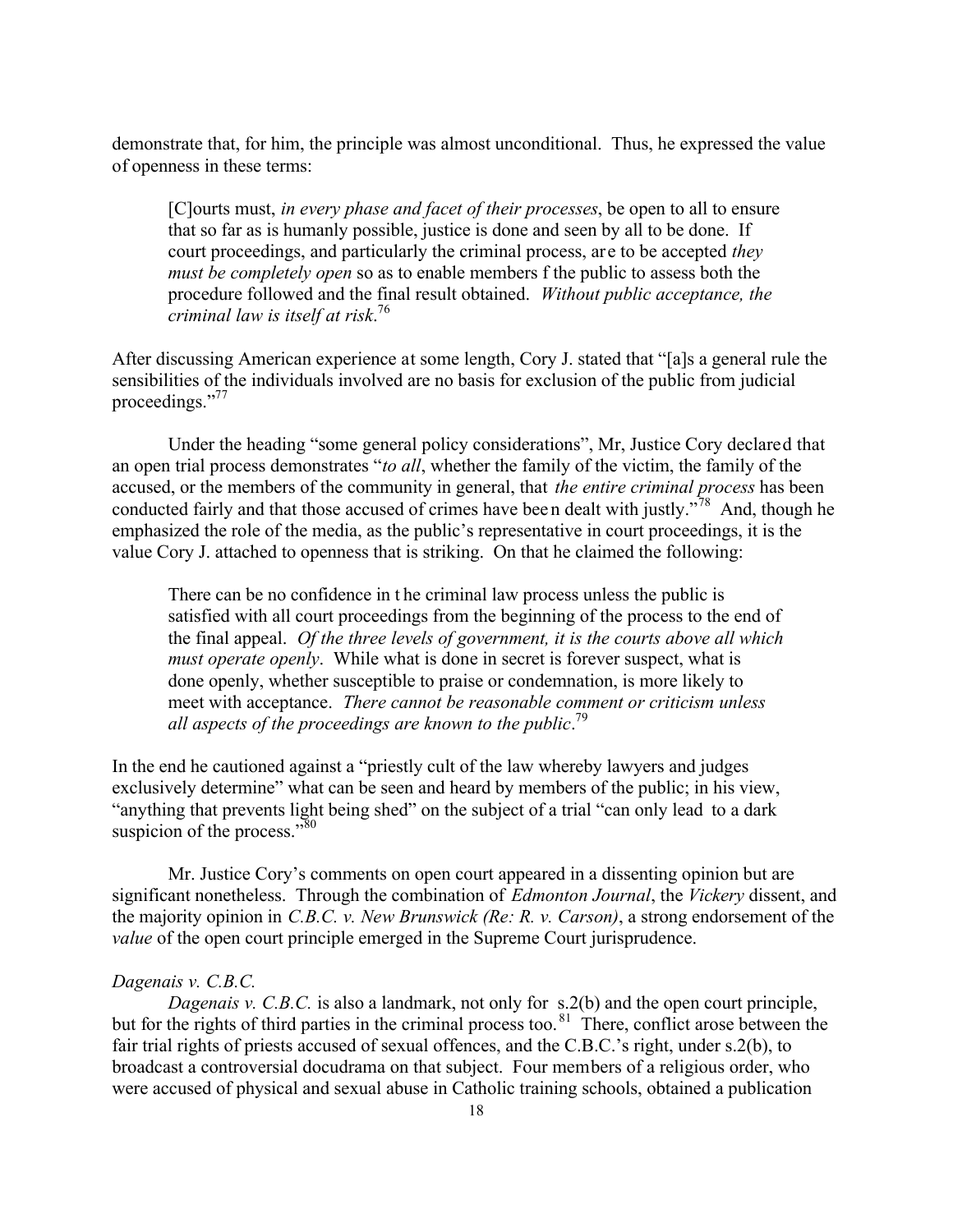demonstrate that, for him, the principle was almost unconditional. Thus, he expressed the value of openness in these terms:

> [C]ourts must, *in every phase and facet of their processes*, be open to all to ensure that so far as is humanly possible, justice is done and seen by all to be done. If court proceedings, and particularly the criminal process, are to be accepted *they must be completely open* so as to enable members f the public to assess both the procedure followed and the final result obtained. *Without public acceptance, the criminal law is itself at risk*.[76]

After discussing American experience at some length, Cory J. stated that "[a]s a general rule the sensibilities of the individuals involved are no basis for exclusion of the public from judicial proceedings."[77]

Under the heading "some general policy considerations", Mr, Justice Cory declared that an open trial process demonstrates "*to all*, whether the family of the victim, the family of the accused, or the members of the community in general, that *the entire criminal process* has been conducted fairly and that those accused of crimes have been dealt with justly."[78] And, though he emphasized the role of the media, as the public's representative in court proceedings, it is the value Cory J. attached to openness that is striking. On that he claimed the following:

> There can be no confidence in the criminal law process unless the public is satisfied with all court proceedings from the beginning of the process to the end of the final appeal. *Of the three levels of government, it is the courts above all which must operate openly*. While what is done in secret is forever suspect, what is done openly, whether susceptible to praise or condemnation, is more likely to meet with acceptance. *There cannot be reasonable comment or criticism unless all aspects of the proceedings are known to the public*.[79]

In the end he cautioned against a "priestly cult of the law whereby lawyers and judges exclusively determine" what can be seen and heard by members of the public; in his view, "anything that prevents light being shed" on the subject of a trial "can only lead to a dark suspicion of the process."[80]

Mr. Justice Cory's comments on open court appeared in a dissenting opinion but are significant nonetheless. Through the combination of *Edmonton Journal*, the *Vickery* dissent, and the majority opinion in *C.B.C. v. New Brunswick (Re: R. v. Carson)*, a strong endorsement of the *value* of the open court principle emerged in the Supreme Court jurisprudence.

*Dagenais v. C.B.C.*

*Dagenais v. C.B.C.* is also a landmark, not only for s.2(b) and the open court principle, but for the rights of third parties in the criminal process too.[81] There, conflict arose between the fair trial rights of priests accused of sexual offences, and the C.B.C.'s right, under s.2(b), to broadcast a controversial docudrama on that subject. Four members of a religious order, who were accused of physical and sexual abuse in Catholic training schools, obtained a publication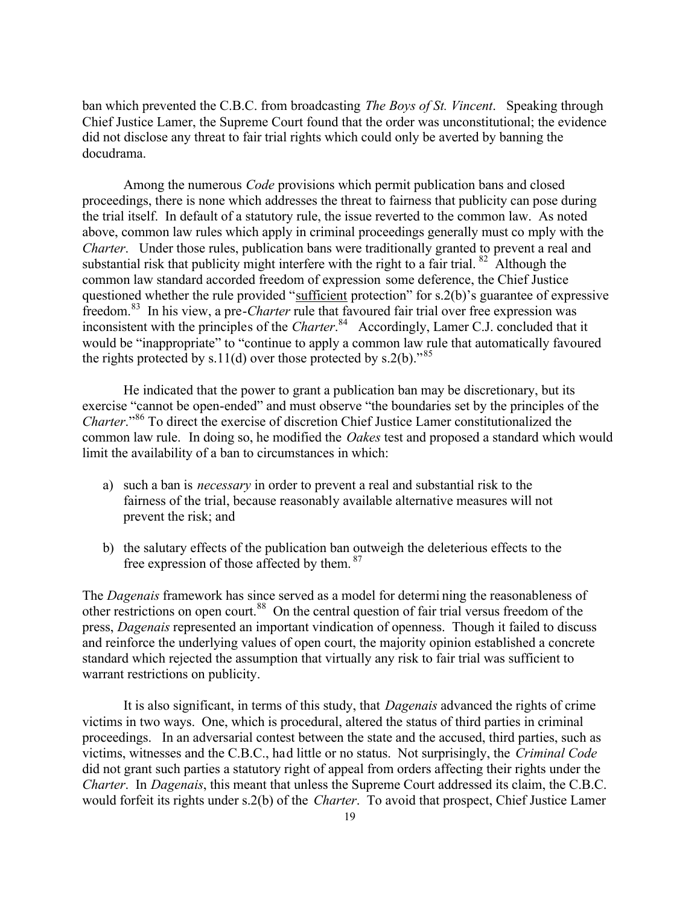ban which prevented the C.B.C. from broadcasting *The Boys of St. Vincent*. Speaking through Chief Justice Lamer, the Supreme Court found that the order was unconstitutional; the evidence did not disclose any threat to fair trial rights which could only be averted by banning the docudrama.

Among the numerous *Code* provisions which permit publication bans and closed proceedings, there is none which addresses the threat to fairness that publicity can pose during the trial itself. In default of a statutory rule, the issue reverted to the common law. As noted above, common law rules which apply in criminal proceedings generally must comply with the *Charter*. Under those rules, publication bans were traditionally granted to prevent a real and substantial risk that publicity might interfere with the right to a fair trial.[82] Although the common law standard accorded freedom of expression some deference, the Chief Justice questioned whether the rule provided "sufficient protection" for s.2(b)'s guarantee of expressive freedom.[83] In his view, a pre-*Charter* rule that favoured fair trial over free expression was inconsistent with the principles of the *Charter*.[84] Accordingly, Lamer C.J. concluded that it would be "inappropriate" to "continue to apply a common law rule that automatically favoured the rights protected by s.11(d) over those protected by s.2(b)."[85]

He indicated that the power to grant a publication ban may be discretionary, but its exercise "cannot be open-ended" and must observe "the boundaries set by the principles of the *Charter*."[86] To direct the exercise of discretion Chief Justice Lamer constitutionalized the common law rule. In doing so, he modified the *Oakes* test and proposed a standard which would limit the availability of a ban to circumstances in which:

a) such a ban is *necessary* in order to prevent a real and substantial risk to the fairness of the trial, because reasonably available alternative measures will not prevent the risk; and

b) the salutary effects of the publication ban outweigh the deleterious effects to the free expression of those affected by them.[87]

The *Dagenais* framework has since served as a model for determining the reasonableness of other restrictions on open court.[88] On the central question of fair trial versus freedom of the press, *Dagenais* represented an important vindication of openness. Though it failed to discuss and reinforce the underlying values of open court, the majority opinion established a concrete standard which rejected the assumption that virtually any risk to fair trial was sufficient to warrant restrictions on publicity.

It is also significant, in terms of this study, that *Dagenais* advanced the rights of crime victims in two ways. One, which is procedural, altered the status of third parties in criminal proceedings. In an adversarial contest between the state and the accused, third parties, such as victims, witnesses and the C.B.C., had little or no status. Not surprisingly, the *Criminal Code* did not grant such parties a statutory right of appeal from orders affecting their rights under the *Charter*. In *Dagenais*, this meant that unless the Supreme Court addressed its claim, the C.B.C. would forfeit its rights under s.2(b) of the *Charter*. To avoid that prospect, Chief Justice Lamer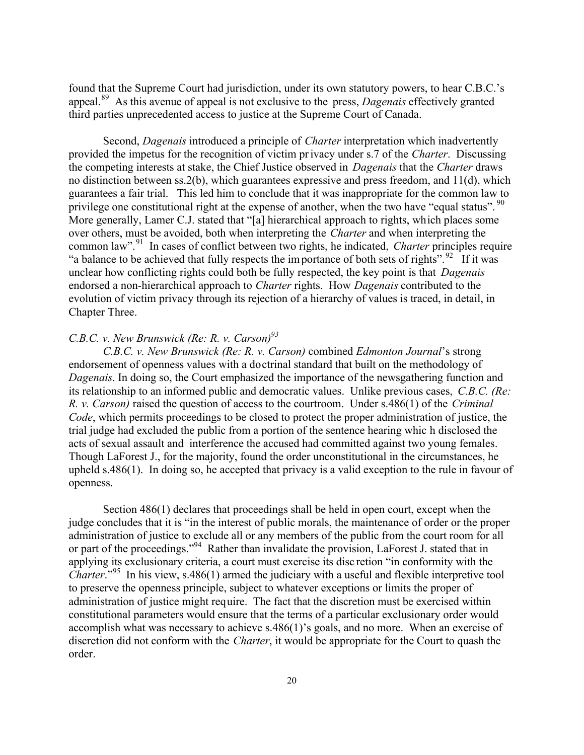found that the Supreme Court had jurisdiction, under its own statutory powers, to hear C.B.C.'s appeal.[89] As this avenue of appeal is not exclusive to the press, *Dagenais* effectively granted third parties unprecedented access to justice at the Supreme Court of Canada.

Second, *Dagenais* introduced a principle of *Charter* interpretation which inadvertently provided the impetus for the recognition of victim privacy under s.7 of the *Charter*. Discussing the competing interests at stake, the Chief Justice observed in *Dagenais* that the *Charter* draws no distinction between ss.2(b), which guarantees expressive and press freedom, and 11(d), which guarantees a fair trial. This led him to conclude that it was inappropriate for the common law to privilege one constitutional right at the expense of another, when the two have "equal status".[90] More generally, Lamer C.J. stated that "[a] hierarchical approach to rights, which places some over others, must be avoided, both when interpreting the *Charter* and when interpreting the common law".[91] In cases of conflict between two rights, he indicated, *Charter* principles require "a balance to be achieved that fully respects the importance of both sets of rights".[92] If it was unclear how conflicting rights could both be fully respected, the key point is that *Dagenais* endorsed a non-hierarchical approach to *Charter* rights. How *Dagenais* contributed to the evolution of victim privacy through its rejection of a hierarchy of values is traced, in detail, in Chapter Three.

### *C.B.C. v. New Brunswick (Re: R. v. Carson)*[93]

*C.B.C. v. New Brunswick (Re: R. v. Carson)* combined *Edmonton Journal*'s strong endorsement of openness values with a doctrinal standard that built on the methodology of *Dagenais*. In doing so, the Court emphasized the importance of the newsgathering function and its relationship to an informed public and democratic values. Unlike previous cases, *C.B.C. (Re: R. v. Carson)* raised the question of access to the courtroom. Under s.486(1) of the *Criminal Code*, which permits proceedings to be closed to protect the proper administration of justice, the trial judge had excluded the public from a portion of the sentence hearing which disclosed the acts of sexual assault and interference the accused had committed against two young females. Though LaForest J., for the majority, found the order unconstitutional in the circumstances, he upheld s.486(1). In doing so, he accepted that privacy is a valid exception to the rule in favour of openness.

Section 486(1) declares that proceedings shall be held in open court, except when the judge concludes that it is "in the interest of public morals, the maintenance of order or the proper administration of justice to exclude all or any members of the public from the court room for all or part of the proceedings."[94] Rather than invalidate the provision, LaForest J. stated that in applying its exclusionary criteria, a court must exercise its discretion "in conformity with the *Charter*."[95] In his view, s.486(1) armed the judiciary with a useful and flexible interpretive tool to preserve the openness principle, subject to whatever exceptions or limits the proper of administration of justice might require. The fact that the discretion must be exercised within constitutional parameters would ensure that the terms of a particular exclusionary order would accomplish what was necessary to achieve s.486(1)'s goals, and no more. When an exercise of discretion did not conform with the *Charter*, it would be appropriate for the Court to quash the order.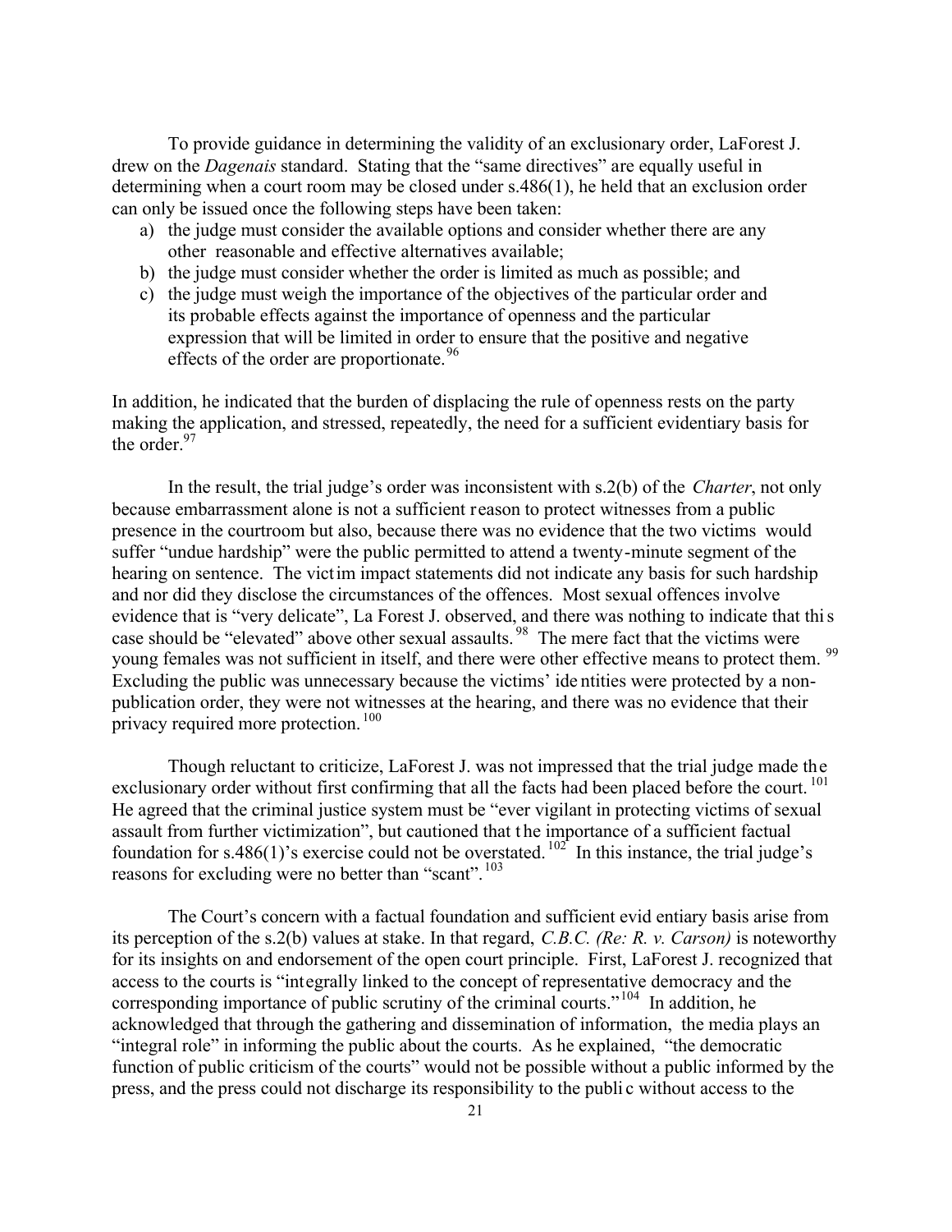To provide guidance in determining the validity of an exclusionary order, LaForest J. drew on the *Dagenais* standard. Stating that the "same directives" are equally useful in determining when a court room may be closed under s.486(1), he held that an exclusion order can only be issued once the following steps have been taken:

a) the judge must consider the available options and consider whether there are any other reasonable and effective alternatives available;
b) the judge must consider whether the order is limited as much as possible; and
c) the judge must weigh the importance of the objectives of the particular order and its probable effects against the importance of openness and the particular expression that will be limited in order to ensure that the positive and negative effects of the order are proportionate.[96]

In addition, he indicated that the burden of displacing the rule of openness rests on the party making the application, and stressed, repeatedly, the need for a sufficient evidentiary basis for the order.[97]

In the result, the trial judge's order was inconsistent with s.2(b) of the *Charter*, not only because embarrassment alone is not a sufficient reason to protect witnesses from a public presence in the courtroom but also, because there was no evidence that the two victims would suffer "undue hardship" were the public permitted to attend a twenty-minute segment of the hearing on sentence. The victim impact statements did not indicate any basis for such hardship and nor did they disclose the circumstances of the offences. Most sexual offences involve evidence that is "very delicate", La Forest J. observed, and there was nothing to indicate that this case should be "elevated" above other sexual assaults.[98] The mere fact that the victims were young females was not sufficient in itself, and there were other effective means to protect them.[99] Excluding the public was unnecessary because the victims' identities were protected by a non-publication order, they were not witnesses at the hearing, and there was no evidence that their privacy required more protection.[100]

Though reluctant to criticize, LaForest J. was not impressed that the trial judge made the exclusionary order without first confirming that all the facts had been placed before the court.[101] He agreed that the criminal justice system must be "ever vigilant in protecting victims of sexual assault from further victimization", but cautioned that the importance of a sufficient factual foundation for s.486(1)'s exercise could not be overstated.[102] In this instance, the trial judge's reasons for excluding were no better than "scant".[103]

The Court's concern with a factual foundation and sufficient evidentiary basis arise from its perception of the s.2(b) values at stake. In that regard, *C.B.C. (Re: R. v. Carson)* is noteworthy for its insights on and endorsement of the open court principle. First, LaForest J. recognized that access to the courts is "integrally linked to the concept of representative democracy and the corresponding importance of public scrutiny of the criminal courts."[104] In addition, he acknowledged that through the gathering and dissemination of information, the media plays an "integral role" in informing the public about the courts. As he explained, "the democratic function of public criticism of the courts" would not be possible without a public informed by the press, and the press could not discharge its responsibility to the public without access to the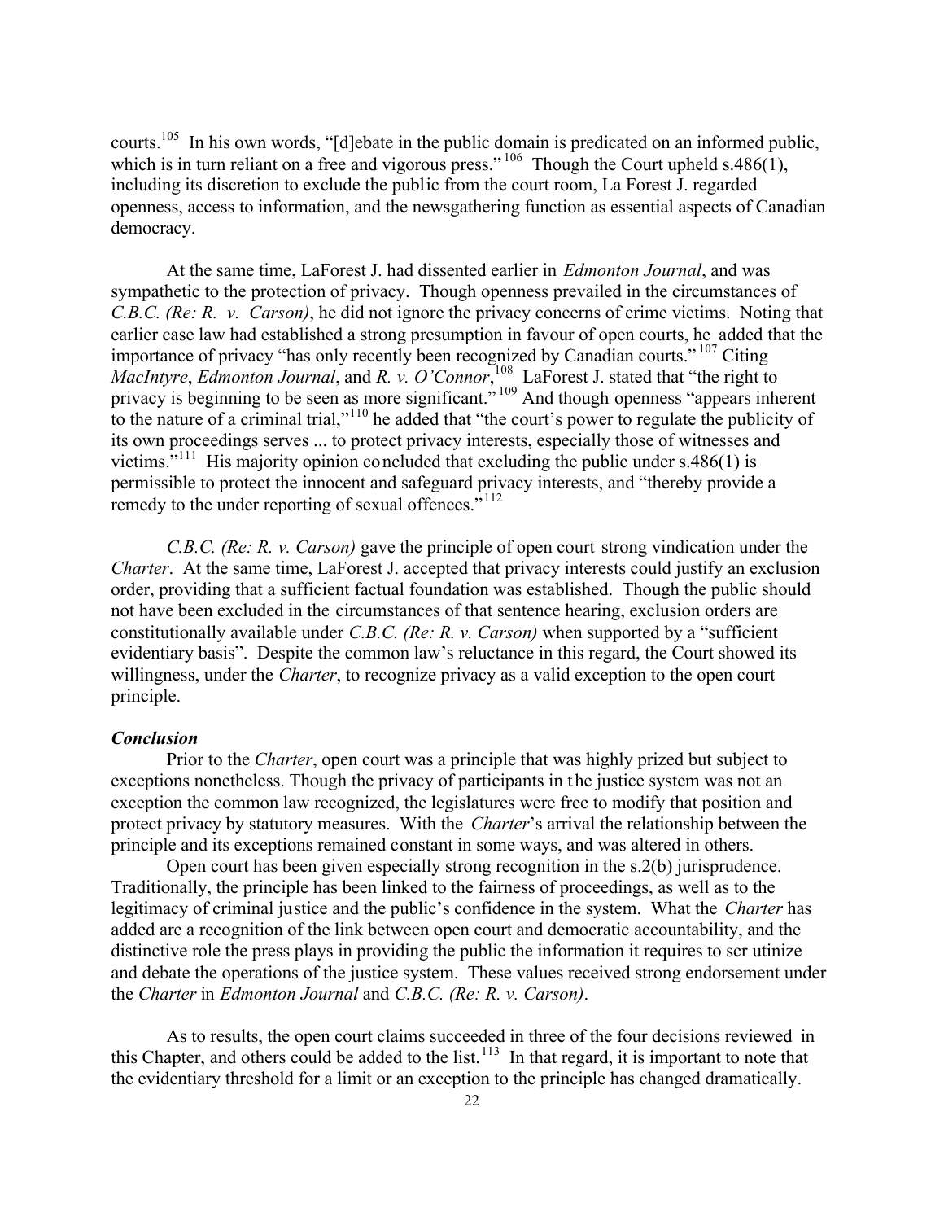courts.[105] In his own words, "[d]ebate in the public domain is predicated on an informed public, which is in turn reliant on a free and vigorous press."[106] Though the Court upheld s.486(1), including its discretion to exclude the public from the court room, La Forest J. regarded openness, access to information, and the newsgathering function as essential aspects of Canadian democracy.

At the same time, LaForest J. had dissented earlier in *Edmonton Journal*, and was sympathetic to the protection of privacy. Though openness prevailed in the circumstances of *C.B.C. (Re: R. v. Carson)*, he did not ignore the privacy concerns of crime victims. Noting that earlier case law had established a strong presumption in favour of open courts, he added that the importance of privacy "has only recently been recognized by Canadian courts."[107] Citing *MacIntyre*, *Edmonton Journal*, and *R. v. O'Connor*,[108] LaForest J. stated that "the right to privacy is beginning to be seen as more significant."[109] And though openness "appears inherent to the nature of a criminal trial,"[110] he added that "the court's power to regulate the publicity of its own proceedings serves ... to protect privacy interests, especially those of witnesses and victims."[111] His majority opinion concluded that excluding the public under s.486(1) is permissible to protect the innocent and safeguard privacy interests, and "thereby provide a remedy to the under reporting of sexual offences."[112]

*C.B.C. (Re: R. v. Carson)* gave the principle of open court strong vindication under the *Charter*. At the same time, LaForest J. accepted that privacy interests could justify an exclusion order, providing that a sufficient factual foundation was established. Though the public should not have been excluded in the circumstances of that sentence hearing, exclusion orders are constitutionally available under *C.B.C. (Re: R. v. Carson)* when supported by a "sufficient evidentiary basis". Despite the common law's reluctance in this regard, the Court showed its willingness, under the *Charter*, to recognize privacy as a valid exception to the open court principle.

### *Conclusion*

Prior to the *Charter*, open court was a principle that was highly prized but subject to exceptions nonetheless. Though the privacy of participants in the justice system was not an exception the common law recognized, the legislatures were free to modify that position and protect privacy by statutory measures. With the *Charter*'s arrival the relationship between the principle and its exceptions remained constant in some ways, and was altered in others.

Open court has been given especially strong recognition in the s.2(b) jurisprudence. Traditionally, the principle has been linked to the fairness of proceedings, as well as to the legitimacy of criminal justice and the public's confidence in the system. What the *Charter* has added are a recognition of the link between open court and democratic accountability, and the distinctive role the press plays in providing the public the information it requires to scrutinize and debate the operations of the justice system. These values received strong endorsement under the *Charter* in *Edmonton Journal* and *C.B.C. (Re: R. v. Carson)*.

As to results, the open court claims succeeded in three of the four decisions reviewed in this Chapter, and others could be added to the list.[113] In that regard, it is important to note that the evidentiary threshold for a limit or an exception to the principle has changed dramatically.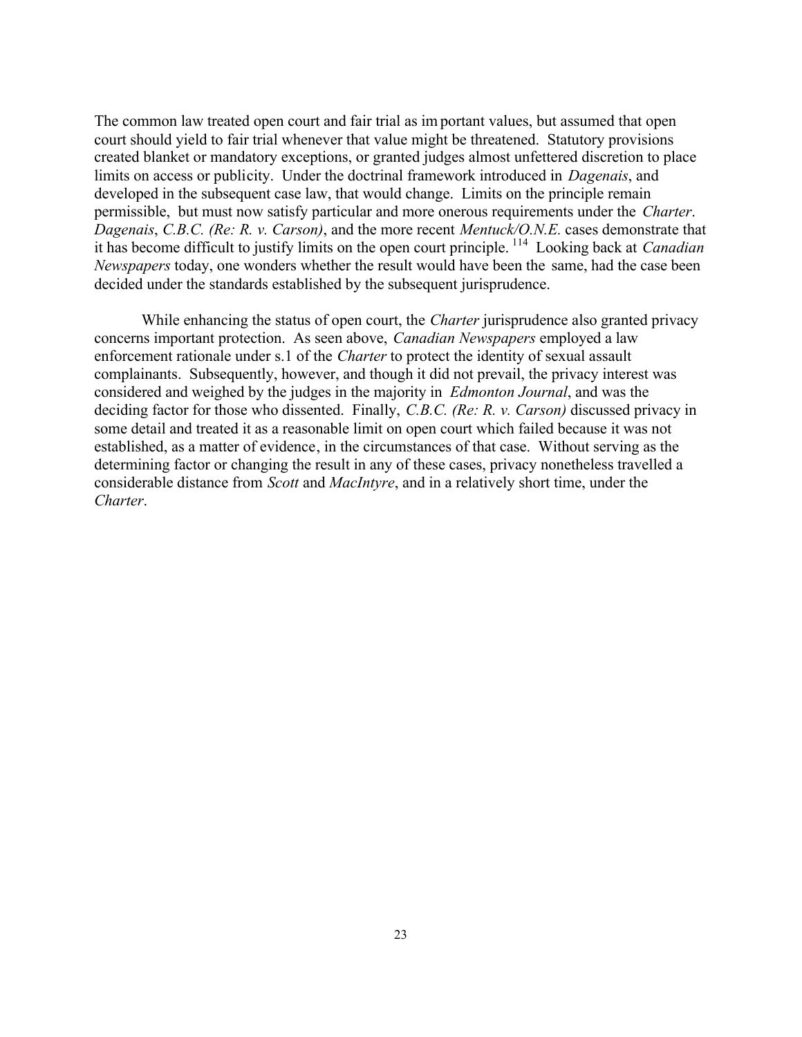The common law treated open court and fair trial as important values, but assumed that open court should yield to fair trial whenever that value might be threatened. Statutory provisions created blanket or mandatory exceptions, or granted judges almost unfettered discretion to place limits on access or publicity. Under the doctrinal framework introduced in *Dagenais*, and developed in the subsequent case law, that would change. Limits on the principle remain permissible, but must now satisfy particular and more onerous requirements under the *Charter*. *Dagenais*, *C.B.C. (Re: R. v. Carson)*, and the more recent *Mentuck/O.N.E.* cases demonstrate that it has become difficult to justify limits on the open court principle.[114] Looking back at *Canadian Newspapers* today, one wonders whether the result would have been the same, had the case been decided under the standards established by the subsequent jurisprudence.

While enhancing the status of open court, the *Charter* jurisprudence also granted privacy concerns important protection. As seen above, *Canadian Newspapers* employed a law enforcement rationale under s.1 of the *Charter* to protect the identity of sexual assault complainants. Subsequently, however, and though it did not prevail, the privacy interest was considered and weighed by the judges in the majority in *Edmonton Journal*, and was the deciding factor for those who dissented. Finally, *C.B.C. (Re: R. v. Carson)* discussed privacy in some detail and treated it as a reasonable limit on open court which failed because it was not established, as a matter of evidence, in the circumstances of that case. Without serving as the determining factor or changing the result in any of these cases, privacy nonetheless travelled a considerable distance from *Scott* and *MacIntyre*, and in a relatively short time, under the *Charter*.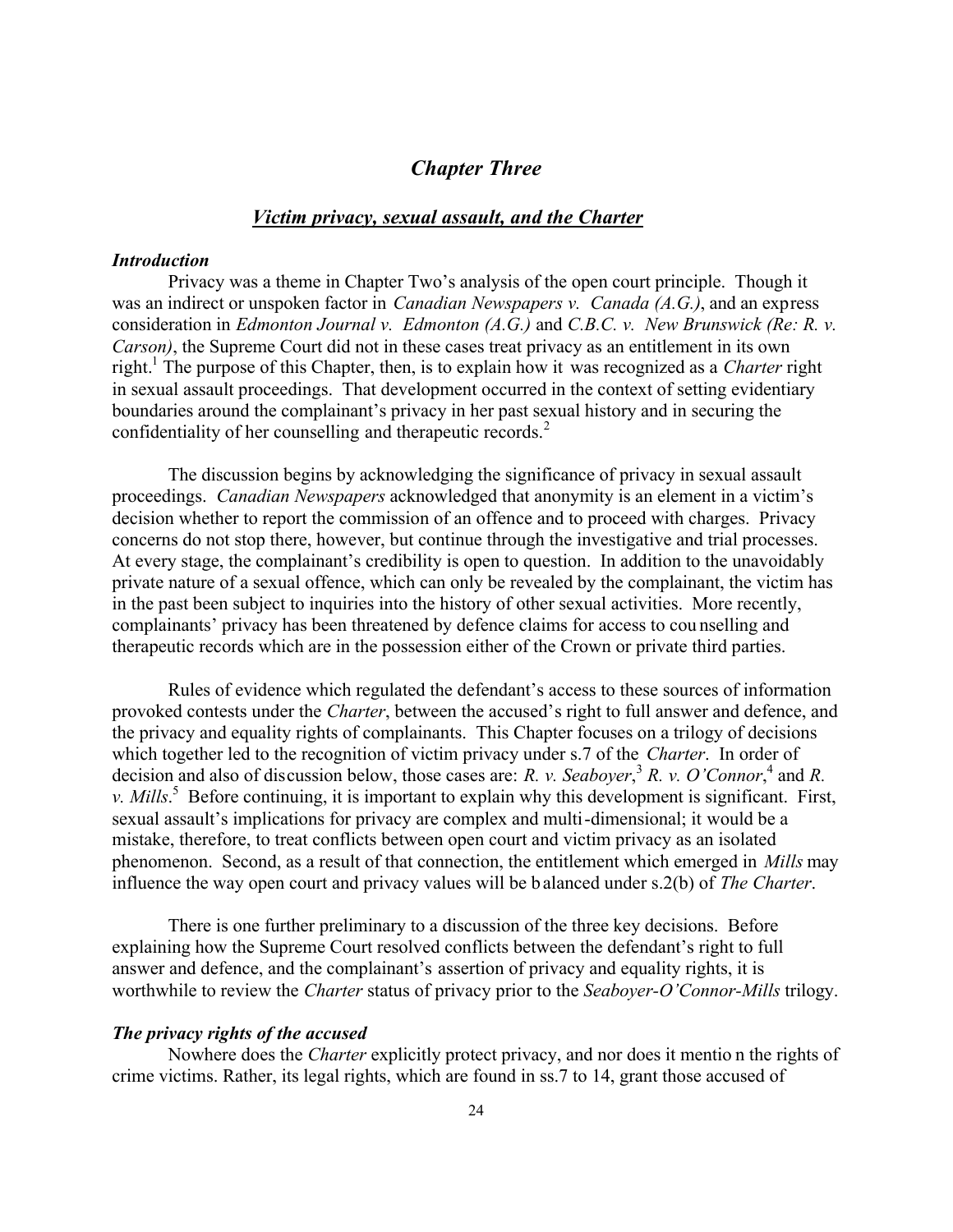## *Chapter Three*

### *Victim privacy, sexual assault, and the Charter*

#### *Introduction*

Privacy was a theme in Chapter Two's analysis of the open court principle. Though it was an indirect or unspoken factor in *Canadian Newspapers v. Canada (A.G.)*, and an express consideration in *Edmonton Journal v. Edmonton (A.G.)* and *C.B.C. v. New Brunswick (Re: R. v. Carson)*, the Supreme Court did not in these cases treat privacy as an entitlement in its own right.[1] The purpose of this Chapter, then, is to explain how it was recognized as a *Charter* right in sexual assault proceedings. That development occurred in the context of setting evidentiary boundaries around the complainant's privacy in her past sexual history and in securing the confidentiality of her counselling and therapeutic records.[2]

The discussion begins by acknowledging the significance of privacy in sexual assault proceedings. *Canadian Newspapers* acknowledged that anonymity is an element in a victim's decision whether to report the commission of an offence and to proceed with charges. Privacy concerns do not stop there, however, but continue through the investigative and trial processes. At every stage, the complainant's credibility is open to question. In addition to the unavoidably private nature of a sexual offence, which can only be revealed by the complainant, the victim has in the past been subject to inquiries into the history of other sexual activities. More recently, complainants' privacy has been threatened by defence claims for access to counselling and therapeutic records which are in the possession either of the Crown or private third parties.

Rules of evidence which regulated the defendant's access to these sources of information provoked contests under the *Charter*, between the accused's right to full answer and defence, and the privacy and equality rights of complainants. This Chapter focuses on a trilogy of decisions which together led to the recognition of victim privacy under s.7 of the *Charter*. In order of decision and also of discussion below, those cases are: *R. v. Seaboyer*,[3] *R. v. O'Connor*,[4] and *R. v. Mills*.[5] Before continuing, it is important to explain why this development is significant. First, sexual assault's implications for privacy are complex and multi-dimensional; it would be a mistake, therefore, to treat conflicts between open court and victim privacy as an isolated phenomenon. Second, as a result of that connection, the entitlement which emerged in *Mills* may influence the way open court and privacy values will be balanced under s.2(b) of *The Charter*.

There is one further preliminary to a discussion of the three key decisions. Before explaining how the Supreme Court resolved conflicts between the defendant's right to full answer and defence, and the complainant's assertion of privacy and equality rights, it is worthwhile to review the *Charter* status of privacy prior to the *Seaboyer-O'Connor-Mills* trilogy.

#### *The privacy rights of the accused*

Nowhere does the *Charter* explicitly protect privacy, and nor does it mention the rights of crime victims. Rather, its legal rights, which are found in ss.7 to 14, grant those accused of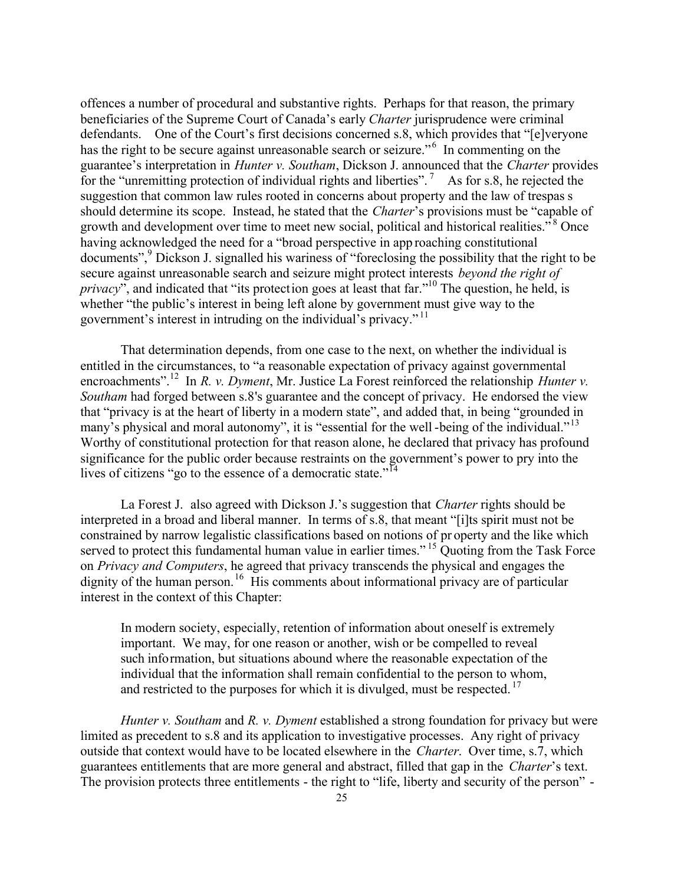offences a number of procedural and substantive rights. Perhaps for that reason, the primary beneficiaries of the Supreme Court of Canada's early *Charter* jurisprudence were criminal defendants. One of the Court's first decisions concerned s.8, which provides that "[e]veryone has the right to be secure against unreasonable search or seizure."[6] In commenting on the guarantee's interpretation in *Hunter v. Southam*, Dickson J. announced that the *Charter* provides for the "unremitting protection of individual rights and liberties".[7] As for s.8, he rejected the suggestion that common law rules rooted in concerns about property and the law of trespass should determine its scope. Instead, he stated that the *Charter*'s provisions must be "capable of growth and development over time to meet new social, political and historical realities."[8] Once having acknowledged the need for a "broad perspective in approaching constitutional documents",[9] Dickson J. signalled his wariness of "foreclosing the possibility that the right to be secure against unreasonable search and seizure might protect interests *beyond the right of privacy*", and indicated that "its protection goes at least that far."[10] The question, he held, is whether "the public's interest in being left alone by government must give way to the government's interest in intruding on the individual's privacy."[11]

That determination depends, from one case to the next, on whether the individual is entitled in the circumstances, to "a reasonable expectation of privacy against governmental encroachments".[12] In *R. v. Dyment*, Mr. Justice La Forest reinforced the relationship *Hunter v. Southam* had forged between s.8's guarantee and the concept of privacy. He endorsed the view that "privacy is at the heart of liberty in a modern state", and added that, in being "grounded in many's physical and moral autonomy", it is "essential for the well-being of the individual."[13] Worthy of constitutional protection for that reason alone, he declared that privacy has profound significance for the public order because restraints on the government's power to pry into the lives of citizens "go to the essence of a democratic state."[14]

La Forest J. also agreed with Dickson J.'s suggestion that *Charter* rights should be interpreted in a broad and liberal manner. In terms of s.8, that meant "[i]ts spirit must not be constrained by narrow legalistic classifications based on notions of property and the like which served to protect this fundamental human value in earlier times."[15] Quoting from the Task Force on *Privacy and Computers*, he agreed that privacy transcends the physical and engages the dignity of the human person.[16] His comments about informational privacy are of particular interest in the context of this Chapter:

> In modern society, especially, retention of information about oneself is extremely important. We may, for one reason or another, wish or be compelled to reveal such information, but situations abound where the reasonable expectation of the individual that the information shall remain confidential to the person to whom, and restricted to the purposes for which it is divulged, must be respected.[17]

*Hunter v. Southam* and *R. v. Dyment* established a strong foundation for privacy but were limited as precedent to s.8 and its application to investigative processes. Any right of privacy outside that context would have to be located elsewhere in the *Charter*. Over time, s.7, which guarantees entitlements that are more general and abstract, filled that gap in the *Charter*'s text. The provision protects three entitlements - the right to "life, liberty and security of the person" -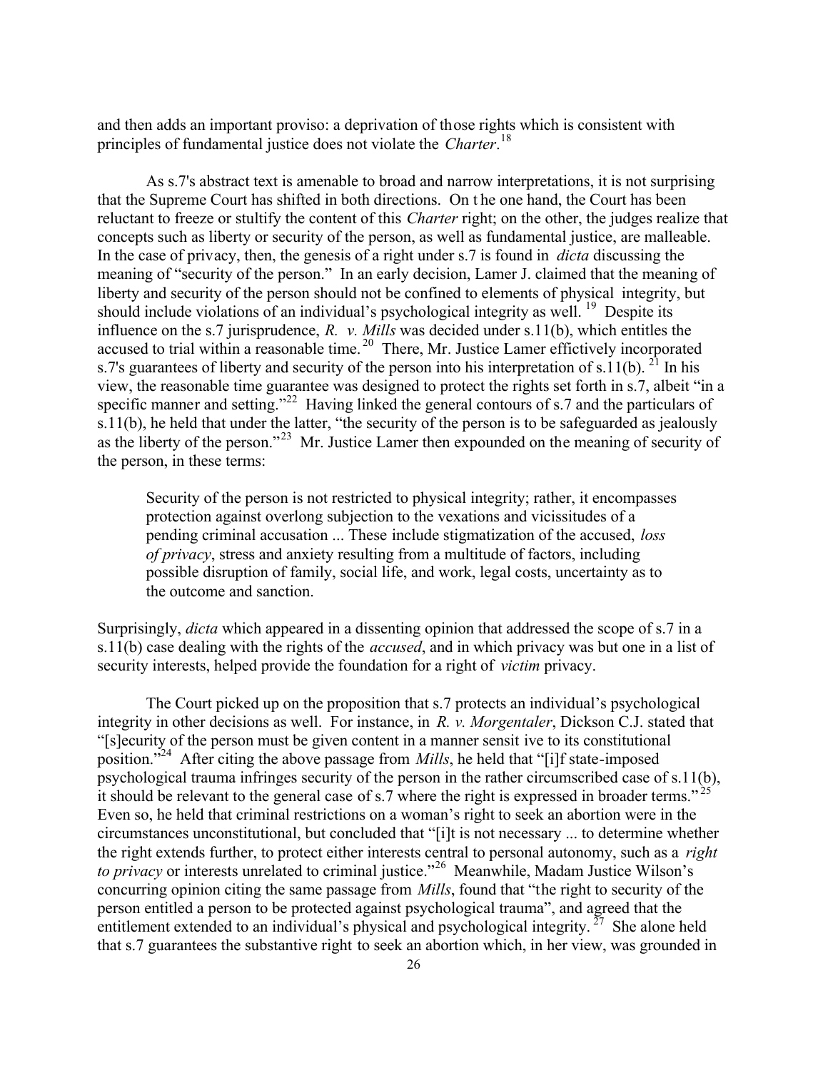and then adds an important proviso: a deprivation of those rights which is consistent with principles of fundamental justice does not violate the *Charter*.[18]

As s.7's abstract text is amenable to broad and narrow interpretations, it is not surprising that the Supreme Court has shifted in both directions. On the one hand, the Court has been reluctant to freeze or stultify the content of this *Charter* right; on the other, the judges realize that concepts such as liberty or security of the person, as well as fundamental justice, are malleable. In the case of privacy, then, the genesis of a right under s.7 is found in *dicta* discussing the meaning of "security of the person." In an early decision, Lamer J. claimed that the meaning of liberty and security of the person should not be confined to elements of physical integrity, but should include violations of an individual's psychological integrity as well.[19] Despite its influence on the s.7 jurisprudence, *R. v. Mills* was decided under s.11(b), which entitles the accused to trial within a reasonable time.[20] There, Mr. Justice Lamer effectively incorporated s.7's guarantees of liberty and security of the person into his interpretation of s.11(b).[21] In his view, the reasonable time guarantee was designed to protect the rights set forth in s.7, albeit "in a specific manner and setting."[22] Having linked the general contours of s.7 and the particulars of s.11(b), he held that under the latter, "the security of the person is to be safeguarded as jealously as the liberty of the person."[23] Mr. Justice Lamer then expounded on the meaning of security of the person, in these terms:

> Security of the person is not restricted to physical integrity; rather, it encompasses protection against overlong subjection to the vexations and vicissitudes of a pending criminal accusation ... These include stigmatization of the accused, *loss of privacy*, stress and anxiety resulting from a multitude of factors, including possible disruption of family, social life, and work, legal costs, uncertainty as to the outcome and sanction.

Surprisingly, *dicta* which appeared in a dissenting opinion that addressed the scope of s.7 in a s.11(b) case dealing with the rights of the *accused*, and in which privacy was but one in a list of security interests, helped provide the foundation for a right of *victim* privacy.

The Court picked up on the proposition that s.7 protects an individual's psychological integrity in other decisions as well. For instance, in *R. v. Morgentaler*, Dickson C.J. stated that "[s]ecurity of the person must be given content in a manner sensitive to its constitutional position."[24] After citing the above passage from *Mills*, he held that "[i]f state-imposed psychological trauma infringes security of the person in the rather circumscribed case of s.11(b), it should be relevant to the general case of s.7 where the right is expressed in broader terms."[25] Even so, he held that criminal restrictions on a woman's right to seek an abortion were in the circumstances unconstitutional, but concluded that "[i]t is not necessary ... to determine whether the right extends further, to protect either interests central to personal autonomy, such as a *right to privacy* or interests unrelated to criminal justice."[26] Meanwhile, Madam Justice Wilson's concurring opinion citing the same passage from *Mills*, found that "the right to security of the person entitled a person to be protected against psychological trauma", and agreed that the entitlement extended to an individual's physical and psychological integrity.[27] She alone held that s.7 guarantees the substantive right to seek an abortion which, in her view, was grounded in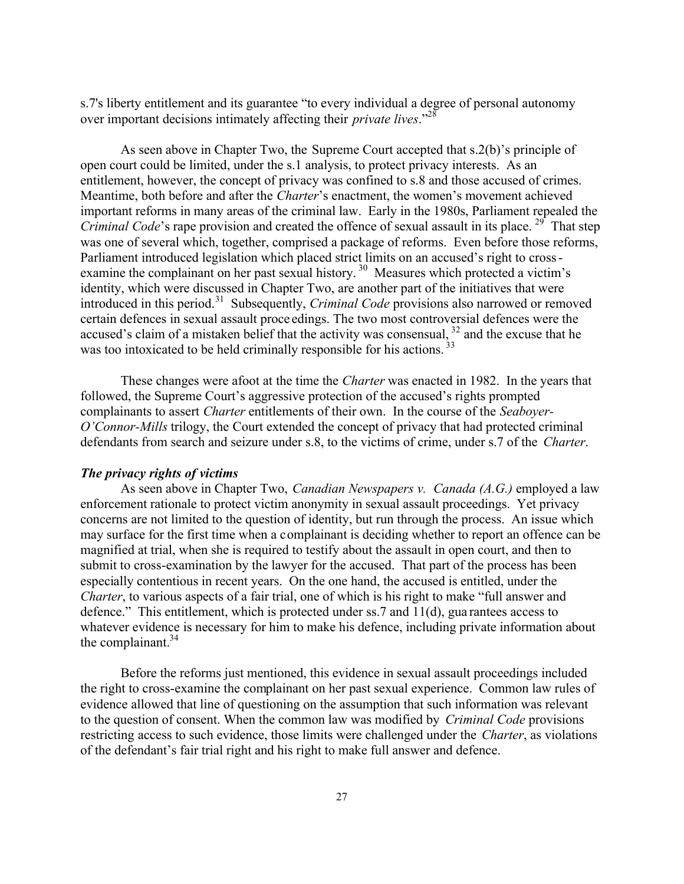s.7's liberty entitlement and its guarantee "to every individual a degree of personal autonomy over important decisions intimately affecting their *private lives*."[28]

As seen above in Chapter Two, the Supreme Court accepted that s.2(b)'s principle of open court could be limited, under the s.1 analysis, to protect privacy interests. As an entitlement, however, the concept of privacy was confined to s.8 and those accused of crimes. Meantime, both before and after the *Charter*'s enactment, the women's movement achieved important reforms in many areas of the criminal law. Early in the 1980s, Parliament repealed the *Criminal Code*'s rape provision and created the offence of sexual assault in its place.[29] That step was one of several which, together, comprised a package of reforms. Even before those reforms, Parliament introduced legislation which placed strict limits on an accused's right to cross-examine the complainant on her past sexual history.[30] Measures which protected a victim's identity, which were discussed in Chapter Two, are another part of the initiatives that were introduced in this period.[31] Subsequently, *Criminal Code* provisions also narrowed or removed certain defences in sexual assault proceedings. The two most controversial defences were the accused's claim of a mistaken belief that the activity was consensual,[32] and the excuse that he was too intoxicated to be held criminally responsible for his actions.[33]

These changes were afoot at the time the *Charter* was enacted in 1982. In the years that followed, the Supreme Court's aggressive protection of the accused's rights prompted complainants to assert *Charter* entitlements of their own. In the course of the *Seaboyer-O'Connor-Mills* trilogy, the Court extended the concept of privacy that had protected criminal defendants from search and seizure under s.8, to the victims of crime, under s.7 of the *Charter*.

***The privacy rights of victims***

As seen above in Chapter Two, *Canadian Newspapers v. Canada (A.G.)* employed a law enforcement rationale to protect victim anonymity in sexual assault proceedings. Yet privacy concerns are not limited to the question of identity, but run through the process. An issue which may surface for the first time when a complainant is deciding whether to report an offence can be magnified at trial, when she is required to testify about the assault in open court, and then to submit to cross-examination by the lawyer for the accused. That part of the process has been especially contentious in recent years. On the one hand, the accused is entitled, under the *Charter*, to various aspects of a fair trial, one of which is his right to make "full answer and defence." This entitlement, which is protected under ss.7 and 11(d), guarantees access to whatever evidence is necessary for him to make his defence, including private information about the complainant.[34]

Before the reforms just mentioned, this evidence in sexual assault proceedings included the right to cross-examine the complainant on her past sexual experience. Common law rules of evidence allowed that line of questioning on the assumption that such information was relevant to the question of consent. When the common law was modified by *Criminal Code* provisions restricting access to such evidence, those limits were challenged under the *Charter*, as violations of the defendant's fair trial right and his right to make full answer and defence.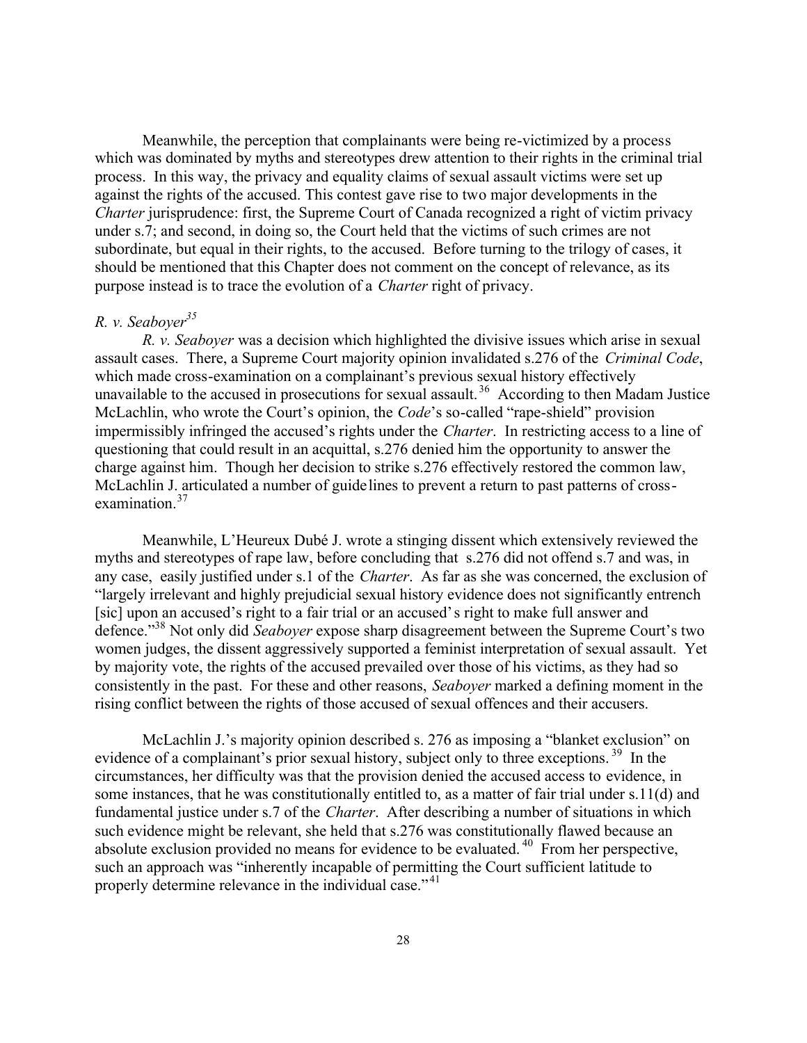Meanwhile, the perception that complainants were being re-victimized by a process which was dominated by myths and stereotypes drew attention to their rights in the criminal trial process. In this way, the privacy and equality claims of sexual assault victims were set up against the rights of the accused. This contest gave rise to two major developments in the *Charter* jurisprudence: first, the Supreme Court of Canada recognized a right of victim privacy under s.7; and second, in doing so, the Court held that the victims of such crimes are not subordinate, but equal in their rights, to the accused. Before turning to the trilogy of cases, it should be mentioned that this Chapter does not comment on the concept of relevance, as its purpose instead is to trace the evolution of a *Charter* right of privacy.

*R. v. Seaboyer*[35]

*R. v. Seaboyer* was a decision which highlighted the divisive issues which arise in sexual assault cases. There, a Supreme Court majority opinion invalidated s.276 of the *Criminal Code*, which made cross-examination on a complainant's previous sexual history effectively unavailable to the accused in prosecutions for sexual assault.[36] According to then Madam Justice McLachlin, who wrote the Court's opinion, the *Code*'s so-called "rape-shield" provision impermissibly infringed the accused's rights under the *Charter*. In restricting access to a line of questioning that could result in an acquittal, s.276 denied him the opportunity to answer the charge against him. Though her decision to strike s.276 effectively restored the common law, McLachlin J. articulated a number of guidelines to prevent a return to past patterns of cross-examination.[37]

Meanwhile, L'Heureux Dubé J. wrote a stinging dissent which extensively reviewed the myths and stereotypes of rape law, before concluding that s.276 did not offend s.7 and was, in any case, easily justified under s.1 of the *Charter*. As far as she was concerned, the exclusion of "largely irrelevant and highly prejudicial sexual history evidence does not significantly entrench [sic] upon an accused's right to a fair trial or an accused's right to make full answer and defence."[38] Not only did *Seaboyer* expose sharp disagreement between the Supreme Court's two women judges, the dissent aggressively supported a feminist interpretation of sexual assault. Yet by majority vote, the rights of the accused prevailed over those of his victims, as they had so consistently in the past. For these and other reasons, *Seaboyer* marked a defining moment in the rising conflict between the rights of those accused of sexual offences and their accusers.

McLachlin J.'s majority opinion described s. 276 as imposing a "blanket exclusion" on evidence of a complainant's prior sexual history, subject only to three exceptions.[39] In the circumstances, her difficulty was that the provision denied the accused access to evidence, in some instances, that he was constitutionally entitled to, as a matter of fair trial under s.11(d) and fundamental justice under s.7 of the *Charter*. After describing a number of situations in which such evidence might be relevant, she held that s.276 was constitutionally flawed because an absolute exclusion provided no means for evidence to be evaluated.[40] From her perspective, such an approach was "inherently incapable of permitting the Court sufficient latitude to properly determine relevance in the individual case."[41]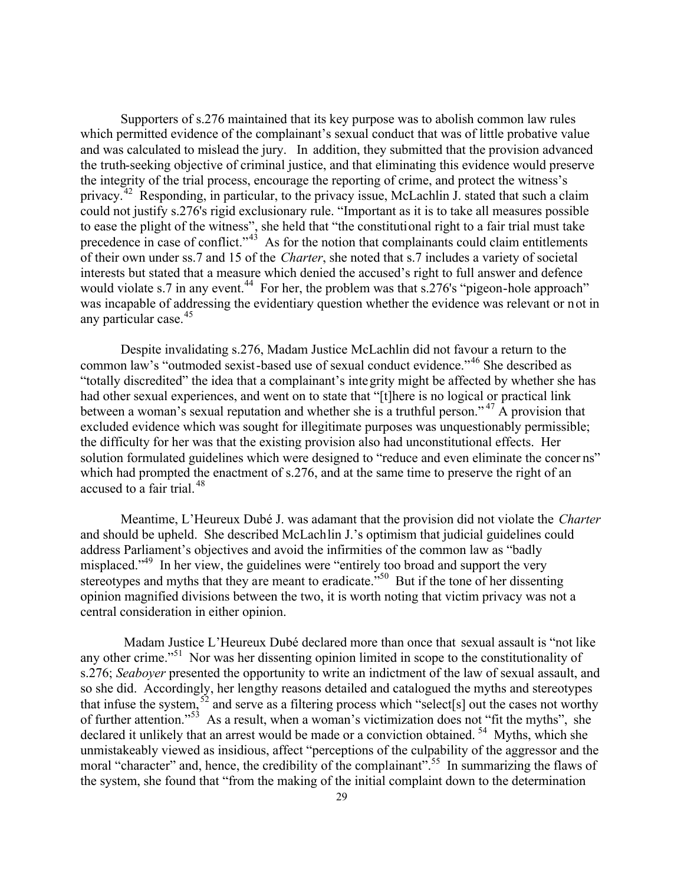Supporters of s.276 maintained that its key purpose was to abolish common law rules which permitted evidence of the complainant's sexual conduct that was of little probative value and was calculated to mislead the jury. In addition, they submitted that the provision advanced the truth-seeking objective of criminal justice, and that eliminating this evidence would preserve the integrity of the trial process, encourage the reporting of crime, and protect the witness's privacy.[42] Responding, in particular, to the privacy issue, McLachlin J. stated that such a claim could not justify s.276's rigid exclusionary rule. "Important as it is to take all measures possible to ease the plight of the witness", she held that "the constitutional right to a fair trial must take precedence in case of conflict."[43] As for the notion that complainants could claim entitlements of their own under ss.7 and 15 of the *Charter*, she noted that s.7 includes a variety of societal interests but stated that a measure which denied the accused's right to full answer and defence would violate s.7 in any event.[44] For her, the problem was that s.276's "pigeon-hole approach" was incapable of addressing the evidentiary question whether the evidence was relevant or not in any particular case.[45]

Despite invalidating s.276, Madam Justice McLachlin did not favour a return to the common law's "outmoded sexist-based use of sexual conduct evidence."[46] She described as "totally discredited" the idea that a complainant's integrity might be affected by whether she has had other sexual experiences, and went on to state that "[t]here is no logical or practical link between a woman's sexual reputation and whether she is a truthful person."[47] A provision that excluded evidence which was sought for illegitimate purposes was unquestionably permissible; the difficulty for her was that the existing provision also had unconstitutional effects. Her solution formulated guidelines which were designed to "reduce and even eliminate the concerns" which had prompted the enactment of s.276, and at the same time to preserve the right of an accused to a fair trial.[48]

Meantime, L'Heureux Dubé J. was adamant that the provision did not violate the *Charter* and should be upheld. She described McLachlin J.'s optimism that judicial guidelines could address Parliament's objectives and avoid the infirmities of the common law as "badly misplaced."[49] In her view, the guidelines were "entirely too broad and support the very stereotypes and myths that they are meant to eradicate."[50] But if the tone of her dissenting opinion magnified divisions between the two, it is worth noting that victim privacy was not a central consideration in either opinion.

Madam Justice L'Heureux Dubé declared more than once that sexual assault is "not like any other crime."[51] Nor was her dissenting opinion limited in scope to the constitutionality of s.276; *Seaboyer* presented the opportunity to write an indictment of the law of sexual assault, and so she did. Accordingly, her lengthy reasons detailed and catalogued the myths and stereotypes that infuse the system,[52] and serve as a filtering process which "select[s] out the cases not worthy of further attention."[53] As a result, when a woman's victimization does not "fit the myths", she declared it unlikely that an arrest would be made or a conviction obtained.[54] Myths, which she unmistakeably viewed as insidious, affect "perceptions of the culpability of the aggressor and the moral "character" and, hence, the credibility of the complainant".[55] In summarizing the flaws of the system, she found that "from the making of the initial complaint down to the determination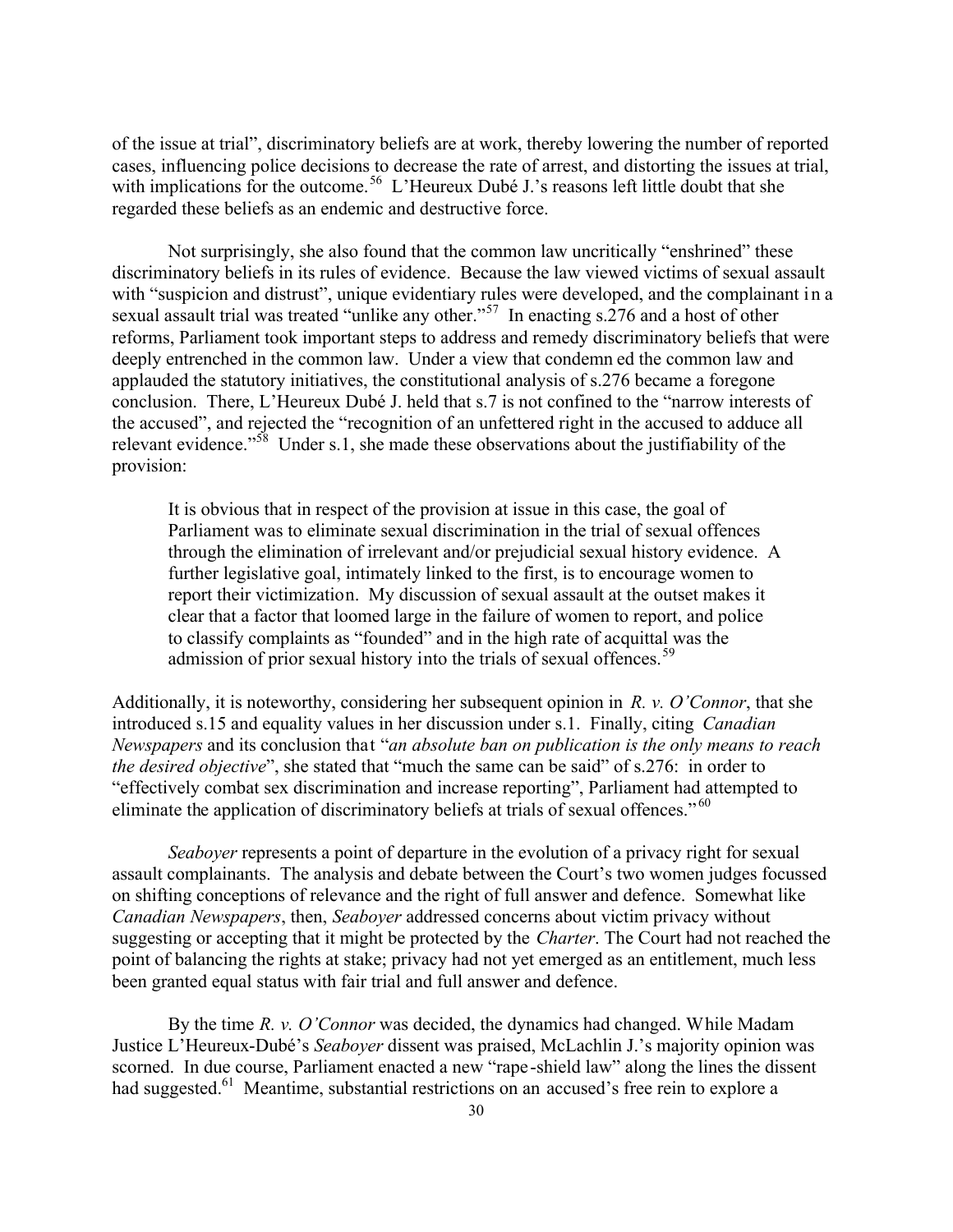of the issue at trial", discriminatory beliefs are at work, thereby lowering the number of reported cases, influencing police decisions to decrease the rate of arrest, and distorting the issues at trial, with implications for the outcome.[56] L'Heureux Dubé J.'s reasons left little doubt that she regarded these beliefs as an endemic and destructive force.

Not surprisingly, she also found that the common law uncritically "enshrined" these discriminatory beliefs in its rules of evidence. Because the law viewed victims of sexual assault with "suspicion and distrust", unique evidentiary rules were developed, and the complainant in a sexual assault trial was treated "unlike any other."[57] In enacting s.276 and a host of other reforms, Parliament took important steps to address and remedy discriminatory beliefs that were deeply entrenched in the common law. Under a view that condemned the common law and applauded the statutory initiatives, the constitutional analysis of s.276 became a foregone conclusion. There, L'Heureux Dubé J. held that s.7 is not confined to the "narrow interests of the accused", and rejected the "recognition of an unfettered right in the accused to adduce all relevant evidence."[58] Under s.1, she made these observations about the justifiability of the provision:

> It is obvious that in respect of the provision at issue in this case, the goal of Parliament was to eliminate sexual discrimination in the trial of sexual offences through the elimination of irrelevant and/or prejudicial sexual history evidence. A further legislative goal, intimately linked to the first, is to encourage women to report their victimization. My discussion of sexual assault at the outset makes it clear that a factor that loomed large in the failure of women to report, and police to classify complaints as "founded" and in the high rate of acquittal was the admission of prior sexual history into the trials of sexual offences.[59]

Additionally, it is noteworthy, considering her subsequent opinion in *R. v. O'Connor*, that she introduced s.15 and equality values in her discussion under s.1. Finally, citing *Canadian Newspapers* and its conclusion that "*an absolute ban on publication is the only means to reach the desired objective*", she stated that "much the same can be said" of s.276: in order to "effectively combat sex discrimination and increase reporting", Parliament had attempted to eliminate the application of discriminatory beliefs at trials of sexual offences."[60]

*Seaboyer* represents a point of departure in the evolution of a privacy right for sexual assault complainants. The analysis and debate between the Court's two women judges focussed on shifting conceptions of relevance and the right of full answer and defence. Somewhat like *Canadian Newspapers*, then, *Seaboyer* addressed concerns about victim privacy without suggesting or accepting that it might be protected by the *Charter*. The Court had not reached the point of balancing the rights at stake; privacy had not yet emerged as an entitlement, much less been granted equal status with fair trial and full answer and defence.

By the time *R. v. O'Connor* was decided, the dynamics had changed. While Madam Justice L'Heureux-Dubé's *Seaboyer* dissent was praised, McLachlin J.'s majority opinion was scorned. In due course, Parliament enacted a new "rape-shield law" along the lines the dissent had suggested.[61] Meantime, substantial restrictions on an accused's free rein to explore a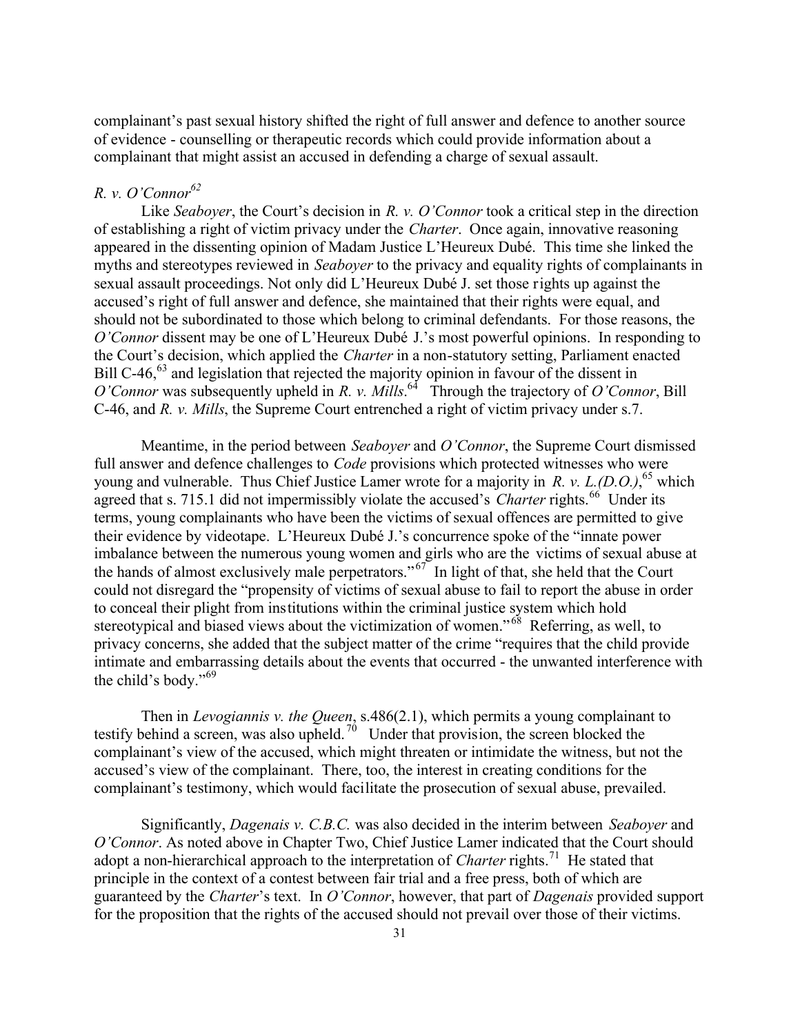complainant's past sexual history shifted the right of full answer and defence to another source of evidence - counselling or therapeutic records which could provide information about a complainant that might assist an accused in defending a charge of sexual assault.

### *R. v. O'Connor*[62]

Like *Seaboyer*, the Court's decision in *R. v. O'Connor* took a critical step in the direction of establishing a right of victim privacy under the *Charter*. Once again, innovative reasoning appeared in the dissenting opinion of Madam Justice L'Heureux Dubé. This time she linked the myths and stereotypes reviewed in *Seaboyer* to the privacy and equality rights of complainants in sexual assault proceedings. Not only did L'Heureux Dubé J. set those rights up against the accused's right of full answer and defence, she maintained that their rights were equal, and should not be subordinated to those which belong to criminal defendants. For those reasons, the *O'Connor* dissent may be one of L'Heureux Dubé J.'s most powerful opinions. In responding to the Court's decision, which applied the *Charter* in a non-statutory setting, Parliament enacted Bill C-46,[63] and legislation that rejected the majority opinion in favour of the dissent in *O'Connor* was subsequently upheld in *R. v. Mills*.[64] Through the trajectory of *O'Connor*, Bill C-46, and *R. v. Mills*, the Supreme Court entrenched a right of victim privacy under s.7.

Meantime, in the period between *Seaboyer* and *O'Connor*, the Supreme Court dismissed full answer and defence challenges to *Code* provisions which protected witnesses who were young and vulnerable. Thus Chief Justice Lamer wrote for a majority in *R. v. L.(D.O.)*,[65] which agreed that s. 715.1 did not impermissibly violate the accused's *Charter* rights.[66] Under its terms, young complainants who have been the victims of sexual offences are permitted to give their evidence by videotape. L'Heureux Dubé J.'s concurrence spoke of the "innate power imbalance between the numerous young women and girls who are the victims of sexual abuse at the hands of almost exclusively male perpetrators."[67] In light of that, she held that the Court could not disregard the "propensity of victims of sexual abuse to fail to report the abuse in order to conceal their plight from institutions within the criminal justice system which hold stereotypical and biased views about the victimization of women."[68] Referring, as well, to privacy concerns, she added that the subject matter of the crime "requires that the child provide intimate and embarrassing details about the events that occurred - the unwanted interference with the child's body."[69]

Then in *Levogiannis v. the Queen*, s.486(2.1), which permits a young complainant to testify behind a screen, was also upheld.[70] Under that provision, the screen blocked the complainant's view of the accused, which might threaten or intimidate the witness, but not the accused's view of the complainant. There, too, the interest in creating conditions for the complainant's testimony, which would facilitate the prosecution of sexual abuse, prevailed.

Significantly, *Dagenais v. C.B.C.* was also decided in the interim between *Seaboyer* and *O'Connor*. As noted above in Chapter Two, Chief Justice Lamer indicated that the Court should adopt a non-hierarchical approach to the interpretation of *Charter* rights.[71] He stated that principle in the context of a contest between fair trial and a free press, both of which are guaranteed by the *Charter*'s text. In *O'Connor*, however, that part of *Dagenais* provided support for the proposition that the rights of the accused should not prevail over those of their victims.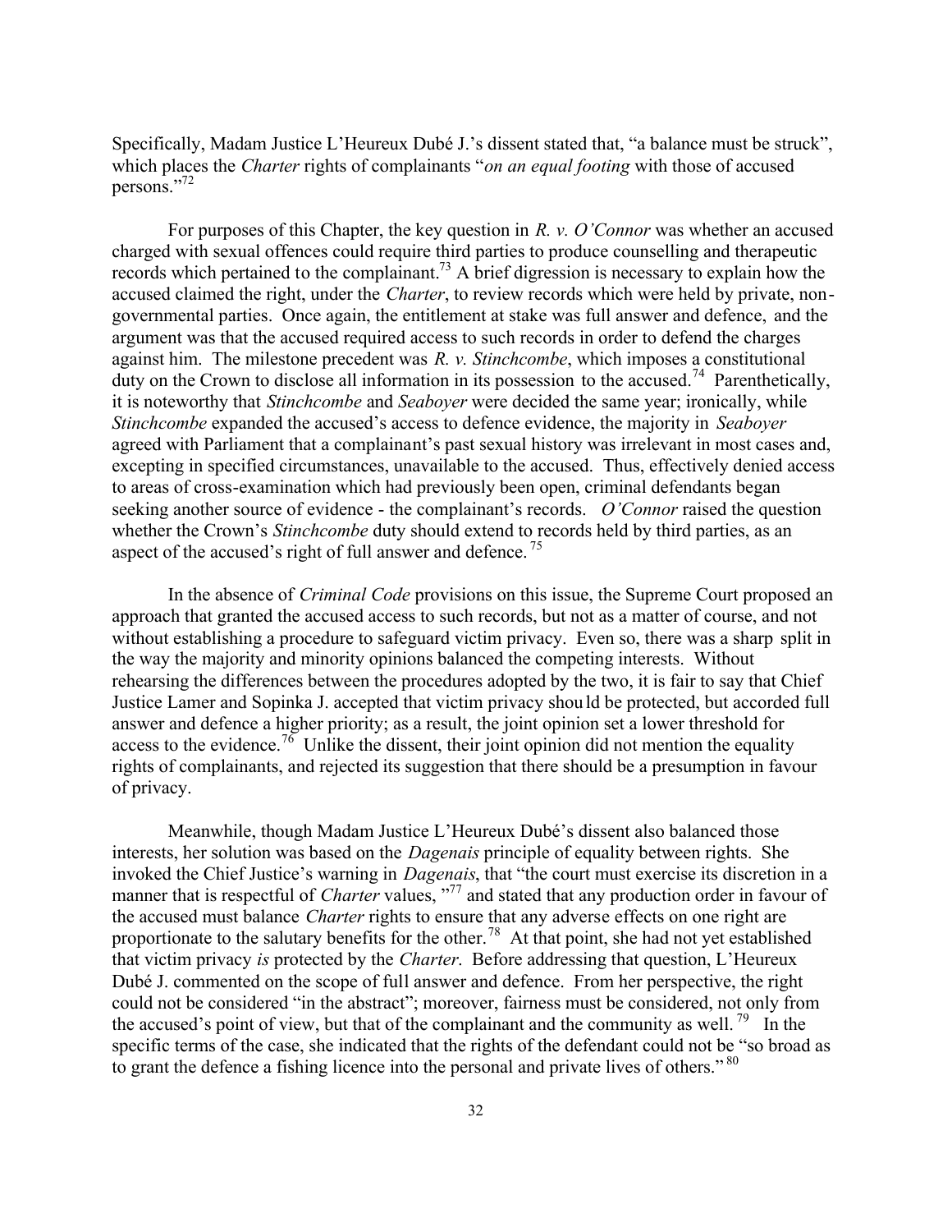Specifically, Madam Justice L'Heureux Dubé J.'s dissent stated that, "a balance must be struck", which places the *Charter* rights of complainants "*on an equal footing* with those of accused persons."[72]

For purposes of this Chapter, the key question in *R. v. O'Connor* was whether an accused charged with sexual offences could require third parties to produce counselling and therapeutic records which pertained to the complainant.[73] A brief digression is necessary to explain how the accused claimed the right, under the *Charter*, to review records which were held by private, non-governmental parties. Once again, the entitlement at stake was full answer and defence, and the argument was that the accused required access to such records in order to defend the charges against him. The milestone precedent was *R. v. Stinchcombe*, which imposes a constitutional duty on the Crown to disclose all information in its possession to the accused.[74] Parenthetically, it is noteworthy that *Stinchcombe* and *Seaboyer* were decided the same year; ironically, while *Stinchcombe* expanded the accused's access to defence evidence, the majority in *Seaboyer* agreed with Parliament that a complainant's past sexual history was irrelevant in most cases and, excepting in specified circumstances, unavailable to the accused. Thus, effectively denied access to areas of cross-examination which had previously been open, criminal defendants began seeking another source of evidence - the complainant's records. *O'Connor* raised the question whether the Crown's *Stinchcombe* duty should extend to records held by third parties, as an aspect of the accused's right of full answer and defence.[75]

In the absence of *Criminal Code* provisions on this issue, the Supreme Court proposed an approach that granted the accused access to such records, but not as a matter of course, and not without establishing a procedure to safeguard victim privacy. Even so, there was a sharp split in the way the majority and minority opinions balanced the competing interests. Without rehearsing the differences between the procedures adopted by the two, it is fair to say that Chief Justice Lamer and Sopinka J. accepted that victim privacy should be protected, but accorded full answer and defence a higher priority; as a result, the joint opinion set a lower threshold for access to the evidence.[76] Unlike the dissent, their joint opinion did not mention the equality rights of complainants, and rejected its suggestion that there should be a presumption in favour of privacy.

Meanwhile, though Madam Justice L'Heureux Dubé's dissent also balanced those interests, her solution was based on the *Dagenais* principle of equality between rights. She invoked the Chief Justice's warning in *Dagenais*, that "the court must exercise its discretion in a manner that is respectful of *Charter* values, "[77] and stated that any production order in favour of the accused must balance *Charter* rights to ensure that any adverse effects on one right are proportionate to the salutary benefits for the other.[78] At that point, she had not yet established that victim privacy *is* protected by the *Charter*. Before addressing that question, L'Heureux Dubé J. commented on the scope of full answer and defence. From her perspective, the right could not be considered "in the abstract"; moreover, fairness must be considered, not only from the accused's point of view, but that of the complainant and the community as well.[79] In the specific terms of the case, she indicated that the rights of the defendant could not be "so broad as to grant the defence a fishing licence into the personal and private lives of others."[80]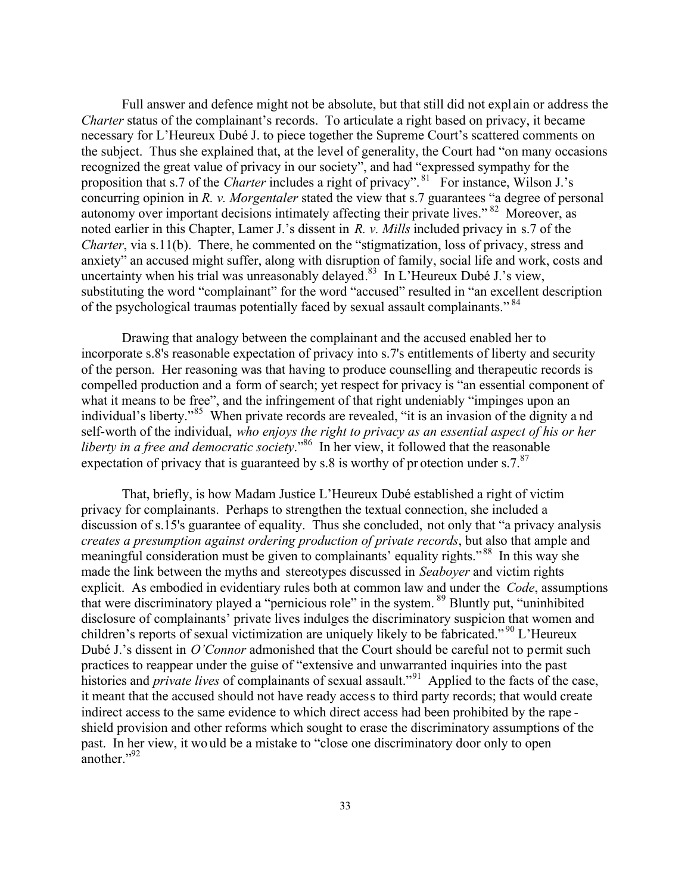Full answer and defence might not be absolute, but that still did not explain or address the *Charter* status of the complainant's records. To articulate a right based on privacy, it became necessary for L'Heureux Dubé J. to piece together the Supreme Court's scattered comments on the subject. Thus she explained that, at the level of generality, the Court had "on many occasions recognized the great value of privacy in our society", and had "expressed sympathy for the proposition that s.7 of the *Charter* includes a right of privacy".[81] For instance, Wilson J.'s concurring opinion in *R. v. Morgentaler* stated the view that s.7 guarantees "a degree of personal autonomy over important decisions intimately affecting their private lives."[82] Moreover, as noted earlier in this Chapter, Lamer J.'s dissent in *R. v. Mills* included privacy in s.7 of the *Charter*, via s.11(b). There, he commented on the "stigmatization, loss of privacy, stress and anxiety" an accused might suffer, along with disruption of family, social life and work, costs and uncertainty when his trial was unreasonably delayed.[83] In L'Heureux Dubé J.'s view, substituting the word "complainant" for the word "accused" resulted in "an excellent description of the psychological traumas potentially faced by sexual assault complainants."[84]

Drawing that analogy between the complainant and the accused enabled her to incorporate s.8's reasonable expectation of privacy into s.7's entitlements of liberty and security of the person. Her reasoning was that having to produce counselling and therapeutic records is compelled production and a form of search; yet respect for privacy is "an essential component of what it means to be free", and the infringement of that right undeniably "impinges upon an individual's liberty."[85] When private records are revealed, "it is an invasion of the dignity and self-worth of the individual, *who enjoys the right to privacy as an essential aspect of his or her liberty in a free and democratic society*."[86] In her view, it followed that the reasonable expectation of privacy that is guaranteed by s.8 is worthy of protection under s.7.[87]

That, briefly, is how Madam Justice L'Heureux Dubé established a right of victim privacy for complainants. Perhaps to strengthen the textual connection, she included a discussion of s.15's guarantee of equality. Thus she concluded, not only that "a privacy analysis *creates a presumption against ordering production of private records*, but also that ample and meaningful consideration must be given to complainants' equality rights."[88] In this way she made the link between the myths and stereotypes discussed in *Seaboyer* and victim rights explicit. As embodied in evidentiary rules both at common law and under the *Code*, assumptions that were discriminatory played a "pernicious role" in the system.[89] Bluntly put, "uninhibited disclosure of complainants' private lives indulges the discriminatory suspicion that women and children's reports of sexual victimization are uniquely likely to be fabricated."[90] L'Heureux Dubé J.'s dissent in *O'Connor* admonished that the Court should be careful not to permit such practices to reappear under the guise of "extensive and unwarranted inquiries into the past histories and *private lives* of complainants of sexual assault."[91] Applied to the facts of the case, it meant that the accused should not have ready access to third party records; that would create indirect access to the same evidence to which direct access had been prohibited by the rape-shield provision and other reforms which sought to erase the discriminatory assumptions of the past. In her view, it would be a mistake to "close one discriminatory door only to open another."[92]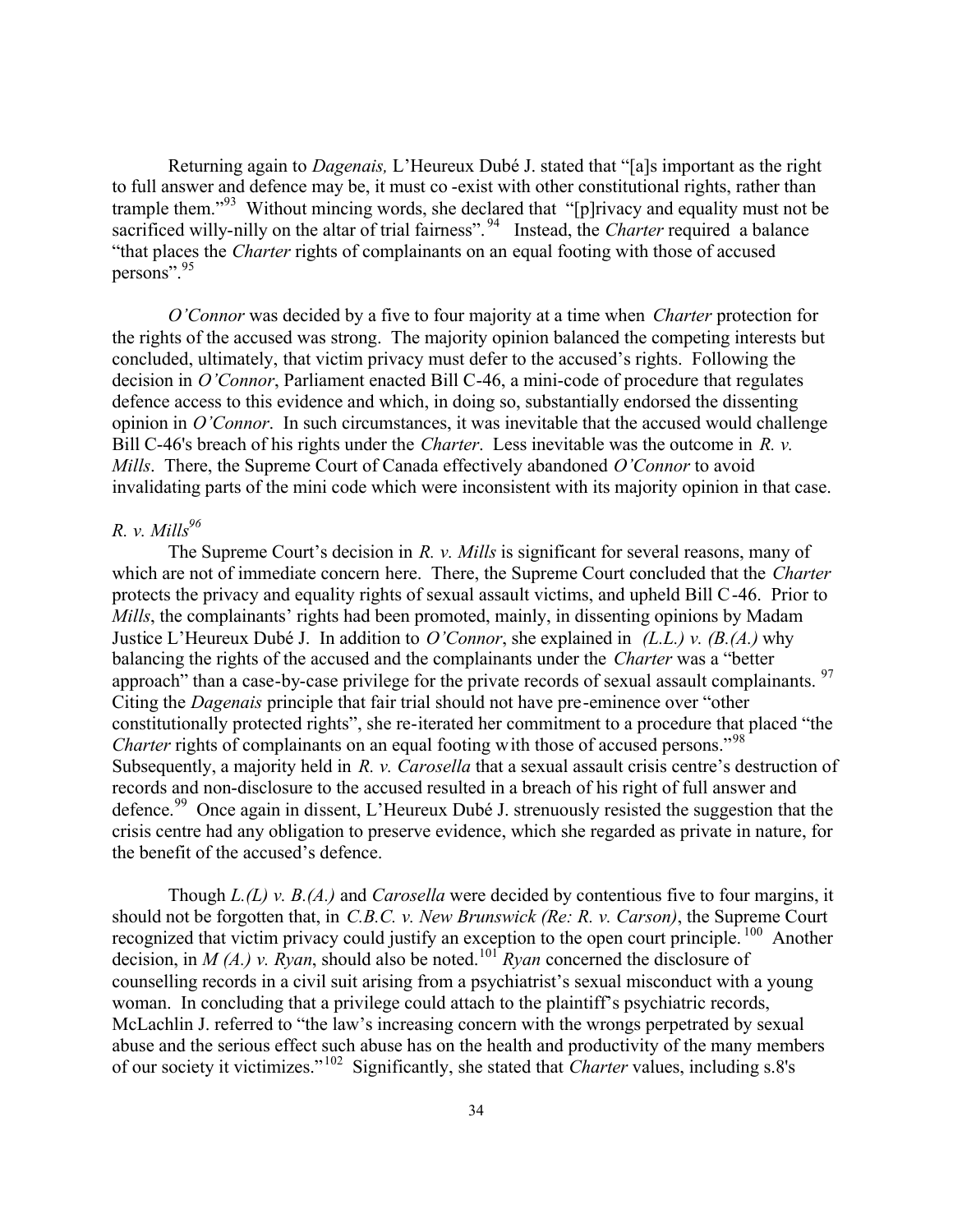Returning again to *Dagenais,* L'Heureux Dubé J. stated that "[a]s important as the right to full answer and defence may be, it must co -exist with other constitutional rights, rather than trample them."[93] Without mincing words, she declared that "[p]rivacy and equality must not be sacrificed willy-nilly on the altar of trial fairness".[94] Instead, the *Charter* required a balance "that places the *Charter* rights of complainants on an equal footing with those of accused persons".[95]

*O'Connor* was decided by a five to four majority at a time when *Charter* protection for the rights of the accused was strong. The majority opinion balanced the competing interests but concluded, ultimately, that victim privacy must defer to the accused's rights. Following the decision in *O'Connor*, Parliament enacted Bill C-46, a mini-code of procedure that regulates defence access to this evidence and which, in doing so, substantially endorsed the dissenting opinion in *O'Connor*. In such circumstances, it was inevitable that the accused would challenge Bill C-46's breach of his rights under the *Charter*. Less inevitable was the outcome in *R. v. Mills*. There, the Supreme Court of Canada effectively abandoned *O'Connor* to avoid invalidating parts of the mini code which were inconsistent with its majority opinion in that case.

*R. v. Mills*[96]

The Supreme Court's decision in *R. v. Mills* is significant for several reasons, many of which are not of immediate concern here. There, the Supreme Court concluded that the *Charter* protects the privacy and equality rights of sexual assault victims, and upheld Bill C-46. Prior to *Mills*, the complainants' rights had been promoted, mainly, in dissenting opinions by Madam Justice L'Heureux Dubé J. In addition to *O'Connor*, she explained in *(L.L.) v. (B.(A.)* why balancing the rights of the accused and the complainants under the *Charter* was a "better approach" than a case-by-case privilege for the private records of sexual assault complainants.[97] Citing the *Dagenais* principle that fair trial should not have pre-eminence over "other constitutionally protected rights", she re-iterated her commitment to a procedure that placed "the *Charter* rights of complainants on an equal footing with those of accused persons."[98] Subsequently, a majority held in *R. v. Carosella* that a sexual assault crisis centre's destruction of records and non-disclosure to the accused resulted in a breach of his right of full answer and defence.[99] Once again in dissent, L'Heureux Dubé J. strenuously resisted the suggestion that the crisis centre had any obligation to preserve evidence, which she regarded as private in nature, for the benefit of the accused's defence.

Though *L.(L) v. B.(A.)* and *Carosella* were decided by contentious five to four margins, it should not be forgotten that, in *C.B.C. v. New Brunswick (Re: R. v. Carson)*, the Supreme Court recognized that victim privacy could justify an exception to the open court principle.[100] Another decision, in *M (A.) v. Ryan*, should also be noted.[101] *Ryan* concerned the disclosure of counselling records in a civil suit arising from a psychiatrist's sexual misconduct with a young woman. In concluding that a privilege could attach to the plaintiff's psychiatric records, McLachlin J. referred to "the law's increasing concern with the wrongs perpetrated by sexual abuse and the serious effect such abuse has on the health and productivity of the many members of our society it victimizes."[102] Significantly, she stated that *Charter* values, including s.8's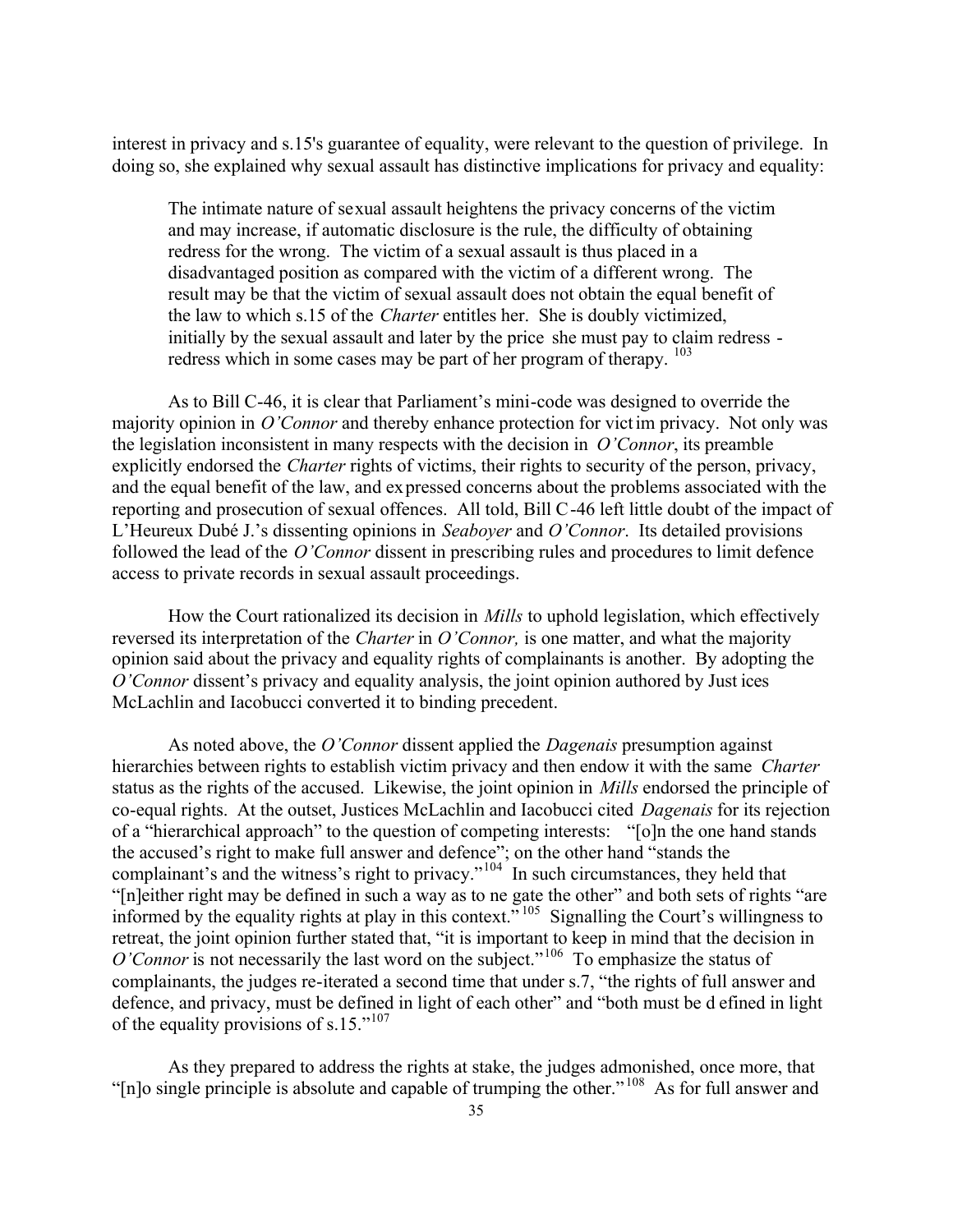interest in privacy and s.15's guarantee of equality, were relevant to the question of privilege. In doing so, she explained why sexual assault has distinctive implications for privacy and equality:

> The intimate nature of sexual assault heightens the privacy concerns of the victim and may increase, if automatic disclosure is the rule, the difficulty of obtaining redress for the wrong. The victim of a sexual assault is thus placed in a disadvantaged position as compared with the victim of a different wrong. The result may be that the victim of sexual assault does not obtain the equal benefit of the law to which s.15 of the *Charter* entitles her. She is doubly victimized, initially by the sexual assault and later by the price she must pay to claim redress - redress which in some cases may be part of her program of therapy. [103]

As to Bill C-46, it is clear that Parliament's mini-code was designed to override the majority opinion in *O'Connor* and thereby enhance protection for victim privacy. Not only was the legislation inconsistent in many respects with the decision in *O'Connor*, its preamble explicitly endorsed the *Charter* rights of victims, their rights to security of the person, privacy, and the equal benefit of the law, and expressed concerns about the problems associated with the reporting and prosecution of sexual offences. All told, Bill C-46 left little doubt of the impact of L'Heureux Dubé J.'s dissenting opinions in *Seaboyer* and *O'Connor*. Its detailed provisions followed the lead of the *O'Connor* dissent in prescribing rules and procedures to limit defence access to private records in sexual assault proceedings.

How the Court rationalized its decision in *Mills* to uphold legislation, which effectively reversed its interpretation of the *Charter* in *O'Connor,* is one matter, and what the majority opinion said about the privacy and equality rights of complainants is another. By adopting the *O'Connor* dissent's privacy and equality analysis, the joint opinion authored by Justices McLachlin and Iacobucci converted it to binding precedent.

As noted above, the *O'Connor* dissent applied the *Dagenais* presumption against hierarchies between rights to establish victim privacy and then endow it with the same *Charter* status as the rights of the accused. Likewise, the joint opinion in *Mills* endorsed the principle of co-equal rights. At the outset, Justices McLachlin and Iacobucci cited *Dagenais* for its rejection of a "hierarchical approach" to the question of competing interests: "[o]n the one hand stands the accused's right to make full answer and defence"; on the other hand "stands the complainant's and the witness's right to privacy."[104] In such circumstances, they held that "[n]either right may be defined in such a way as to negate the other" and both sets of rights "are informed by the equality rights at play in this context."[105] Signalling the Court's willingness to retreat, the joint opinion further stated that, "it is important to keep in mind that the decision in *O'Connor* is not necessarily the last word on the subject."[106] To emphasize the status of complainants, the judges re-iterated a second time that under s.7, "the rights of full answer and defence, and privacy, must be defined in light of each other" and "both must be defined in light of the equality provisions of s.15."[107]

As they prepared to address the rights at stake, the judges admonished, once more, that "[n]o single principle is absolute and capable of trumping the other."[108] As for full answer and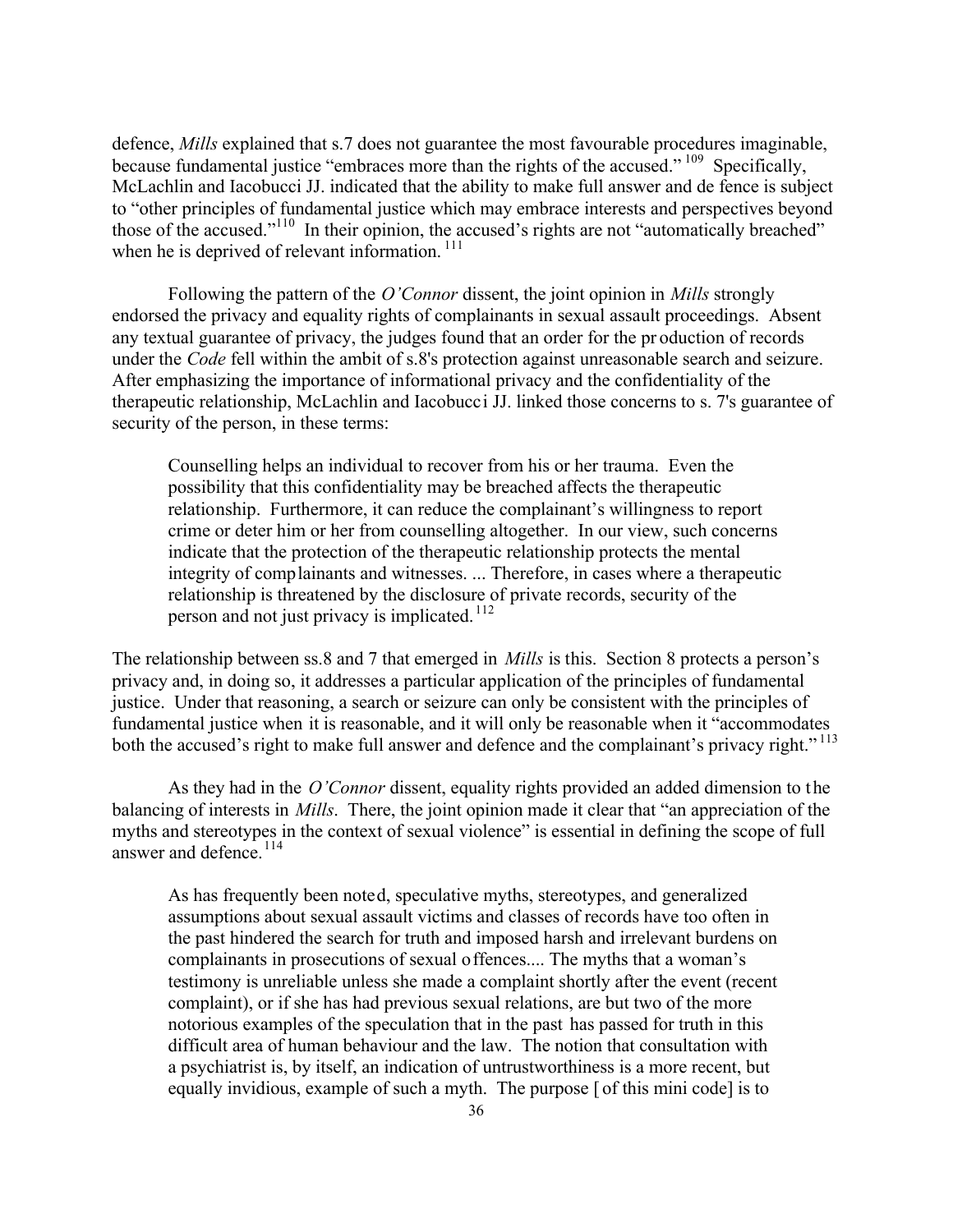defence, *Mills* explained that s.7 does not guarantee the most favourable procedures imaginable, because fundamental justice "embraces more than the rights of the accused."[109] Specifically, McLachlin and Iacobucci JJ. indicated that the ability to make full answer and de fence is subject to "other principles of fundamental justice which may embrace interests and perspectives beyond those of the accused."[110] In their opinion, the accused's rights are not "automatically breached" when he is deprived of relevant information.[111]

Following the pattern of the *O'Connor* dissent, the joint opinion in *Mills* strongly endorsed the privacy and equality rights of complainants in sexual assault proceedings. Absent any textual guarantee of privacy, the judges found that an order for the pr oduction of records under the *Code* fell within the ambit of s.8's protection against unreasonable search and seizure. After emphasizing the importance of informational privacy and the confidentiality of the therapeutic relationship, McLachlin and Iacobucci JJ. linked those concerns to s. 7's guarantee of security of the person, in these terms:

> Counselling helps an individual to recover from his or her trauma. Even the possibility that this confidentiality may be breached affects the therapeutic relationship. Furthermore, it can reduce the complainant's willingness to report crime or deter him or her from counselling altogether. In our view, such concerns indicate that the protection of the therapeutic relationship protects the mental integrity of complainants and witnesses. ... Therefore, in cases where a therapeutic relationship is threatened by the disclosure of private records, security of the person and not just privacy is implicated.[112]

The relationship between ss.8 and 7 that emerged in *Mills* is this. Section 8 protects a person's privacy and, in doing so, it addresses a particular application of the principles of fundamental justice. Under that reasoning, a search or seizure can only be consistent with the principles of fundamental justice when it is reasonable, and it will only be reasonable when it "accommodates both the accused's right to make full answer and defence and the complainant's privacy right."[113]

As they had in the *O'Connor* dissent, equality rights provided an added dimension to the balancing of interests in *Mills*. There, the joint opinion made it clear that "an appreciation of the myths and stereotypes in the context of sexual violence" is essential in defining the scope of full answer and defence.[114]

> As has frequently been noted, speculative myths, stereotypes, and generalized assumptions about sexual assault victims and classes of records have too often in the past hindered the search for truth and imposed harsh and irrelevant burdens on complainants in prosecutions of sexual offences.... The myths that a woman's testimony is unreliable unless she made a complaint shortly after the event (recent complaint), or if she has had previous sexual relations, are but two of the more notorious examples of the speculation that in the past has passed for truth in this difficult area of human behaviour and the law. The notion that consultation with a psychiatrist is, by itself, an indication of untrustworthiness is a more recent, but equally invidious, example of such a myth. The purpose [of this mini code] is to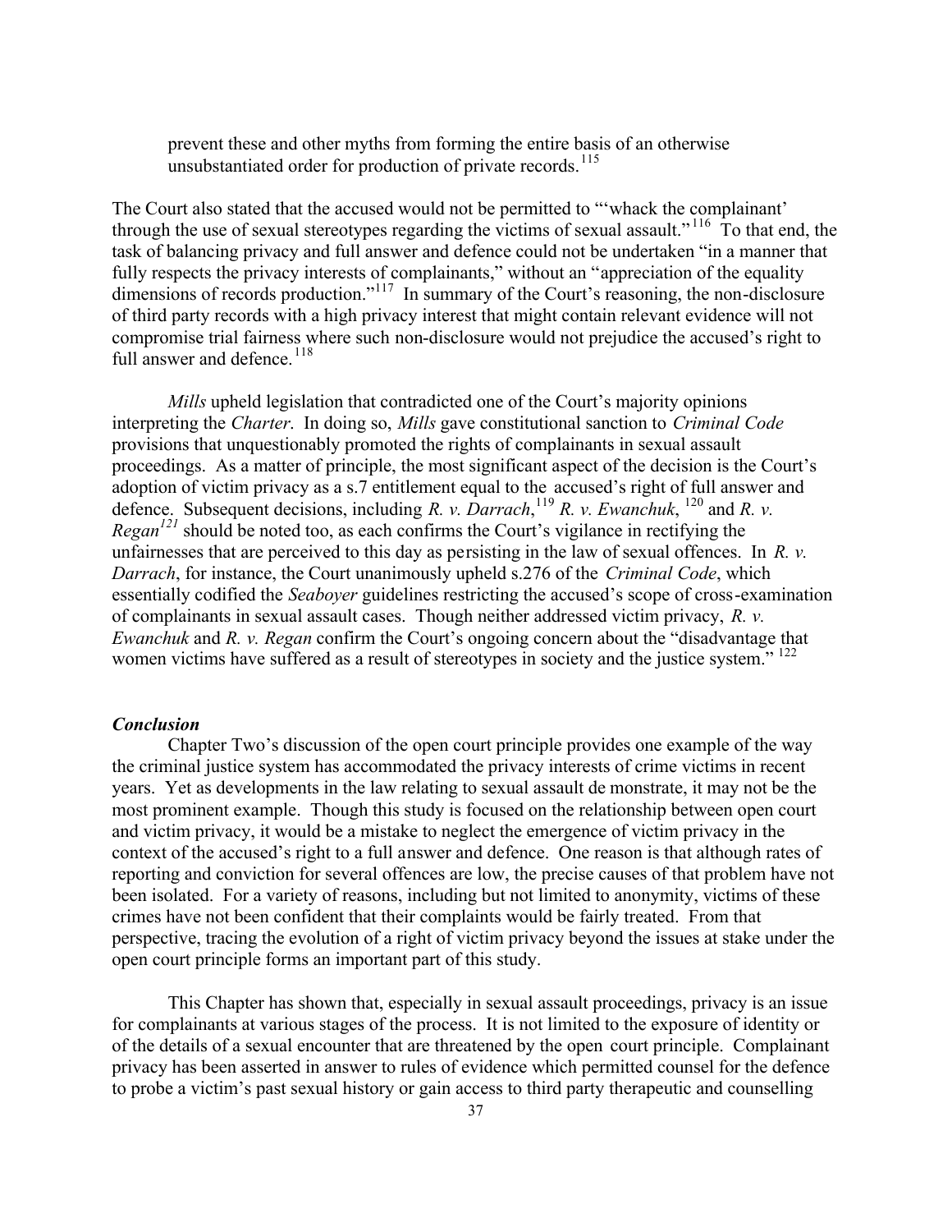> prevent these and other myths from forming the entire basis of an otherwise unsubstantiated order for production of private records.[115]

The Court also stated that the accused would not be permitted to "'whack the complainant' through the use of sexual stereotypes regarding the victims of sexual assault."[116] To that end, the task of balancing privacy and full answer and defence could not be undertaken "in a manner that fully respects the privacy interests of complainants," without an "appreciation of the equality dimensions of records production."[117] In summary of the Court's reasoning, the non-disclosure of third party records with a high privacy interest that might contain relevant evidence will not compromise trial fairness where such non-disclosure would not prejudice the accused's right to full answer and defence.[118]

*Mills* upheld legislation that contradicted one of the Court's majority opinions interpreting the *Charter*. In doing so, *Mills* gave constitutional sanction to *Criminal Code* provisions that unquestionably promoted the rights of complainants in sexual assault proceedings. As a matter of principle, the most significant aspect of the decision is the Court's adoption of victim privacy as a s.7 entitlement equal to the accused's right of full answer and defence. Subsequent decisions, including *R. v. Darrach*,[119] *R. v. Ewanchuk*,[120] and *R. v. Regan*[121] should be noted too, as each confirms the Court's vigilance in rectifying the unfairnesses that are perceived to this day as persisting in the law of sexual offences. In *R. v. Darrach*, for instance, the Court unanimously upheld s.276 of the *Criminal Code*, which essentially codified the *Seaboyer* guidelines restricting the accused's scope of cross-examination of complainants in sexual assault cases. Though neither addressed victim privacy, *R. v. Ewanchuk* and *R. v. Regan* confirm the Court's ongoing concern about the "disadvantage that women victims have suffered as a result of stereotypes in society and the justice system."[122]

### *Conclusion*

Chapter Two's discussion of the open court principle provides one example of the way the criminal justice system has accommodated the privacy interests of crime victims in recent years. Yet as developments in the law relating to sexual assault demonstrate, it may not be the most prominent example. Though this study is focused on the relationship between open court and victim privacy, it would be a mistake to neglect the emergence of victim privacy in the context of the accused's right to a full answer and defence. One reason is that although rates of reporting and conviction for several offences are low, the precise causes of that problem have not been isolated. For a variety of reasons, including but not limited to anonymity, victims of these crimes have not been confident that their complaints would be fairly treated. From that perspective, tracing the evolution of a right of victim privacy beyond the issues at stake under the open court principle forms an important part of this study.

This Chapter has shown that, especially in sexual assault proceedings, privacy is an issue for complainants at various stages of the process. It is not limited to the exposure of identity or of the details of a sexual encounter that are threatened by the open court principle. Complainant privacy has been asserted in answer to rules of evidence which permitted counsel for the defence to probe a victim's past sexual history or gain access to third party therapeutic and counselling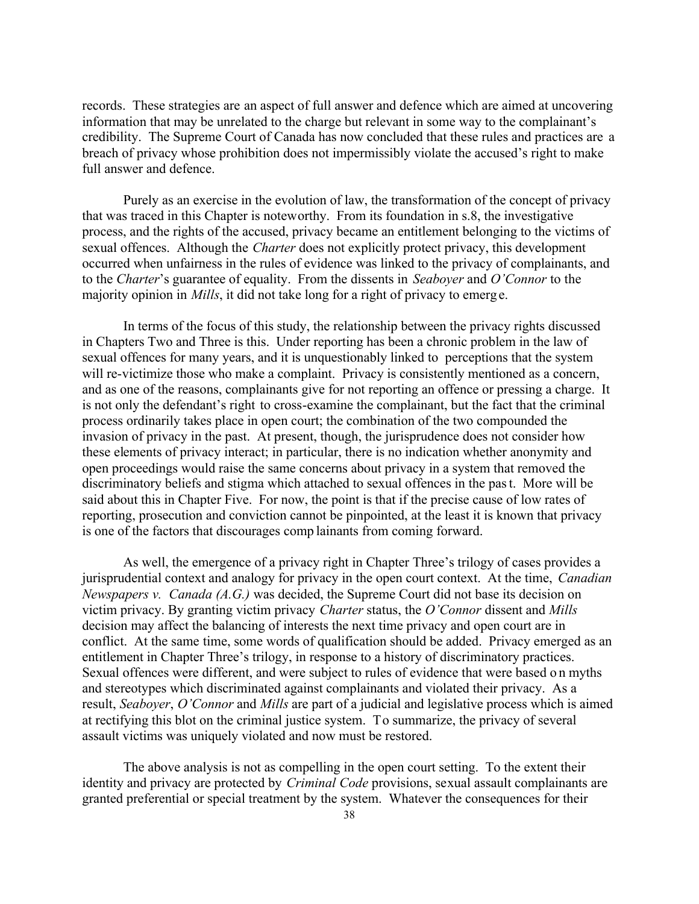records. These strategies are an aspect of full answer and defence which are aimed at uncovering information that may be unrelated to the charge but relevant in some way to the complainant's credibility. The Supreme Court of Canada has now concluded that these rules and practices are a breach of privacy whose prohibition does not impermissibly violate the accused's right to make full answer and defence.

Purely as an exercise in the evolution of law, the transformation of the concept of privacy that was traced in this Chapter is noteworthy. From its foundation in s.8, the investigative process, and the rights of the accused, privacy became an entitlement belonging to the victims of sexual offences. Although the *Charter* does not explicitly protect privacy, this development occurred when unfairness in the rules of evidence was linked to the privacy of complainants, and to the *Charter*'s guarantee of equality. From the dissents in *Seaboyer* and *O'Connor* to the majority opinion in *Mills*, it did not take long for a right of privacy to emerge.

In terms of the focus of this study, the relationship between the privacy rights discussed in Chapters Two and Three is this. Under reporting has been a chronic problem in the law of sexual offences for many years, and it is unquestionably linked to perceptions that the system will re-victimize those who make a complaint. Privacy is consistently mentioned as a concern, and as one of the reasons, complainants give for not reporting an offence or pressing a charge. It is not only the defendant's right to cross-examine the complainant, but the fact that the criminal process ordinarily takes place in open court; the combination of the two compounded the invasion of privacy in the past. At present, though, the jurisprudence does not consider how these elements of privacy interact; in particular, there is no indication whether anonymity and open proceedings would raise the same concerns about privacy in a system that removed the discriminatory beliefs and stigma which attached to sexual offences in the past. More will be said about this in Chapter Five. For now, the point is that if the precise cause of low rates of reporting, prosecution and conviction cannot be pinpointed, at the least it is known that privacy is one of the factors that discourages complainants from coming forward.

As well, the emergence of a privacy right in Chapter Three's trilogy of cases provides a jurisprudential context and analogy for privacy in the open court context. At the time, *Canadian Newspapers v. Canada (A.G.)* was decided, the Supreme Court did not base its decision on victim privacy. By granting victim privacy *Charter* status, the *O'Connor* dissent and *Mills* decision may affect the balancing of interests the next time privacy and open court are in conflict. At the same time, some words of qualification should be added. Privacy emerged as an entitlement in Chapter Three's trilogy, in response to a history of discriminatory practices. Sexual offences were different, and were subject to rules of evidence that were based on myths and stereotypes which discriminated against complainants and violated their privacy. As a result, *Seaboyer*, *O'Connor* and *Mills* are part of a judicial and legislative process which is aimed at rectifying this blot on the criminal justice system. To summarize, the privacy of several assault victims was uniquely violated and now must be restored.

The above analysis is not as compelling in the open court setting. To the extent their identity and privacy are protected by *Criminal Code* provisions, sexual assault complainants are granted preferential or special treatment by the system. Whatever the consequences for their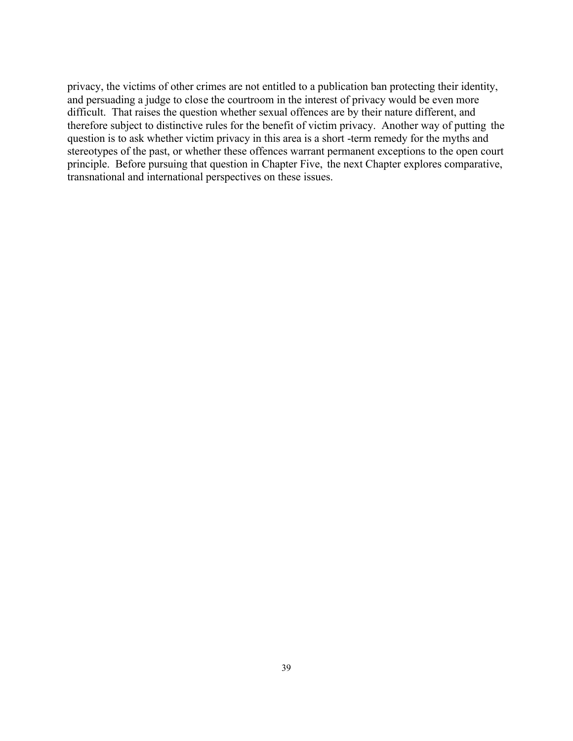privacy, the victims of other crimes are not entitled to a publication ban protecting their identity, and persuading a judge to close the courtroom in the interest of privacy would be even more difficult. That raises the question whether sexual offences are by their nature different, and therefore subject to distinctive rules for the benefit of victim privacy. Another way of putting the question is to ask whether victim privacy in this area is a short -term remedy for the myths and stereotypes of the past, or whether these offences warrant permanent exceptions to the open court principle. Before pursuing that question in Chapter Five, the next Chapter explores comparative, transnational and international perspectives on these issues.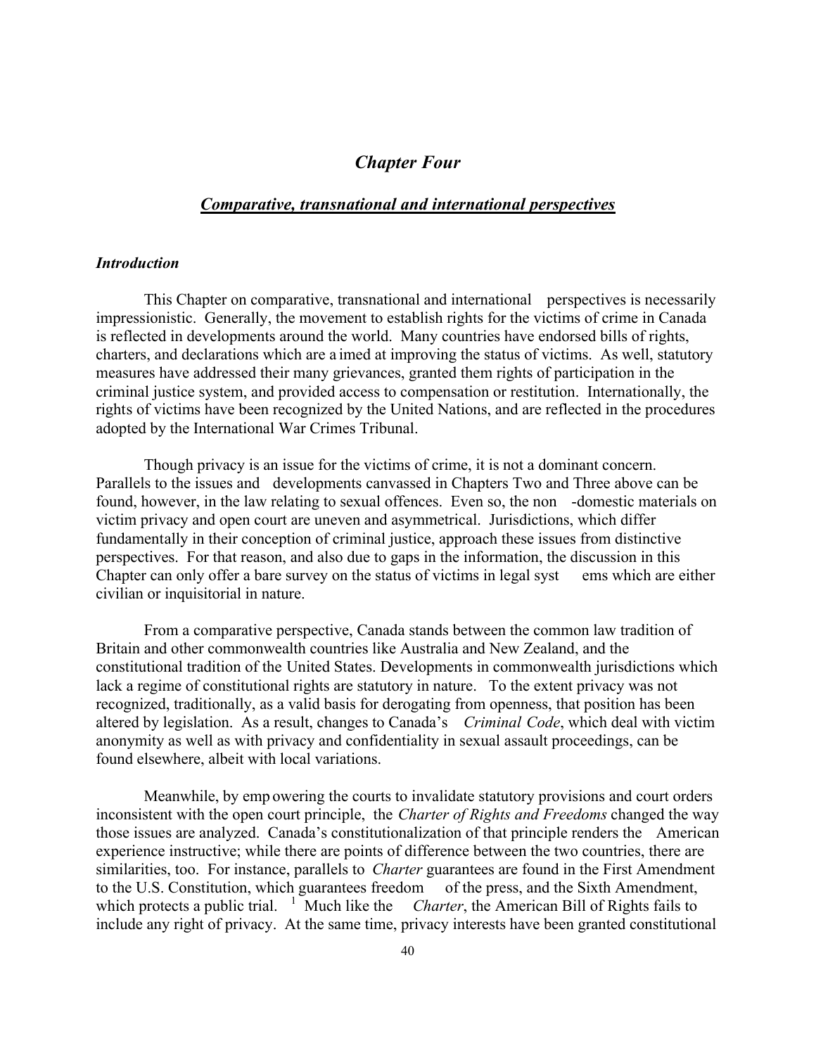## *Chapter Four*

### *Comparative, transnational and international perspectives*

#### *Introduction*

This Chapter on comparative, transnational and international perspectives is necessarily impressionistic. Generally, the movement to establish rights for the victims of crime in Canada is reflected in developments around the world. Many countries have endorsed bills of rights, charters, and declarations which are aimed at improving the status of victims. As well, statutory measures have addressed their many grievances, granted them rights of participation in the criminal justice system, and provided access to compensation or restitution. Internationally, the rights of victims have been recognized by the United Nations, and are reflected in the procedures adopted by the International War Crimes Tribunal.

Though privacy is an issue for the victims of crime, it is not a dominant concern. Parallels to the issues and developments canvassed in Chapters Two and Three above can be found, however, in the law relating to sexual offences. Even so, the non-domestic materials on victim privacy and open court are uneven and asymmetrical. Jurisdictions, which differ fundamentally in their conception of criminal justice, approach these issues from distinctive perspectives. For that reason, and also due to gaps in the information, the discussion in this Chapter can only offer a bare survey on the status of victims in legal systems which are either civilian or inquisitorial in nature.

From a comparative perspective, Canada stands between the common law tradition of Britain and other commonwealth countries like Australia and New Zealand, and the constitutional tradition of the United States. Developments in commonwealth jurisdictions which lack a regime of constitutional rights are statutory in nature. To the extent privacy was not recognized, traditionally, as a valid basis for derogating from openness, that position has been altered by legislation. As a result, changes to Canada's *Criminal Code*, which deal with victim anonymity as well as with privacy and confidentiality in sexual assault proceedings, can be found elsewhere, albeit with local variations.

Meanwhile, by empowering the courts to invalidate statutory provisions and court orders inconsistent with the open court principle, the *Charter of Rights and Freedoms* changed the way those issues are analyzed. Canada's constitutionalization of that principle renders the American experience instructive; while there are points of difference between the two countries, there are similarities, too. For instance, parallels to *Charter* guarantees are found in the First Amendment to the U.S. Constitution, which guarantees freedom of the press, and the Sixth Amendment, which protects a public trial. [1] Much like the *Charter*, the American Bill of Rights fails to include any right of privacy. At the same time, privacy interests have been granted constitutional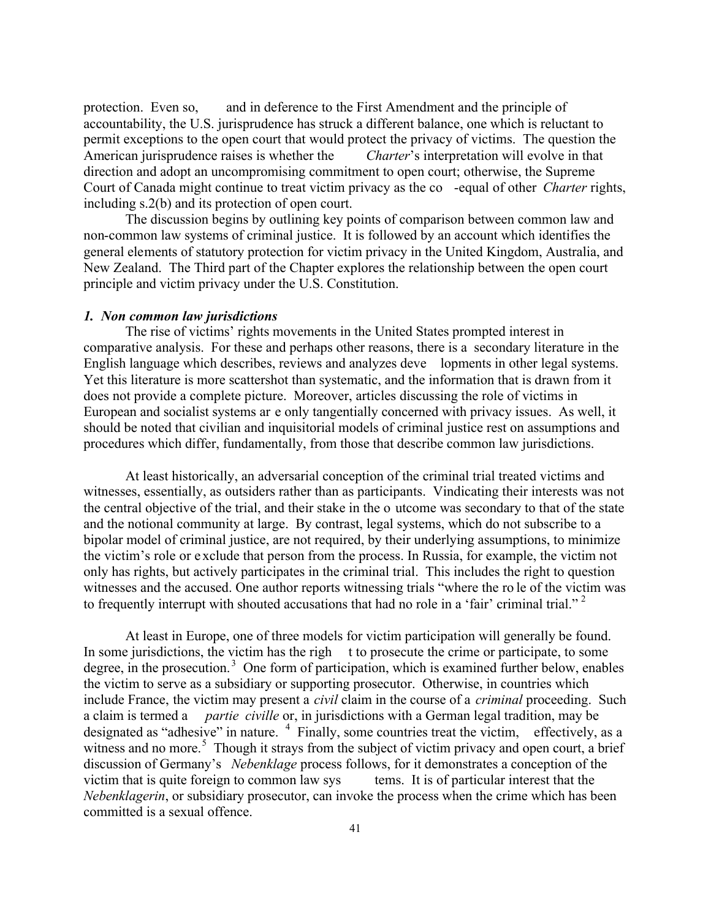protection. Even so, and in deference to the First Amendment and the principle of accountability, the U.S. jurisprudence has struck a different balance, one which is reluctant to permit exceptions to the open court that would protect the privacy of victims. The question the American jurisprudence raises is whether the *Charter*'s interpretation will evolve in that direction and adopt an uncompromising commitment to open court; otherwise, the Supreme Court of Canada might continue to treat victim privacy as the co-equal of other *Charter* rights, including s.2(b) and its protection of open court.

The discussion begins by outlining key points of comparison between common law and non-common law systems of criminal justice. It is followed by an account which identifies the general elements of statutory protection for victim privacy in the United Kingdom, Australia, and New Zealand. The Third part of the Chapter explores the relationship between the open court principle and victim privacy under the U.S. Constitution.

### *1. Non common law jurisdictions*

The rise of victims' rights movements in the United States prompted interest in comparative analysis. For these and perhaps other reasons, there is a secondary literature in the English language which describes, reviews and analyzes developments in other legal systems. Yet this literature is more scattershot than systematic, and the information that is drawn from it does not provide a complete picture. Moreover, articles discussing the role of victims in European and socialist systems are only tangentially concerned with privacy issues. As well, it should be noted that civilian and inquisitorial models of criminal justice rest on assumptions and procedures which differ, fundamentally, from those that describe common law jurisdictions.

At least historically, an adversarial conception of the criminal trial treated victims and witnesses, essentially, as outsiders rather than as participants. Vindicating their interests was not the central objective of the trial, and their stake in the outcome was secondary to that of the state and the notional community at large. By contrast, legal systems, which do not subscribe to a bipolar model of criminal justice, are not required, by their underlying assumptions, to minimize the victim's role or exclude that person from the process. In Russia, for example, the victim not only has rights, but actively participates in the criminal trial. This includes the right to question witnesses and the accused. One author reports witnessing trials "where the role of the victim was to frequently interrupt with shouted accusations that had no role in a 'fair' criminal trial." [2]

At least in Europe, one of three models for victim participation will generally be found. In some jurisdictions, the victim has the right to prosecute the crime or participate, to some degree, in the prosecution. [3] One form of participation, which is examined further below, enables the victim to serve as a subsidiary or supporting prosecutor. Otherwise, in countries which include France, the victim may present a *civil* claim in the course of a *criminal* proceeding. Such a claim is termed a *partie civille* or, in jurisdictions with a German legal tradition, may be designated as "adhesive" in nature. [4] Finally, some countries treat the victim, effectively, as a witness and no more. [5] Though it strays from the subject of victim privacy and open court, a brief discussion of Germany's *Nebenklage* process follows, for it demonstrates a conception of the victim that is quite foreign to common law systems. It is of particular interest that the *Nebenklagerin*, or subsidiary prosecutor, can invoke the process when the crime which has been committed is a sexual offence.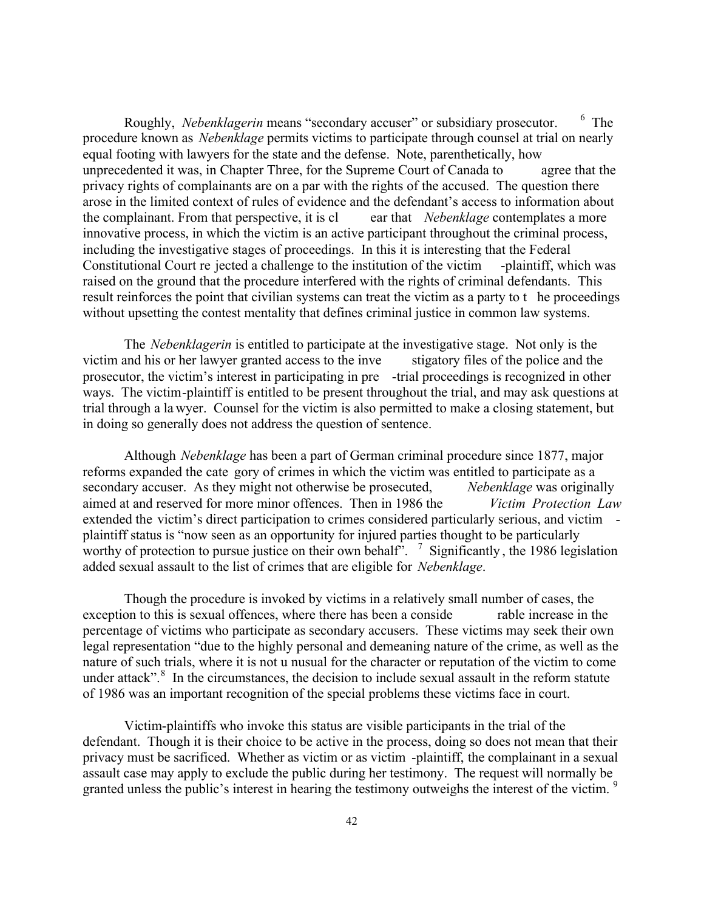Roughly, *Nebenklagerin* means "secondary accuser" or subsidiary prosecutor.[6] The procedure known as *Nebenklage* permits victims to participate through counsel at trial on nearly equal footing with lawyers for the state and the defense. Note, parenthetically, how unprecedented it was, in Chapter Three, for the Supreme Court of Canada to agree that the privacy rights of complainants are on a par with the rights of the accused. The question there arose in the limited context of rules of evidence and the defendant's access to information about the complainant. From that perspective, it is clear that *Nebenklage* contemplates a more innovative process, in which the victim is an active participant throughout the criminal process, including the investigative stages of proceedings. In this it is interesting that the Federal Constitutional Court rejected a challenge to the institution of the victim-plaintiff, which was raised on the ground that the procedure interfered with the rights of criminal defendants. This result reinforces the point that civilian systems can treat the victim as a party to the proceedings without upsetting the contest mentality that defines criminal justice in common law systems.

The *Nebenklagerin* is entitled to participate at the investigative stage. Not only is the victim and his or her lawyer granted access to the investigatory files of the police and the prosecutor, the victim's interest in participating in pre-trial proceedings is recognized in other ways. The victim-plaintiff is entitled to be present throughout the trial, and may ask questions at trial through a lawyer. Counsel for the victim is also permitted to make a closing statement, but in doing so generally does not address the question of sentence.

Although *Nebenklage* has been a part of German criminal procedure since 1877, major reforms expanded the category of crimes in which the victim was entitled to participate as a secondary accuser. As they might not otherwise be prosecuted, *Nebenklage* was originally aimed at and reserved for more minor offences. Then in 1986 the *Victim Protection Law* extended the victim's direct participation to crimes considered particularly serious, and victim-plaintiff status is "now seen as an opportunity for injured parties thought to be particularly worthy of protection to pursue justice on their own behalf".[7] Significantly, the 1986 legislation added sexual assault to the list of crimes that are eligible for *Nebenklage*.

Though the procedure is invoked by victims in a relatively small number of cases, the exception to this is sexual offences, where there has been a considerable increase in the percentage of victims who participate as secondary accusers. These victims may seek their own legal representation "due to the highly personal and demeaning nature of the crime, as well as the nature of such trials, where it is not unusual for the character or reputation of the victim to come under attack".[8] In the circumstances, the decision to include sexual assault in the reform statute of 1986 was an important recognition of the special problems these victims face in court.

Victim-plaintiffs who invoke this status are visible participants in the trial of the defendant. Though it is their choice to be active in the process, doing so does not mean that their privacy must be sacrificed. Whether as victim or as victim-plaintiff, the complainant in a sexual assault case may apply to exclude the public during her testimony. The request will normally be granted unless the public's interest in hearing the testimony outweighs the interest of the victim.[9]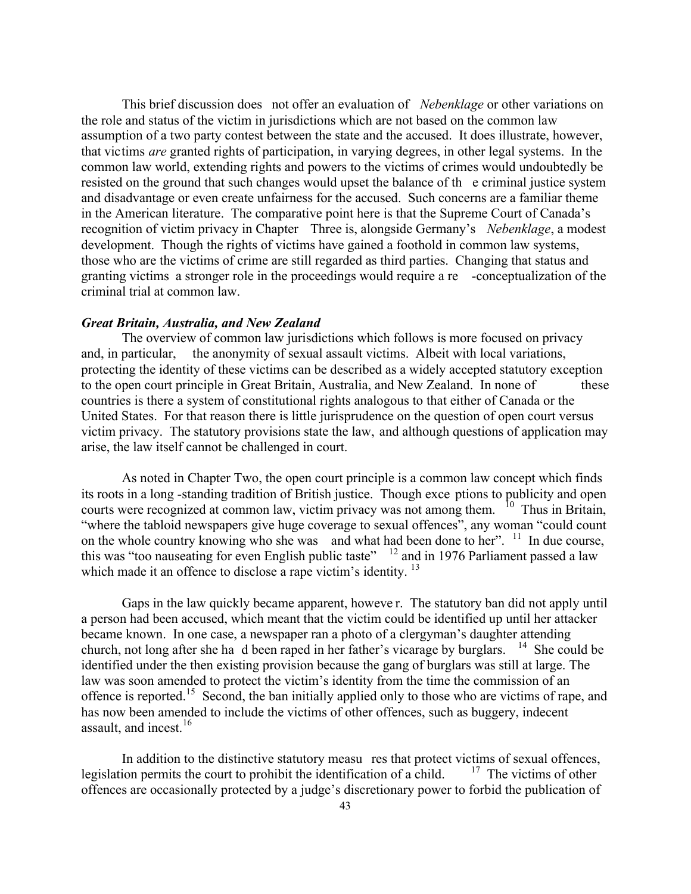This brief discussion does not offer an evaluation of *Nebenklage* or other variations on the role and status of the victim in jurisdictions which are not based on the common law assumption of a two party contest between the state and the accused. It does illustrate, however, that victims *are* granted rights of participation, in varying degrees, in other legal systems. In the common law world, extending rights and powers to the victims of crimes would undoubtedly be resisted on the ground that such changes would upset the balance of the criminal justice system and disadvantage or even create unfairness for the accused. Such concerns are a familiar theme in the American literature. The comparative point here is that the Supreme Court of Canada's recognition of victim privacy in Chapter Three is, alongside Germany's *Nebenklage*, a modest development. Though the rights of victims have gained a foothold in common law systems, those who are the victims of crime are still regarded as third parties. Changing that status and granting victims a stronger role in the proceedings would require a re-conceptualization of the criminal trial at common law.

***Great Britain, Australia, and New Zealand***

The overview of common law jurisdictions which follows is more focused on privacy and, in particular, the anonymity of sexual assault victims. Albeit with local variations, protecting the identity of these victims can be described as a widely accepted statutory exception to the open court principle in Great Britain, Australia, and New Zealand. In none of these countries is there a system of constitutional rights analogous to that either of Canada or the United States. For that reason there is little jurisprudence on the question of open court versus victim privacy. The statutory provisions state the law, and although questions of application may arise, the law itself cannot be challenged in court.

As noted in Chapter Two, the open court principle is a common law concept which finds its roots in a long-standing tradition of British justice. Though exceptions to publicity and open courts were recognized at common law, victim privacy was not among them. [10] Thus in Britain, "where the tabloid newspapers give huge coverage to sexual offences", any woman "could count on the whole country knowing who she was and what had been done to her". [11] In due course, this was "too nauseating for even English public taste" [12] and in 1976 Parliament passed a law which made it an offence to disclose a rape victim's identity. [13]

Gaps in the law quickly became apparent, however. The statutory ban did not apply until a person had been accused, which meant that the victim could be identified up until her attacker became known. In one case, a newspaper ran a photo of a clergyman's daughter attending church, not long after she had been raped in her father's vicarage by burglars. [14] She could be identified under the then existing provision because the gang of burglars was still at large. The law was soon amended to protect the victim's identity from the time the commission of an offence is reported.[15] Second, the ban initially applied only to those who are victims of rape, and has now been amended to include the victims of other offences, such as buggery, indecent assault, and incest.[16]

In addition to the distinctive statutory measures that protect victims of sexual offences, legislation permits the court to prohibit the identification of a child. [17] The victims of other offences are occasionally protected by a judge's discretionary power to forbid the publication of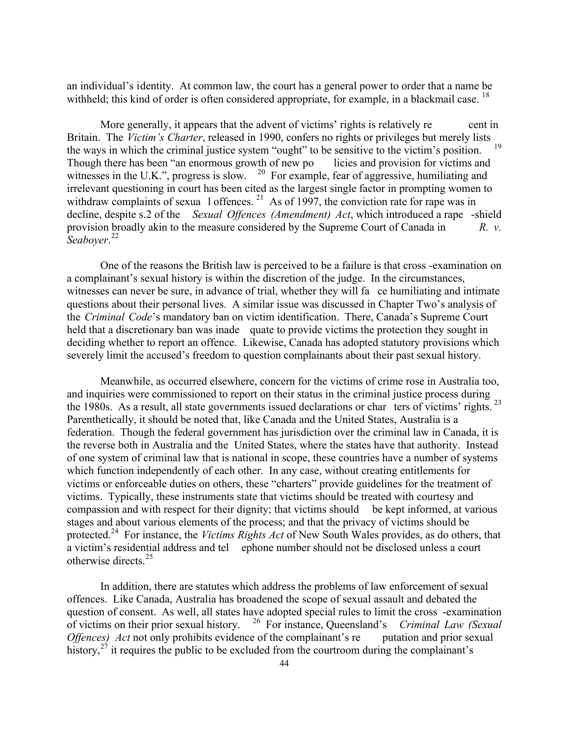an individual's identity. At common law, the court has a general power to order that a name be withheld; this kind of order is often considered appropriate, for example, in a blackmail case. [18]

More generally, it appears that the advent of victims' rights is relatively recent in Britain. The *Victim's Charter*, released in 1990, confers no rights or privileges but merely lists the ways in which the criminal justice system "ought" to be sensitive to the victim's position. [19] Though there has been "an enormous growth of new policies and provision for victims and witnesses in the U.K.", progress is slow. [20] For example, fear of aggressive, humiliating and irrelevant questioning in court has been cited as the largest single factor in prompting women to withdraw complaints of sexual offences. [21] As of 1997, the conviction rate for rape was in decline, despite s.2 of the *Sexual Offences (Amendment) Act*, which introduced a rape-shield provision broadly akin to the measure considered by the Supreme Court of Canada in *R. v. Seaboyer*.[22]

One of the reasons the British law is perceived to be a failure is that cross-examination on a complainant's sexual history is within the discretion of the judge. In the circumstances, witnesses can never be sure, in advance of trial, whether they will face humiliating and intimate questions about their personal lives. A similar issue was discussed in Chapter Two's analysis of the *Criminal Code*'s mandatory ban on victim identification. There, Canada's Supreme Court held that a discretionary ban was inadequate to provide victims the protection they sought in deciding whether to report an offence. Likewise, Canada has adopted statutory provisions which severely limit the accused's freedom to question complainants about their past sexual history.

Meanwhile, as occurred elsewhere, concern for the victims of crime rose in Australia too, and inquiries were commissioned to report on their status in the criminal justice process during the 1980s. As a result, all state governments issued declarations or charters of victims' rights. [23] Parenthetically, it should be noted that, like Canada and the United States, Australia is a federation. Though the federal government has jurisdiction over the criminal law in Canada, it is the reverse both in Australia and the United States, where the states have that authority. Instead of one system of criminal law that is national in scope, these countries have a number of systems which function independently of each other. In any case, without creating entitlements for victims or enforceable duties on others, these "charters" provide guidelines for the treatment of victims. Typically, these instruments state that victims should be treated with courtesy and compassion and with respect for their dignity; that victims should be kept informed, at various stages and about various elements of the process; and that the privacy of victims should be protected.[24] For instance, the *Victims Rights Act* of New South Wales provides, as do others, that a victim's residential address and telephone number should not be disclosed unless a court otherwise directs.[25]

In addition, there are statutes which address the problems of law enforcement of sexual offences. Like Canada, Australia has broadened the scope of sexual assault and debated the question of consent. As well, all states have adopted special rules to limit the cross-examination of victims on their prior sexual history. [26] For instance, Queensland's *Criminal Law (Sexual Offences) Act* not only prohibits evidence of the complainant's reputation and prior sexual history,[27] it requires the public to be excluded from the courtroom during the complainant's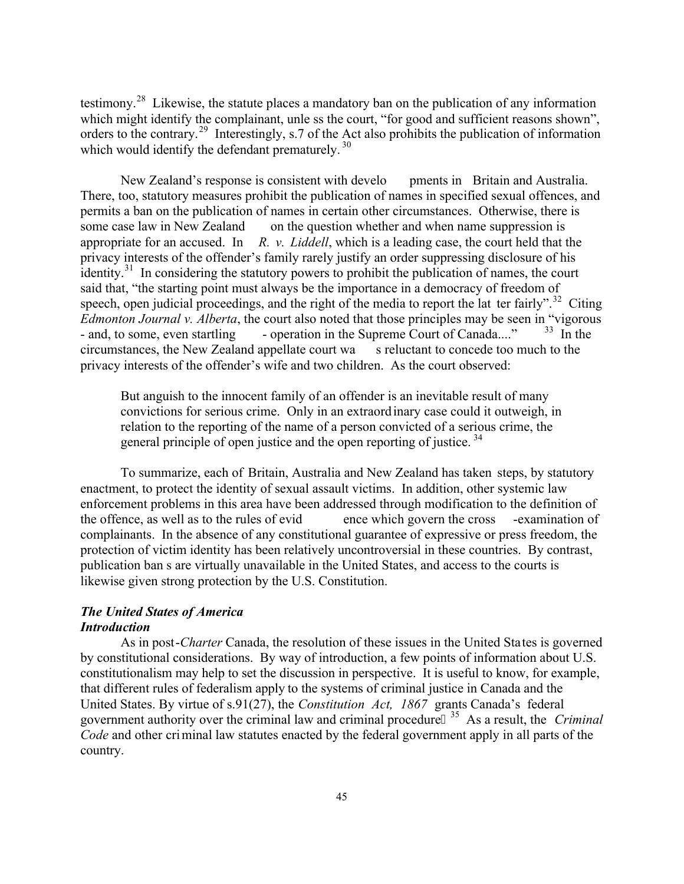testimony.[28] Likewise, the statute places a mandatory ban on the publication of any information which might identify the complainant, unless the court, "for good and sufficient reasons shown", orders to the contrary.[29] Interestingly, s.7 of the Act also prohibits the publication of information which would identify the defendant prematurely.[30]

New Zealand's response is consistent with developments in Britain and Australia. There, too, statutory measures prohibit the publication of names in specified sexual offences, and permits a ban on the publication of names in certain other circumstances. Otherwise, there is some case law in New Zealand on the question whether and when name suppression is appropriate for an accused. In *R. v. Liddell*, which is a leading case, the court held that the privacy interests of the offender's family rarely justify an order suppressing disclosure of his identity.[31] In considering the statutory powers to prohibit the publication of names, the court said that, "the starting point must always be the importance in a democracy of freedom of speech, open judicial proceedings, and the right of the media to report the latter fairly".[32] Citing *Edmonton Journal v. Alberta*, the court also noted that those principles may be seen in "vigorous - and, to some, even startling - operation in the Supreme Court of Canada...."[33] In the circumstances, the New Zealand appellate court was reluctant to concede too much to the privacy interests of the offender's wife and two children. As the court observed:

> But anguish to the innocent family of an offender is an inevitable result of many convictions for serious crime. Only in an extraordinary case could it outweigh, in relation to the reporting of the name of a person convicted of a serious crime, the general principle of open justice and the open reporting of justice.[34]

To summarize, each of Britain, Australia and New Zealand has taken steps, by statutory enactment, to protect the identity of sexual assault victims. In addition, other systemic law enforcement problems in this area have been addressed through modification to the definition of the offence, as well as to the rules of evidence which govern the cross-examination of complainants. In the absence of any constitutional guarantee of expressive or press freedom, the protection of victim identity has been relatively uncontroversial in these countries. By contrast, publication bans are virtually unavailable in the United States, and access to the courts is likewise given strong protection by the U.S. Constitution.

### *The United States of America*

#### *Introduction*

As in post-*Charter* Canada, the resolution of these issues in the United States is governed by constitutional considerations. By way of introduction, a few points of information about U.S. constitutionalism may help to set the discussion in perspective. It is useful to know, for example, that different rules of federalism apply to the systems of criminal justice in Canada and the United States. By virtue of s.91(27), the *Constitution Act, 1867* grants Canada's federal government authority over the criminal law and criminal procedure.[35] As a result, the *Criminal Code* and other criminal law statutes enacted by the federal government apply in all parts of the country.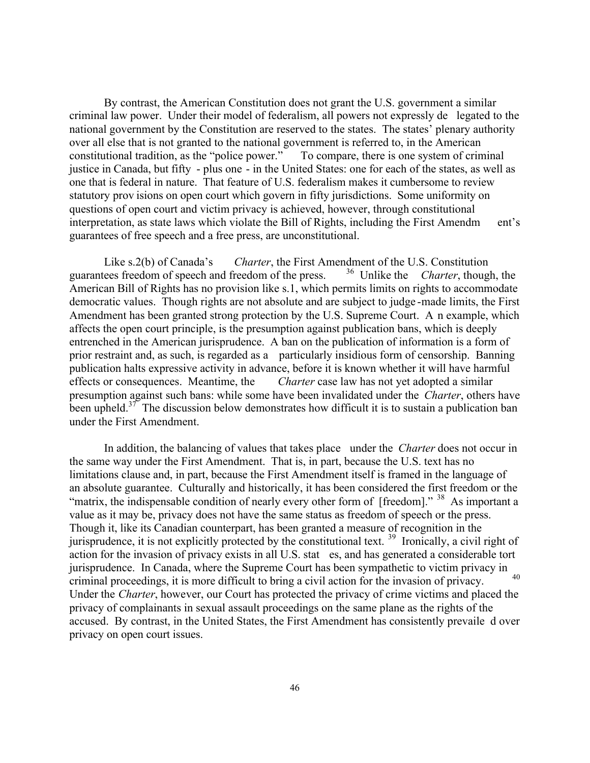By contrast, the American Constitution does not grant the U.S. government a similar criminal law power. Under their model of federalism, all powers not expressly delegated to the national government by the Constitution are reserved to the states. The states' plenary authority over all else that is not granted to the national government is referred to, in the American constitutional tradition, as the "police power." To compare, there is one system of criminal justice in Canada, but fifty - plus one - in the United States: one for each of the states, as well as one that is federal in nature. That feature of U.S. federalism makes it cumbersome to review statutory provisions on open court which govern in fifty jurisdictions. Some uniformity on questions of open court and victim privacy is achieved, however, through constitutional interpretation, as state laws which violate the Bill of Rights, including the First Amendment's guarantees of free speech and a free press, are unconstitutional.

Like s.2(b) of Canada's *Charter*, the First Amendment of the U.S. Constitution guarantees freedom of speech and freedom of the press. [36] Unlike the *Charter*, though, the American Bill of Rights has no provision like s.1, which permits limits on rights to accommodate democratic values. Though rights are not absolute and are subject to judge-made limits, the First Amendment has been granted strong protection by the U.S. Supreme Court. An example, which affects the open court principle, is the presumption against publication bans, which is deeply entrenched in the American jurisprudence. A ban on the publication of information is a form of prior restraint and, as such, is regarded as a particularly insidious form of censorship. Banning publication halts expressive activity in advance, before it is known whether it will have harmful effects or consequences. Meantime, the *Charter* case law has not yet adopted a similar presumption against such bans: while some have been invalidated under the *Charter*, others have been upheld.[37] The discussion below demonstrates how difficult it is to sustain a publication ban under the First Amendment.

In addition, the balancing of values that takes place under the *Charter* does not occur in the same way under the First Amendment. That is, in part, because the U.S. text has no limitations clause and, in part, because the First Amendment itself is framed in the language of an absolute guarantee. Culturally and historically, it has been considered the first freedom or the "matrix, the indispensable condition of nearly every other form of [freedom]." [38] As important a value as it may be, privacy does not have the same status as freedom of speech or the press. Though it, like its Canadian counterpart, has been granted a measure of recognition in the jurisprudence, it is not explicitly protected by the constitutional text. [39] Ironically, a civil right of action for the invasion of privacy exists in all U.S. states, and has generated a considerable tort jurisprudence. In Canada, where the Supreme Court has been sympathetic to victim privacy in criminal proceedings, it is more difficult to bring a civil action for the invasion of privacy. [40] Under the *Charter*, however, our Court has protected the privacy of crime victims and placed the privacy of complainants in sexual assault proceedings on the same plane as the rights of the accused. By contrast, in the United States, the First Amendment has consistently prevailed over privacy on open court issues.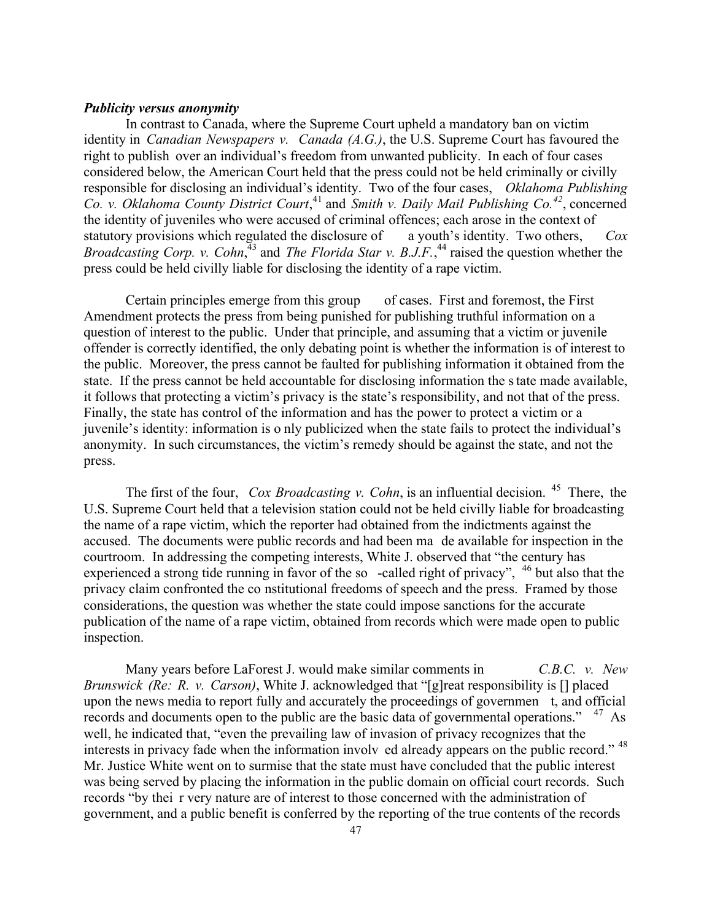***Publicity versus anonymity***

In contrast to Canada, where the Supreme Court upheld a mandatory ban on victim identity in *Canadian Newspapers v. Canada (A.G.)*, the U.S. Supreme Court has favoured the right to publish over an individual's freedom from unwanted publicity. In each of four cases considered below, the American Court held that the press could not be held criminally or civilly responsible for disclosing an individual's identity. Two of the four cases, *Oklahoma Publishing Co. v. Oklahoma County District Court*,[41] and *Smith v. Daily Mail Publishing Co.*[42], concerned the identity of juveniles who were accused of criminal offences; each arose in the context of statutory provisions which regulated the disclosure of a youth's identity. Two others, *Cox Broadcasting Corp. v. Cohn*,[43] and *The Florida Star v. B.J.F.*,[44] raised the question whether the press could be held civilly liable for disclosing the identity of a rape victim.

Certain principles emerge from this group of cases. First and foremost, the First Amendment protects the press from being punished for publishing truthful information on a question of interest to the public. Under that principle, and assuming that a victim or juvenile offender is correctly identified, the only debating point is whether the information is of interest to the public. Moreover, the press cannot be faulted for publishing information it obtained from the state. If the press cannot be held accountable for disclosing information the state made available, it follows that protecting a victim's privacy is the state's responsibility, and not that of the press. Finally, the state has control of the information and has the power to protect a victim or a juvenile's identity: information is only publicized when the state fails to protect the individual's anonymity. In such circumstances, the victim's remedy should be against the state, and not the press.

The first of the four, *Cox Broadcasting v. Cohn*, is an influential decision.[45] There, the U.S. Supreme Court held that a television station could not be held civilly liable for broadcasting the name of a rape victim, which the reporter had obtained from the indictments against the accused. The documents were public records and had been made available for inspection in the courtroom. In addressing the competing interests, White J. observed that "the century has experienced a strong tide running in favor of the so-called right of privacy",[46] but also that the privacy claim confronted the constitutional freedoms of speech and the press. Framed by those considerations, the question was whether the state could impose sanctions for the accurate publication of the name of a rape victim, obtained from records which were made open to public inspection.

Many years before LaForest J. would make similar comments in *C.B.C. v. New Brunswick (Re: R. v. Carson)*, White J. acknowledged that "[g]reat responsibility is [] placed upon the news media to report fully and accurately the proceedings of government, and official records and documents open to the public are the basic data of governmental operations."[47] As well, he indicated that, "even the prevailing law of invasion of privacy recognizes that the interests in privacy fade when the information involved already appears on the public record."[48] Mr. Justice White went on to surmise that the state must have concluded that the public interest was being served by placing the information in the public domain on official court records. Such records "by their very nature are of interest to those concerned with the administration of government, and a public benefit is conferred by the reporting of the true contents of the records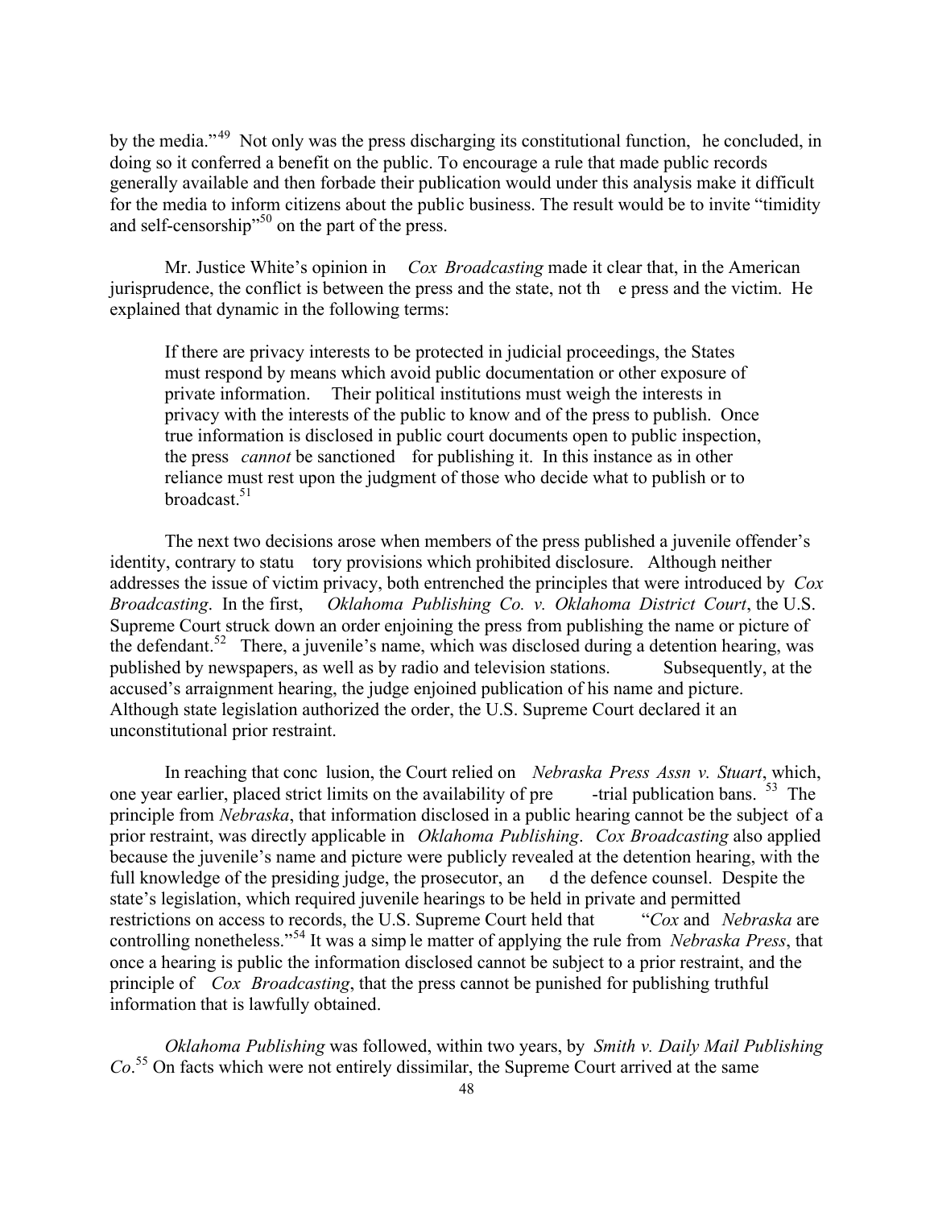by the media."[49] Not only was the press discharging its constitutional function, he concluded, in doing so it conferred a benefit on the public. To encourage a rule that made public records generally available and then forbade their publication would under this analysis make it difficult for the media to inform citizens about the public business. The result would be to invite "timidity and self-censorship"[50] on the part of the press.

Mr. Justice White's opinion in *Cox Broadcasting* made it clear that, in the American jurisprudence, the conflict is between the press and the state, not the press and the victim. He explained that dynamic in the following terms:

> If there are privacy interests to be protected in judicial proceedings, the States must respond by means which avoid public documentation or other exposure of private information. Their political institutions must weigh the interests in privacy with the interests of the public to know and of the press to publish. Once true information is disclosed in public court documents open to public inspection, the press *cannot* be sanctioned for publishing it. In this instance as in other reliance must rest upon the judgment of those who decide what to publish or to broadcast.[51]

The next two decisions arose when members of the press published a juvenile offender's identity, contrary to statutory provisions which prohibited disclosure. Although neither addresses the issue of victim privacy, both entrenched the principles that were introduced by *Cox Broadcasting*. In the first, *Oklahoma Publishing Co. v. Oklahoma District Court*, the U.S. Supreme Court struck down an order enjoining the press from publishing the name or picture of the defendant.[52] There, a juvenile's name, which was disclosed during a detention hearing, was published by newspapers, as well as by radio and television stations. Subsequently, at the accused's arraignment hearing, the judge enjoined publication of his name and picture. Although state legislation authorized the order, the U.S. Supreme Court declared it an unconstitutional prior restraint.

In reaching that conclusion, the Court relied on *Nebraska Press Assn v. Stuart*, which, one year earlier, placed strict limits on the availability of pre-trial publication bans.[53] The principle from *Nebraska*, that information disclosed in a public hearing cannot be the subject of a prior restraint, was directly applicable in *Oklahoma Publishing*. *Cox Broadcasting* also applied because the juvenile's name and picture were publicly revealed at the detention hearing, with the full knowledge of the presiding judge, the prosecutor, and the defence counsel. Despite the state's legislation, which required juvenile hearings to be held in private and permitted restrictions on access to records, the U.S. Supreme Court held that "*Cox* and *Nebraska* are controlling nonetheless."[54] It was a simple matter of applying the rule from *Nebraska Press*, that once a hearing is public the information disclosed cannot be subject to a prior restraint, and the principle of *Cox Broadcasting*, that the press cannot be punished for publishing truthful information that is lawfully obtained.

*Oklahoma Publishing* was followed, within two years, by *Smith v. Daily Mail Publishing Co*.[55] On facts which were not entirely dissimilar, the Supreme Court arrived at the same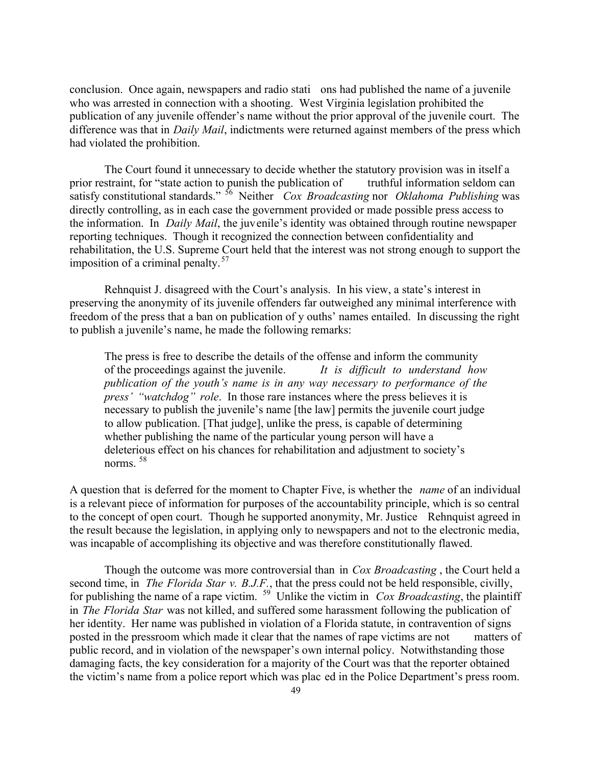conclusion. Once again, newspapers and radio stations had published the name of a juvenile who was arrested in connection with a shooting. West Virginia legislation prohibited the publication of any juvenile offender's name without the prior approval of the juvenile court. The difference was that in *Daily Mail*, indictments were returned against members of the press which had violated the prohibition.

The Court found it unnecessary to decide whether the statutory provision was in itself a prior restraint, for "state action to punish the publication of truthful information seldom can satisfy constitutional standards." [56] Neither *Cox Broadcasting* nor *Oklahoma Publishing* was directly controlling, as in each case the government provided or made possible press access to the information. In *Daily Mail*, the juvenile's identity was obtained through routine newspaper reporting techniques. Though it recognized the connection between confidentiality and rehabilitation, the U.S. Supreme Court held that the interest was not strong enough to support the imposition of a criminal penalty. [57]

Rehnquist J. disagreed with the Court's analysis. In his view, a state's interest in preserving the anonymity of its juvenile offenders far outweighed any minimal interference with freedom of the press that a ban on publication of youths' names entailed. In discussing the right to publish a juvenile's name, he made the following remarks:

> The press is free to describe the details of the offense and inform the community of the proceedings against the juvenile. *It is difficult to understand how publication of the youth's name is in any way necessary to performance of the press' "watchdog" role*. In those rare instances where the press believes it is necessary to publish the juvenile's name [the law] permits the juvenile court judge to allow publication. [That judge], unlike the press, is capable of determining whether publishing the name of the particular young person will have a deleterious effect on his chances for rehabilitation and adjustment to society's norms. [58]

A question that is deferred for the moment to Chapter Five, is whether the *name* of an individual is a relevant piece of information for purposes of the accountability principle, which is so central to the concept of open court. Though he supported anonymity, Mr. Justice Rehnquist agreed in the result because the legislation, in applying only to newspapers and not to the electronic media, was incapable of accomplishing its objective and was therefore constitutionally flawed.

Though the outcome was more controversial than in *Cox Broadcasting*, the Court held a second time, in *The Florida Star v. B.J.F.*, that the press could not be held responsible, civilly, for publishing the name of a rape victim. [59] Unlike the victim in *Cox Broadcasting*, the plaintiff in *The Florida Star* was not killed, and suffered some harassment following the publication of her identity. Her name was published in violation of a Florida statute, in contravention of signs posted in the pressroom which made it clear that the names of rape victims are not matters of public record, and in violation of the newspaper's own internal policy. Notwithstanding those damaging facts, the key consideration for a majority of the Court was that the reporter obtained the victim's name from a police report which was placed in the Police Department's press room.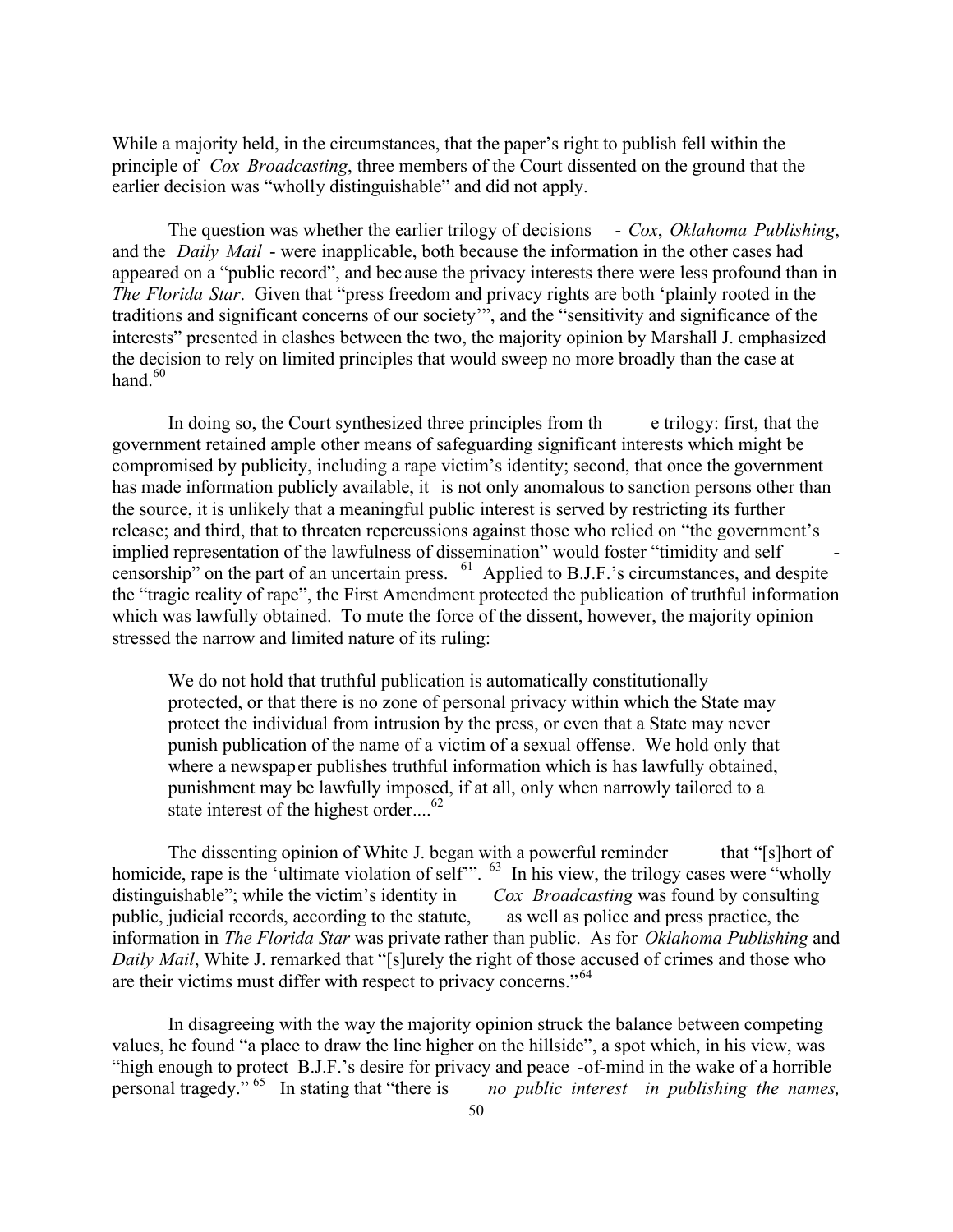While a majority held, in the circumstances, that the paper's right to publish fell within the principle of *Cox Broadcasting*, three members of the Court dissented on the ground that the earlier decision was "wholly distinguishable" and did not apply.

The question was whether the earlier trilogy of decisions - *Cox*, *Oklahoma Publishing*, and the *Daily Mail* - were inapplicable, both because the information in the other cases had appeared on a "public record", and because the privacy interests there were less profound than in *The Florida Star*. Given that "press freedom and privacy rights are both 'plainly rooted in the traditions and significant concerns of our society'", and the "sensitivity and significance of the interests" presented in clashes between the two, the majority opinion by Marshall J. emphasized the decision to rely on limited principles that would sweep no more broadly than the case at hand.[60]

In doing so, the Court synthesized three principles from the trilogy: first, that the government retained ample other means of safeguarding significant interests which might be compromised by publicity, including a rape victim's identity; second, that once the government has made information publicly available, it is not only anomalous to sanction persons other than the source, it is unlikely that a meaningful public interest is served by restricting its further release; and third, that to threaten repercussions against those who relied on "the government's implied representation of the lawfulness of dissemination" would foster "timidity and self-censorship" on the part of an uncertain press. [61] Applied to B.J.F.'s circumstances, and despite the "tragic reality of rape", the First Amendment protected the publication of truthful information which was lawfully obtained. To mute the force of the dissent, however, the majority opinion stressed the narrow and limited nature of its ruling:

> We do not hold that truthful publication is automatically constitutionally protected, or that there is no zone of personal privacy within which the State may protect the individual from intrusion by the press, or even that a State may never punish publication of the name of a victim of a sexual offense. We hold only that where a newspaper publishes truthful information which is has lawfully obtained, punishment may be lawfully imposed, if at all, only when narrowly tailored to a state interest of the highest order....[62]

The dissenting opinion of White J. began with a powerful reminder that "[s]hort of homicide, rape is the 'ultimate violation of self'". [63] In his view, the trilogy cases were "wholly distinguishable"; while the victim's identity in *Cox Broadcasting* was found by consulting public, judicial records, according to the statute, as well as police and press practice, the information in *The Florida Star* was private rather than public. As for *Oklahoma Publishing* and *Daily Mail*, White J. remarked that "[s]urely the right of those accused of crimes and those who are their victims must differ with respect to privacy concerns."[64]

In disagreeing with the way the majority opinion struck the balance between competing values, he found "a place to draw the line higher on the hillside", a spot which, in his view, was "high enough to protect B.J.F.'s desire for privacy and peace-of-mind in the wake of a horrible personal tragedy." [65] In stating that "there is *no public interest in publishing the names,*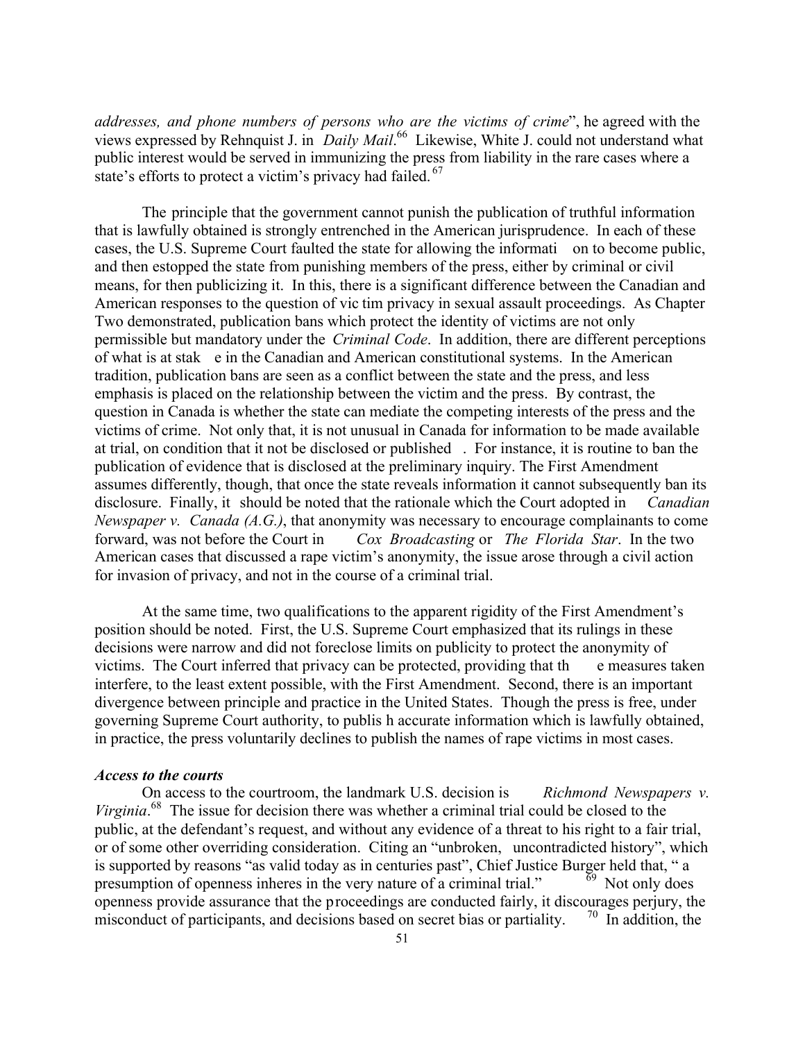*addresses, and phone numbers of persons who are the victims of crime*", he agreed with the views expressed by Rehnquist J. in *Daily Mail*.[66] Likewise, White J. could not understand what public interest would be served in immunizing the press from liability in the rare cases where a state's efforts to protect a victim's privacy had failed.[67]

The principle that the government cannot punish the publication of truthful information that is lawfully obtained is strongly entrenched in the American jurisprudence. In each of these cases, the U.S. Supreme Court faulted the state for allowing the information to become public, and then estopped the state from punishing members of the press, either by criminal or civil means, for then publicizing it. In this, there is a significant difference between the Canadian and American responses to the question of victim privacy in sexual assault proceedings. As Chapter Two demonstrated, publication bans which protect the identity of victims are not only permissible but mandatory under the *Criminal Code*. In addition, there are different perceptions of what is at stake in the Canadian and American constitutional systems. In the American tradition, publication bans are seen as a conflict between the state and the press, and less emphasis is placed on the relationship between the victim and the press. By contrast, the question in Canada is whether the state can mediate the competing interests of the press and the victims of crime. Not only that, it is not unusual in Canada for information to be made available at trial, on condition that it not be disclosed or published. For instance, it is routine to ban the publication of evidence that is disclosed at the preliminary inquiry. The First Amendment assumes differently, though, that once the state reveals information it cannot subsequently ban its disclosure. Finally, it should be noted that the rationale which the Court adopted in *Canadian Newspaper v. Canada (A.G.)*, that anonymity was necessary to encourage complainants to come forward, was not before the Court in *Cox Broadcasting* or *The Florida Star*. In the two American cases that discussed a rape victim's anonymity, the issue arose through a civil action for invasion of privacy, and not in the course of a criminal trial.

At the same time, two qualifications to the apparent rigidity of the First Amendment's position should be noted. First, the U.S. Supreme Court emphasized that its rulings in these decisions were narrow and did not foreclose limits on publicity to protect the anonymity of victims. The Court inferred that privacy can be protected, providing that the measures taken interfere, to the least extent possible, with the First Amendment. Second, there is an important divergence between principle and practice in the United States. Though the press is free, under governing Supreme Court authority, to publish accurate information which is lawfully obtained, in practice, the press voluntarily declines to publish the names of rape victims in most cases.

### *Access to the courts*

On access to the courtroom, the landmark U.S. decision is *Richmond Newspapers v. Virginia*.[68] The issue for decision there was whether a criminal trial could be closed to the public, at the defendant's request, and without any evidence of a threat to his right to a fair trial, or of some other overriding consideration. Citing an "unbroken, uncontradicted history", which is supported by reasons "as valid today as in centuries past", Chief Justice Burger held that, "a presumption of openness inheres in the very nature of a criminal trial."[69] Not only does openness provide assurance that the proceedings are conducted fairly, it discourages perjury, the misconduct of participants, and decisions based on secret bias or partiality.[70] In addition, the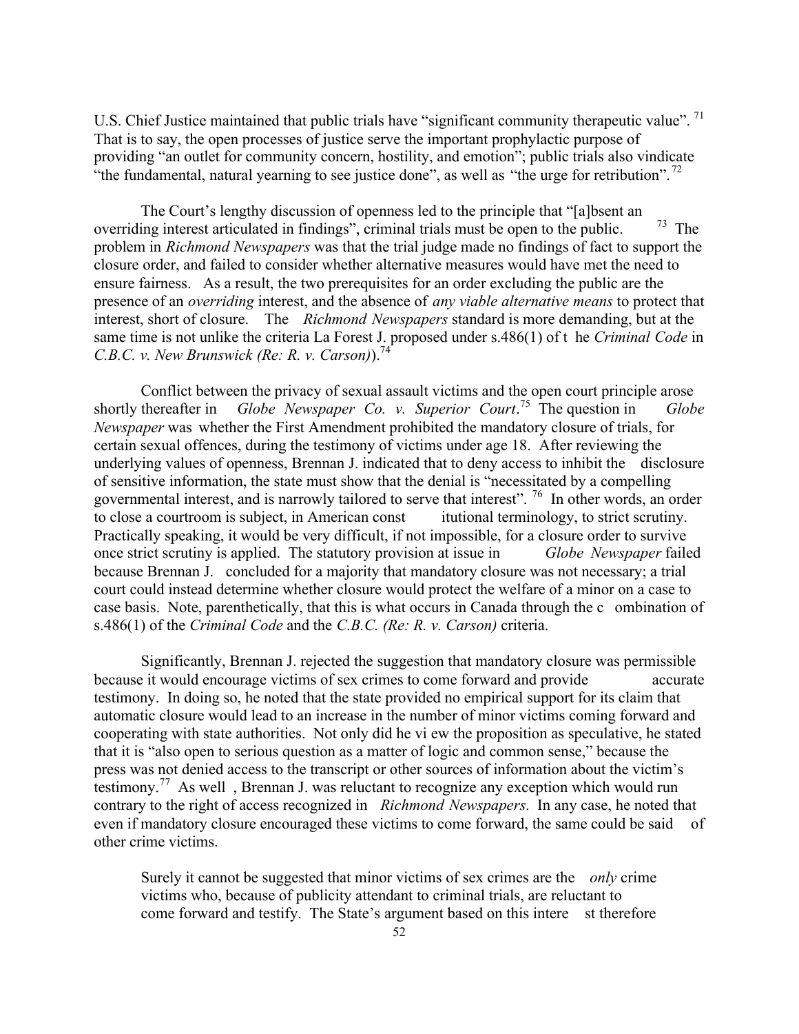U.S. Chief Justice maintained that public trials have "significant community therapeutic value".[71] That is to say, the open processes of justice serve the important prophylactic purpose of providing "an outlet for community concern, hostility, and emotion"; public trials also vindicate "the fundamental, natural yearning to see justice done", as well as "the urge for retribution".[72]

The Court's lengthy discussion of openness led to the principle that "[a]bsent an overriding interest articulated in findings", criminal trials must be open to the public.[73] The problem in *Richmond Newspapers* was that the trial judge made no findings of fact to support the closure order, and failed to consider whether alternative measures would have met the need to ensure fairness. As a result, the two prerequisites for an order excluding the public are the presence of an *overriding* interest, and the absence of *any viable alternative means* to protect that interest, short of closure. The *Richmond Newspapers* standard is more demanding, but at the same time is not unlike the criteria La Forest J. proposed under s.486(1) of the *Criminal Code* in *C.B.C. v. New Brunswick (Re: R. v. Carson)*).[74]

Conflict between the privacy of sexual assault victims and the open court principle arose shortly thereafter in *Globe Newspaper Co. v. Superior Court*.[75] The question in *Globe Newspaper* was whether the First Amendment prohibited the mandatory closure of trials, for certain sexual offences, during the testimony of victims under age 18. After reviewing the underlying values of openness, Brennan J. indicated that to deny access to inhibit the disclosure of sensitive information, the state must show that the denial is "necessitated by a compelling governmental interest, and is narrowly tailored to serve that interest".[76] In other words, an order to close a courtroom is subject, in American constitutional terminology, to strict scrutiny. Practically speaking, it would be very difficult, if not impossible, for a closure order to survive once strict scrutiny is applied. The statutory provision at issue in *Globe Newspaper* failed because Brennan J. concluded for a majority that mandatory closure was not necessary; a trial court could instead determine whether closure would protect the welfare of a minor on a case to case basis. Note, parenthetically, that this is what occurs in Canada through the combination of s.486(1) of the *Criminal Code* and the *C.B.C. (Re: R. v. Carson)* criteria.

Significantly, Brennan J. rejected the suggestion that mandatory closure was permissible because it would encourage victims of sex crimes to come forward and provide accurate testimony. In doing so, he noted that the state provided no empirical support for its claim that automatic closure would lead to an increase in the number of minor victims coming forward and cooperating with state authorities. Not only did he view the proposition as speculative, he stated that it is "also open to serious question as a matter of logic and common sense," because the press was not denied access to the transcript or other sources of information about the victim's testimony.[77] As well, Brennan J. was reluctant to recognize any exception which would run contrary to the right of access recognized in *Richmond Newspapers*. In any case, he noted that even if mandatory closure encouraged these victims to come forward, the same could be said of other crime victims.

> Surely it cannot be suggested that minor victims of sex crimes are the *only* crime victims who, because of publicity attendant to criminal trials, are reluctant to come forward and testify. The State's argument based on this interest therefore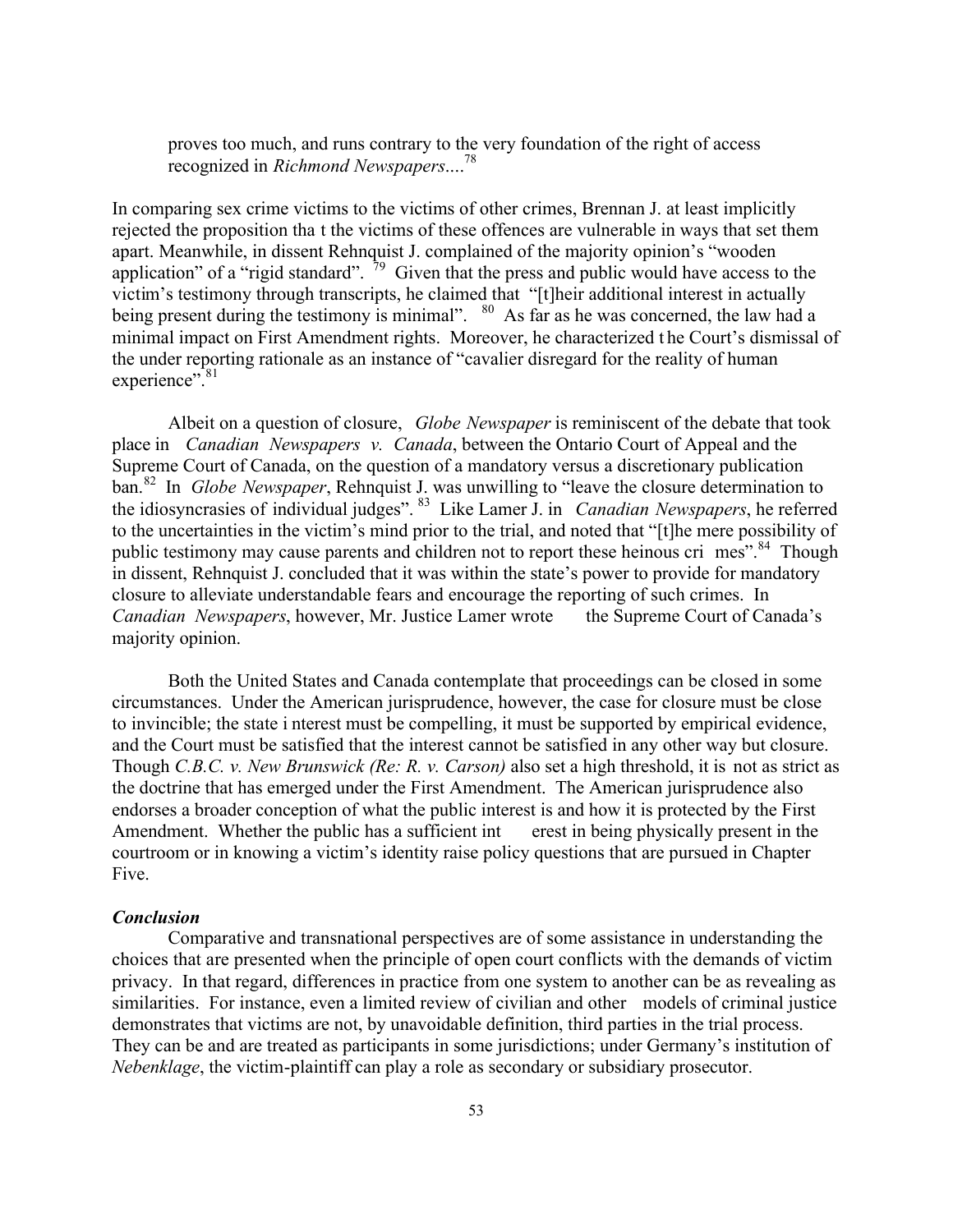> proves too much, and runs contrary to the very foundation of the right of access recognized in *Richmond Newspapers*....[78]

In comparing sex crime victims to the victims of other crimes, Brennan J. at least implicitly rejected the proposition that the victims of these offences are vulnerable in ways that set them apart. Meanwhile, in dissent Rehnquist J. complained of the majority opinion's "wooden application" of a "rigid standard".[79] Given that the press and public would have access to the victim's testimony through transcripts, he claimed that "[t]heir additional interest in actually being present during the testimony is minimal".[80] As far as he was concerned, the law had a minimal impact on First Amendment rights. Moreover, he characterized the Court's dismissal of the under reporting rationale as an instance of "cavalier disregard for the reality of human experience".[81]

Albeit on a question of closure, *Globe Newspaper* is reminiscent of the debate that took place in *Canadian Newspapers v. Canada*, between the Ontario Court of Appeal and the Supreme Court of Canada, on the question of a mandatory versus a discretionary publication ban.[82] In *Globe Newspaper*, Rehnquist J. was unwilling to "leave the closure determination to the idiosyncrasies of individual judges".[83] Like Lamer J. in *Canadian Newspapers*, he referred to the uncertainties in the victim's mind prior to the trial, and noted that "[t]he mere possibility of public testimony may cause parents and children not to report these heinous crimes".[84] Though in dissent, Rehnquist J. concluded that it was within the state's power to provide for mandatory closure to alleviate understandable fears and encourage the reporting of such crimes. In *Canadian Newspapers*, however, Mr. Justice Lamer wrote the Supreme Court of Canada's majority opinion.

Both the United States and Canada contemplate that proceedings can be closed in some circumstances. Under the American jurisprudence, however, the case for closure must be close to invincible; the state interest must be compelling, it must be supported by empirical evidence, and the Court must be satisfied that the interest cannot be satisfied in any other way but closure. Though *C.B.C. v. New Brunswick (Re: R. v. Carson)* also set a high threshold, it is not as strict as the doctrine that has emerged under the First Amendment. The American jurisprudence also endorses a broader conception of what the public interest is and how it is protected by the First Amendment. Whether the public has a sufficient interest in being physically present in the courtroom or in knowing a victim's identity raise policy questions that are pursued in Chapter Five.

### *Conclusion*

Comparative and transnational perspectives are of some assistance in understanding the choices that are presented when the principle of open court conflicts with the demands of victim privacy. In that regard, differences in practice from one system to another can be as revealing as similarities. For instance, even a limited review of civilian and other models of criminal justice demonstrates that victims are not, by unavoidable definition, third parties in the trial process. They can be and are treated as participants in some jurisdictions; under Germany's institution of *Nebenklage*, the victim-plaintiff can play a role as secondary or subsidiary prosecutor.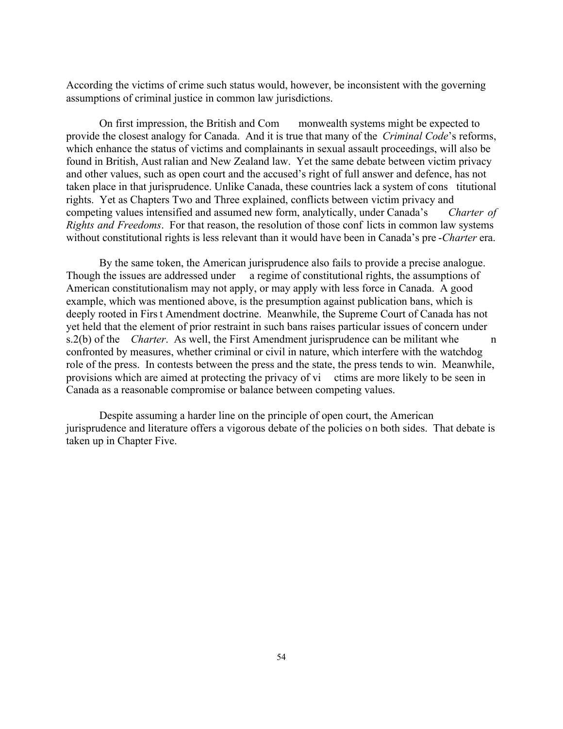According the victims of crime such status would, however, be inconsistent with the governing assumptions of criminal justice in common law jurisdictions.

On first impression, the British and Commonwealth systems might be expected to provide the closest analogy for Canada. And it is true that many of the *Criminal Code*'s reforms, which enhance the status of victims and complainants in sexual assault proceedings, will also be found in British, Australian and New Zealand law. Yet the same debate between victim privacy and other values, such as open court and the accused's right of full answer and defence, has not taken place in that jurisprudence. Unlike Canada, these countries lack a system of constitutional rights. Yet as Chapters Two and Three explained, conflicts between victim privacy and competing values intensified and assumed new form, analytically, under Canada's *Charter of Rights and Freedoms*. For that reason, the resolution of those conflicts in common law systems without constitutional rights is less relevant than it would have been in Canada's pre-*Charter* era.

By the same token, the American jurisprudence also fails to provide a precise analogue. Though the issues are addressed under a regime of constitutional rights, the assumptions of American constitutionalism may not apply, or may apply with less force in Canada. A good example, which was mentioned above, is the presumption against publication bans, which is deeply rooted in First Amendment doctrine. Meanwhile, the Supreme Court of Canada has not yet held that the element of prior restraint in such bans raises particular issues of concern under s.2(b) of the *Charter*. As well, the First Amendment jurisprudence can be militant when confronted by measures, whether criminal or civil in nature, which interfere with the watchdog role of the press. In contests between the press and the state, the press tends to win. Meanwhile, provisions which are aimed at protecting the privacy of victims are more likely to be seen in Canada as a reasonable compromise or balance between competing values.

Despite assuming a harder line on the principle of open court, the American jurisprudence and literature offers a vigorous debate of the policies on both sides. That debate is taken up in Chapter Five.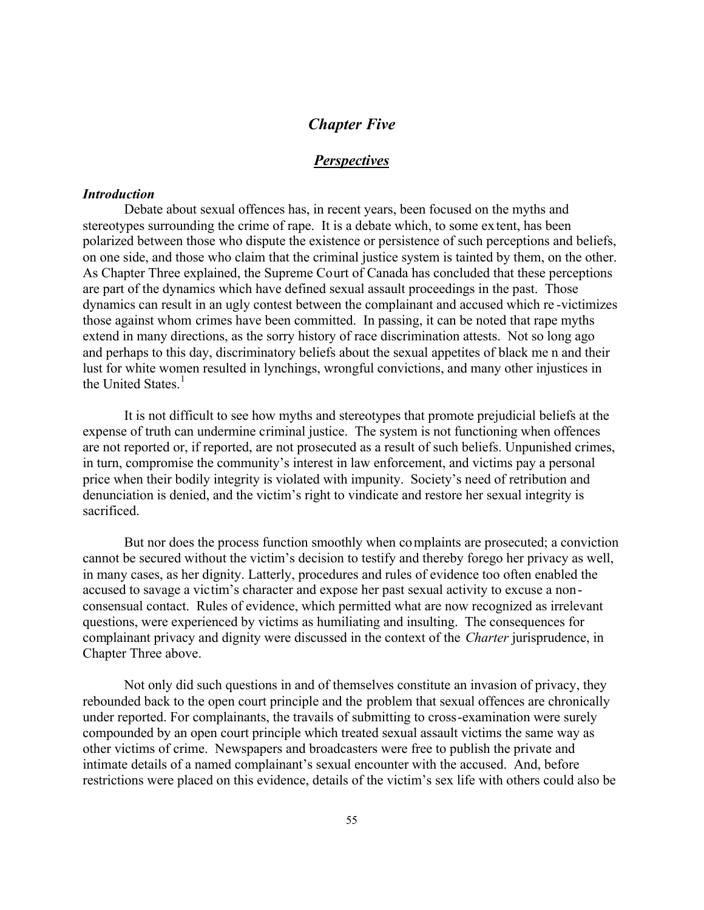## *Chapter Five*

## ***Perspectives***

### *Introduction*

Debate about sexual offences has, in recent years, been focused on the myths and stereotypes surrounding the crime of rape. It is a debate which, to some extent, has been polarized between those who dispute the existence or persistence of such perceptions and beliefs, on one side, and those who claim that the criminal justice system is tainted by them, on the other. As Chapter Three explained, the Supreme Court of Canada has concluded that these perceptions are part of the dynamics which have defined sexual assault proceedings in the past. Those dynamics can result in an ugly contest between the complainant and accused which re-victimizes those against whom crimes have been committed. In passing, it can be noted that rape myths extend in many directions, as the sorry history of race discrimination attests. Not so long ago and perhaps to this day, discriminatory beliefs about the sexual appetites of black men and their lust for white women resulted in lynchings, wrongful convictions, and many other injustices in the United States.[1]

It is not difficult to see how myths and stereotypes that promote prejudicial beliefs at the expense of truth can undermine criminal justice. The system is not functioning when offences are not reported or, if reported, are not prosecuted as a result of such beliefs. Unpunished crimes, in turn, compromise the community's interest in law enforcement, and victims pay a personal price when their bodily integrity is violated with impunity. Society's need of retribution and denunciation is denied, and the victim's right to vindicate and restore her sexual integrity is sacrificed.

But nor does the process function smoothly when complaints are prosecuted; a conviction cannot be secured without the victim's decision to testify and thereby forego her privacy as well, in many cases, as her dignity. Latterly, procedures and rules of evidence too often enabled the accused to savage a victim's character and expose her past sexual activity to excuse a non-consensual contact. Rules of evidence, which permitted what are now recognized as irrelevant questions, were experienced by victims as humiliating and insulting. The consequences for complainant privacy and dignity were discussed in the context of the *Charter* jurisprudence, in Chapter Three above.

Not only did such questions in and of themselves constitute an invasion of privacy, they rebounded back to the open court principle and the problem that sexual offences are chronically under reported. For complainants, the travails of submitting to cross-examination were surely compounded by an open court principle which treated sexual assault victims the same way as other victims of crime. Newspapers and broadcasters were free to publish the private and intimate details of a named complainant's sexual encounter with the accused. And, before restrictions were placed on this evidence, details of the victim's sex life with others could also be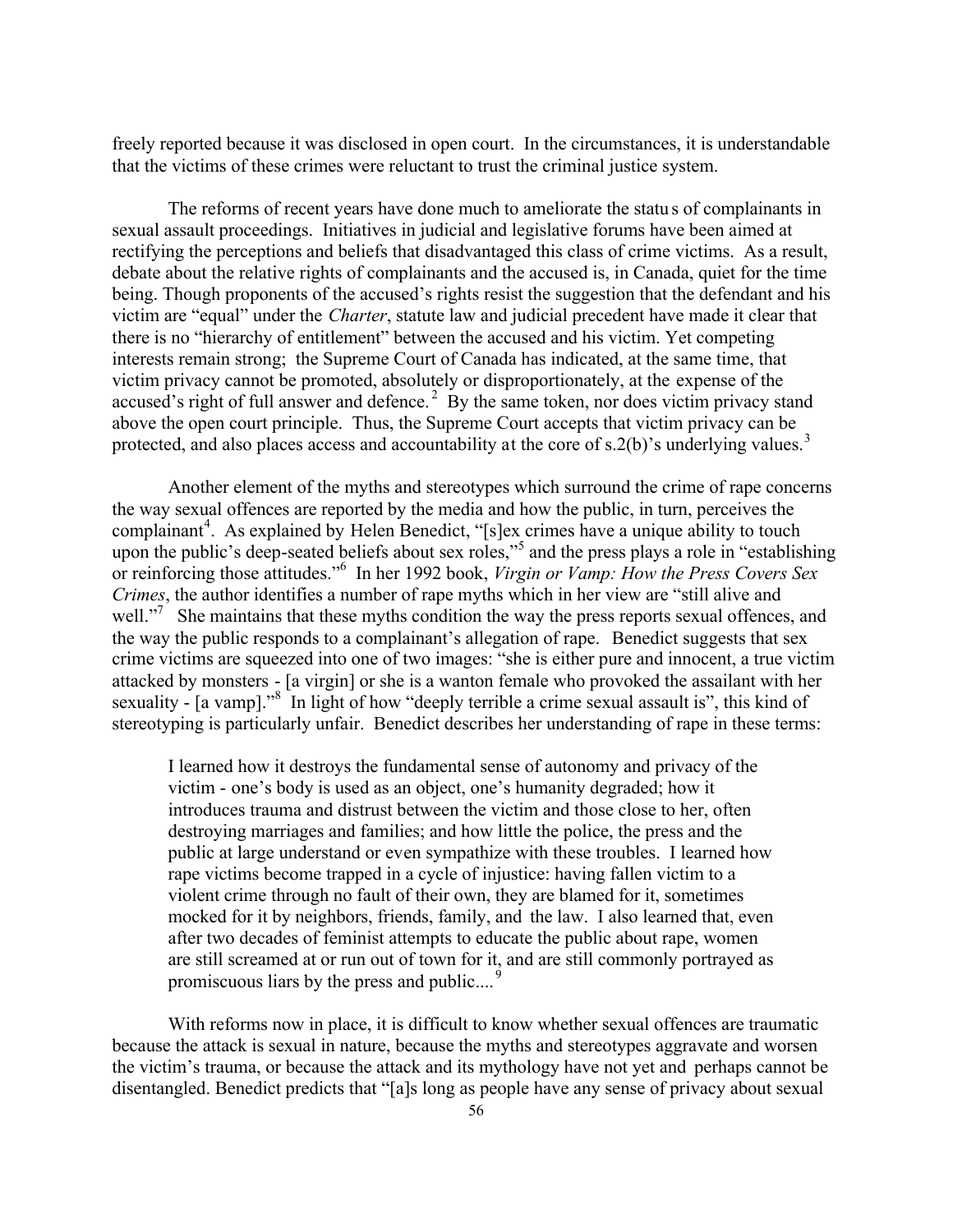freely reported because it was disclosed in open court. In the circumstances, it is understandable that the victims of these crimes were reluctant to trust the criminal justice system.

The reforms of recent years have done much to ameliorate the status of complainants in sexual assault proceedings. Initiatives in judicial and legislative forums have been aimed at rectifying the perceptions and beliefs that disadvantaged this class of crime victims. As a result, debate about the relative rights of complainants and the accused is, in Canada, quiet for the time being. Though proponents of the accused's rights resist the suggestion that the defendant and his victim are "equal" under the *Charter*, statute law and judicial precedent have made it clear that there is no "hierarchy of entitlement" between the accused and his victim. Yet competing interests remain strong; the Supreme Court of Canada has indicated, at the same time, that victim privacy cannot be promoted, absolutely or disproportionately, at the expense of the accused's right of full answer and defence.[2] By the same token, nor does victim privacy stand above the open court principle. Thus, the Supreme Court accepts that victim privacy can be protected, and also places access and accountability at the core of s.2(b)'s underlying values.[3]

Another element of the myths and stereotypes which surround the crime of rape concerns the way sexual offences are reported by the media and how the public, in turn, perceives the complainant[4]. As explained by Helen Benedict, "[s]ex crimes have a unique ability to touch upon the public's deep-seated beliefs about sex roles,"[5] and the press plays a role in "establishing or reinforcing those attitudes."[6] In her 1992 book, *Virgin or Vamp: How the Press Covers Sex Crimes*, the author identifies a number of rape myths which in her view are "still alive and well."[7] She maintains that these myths condition the way the press reports sexual offences, and the way the public responds to a complainant's allegation of rape. Benedict suggests that sex crime victims are squeezed into one of two images: "she is either pure and innocent, a true victim attacked by monsters - [a virgin] or she is a wanton female who provoked the assailant with her sexuality - [a vamp]."[8] In light of how "deeply terrible a crime sexual assault is", this kind of stereotyping is particularly unfair. Benedict describes her understanding of rape in these terms:

> I learned how it destroys the fundamental sense of autonomy and privacy of the victim - one's body is used as an object, one's humanity degraded; how it introduces trauma and distrust between the victim and those close to her, often destroying marriages and families; and how little the police, the press and the public at large understand or even sympathize with these troubles. I learned how rape victims become trapped in a cycle of injustice: having fallen victim to a violent crime through no fault of their own, they are blamed for it, sometimes mocked for it by neighbors, friends, family, and the law. I also learned that, even after two decades of feminist attempts to educate the public about rape, women are still screamed at or run out of town for it, and are still commonly portrayed as promiscuous liars by the press and public....[9]

With reforms now in place, it is difficult to know whether sexual offences are traumatic because the attack is sexual in nature, because the myths and stereotypes aggravate and worsen the victim's trauma, or because the attack and its mythology have not yet and perhaps cannot be disentangled. Benedict predicts that "[a]s long as people have any sense of privacy about sexual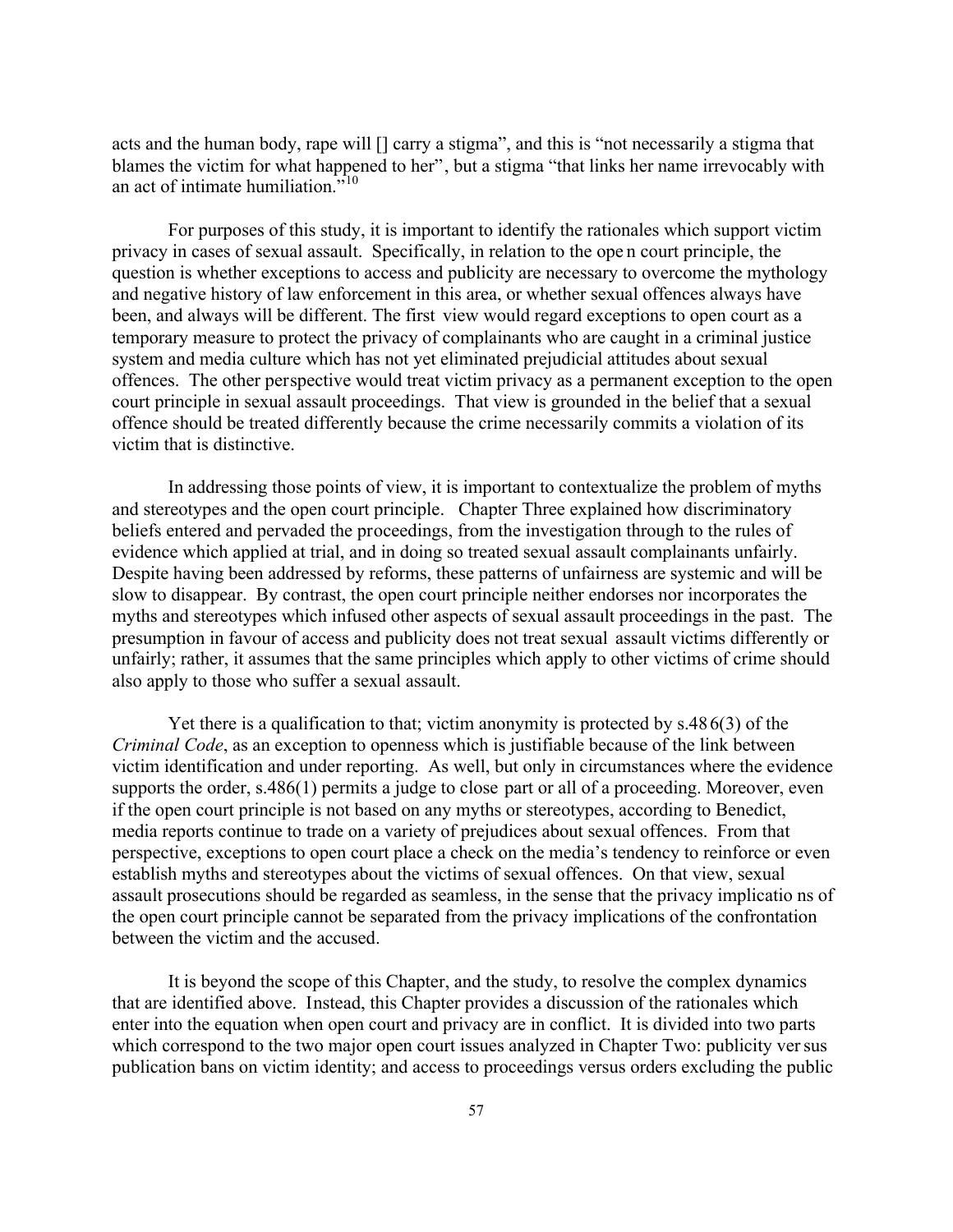acts and the human body, rape will [] carry a stigma", and this is "not necessarily a stigma that blames the victim for what happened to her", but a stigma "that links her name irrevocably with an act of intimate humiliation."[10]

For purposes of this study, it is important to identify the rationales which support victim privacy in cases of sexual assault. Specifically, in relation to the open court principle, the question is whether exceptions to access and publicity are necessary to overcome the mythology and negative history of law enforcement in this area, or whether sexual offences always have been, and always will be different. The first view would regard exceptions to open court as a temporary measure to protect the privacy of complainants who are caught in a criminal justice system and media culture which has not yet eliminated prejudicial attitudes about sexual offences. The other perspective would treat victim privacy as a permanent exception to the open court principle in sexual assault proceedings. That view is grounded in the belief that a sexual offence should be treated differently because the crime necessarily commits a violation of its victim that is distinctive.

In addressing those points of view, it is important to contextualize the problem of myths and stereotypes and the open court principle. Chapter Three explained how discriminatory beliefs entered and pervaded the proceedings, from the investigation through to the rules of evidence which applied at trial, and in doing so treated sexual assault complainants unfairly. Despite having been addressed by reforms, these patterns of unfairness are systemic and will be slow to disappear. By contrast, the open court principle neither endorses nor incorporates the myths and stereotypes which infused other aspects of sexual assault proceedings in the past. The presumption in favour of access and publicity does not treat sexual assault victims differently or unfairly; rather, it assumes that the same principles which apply to other victims of crime should also apply to those who suffer a sexual assault.

Yet there is a qualification to that; victim anonymity is protected by s.486(3) of the *Criminal Code*, as an exception to openness which is justifiable because of the link between victim identification and under reporting. As well, but only in circumstances where the evidence supports the order, s.486(1) permits a judge to close part or all of a proceeding. Moreover, even if the open court principle is not based on any myths or stereotypes, according to Benedict, media reports continue to trade on a variety of prejudices about sexual offences. From that perspective, exceptions to open court place a check on the media's tendency to reinforce or even establish myths and stereotypes about the victims of sexual offences. On that view, sexual assault prosecutions should be regarded as seamless, in the sense that the privacy implications of the open court principle cannot be separated from the privacy implications of the confrontation between the victim and the accused.

It is beyond the scope of this Chapter, and the study, to resolve the complex dynamics that are identified above. Instead, this Chapter provides a discussion of the rationales which enter into the equation when open court and privacy are in conflict. It is divided into two parts which correspond to the two major open court issues analyzed in Chapter Two: publicity versus publication bans on victim identity; and access to proceedings versus orders excluding the public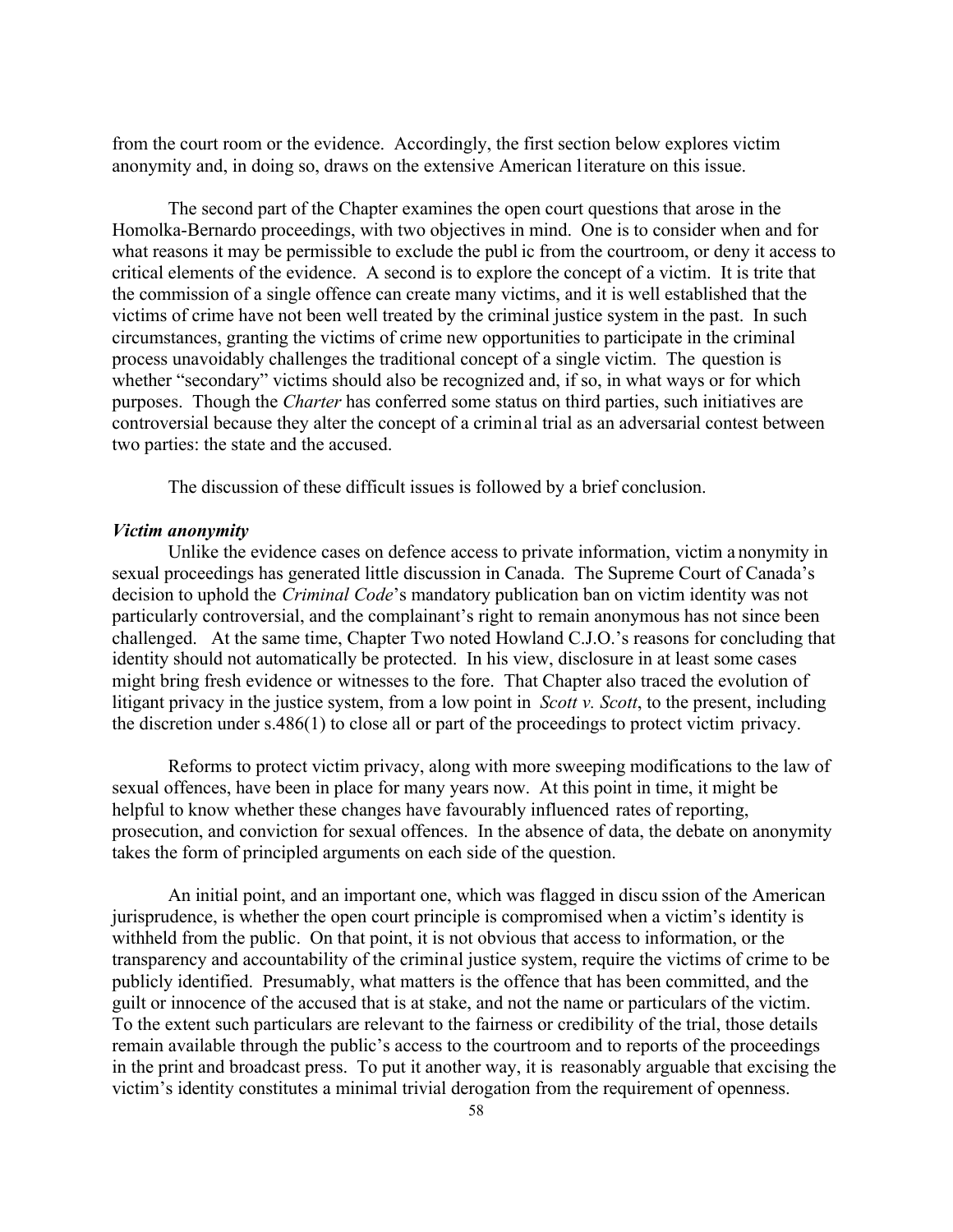from the court room or the evidence. Accordingly, the first section below explores victim anonymity and, in doing so, draws on the extensive American literature on this issue.

The second part of the Chapter examines the open court questions that arose in the Homolka-Bernardo proceedings, with two objectives in mind. One is to consider when and for what reasons it may be permissible to exclude the public from the courtroom, or deny it access to critical elements of the evidence. A second is to explore the concept of a victim. It is trite that the commission of a single offence can create many victims, and it is well established that the victims of crime have not been well treated by the criminal justice system in the past. In such circumstances, granting the victims of crime new opportunities to participate in the criminal process unavoidably challenges the traditional concept of a single victim. The question is whether "secondary" victims should also be recognized and, if so, in what ways or for which purposes. Though the *Charter* has conferred some status on third parties, such initiatives are controversial because they alter the concept of a criminal trial as an adversarial contest between two parties: the state and the accused.

The discussion of these difficult issues is followed by a brief conclusion.

***Victim anonymity***

Unlike the evidence cases on defence access to private information, victim anonymity in sexual proceedings has generated little discussion in Canada. The Supreme Court of Canada's decision to uphold the *Criminal Code*'s mandatory publication ban on victim identity was not particularly controversial, and the complainant's right to remain anonymous has not since been challenged. At the same time, Chapter Two noted Howland C.J.O.'s reasons for concluding that identity should not automatically be protected. In his view, disclosure in at least some cases might bring fresh evidence or witnesses to the fore. That Chapter also traced the evolution of litigant privacy in the justice system, from a low point in *Scott v. Scott*, to the present, including the discretion under s.486(1) to close all or part of the proceedings to protect victim privacy.

Reforms to protect victim privacy, along with more sweeping modifications to the law of sexual offences, have been in place for many years now. At this point in time, it might be helpful to know whether these changes have favourably influenced rates of reporting, prosecution, and conviction for sexual offences. In the absence of data, the debate on anonymity takes the form of principled arguments on each side of the question.

An initial point, and an important one, which was flagged in discussion of the American jurisprudence, is whether the open court principle is compromised when a victim's identity is withheld from the public. On that point, it is not obvious that access to information, or the transparency and accountability of the criminal justice system, require the victims of crime to be publicly identified. Presumably, what matters is the offence that has been committed, and the guilt or innocence of the accused that is at stake, and not the name or particulars of the victim. To the extent such particulars are relevant to the fairness or credibility of the trial, those details remain available through the public's access to the courtroom and to reports of the proceedings in the print and broadcast press. To put it another way, it is reasonably arguable that excising the victim's identity constitutes a minimal trivial derogation from the requirement of openness.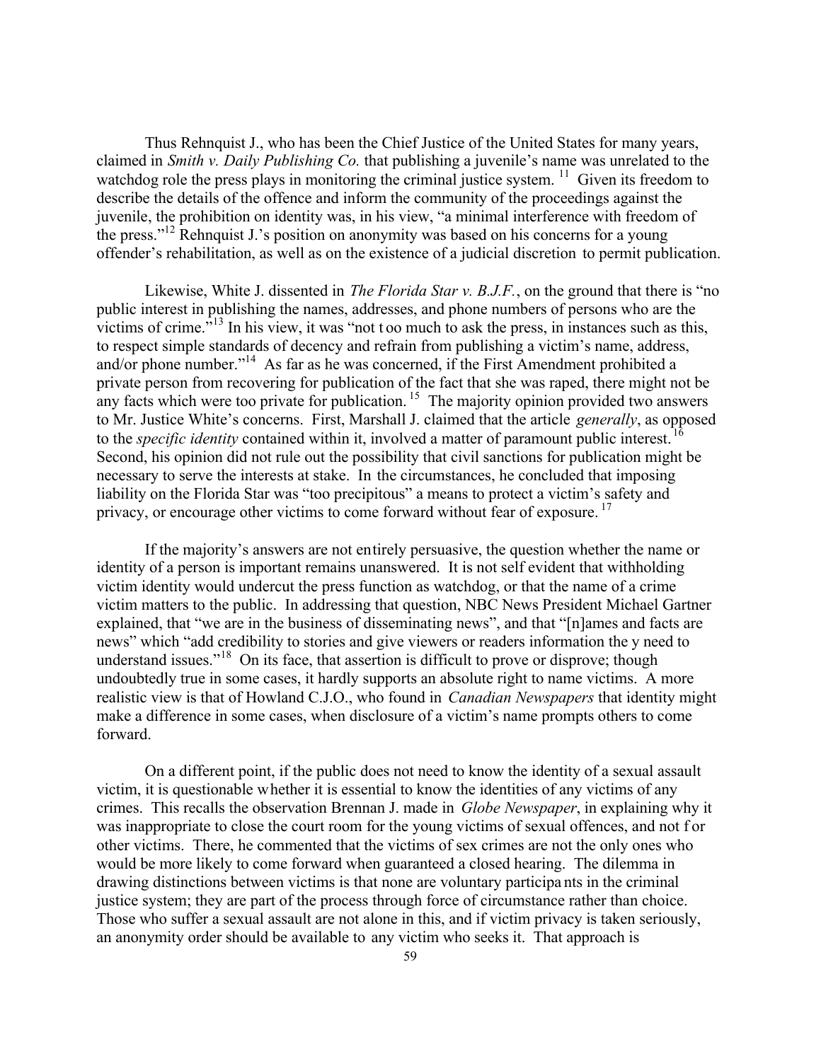Thus Rehnquist J., who has been the Chief Justice of the United States for many years, claimed in *Smith v. Daily Publishing Co.* that publishing a juvenile's name was unrelated to the watchdog role the press plays in monitoring the criminal justice system.[11] Given its freedom to describe the details of the offence and inform the community of the proceedings against the juvenile, the prohibition on identity was, in his view, "a minimal interference with freedom of the press."[12] Rehnquist J.'s position on anonymity was based on his concerns for a young offender's rehabilitation, as well as on the existence of a judicial discretion to permit publication.

Likewise, White J. dissented in *The Florida Star v. B.J.F.*, on the ground that there is "no public interest in publishing the names, addresses, and phone numbers of persons who are the victims of crime."[13] In his view, it was "not too much to ask the press, in instances such as this, to respect simple standards of decency and refrain from publishing a victim's name, address, and/or phone number."[14] As far as he was concerned, if the First Amendment prohibited a private person from recovering for publication of the fact that she was raped, there might not be any facts which were too private for publication.[15] The majority opinion provided two answers to Mr. Justice White's concerns. First, Marshall J. claimed that the article *generally*, as opposed to the *specific identity* contained within it, involved a matter of paramount public interest.[16] Second, his opinion did not rule out the possibility that civil sanctions for publication might be necessary to serve the interests at stake. In the circumstances, he concluded that imposing liability on the Florida Star was "too precipitous" a means to protect a victim's safety and privacy, or encourage other victims to come forward without fear of exposure.[17]

If the majority's answers are not entirely persuasive, the question whether the name or identity of a person is important remains unanswered. It is not self evident that withholding victim identity would undercut the press function as watchdog, or that the name of a crime victim matters to the public. In addressing that question, NBC News President Michael Gartner explained, that "we are in the business of disseminating news", and that "[n]ames and facts are news" which "add credibility to stories and give viewers or readers information they need to understand issues."[18] On its face, that assertion is difficult to prove or disprove; though undoubtedly true in some cases, it hardly supports an absolute right to name victims. A more realistic view is that of Howland C.J.O., who found in *Canadian Newspapers* that identity might make a difference in some cases, when disclosure of a victim's name prompts others to come forward.

On a different point, if the public does not need to know the identity of a sexual assault victim, it is questionable whether it is essential to know the identities of any victims of any crimes. This recalls the observation Brennan J. made in *Globe Newspaper*, in explaining why it was inappropriate to close the court room for the young victims of sexual offences, and not for other victims. There, he commented that the victims of sex crimes are not the only ones who would be more likely to come forward when guaranteed a closed hearing. The dilemma in drawing distinctions between victims is that none are voluntary participants in the criminal justice system; they are part of the process through force of circumstance rather than choice. Those who suffer a sexual assault are not alone in this, and if victim privacy is taken seriously, an anonymity order should be available to any victim who seeks it. That approach is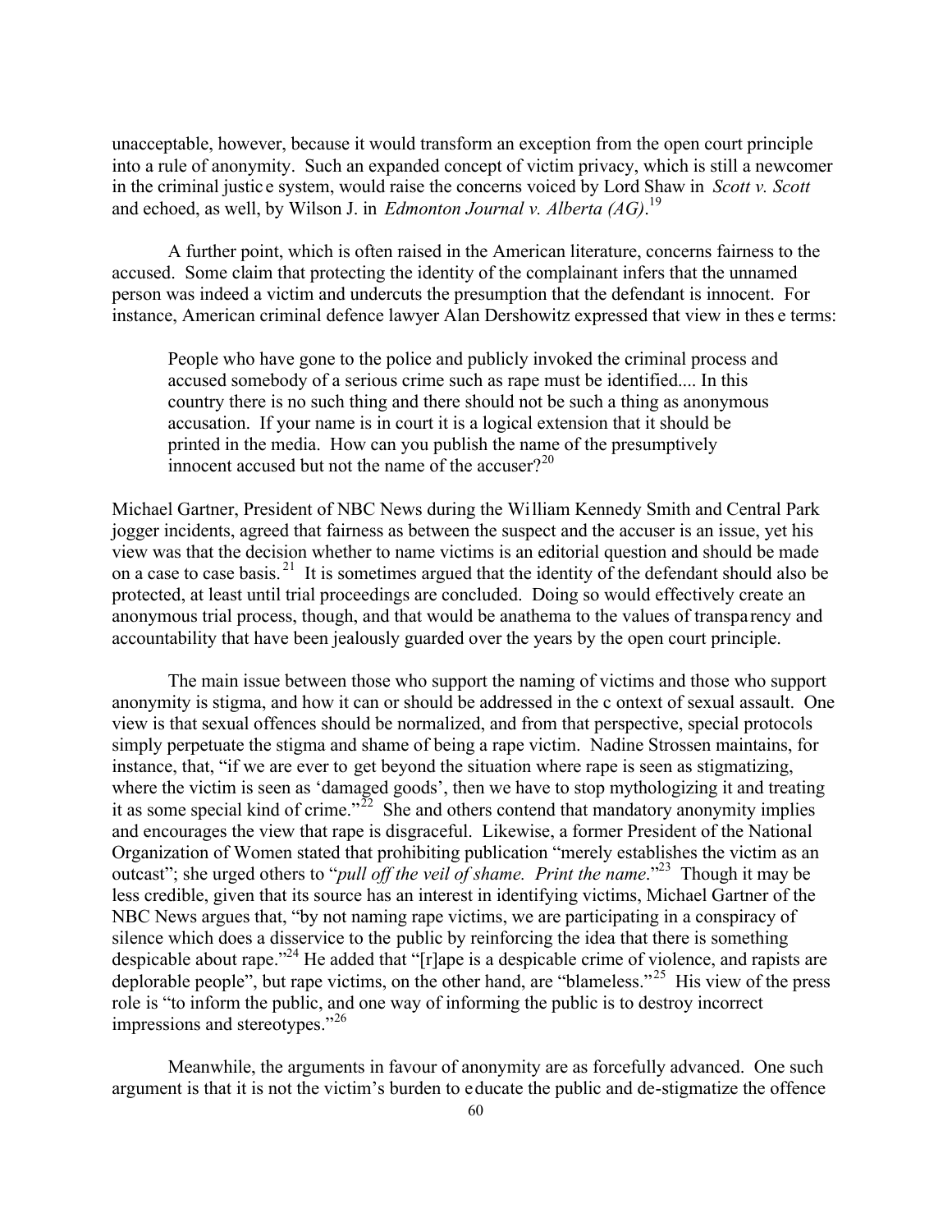unacceptable, however, because it would transform an exception from the open court principle into a rule of anonymity. Such an expanded concept of victim privacy, which is still a newcomer in the criminal justice system, would raise the concerns voiced by Lord Shaw in *Scott v. Scott* and echoed, as well, by Wilson J. in *Edmonton Journal v. Alberta (AG)*.[19]

A further point, which is often raised in the American literature, concerns fairness to the accused. Some claim that protecting the identity of the complainant infers that the unnamed person was indeed a victim and undercuts the presumption that the defendant is innocent. For instance, American criminal defence lawyer Alan Dershowitz expressed that view in these terms:

> People who have gone to the police and publicly invoked the criminal process and accused somebody of a serious crime such as rape must be identified.... In this country there is no such thing and there should not be such a thing as anonymous accusation. If your name is in court it is a logical extension that it should be printed in the media. How can you publish the name of the presumptively innocent accused but not the name of the accuser?[20]

Michael Gartner, President of NBC News during the William Kennedy Smith and Central Park jogger incidents, agreed that fairness as between the suspect and the accuser is an issue, yet his view was that the decision whether to name victims is an editorial question and should be made on a case to case basis.[21] It is sometimes argued that the identity of the defendant should also be protected, at least until trial proceedings are concluded. Doing so would effectively create an anonymous trial process, though, and that would be anathema to the values of transparency and accountability that have been jealously guarded over the years by the open court principle.

The main issue between those who support the naming of victims and those who support anonymity is stigma, and how it can or should be addressed in the context of sexual assault. One view is that sexual offences should be normalized, and from that perspective, special protocols simply perpetuate the stigma and shame of being a rape victim. Nadine Strossen maintains, for instance, that, "if we are ever to get beyond the situation where rape is seen as stigmatizing, where the victim is seen as 'damaged goods', then we have to stop mythologizing it and treating it as some special kind of crime."[22] She and others contend that mandatory anonymity implies and encourages the view that rape is disgraceful. Likewise, a former President of the National Organization of Women stated that prohibiting publication "merely establishes the victim as an outcast"; she urged others to "*pull off the veil of shame. Print the name.*"[23] Though it may be less credible, given that its source has an interest in identifying victims, Michael Gartner of the NBC News argues that, "by not naming rape victims, we are participating in a conspiracy of silence which does a disservice to the public by reinforcing the idea that there is something despicable about rape."[24] He added that "[r]ape is a despicable crime of violence, and rapists are deplorable people", but rape victims, on the other hand, are "blameless."[25] His view of the press role is "to inform the public, and one way of informing the public is to destroy incorrect impressions and stereotypes."[26]

Meanwhile, the arguments in favour of anonymity are as forcefully advanced. One such argument is that it is not the victim's burden to educate the public and de-stigmatize the offence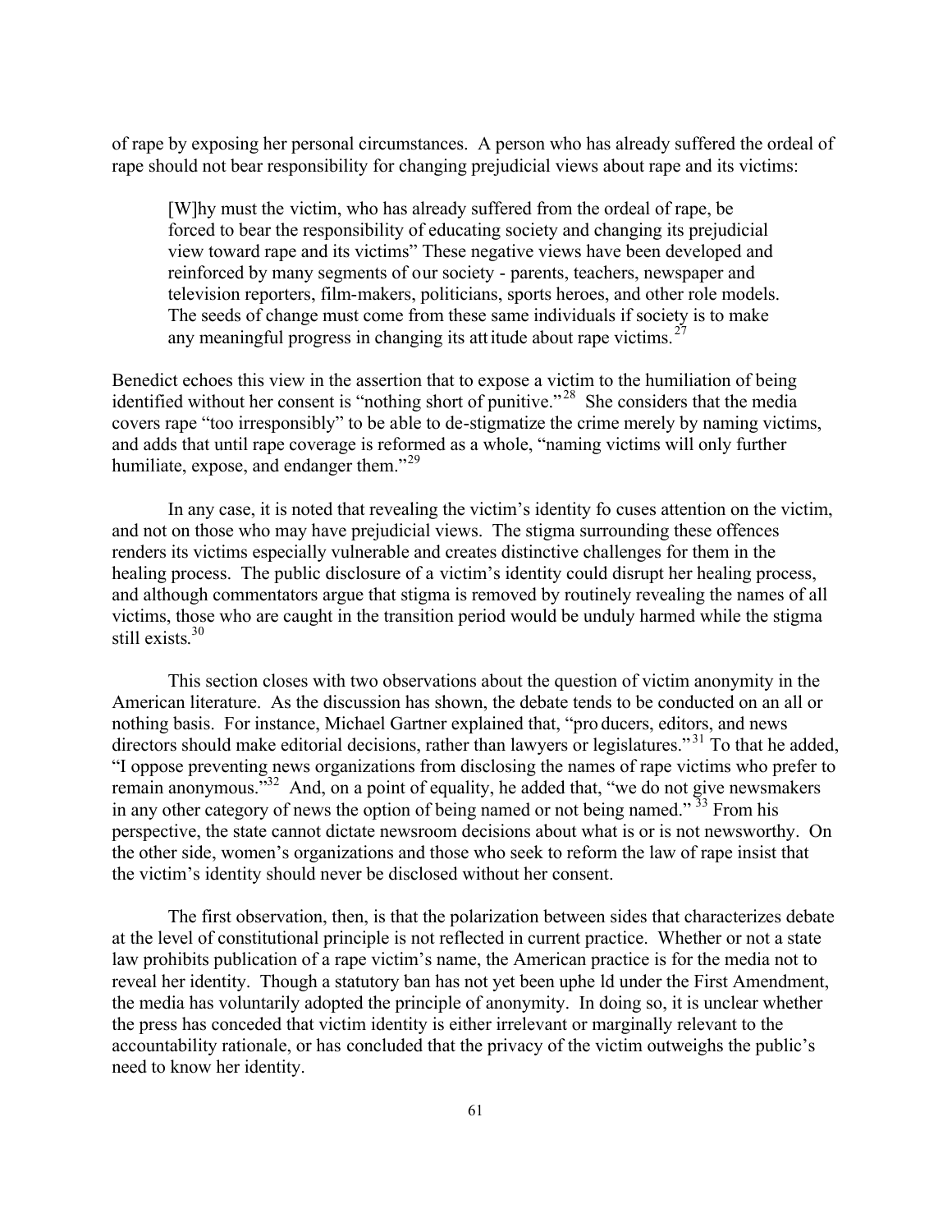of rape by exposing her personal circumstances. A person who has already suffered the ordeal of rape should not bear responsibility for changing prejudicial views about rape and its victims:

> [W]hy must the victim, who has already suffered from the ordeal of rape, be forced to bear the responsibility of educating society and changing its prejudicial view toward rape and its victims" These negative views have been developed and reinforced by many segments of our society - parents, teachers, newspaper and television reporters, film-makers, politicians, sports heroes, and other role models. The seeds of change must come from these same individuals if society is to make any meaningful progress in changing its attitude about rape victims.[27]

Benedict echoes this view in the assertion that to expose a victim to the humiliation of being identified without her consent is "nothing short of punitive."[28] She considers that the media covers rape "too irresponsibly" to be able to de-stigmatize the crime merely by naming victims, and adds that until rape coverage is reformed as a whole, "naming victims will only further humiliate, expose, and endanger them."[29]

In any case, it is noted that revealing the victim's identity focuses attention on the victim, and not on those who may have prejudicial views. The stigma surrounding these offences renders its victims especially vulnerable and creates distinctive challenges for them in the healing process. The public disclosure of a victim's identity could disrupt her healing process, and although commentators argue that stigma is removed by routinely revealing the names of all victims, those who are caught in the transition period would be unduly harmed while the stigma still exists.[30]

This section closes with two observations about the question of victim anonymity in the American literature. As the discussion has shown, the debate tends to be conducted on an all or nothing basis. For instance, Michael Gartner explained that, "producers, editors, and news directors should make editorial decisions, rather than lawyers or legislatures."[31] To that he added, "I oppose preventing news organizations from disclosing the names of rape victims who prefer to remain anonymous."[32] And, on a point of equality, he added that, "we do not give newsmakers in any other category of news the option of being named or not being named."[33] From his perspective, the state cannot dictate newsroom decisions about what is or is not newsworthy. On the other side, women's organizations and those who seek to reform the law of rape insist that the victim's identity should never be disclosed without her consent.

The first observation, then, is that the polarization between sides that characterizes debate at the level of constitutional principle is not reflected in current practice. Whether or not a state law prohibits publication of a rape victim's name, the American practice is for the media not to reveal her identity. Though a statutory ban has not yet been upheld under the First Amendment, the media has voluntarily adopted the principle of anonymity. In doing so, it is unclear whether the press has conceded that victim identity is either irrelevant or marginally relevant to the accountability rationale, or has concluded that the privacy of the victim outweighs the public's need to know her identity.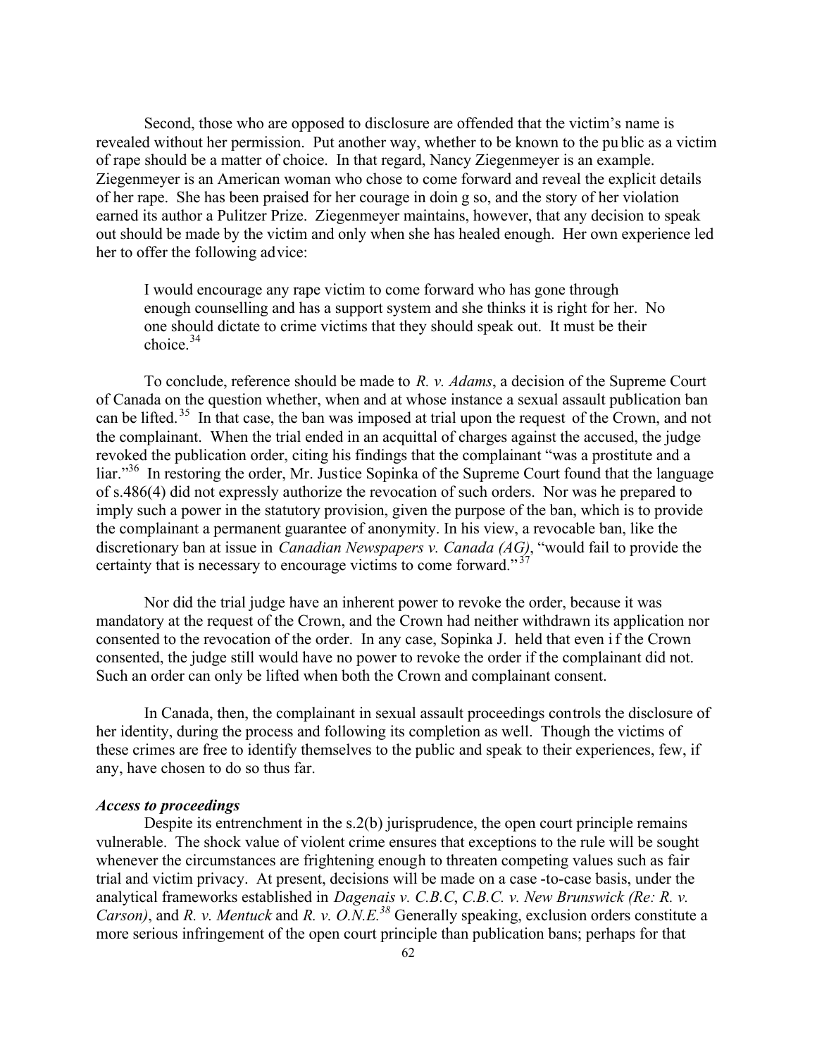Second, those who are opposed to disclosure are offended that the victim's name is revealed without her permission. Put another way, whether to be known to the public as a victim of rape should be a matter of choice. In that regard, Nancy Ziegenmeyer is an example. Ziegenmeyer is an American woman who chose to come forward and reveal the explicit details of her rape. She has been praised for her courage in doing so, and the story of her violation earned its author a Pulitzer Prize. Ziegenmeyer maintains, however, that any decision to speak out should be made by the victim and only when she has healed enough. Her own experience led her to offer the following advice:

> I would encourage any rape victim to come forward who has gone through enough counselling and has a support system and she thinks it is right for her. No one should dictate to crime victims that they should speak out. It must be their choice.[34]

To conclude, reference should be made to *R. v. Adams*, a decision of the Supreme Court of Canada on the question whether, when and at whose instance a sexual assault publication ban can be lifted.[35] In that case, the ban was imposed at trial upon the request of the Crown, and not the complainant. When the trial ended in an acquittal of charges against the accused, the judge revoked the publication order, citing his findings that the complainant "was a prostitute and a liar."[36] In restoring the order, Mr. Justice Sopinka of the Supreme Court found that the language of s.486(4) did not expressly authorize the revocation of such orders. Nor was he prepared to imply such a power in the statutory provision, given the purpose of the ban, which is to provide the complainant a permanent guarantee of anonymity. In his view, a revocable ban, like the discretionary ban at issue in *Canadian Newspapers v. Canada (AG)*, "would fail to provide the certainty that is necessary to encourage victims to come forward."[37]

Nor did the trial judge have an inherent power to revoke the order, because it was mandatory at the request of the Crown, and the Crown had neither withdrawn its application nor consented to the revocation of the order. In any case, Sopinka J. held that even if the Crown consented, the judge still would have no power to revoke the order if the complainant did not. Such an order can only be lifted when both the Crown and complainant consent.

In Canada, then, the complainant in sexual assault proceedings controls the disclosure of her identity, during the process and following its completion as well. Though the victims of these crimes are free to identify themselves to the public and speak to their experiences, few, if any, have chosen to do so thus far.

***Access to proceedings***

Despite its entrenchment in the s.2(b) jurisprudence, the open court principle remains vulnerable. The shock value of violent crime ensures that exceptions to the rule will be sought whenever the circumstances are frightening enough to threaten competing values such as fair trial and victim privacy. At present, decisions will be made on a case-to-case basis, under the analytical frameworks established in *Dagenais v. C.B.C*, *C.B.C. v. New Brunswick (Re: R. v. Carson)*, and *R. v. Mentuck* and *R. v. O.N.E.*[38] Generally speaking, exclusion orders constitute a more serious infringement of the open court principle than publication bans; perhaps for that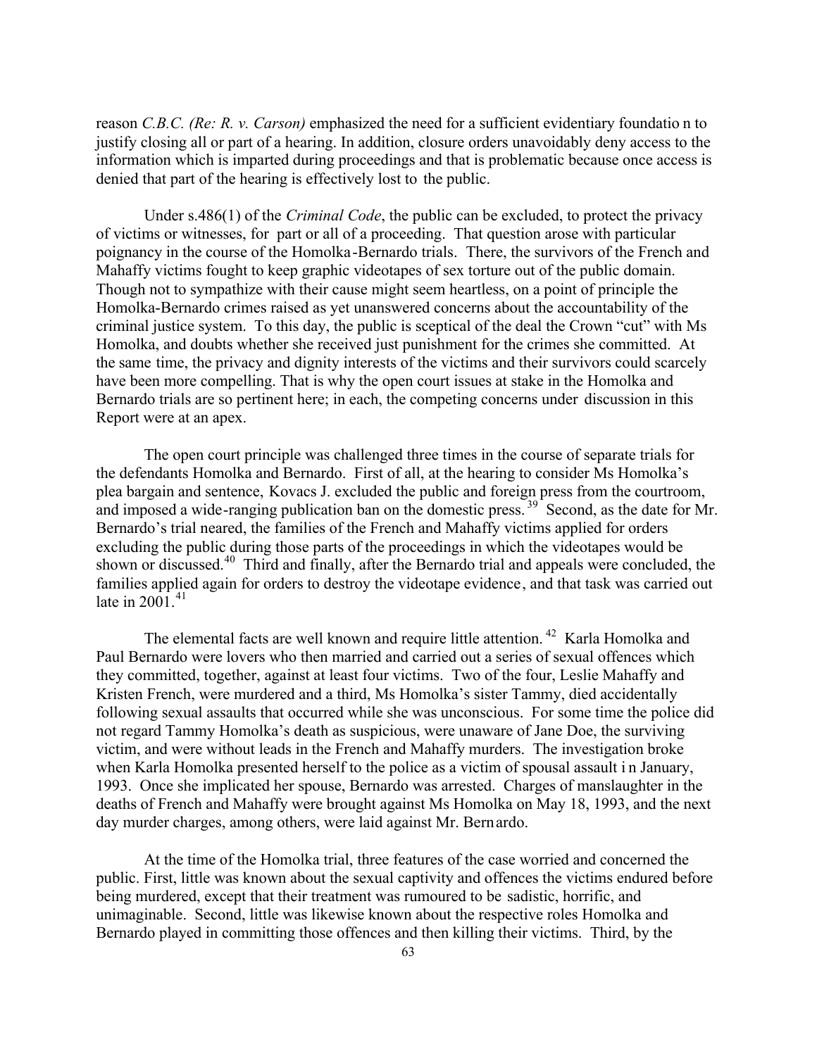reason *C.B.C. (Re: R. v. Carson)* emphasized the need for a sufficient evidentiary foundation to justify closing all or part of a hearing. In addition, closure orders unavoidably deny access to the information which is imparted during proceedings and that is problematic because once access is denied that part of the hearing is effectively lost to the public.

Under s.486(1) of the *Criminal Code*, the public can be excluded, to protect the privacy of victims or witnesses, for part or all of a proceeding. That question arose with particular poignancy in the course of the Homolka-Bernardo trials. There, the survivors of the French and Mahaffy victims fought to keep graphic videotapes of sex torture out of the public domain. Though not to sympathize with their cause might seem heartless, on a point of principle the Homolka-Bernardo crimes raised as yet unanswered concerns about the accountability of the criminal justice system. To this day, the public is sceptical of the deal the Crown "cut" with Ms Homolka, and doubts whether she received just punishment for the crimes she committed. At the same time, the privacy and dignity interests of the victims and their survivors could scarcely have been more compelling. That is why the open court issues at stake in the Homolka and Bernardo trials are so pertinent here; in each, the competing concerns under discussion in this Report were at an apex.

The open court principle was challenged three times in the course of separate trials for the defendants Homolka and Bernardo. First of all, at the hearing to consider Ms Homolka's plea bargain and sentence, Kovacs J. excluded the public and foreign press from the courtroom, and imposed a wide-ranging publication ban on the domestic press.[39] Second, as the date for Mr. Bernardo's trial neared, the families of the French and Mahaffy victims applied for orders excluding the public during those parts of the proceedings in which the videotapes would be shown or discussed.[40] Third and finally, after the Bernardo trial and appeals were concluded, the families applied again for orders to destroy the videotape evidence, and that task was carried out late in 2001.[41]

The elemental facts are well known and require little attention.[42] Karla Homolka and Paul Bernardo were lovers who then married and carried out a series of sexual offences which they committed, together, against at least four victims. Two of the four, Leslie Mahaffy and Kristen French, were murdered and a third, Ms Homolka's sister Tammy, died accidentally following sexual assaults that occurred while she was unconscious. For some time the police did not regard Tammy Homolka's death as suspicious, were unaware of Jane Doe, the surviving victim, and were without leads in the French and Mahaffy murders. The investigation broke when Karla Homolka presented herself to the police as a victim of spousal assault in January, 1993. Once she implicated her spouse, Bernardo was arrested. Charges of manslaughter in the deaths of French and Mahaffy were brought against Ms Homolka on May 18, 1993, and the next day murder charges, among others, were laid against Mr. Bernardo.

At the time of the Homolka trial, three features of the case worried and concerned the public. First, little was known about the sexual captivity and offences the victims endured before being murdered, except that their treatment was rumoured to be sadistic, horrific, and unimaginable. Second, little was likewise known about the respective roles Homolka and Bernardo played in committing those offences and then killing their victims. Third, by the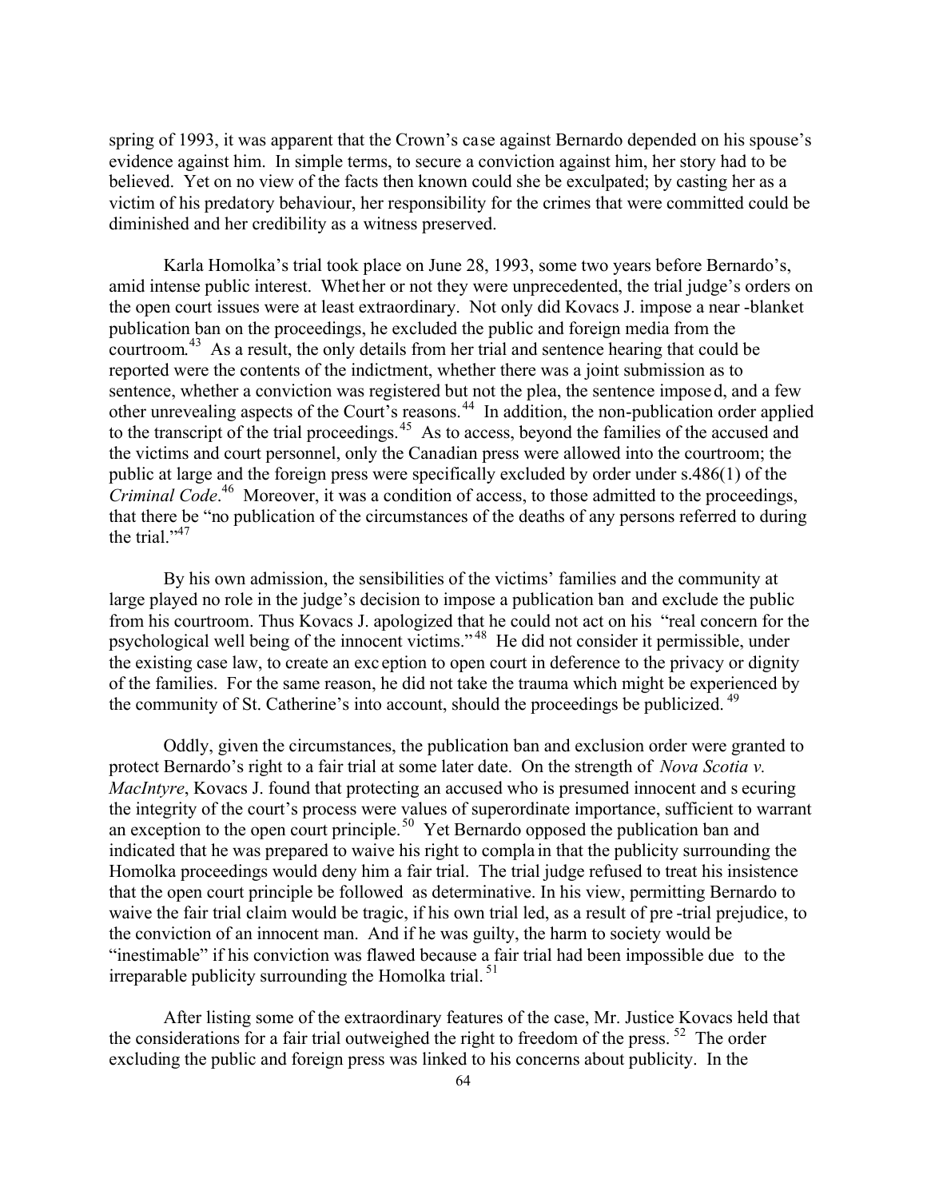spring of 1993, it was apparent that the Crown's case against Bernardo depended on his spouse's evidence against him. In simple terms, to secure a conviction against him, her story had to be believed. Yet on no view of the facts then known could she be exculpated; by casting her as a victim of his predatory behaviour, her responsibility for the crimes that were committed could be diminished and her credibility as a witness preserved.

Karla Homolka's trial took place on June 28, 1993, some two years before Bernardo's, amid intense public interest. Whether or not they were unprecedented, the trial judge's orders on the open court issues were at least extraordinary. Not only did Kovacs J. impose a near-blanket publication ban on the proceedings, he excluded the public and foreign media from the courtroom.[43] As a result, the only details from her trial and sentence hearing that could be reported were the contents of the indictment, whether there was a joint submission as to sentence, whether a conviction was registered but not the plea, the sentence imposed, and a few other unrevealing aspects of the Court's reasons.[44] In addition, the non-publication order applied to the transcript of the trial proceedings.[45] As to access, beyond the families of the accused and the victims and court personnel, only the Canadian press were allowed into the courtroom; the public at large and the foreign press were specifically excluded by order under s.486(1) of the *Criminal Code*.[46] Moreover, it was a condition of access, to those admitted to the proceedings, that there be "no publication of the circumstances of the deaths of any persons referred to during the trial."[47]

By his own admission, the sensibilities of the victims' families and the community at large played no role in the judge's decision to impose a publication ban and exclude the public from his courtroom. Thus Kovacs J. apologized that he could not act on his "real concern for the psychological well being of the innocent victims."[48] He did not consider it permissible, under the existing case law, to create an exception to open court in deference to the privacy or dignity of the families. For the same reason, he did not take the trauma which might be experienced by the community of St. Catherine's into account, should the proceedings be publicized.[49]

Oddly, given the circumstances, the publication ban and exclusion order were granted to protect Bernardo's right to a fair trial at some later date. On the strength of *Nova Scotia v. MacIntyre*, Kovacs J. found that protecting an accused who is presumed innocent and securing the integrity of the court's process were values of superordinate importance, sufficient to warrant an exception to the open court principle.[50] Yet Bernardo opposed the publication ban and indicated that he was prepared to waive his right to complain that the publicity surrounding the Homolka proceedings would deny him a fair trial. The trial judge refused to treat his insistence that the open court principle be followed as determinative. In his view, permitting Bernardo to waive the fair trial claim would be tragic, if his own trial led, as a result of pre-trial prejudice, to the conviction of an innocent man. And if he was guilty, the harm to society would be "inestimable" if his conviction was flawed because a fair trial had been impossible due to the irreparable publicity surrounding the Homolka trial.[51]

After listing some of the extraordinary features of the case, Mr. Justice Kovacs held that the considerations for a fair trial outweighed the right to freedom of the press.[52] The order excluding the public and foreign press was linked to his concerns about publicity. In the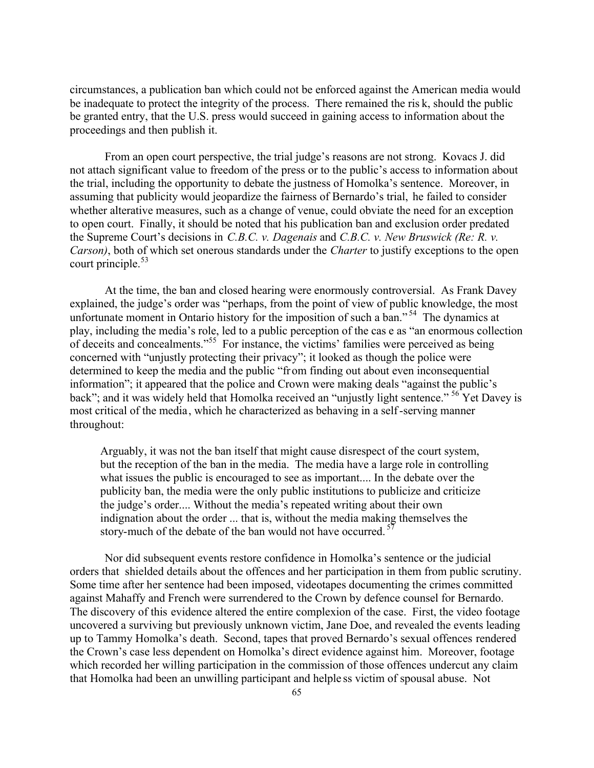circumstances, a publication ban which could not be enforced against the American media would be inadequate to protect the integrity of the process. There remained the risk, should the public be granted entry, that the U.S. press would succeed in gaining access to information about the proceedings and then publish it.

From an open court perspective, the trial judge's reasons are not strong. Kovacs J. did not attach significant value to freedom of the press or to the public's access to information about the trial, including the opportunity to debate the justness of Homolka's sentence. Moreover, in assuming that publicity would jeopardize the fairness of Bernardo's trial, he failed to consider whether alterative measures, such as a change of venue, could obviate the need for an exception to open court. Finally, it should be noted that his publication ban and exclusion order predated the Supreme Court's decisions in *C.B.C. v. Dagenais* and *C.B.C. v. New Bruswick (Re: R. v. Carson)*, both of which set onerous standards under the *Charter* to justify exceptions to the open court principle.[53]

At the time, the ban and closed hearing were enormously controversial. As Frank Davey explained, the judge's order was "perhaps, from the point of view of public knowledge, the most unfortunate moment in Ontario history for the imposition of such a ban."[54] The dynamics at play, including the media's role, led to a public perception of the case as "an enormous collection of deceits and concealments."[55] For instance, the victims' families were perceived as being concerned with "unjustly protecting their privacy"; it looked as though the police were determined to keep the media and the public "from finding out about even inconsequential information"; it appeared that the police and Crown were making deals "against the public's back"; and it was widely held that Homolka received an "unjustly light sentence."[56] Yet Davey is most critical of the media, which he characterized as behaving in a self-serving manner throughout:

> Arguably, it was not the ban itself that might cause disrespect of the court system, but the reception of the ban in the media. The media have a large role in controlling what issues the public is encouraged to see as important.... In the debate over the publicity ban, the media were the only public institutions to publicize and criticize the judge's order.... Without the media's repeated writing about their own indignation about the order ... that is, without the media making themselves the story-much of the debate of the ban would not have occurred.[57]

Nor did subsequent events restore confidence in Homolka's sentence or the judicial orders that shielded details about the offences and her participation in them from public scrutiny. Some time after her sentence had been imposed, videotapes documenting the crimes committed against Mahaffy and French were surrendered to the Crown by defence counsel for Bernardo. The discovery of this evidence altered the entire complexion of the case. First, the video footage uncovered a surviving but previously unknown victim, Jane Doe, and revealed the events leading up to Tammy Homolka's death. Second, tapes that proved Bernardo's sexual offences rendered the Crown's case less dependent on Homolka's direct evidence against him. Moreover, footage which recorded her willing participation in the commission of those offences undercut any claim that Homolka had been an unwilling participant and helpless victim of spousal abuse. Not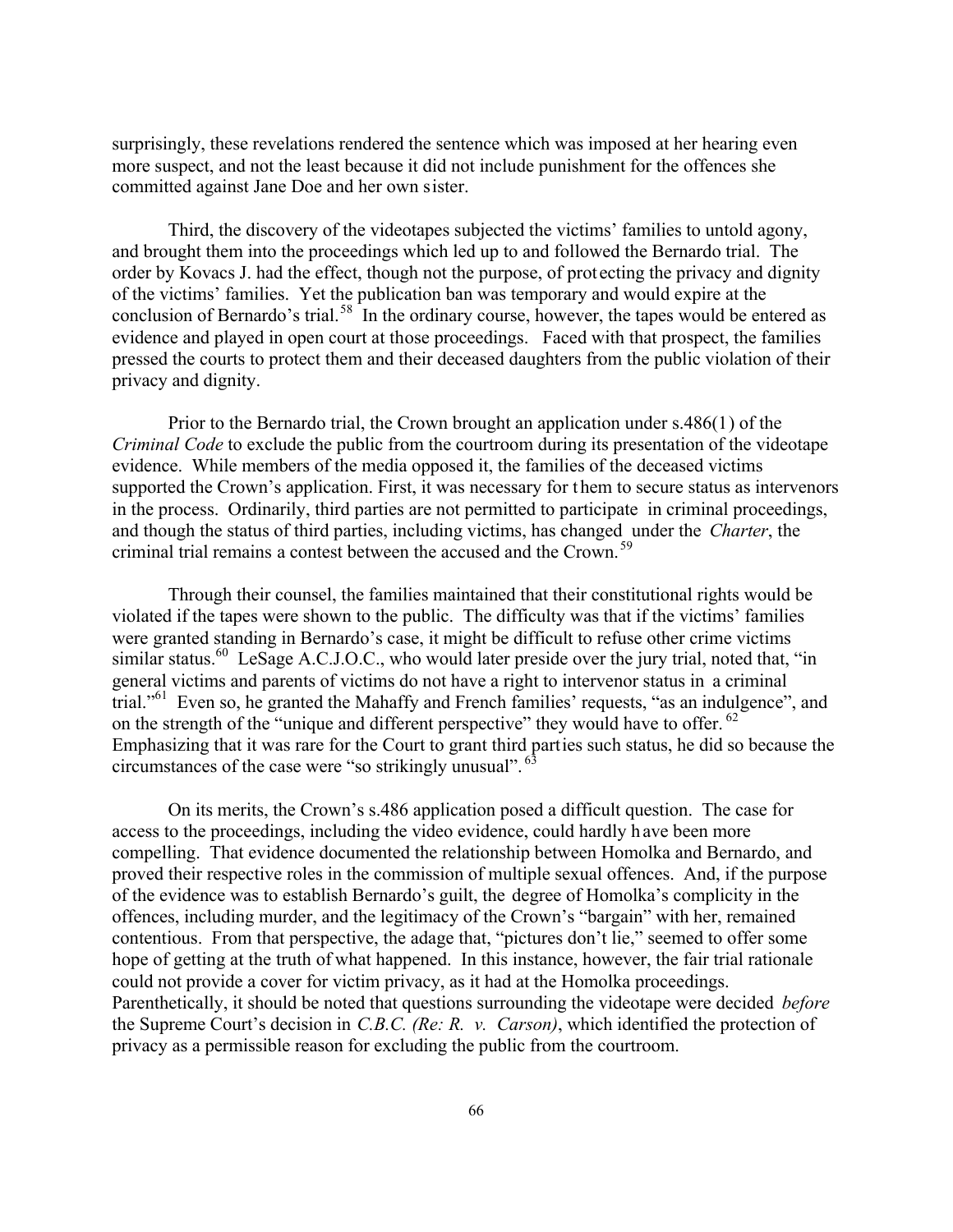surprisingly, these revelations rendered the sentence which was imposed at her hearing even more suspect, and not the least because it did not include punishment for the offences she committed against Jane Doe and her own sister.

Third, the discovery of the videotapes subjected the victims' families to untold agony, and brought them into the proceedings which led up to and followed the Bernardo trial. The order by Kovacs J. had the effect, though not the purpose, of protecting the privacy and dignity of the victims' families. Yet the publication ban was temporary and would expire at the conclusion of Bernardo's trial.[58] In the ordinary course, however, the tapes would be entered as evidence and played in open court at those proceedings. Faced with that prospect, the families pressed the courts to protect them and their deceased daughters from the public violation of their privacy and dignity.

Prior to the Bernardo trial, the Crown brought an application under s.486(1) of the *Criminal Code* to exclude the public from the courtroom during its presentation of the videotape evidence. While members of the media opposed it, the families of the deceased victims supported the Crown's application. First, it was necessary for them to secure status as intervenors in the process. Ordinarily, third parties are not permitted to participate in criminal proceedings, and though the status of third parties, including victims, has changed under the *Charter*, the criminal trial remains a contest between the accused and the Crown.[59]

Through their counsel, the families maintained that their constitutional rights would be violated if the tapes were shown to the public. The difficulty was that if the victims' families were granted standing in Bernardo's case, it might be difficult to refuse other crime victims similar status.[60] LeSage A.C.J.O.C., who would later preside over the jury trial, noted that, "in general victims and parents of victims do not have a right to intervenor status in a criminal trial."[61] Even so, he granted the Mahaffy and French families' requests, "as an indulgence", and on the strength of the "unique and different perspective" they would have to offer.[62] Emphasizing that it was rare for the Court to grant third parties such status, he did so because the circumstances of the case were "so strikingly unusual".[63]

On its merits, the Crown's s.486 application posed a difficult question. The case for access to the proceedings, including the video evidence, could hardly have been more compelling. That evidence documented the relationship between Homolka and Bernardo, and proved their respective roles in the commission of multiple sexual offences. And, if the purpose of the evidence was to establish Bernardo's guilt, the degree of Homolka's complicity in the offences, including murder, and the legitimacy of the Crown's "bargain" with her, remained contentious. From that perspective, the adage that, "pictures don't lie," seemed to offer some hope of getting at the truth of what happened. In this instance, however, the fair trial rationale could not provide a cover for victim privacy, as it had at the Homolka proceedings. Parenthetically, it should be noted that questions surrounding the videotape were decided *before* the Supreme Court's decision in *C.B.C. (Re: R. v. Carson)*, which identified the protection of privacy as a permissible reason for excluding the public from the courtroom.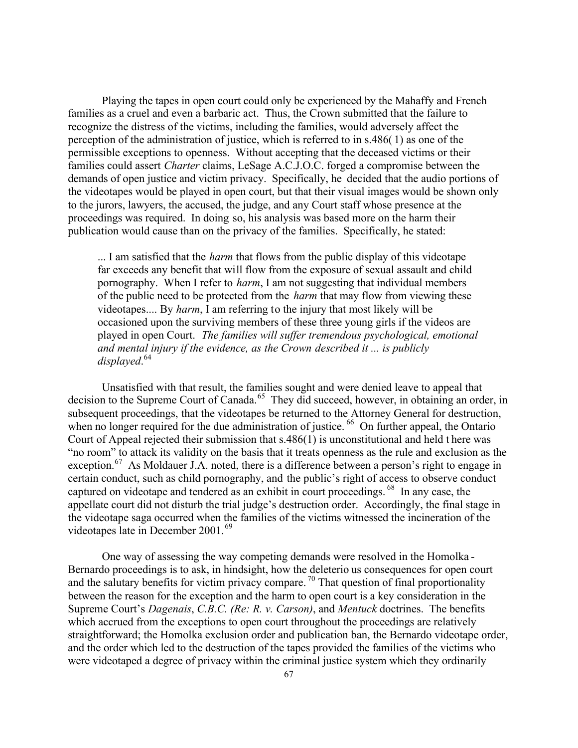Playing the tapes in open court could only be experienced by the Mahaffy and French families as a cruel and even a barbaric act. Thus, the Crown submitted that the failure to recognize the distress of the victims, including the families, would adversely affect the perception of the administration of justice, which is referred to in s.486(1) as one of the permissible exceptions to openness. Without accepting that the deceased victims or their families could assert *Charter* claims, LeSage A.C.J.O.C. forged a compromise between the demands of open justice and victim privacy. Specifically, he decided that the audio portions of the videotapes would be played in open court, but that their visual images would be shown only to the jurors, lawyers, the accused, the judge, and any Court staff whose presence at the proceedings was required. In doing so, his analysis was based more on the harm their publication would cause than on the privacy of the families. Specifically, he stated:

> ... I am satisfied that the *harm* that flows from the public display of this videotape far exceeds any benefit that will flow from the exposure of sexual assault and child pornography. When I refer to *harm*, I am not suggesting that individual members of the public need to be protected from the *harm* that may flow from viewing these videotapes.... By *harm*, I am referring to the injury that most likely will be occasioned upon the surviving members of these three young girls if the videos are played in open Court. *The families will suffer tremendous psychological, emotional and mental injury if the evidence, as the Crown described it ... is publicly displayed*.[64]

Unsatisfied with that result, the families sought and were denied leave to appeal that decision to the Supreme Court of Canada.[65] They did succeed, however, in obtaining an order, in subsequent proceedings, that the videotapes be returned to the Attorney General for destruction, when no longer required for the due administration of justice.[66] On further appeal, the Ontario Court of Appeal rejected their submission that s.486(1) is unconstitutional and held there was "no room" to attack its validity on the basis that it treats openness as the rule and exclusion as the exception.[67] As Moldauer J.A. noted, there is a difference between a person's right to engage in certain conduct, such as child pornography, and the public's right of access to observe conduct captured on videotape and tendered as an exhibit in court proceedings.[68] In any case, the appellate court did not disturb the trial judge's destruction order. Accordingly, the final stage in the videotape saga occurred when the families of the victims witnessed the incineration of the videotapes late in December 2001.[69]

One way of assessing the way competing demands were resolved in the Homolka-Bernardo proceedings is to ask, in hindsight, how the deleterious consequences for open court and the salutary benefits for victim privacy compare.[70] That question of final proportionality between the reason for the exception and the harm to open court is a key consideration in the Supreme Court's *Dagenais*, *C.B.C. (Re: R. v. Carson)*, and *Mentuck* doctrines. The benefits which accrued from the exceptions to open court throughout the proceedings are relatively straightforward; the Homolka exclusion order and publication ban, the Bernardo videotape order, and the order which led to the destruction of the tapes provided the families of the victims who were videotaped a degree of privacy within the criminal justice system which they ordinarily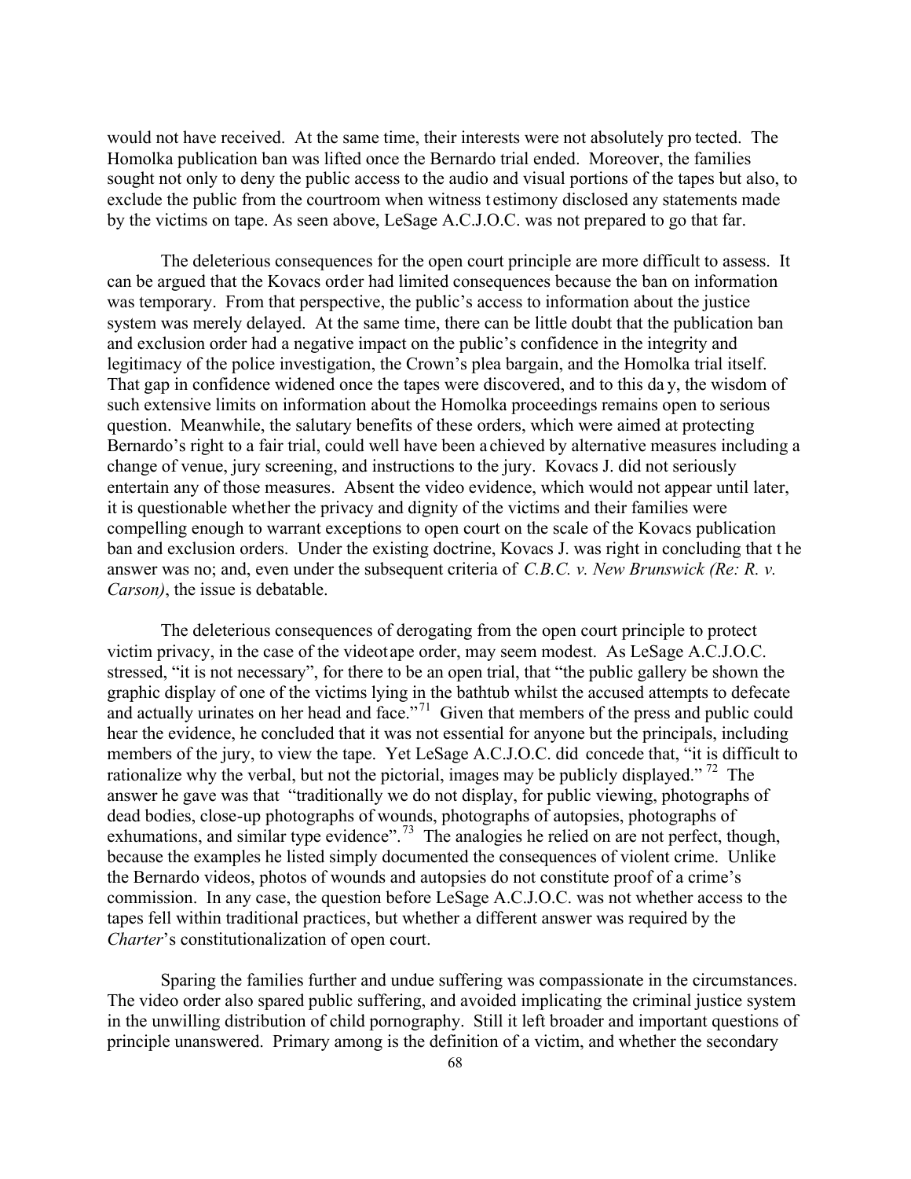would not have received. At the same time, their interests were not absolutely protected. The Homolka publication ban was lifted once the Bernardo trial ended. Moreover, the families sought not only to deny the public access to the audio and visual portions of the tapes but also, to exclude the public from the courtroom when witness testimony disclosed any statements made by the victims on tape. As seen above, LeSage A.C.J.O.C. was not prepared to go that far.

The deleterious consequences for the open court principle are more difficult to assess. It can be argued that the Kovacs order had limited consequences because the ban on information was temporary. From that perspective, the public's access to information about the justice system was merely delayed. At the same time, there can be little doubt that the publication ban and exclusion order had a negative impact on the public's confidence in the integrity and legitimacy of the police investigation, the Crown's plea bargain, and the Homolka trial itself. That gap in confidence widened once the tapes were discovered, and to this day, the wisdom of such extensive limits on information about the Homolka proceedings remains open to serious question. Meanwhile, the salutary benefits of these orders, which were aimed at protecting Bernardo's right to a fair trial, could well have been achieved by alternative measures including a change of venue, jury screening, and instructions to the jury. Kovacs J. did not seriously entertain any of those measures. Absent the video evidence, which would not appear until later, it is questionable whether the privacy and dignity of the victims and their families were compelling enough to warrant exceptions to open court on the scale of the Kovacs publication ban and exclusion orders. Under the existing doctrine, Kovacs J. was right in concluding that the answer was no; and, even under the subsequent criteria of *C.B.C. v. New Brunswick (Re: R. v. Carson)*, the issue is debatable.

The deleterious consequences of derogating from the open court principle to protect victim privacy, in the case of the videotape order, may seem modest. As LeSage A.C.J.O.C. stressed, "it is not necessary", for there to be an open trial, that "the public gallery be shown the graphic display of one of the victims lying in the bathtub whilst the accused attempts to defecate and actually urinates on her head and face."[71] Given that members of the press and public could hear the evidence, he concluded that it was not essential for anyone but the principals, including members of the jury, to view the tape. Yet LeSage A.C.J.O.C. did concede that, "it is difficult to rationalize why the verbal, but not the pictorial, images may be publicly displayed."[72] The answer he gave was that "traditionally we do not display, for public viewing, photographs of dead bodies, close-up photographs of wounds, photographs of autopsies, photographs of exhumations, and similar type evidence".[73] The analogies he relied on are not perfect, though, because the examples he listed simply documented the consequences of violent crime. Unlike the Bernardo videos, photos of wounds and autopsies do not constitute proof of a crime's commission. In any case, the question before LeSage A.C.J.O.C. was not whether access to the tapes fell within traditional practices, but whether a different answer was required by the *Charter*'s constitutionalization of open court.

Sparing the families further and undue suffering was compassionate in the circumstances. The video order also spared public suffering, and avoided implicating the criminal justice system in the unwilling distribution of child pornography. Still it left broader and important questions of principle unanswered. Primary among is the definition of a victim, and whether the secondary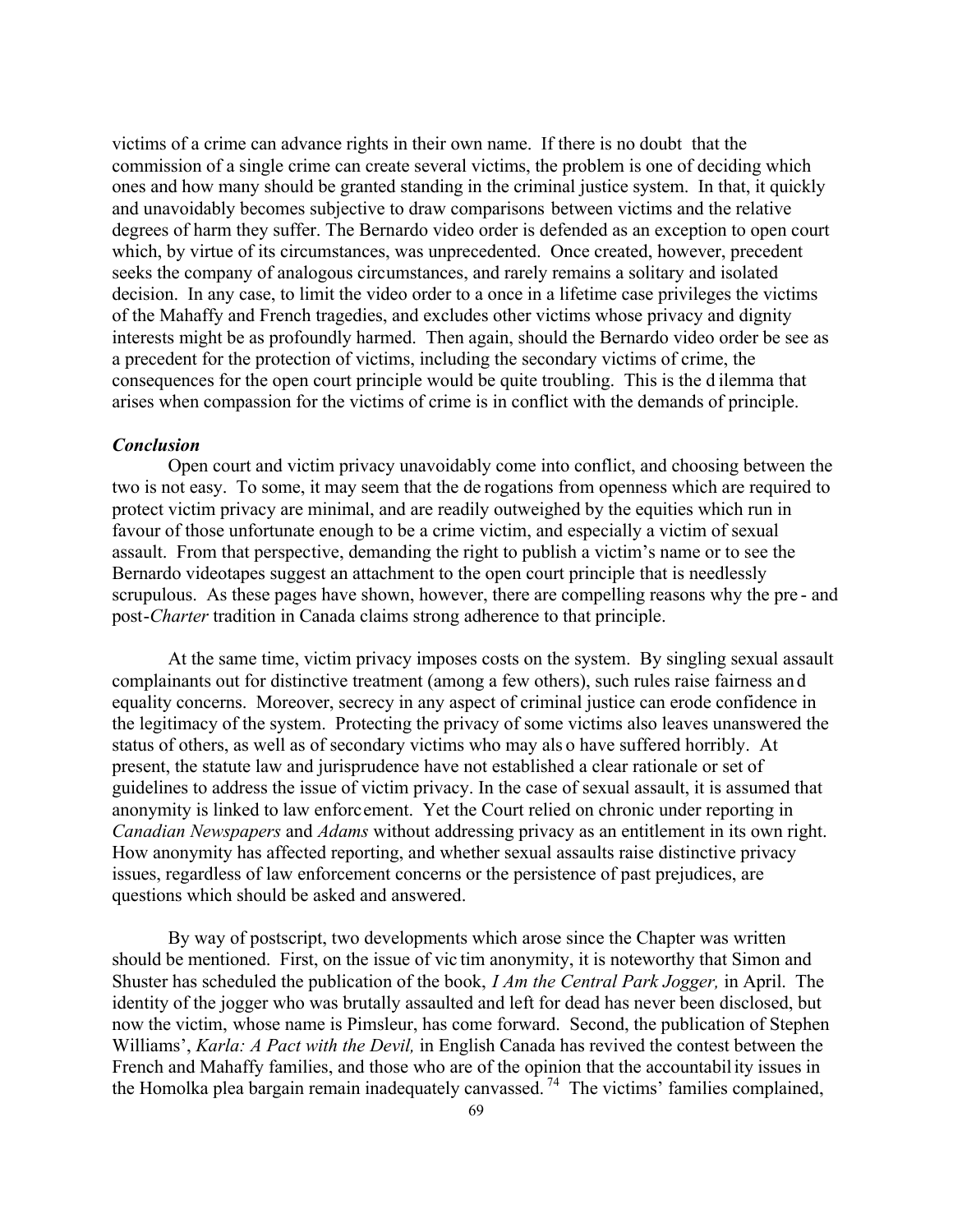victims of a crime can advance rights in their own name. If there is no doubt that the commission of a single crime can create several victims, the problem is one of deciding which ones and how many should be granted standing in the criminal justice system. In that, it quickly and unavoidably becomes subjective to draw comparisons between victims and the relative degrees of harm they suffer. The Bernardo video order is defended as an exception to open court which, by virtue of its circumstances, was unprecedented. Once created, however, precedent seeks the company of analogous circumstances, and rarely remains a solitary and isolated decision. In any case, to limit the video order to a once in a lifetime case privileges the victims of the Mahaffy and French tragedies, and excludes other victims whose privacy and dignity interests might be as profoundly harmed. Then again, should the Bernardo video order be see as a precedent for the protection of victims, including the secondary victims of crime, the consequences for the open court principle would be quite troubling. This is the dilemma that arises when compassion for the victims of crime is in conflict with the demands of principle.

### *Conclusion*

Open court and victim privacy unavoidably come into conflict, and choosing between the two is not easy. To some, it may seem that the derogations from openness which are required to protect victim privacy are minimal, and are readily outweighed by the equities which run in favour of those unfortunate enough to be a crime victim, and especially a victim of sexual assault. From that perspective, demanding the right to publish a victim's name or to see the Bernardo videotapes suggest an attachment to the open court principle that is needlessly scrupulous. As these pages have shown, however, there are compelling reasons why the pre- and post-*Charter* tradition in Canada claims strong adherence to that principle.

At the same time, victim privacy imposes costs on the system. By singling sexual assault complainants out for distinctive treatment (among a few others), such rules raise fairness and equality concerns. Moreover, secrecy in any aspect of criminal justice can erode confidence in the legitimacy of the system. Protecting the privacy of some victims also leaves unanswered the status of others, as well as of secondary victims who may also have suffered horribly. At present, the statute law and jurisprudence have not established a clear rationale or set of guidelines to address the issue of victim privacy. In the case of sexual assault, it is assumed that anonymity is linked to law enforcement. Yet the Court relied on chronic under reporting in *Canadian Newspapers* and *Adams* without addressing privacy as an entitlement in its own right. How anonymity has affected reporting, and whether sexual assaults raise distinctive privacy issues, regardless of law enforcement concerns or the persistence of past prejudices, are questions which should be asked and answered.

By way of postscript, two developments which arose since the Chapter was written should be mentioned. First, on the issue of victim anonymity, it is noteworthy that Simon and Shuster has scheduled the publication of the book, *I Am the Central Park Jogger,* in April. The identity of the jogger who was brutally assaulted and left for dead has never been disclosed, but now the victim, whose name is Pimsleur, has come forward. Second, the publication of Stephen Williams', *Karla: A Pact with the Devil,* in English Canada has revived the contest between the French and Mahaffy families, and those who are of the opinion that the accountability issues in the Homolka plea bargain remain inadequately canvassed.[74] The victims' families complained,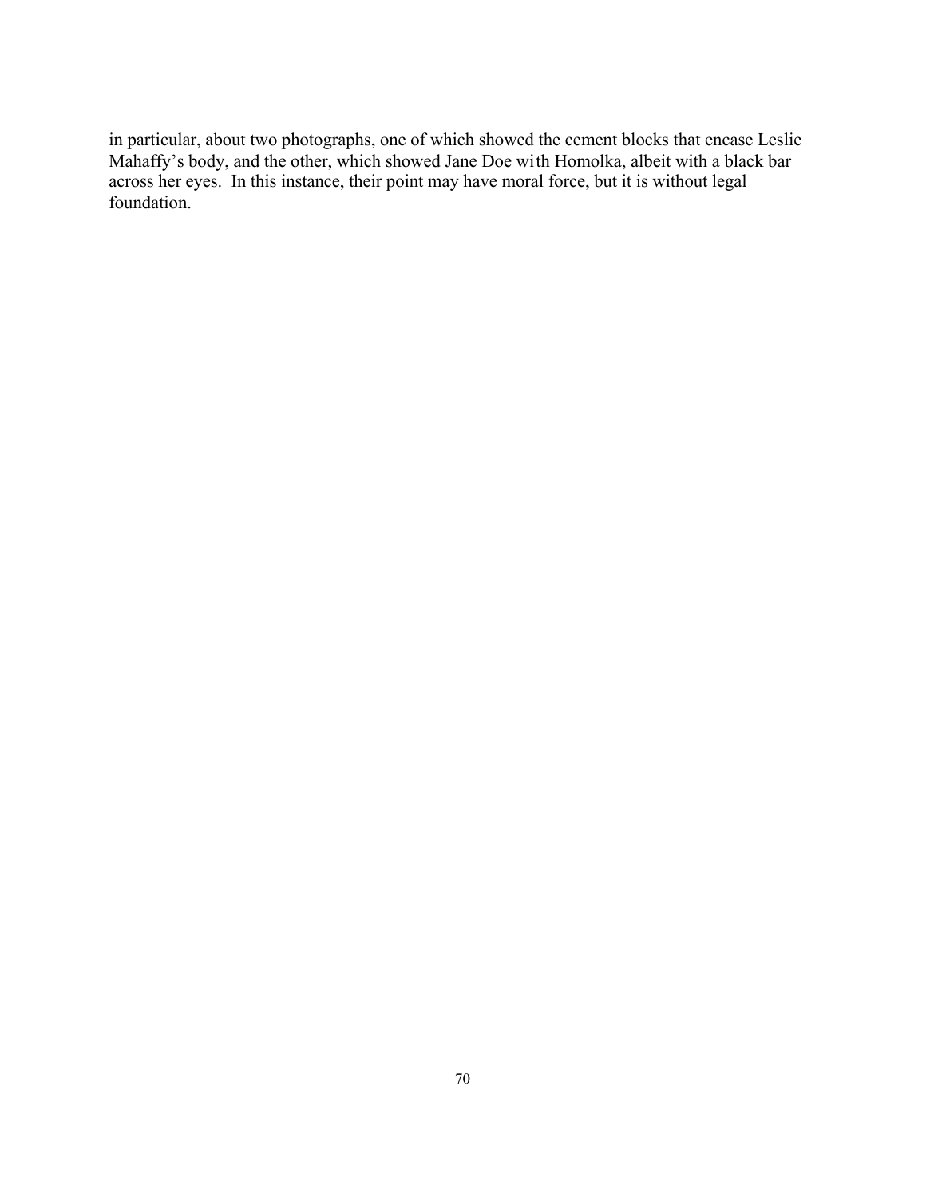in particular, about two photographs, one of which showed the cement blocks that encase Leslie Mahaffy's body, and the other, which showed Jane Doe with Homolka, albeit with a black bar across her eyes. In this instance, their point may have moral force, but it is without legal foundation.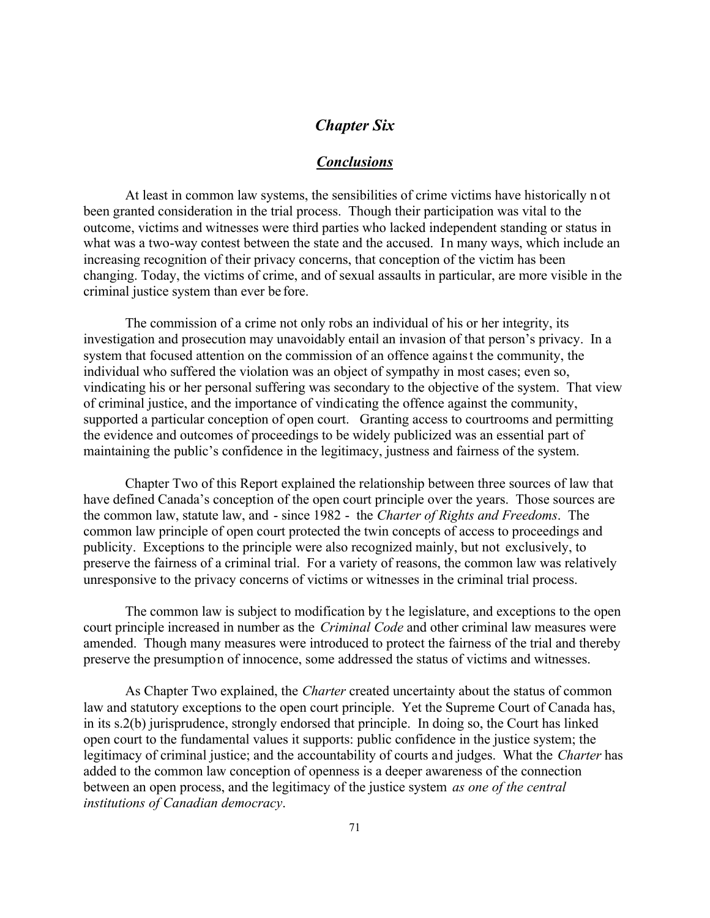## *Chapter Six*

## ***Conclusions***

At least in common law systems, the sensibilities of crime victims have historically not been granted consideration in the trial process. Though their participation was vital to the outcome, victims and witnesses were third parties who lacked independent standing or status in what was a two-way contest between the state and the accused. In many ways, which include an increasing recognition of their privacy concerns, that conception of the victim has been changing. Today, the victims of crime, and of sexual assaults in particular, are more visible in the criminal justice system than ever before.

The commission of a crime not only robs an individual of his or her integrity, its investigation and prosecution may unavoidably entail an invasion of that person's privacy. In a system that focused attention on the commission of an offence against the community, the individual who suffered the violation was an object of sympathy in most cases; even so, vindicating his or her personal suffering was secondary to the objective of the system. That view of criminal justice, and the importance of vindicating the offence against the community, supported a particular conception of open court. Granting access to courtrooms and permitting the evidence and outcomes of proceedings to be widely publicized was an essential part of maintaining the public's confidence in the legitimacy, justness and fairness of the system.

Chapter Two of this Report explained the relationship between three sources of law that have defined Canada's conception of the open court principle over the years. Those sources are the common law, statute law, and - since 1982 - the *Charter of Rights and Freedoms*. The common law principle of open court protected the twin concepts of access to proceedings and publicity. Exceptions to the principle were also recognized mainly, but not exclusively, to preserve the fairness of a criminal trial. For a variety of reasons, the common law was relatively unresponsive to the privacy concerns of victims or witnesses in the criminal trial process.

The common law is subject to modification by the legislature, and exceptions to the open court principle increased in number as the *Criminal Code* and other criminal law measures were amended. Though many measures were introduced to protect the fairness of the trial and thereby preserve the presumption of innocence, some addressed the status of victims and witnesses.

As Chapter Two explained, the *Charter* created uncertainty about the status of common law and statutory exceptions to the open court principle. Yet the Supreme Court of Canada has, in its s.2(b) jurisprudence, strongly endorsed that principle. In doing so, the Court has linked open court to the fundamental values it supports: public confidence in the justice system; the legitimacy of criminal justice; and the accountability of courts and judges. What the *Charter* has added to the common law conception of openness is a deeper awareness of the connection between an open process, and the legitimacy of the justice system *as one of the central institutions of Canadian democracy*.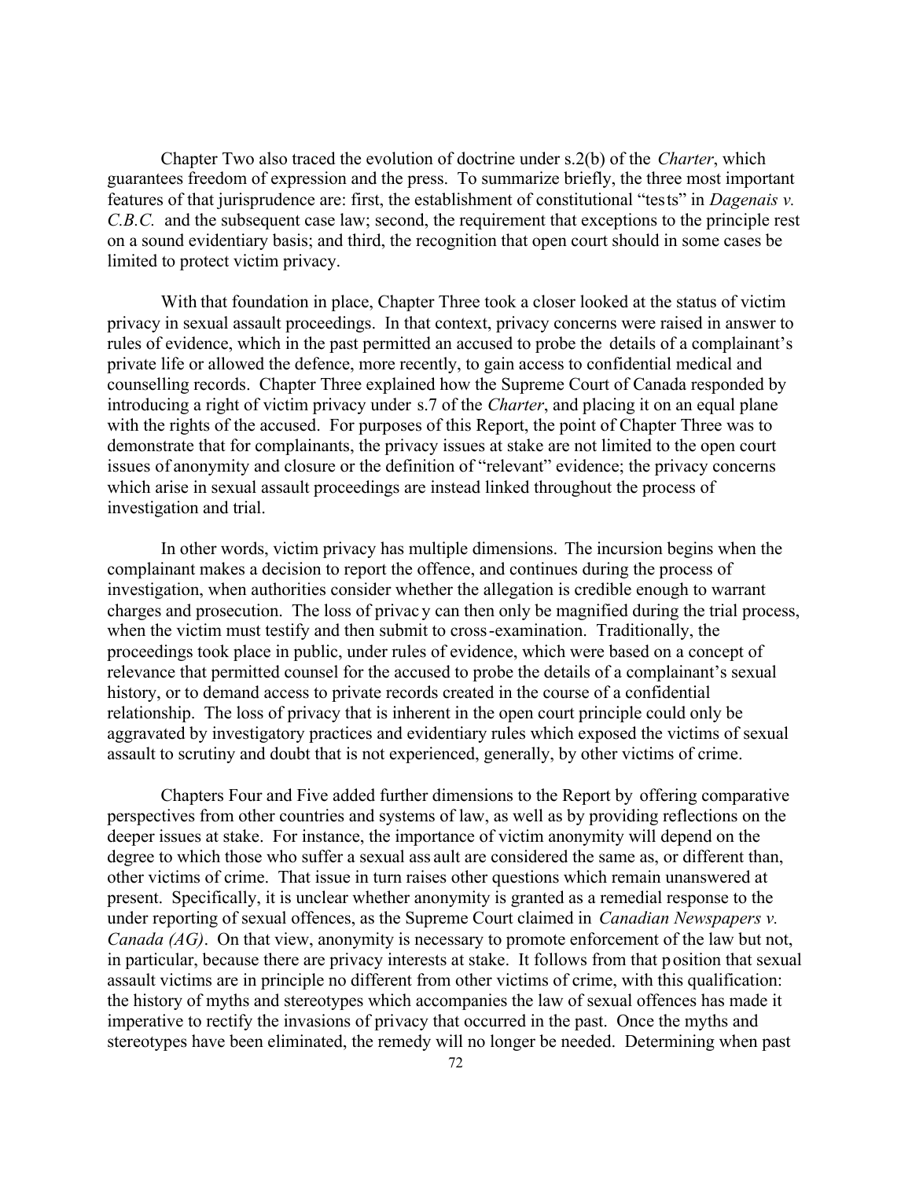Chapter Two also traced the evolution of doctrine under s.2(b) of the *Charter*, which guarantees freedom of expression and the press. To summarize briefly, the three most important features of that jurisprudence are: first, the establishment of constitutional "tests" in *Dagenais v. C.B.C.* and the subsequent case law; second, the requirement that exceptions to the principle rest on a sound evidentiary basis; and third, the recognition that open court should in some cases be limited to protect victim privacy.

With that foundation in place, Chapter Three took a closer looked at the status of victim privacy in sexual assault proceedings. In that context, privacy concerns were raised in answer to rules of evidence, which in the past permitted an accused to probe the details of a complainant's private life or allowed the defence, more recently, to gain access to confidential medical and counselling records. Chapter Three explained how the Supreme Court of Canada responded by introducing a right of victim privacy under s.7 of the *Charter*, and placing it on an equal plane with the rights of the accused. For purposes of this Report, the point of Chapter Three was to demonstrate that for complainants, the privacy issues at stake are not limited to the open court issues of anonymity and closure or the definition of "relevant" evidence; the privacy concerns which arise in sexual assault proceedings are instead linked throughout the process of investigation and trial.

In other words, victim privacy has multiple dimensions. The incursion begins when the complainant makes a decision to report the offence, and continues during the process of investigation, when authorities consider whether the allegation is credible enough to warrant charges and prosecution. The loss of privacy can then only be magnified during the trial process, when the victim must testify and then submit to cross-examination. Traditionally, the proceedings took place in public, under rules of evidence, which were based on a concept of relevance that permitted counsel for the accused to probe the details of a complainant's sexual history, or to demand access to private records created in the course of a confidential relationship. The loss of privacy that is inherent in the open court principle could only be aggravated by investigatory practices and evidentiary rules which exposed the victims of sexual assault to scrutiny and doubt that is not experienced, generally, by other victims of crime.

Chapters Four and Five added further dimensions to the Report by offering comparative perspectives from other countries and systems of law, as well as by providing reflections on the deeper issues at stake. For instance, the importance of victim anonymity will depend on the degree to which those who suffer a sexual assault are considered the same as, or different than, other victims of crime. That issue in turn raises other questions which remain unanswered at present. Specifically, it is unclear whether anonymity is granted as a remedial response to the under reporting of sexual offences, as the Supreme Court claimed in *Canadian Newspapers v. Canada (AG)*. On that view, anonymity is necessary to promote enforcement of the law but not, in particular, because there are privacy interests at stake. It follows from that position that sexual assault victims are in principle no different from other victims of crime, with this qualification: the history of myths and stereotypes which accompanies the law of sexual offences has made it imperative to rectify the invasions of privacy that occurred in the past. Once the myths and stereotypes have been eliminated, the remedy will no longer be needed. Determining when past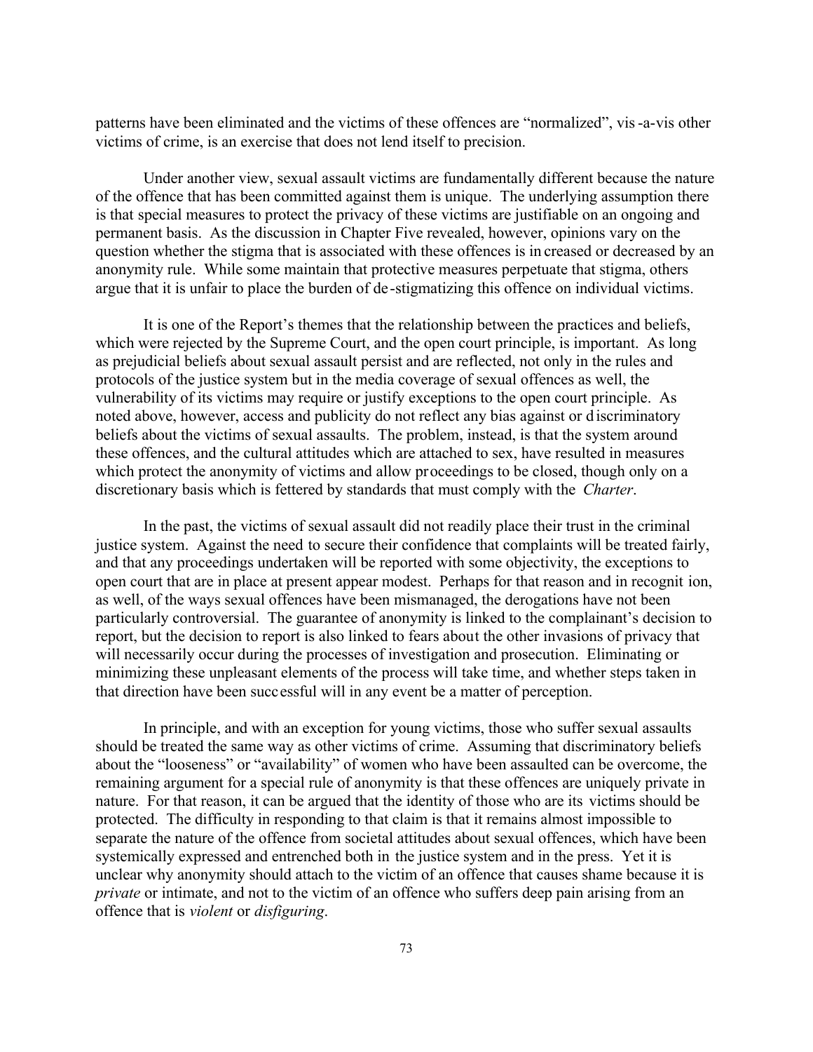patterns have been eliminated and the victims of these offences are "normalized", vis-a-vis other victims of crime, is an exercise that does not lend itself to precision.

Under another view, sexual assault victims are fundamentally different because the nature of the offence that has been committed against them is unique. The underlying assumption there is that special measures to protect the privacy of these victims are justifiable on an ongoing and permanent basis. As the discussion in Chapter Five revealed, however, opinions vary on the question whether the stigma that is associated with these offences is increased or decreased by an anonymity rule. While some maintain that protective measures perpetuate that stigma, others argue that it is unfair to place the burden of de-stigmatizing this offence on individual victims.

It is one of the Report's themes that the relationship between the practices and beliefs, which were rejected by the Supreme Court, and the open court principle, is important. As long as prejudicial beliefs about sexual assault persist and are reflected, not only in the rules and protocols of the justice system but in the media coverage of sexual offences as well, the vulnerability of its victims may require or justify exceptions to the open court principle. As noted above, however, access and publicity do not reflect any bias against or discriminatory beliefs about the victims of sexual assaults. The problem, instead, is that the system around these offences, and the cultural attitudes which are attached to sex, have resulted in measures which protect the anonymity of victims and allow proceedings to be closed, though only on a discretionary basis which is fettered by standards that must comply with the *Charter*.

In the past, the victims of sexual assault did not readily place their trust in the criminal justice system. Against the need to secure their confidence that complaints will be treated fairly, and that any proceedings undertaken will be reported with some objectivity, the exceptions to open court that are in place at present appear modest. Perhaps for that reason and in recognition, as well, of the ways sexual offences have been mismanaged, the derogations have not been particularly controversial. The guarantee of anonymity is linked to the complainant's decision to report, but the decision to report is also linked to fears about the other invasions of privacy that will necessarily occur during the processes of investigation and prosecution. Eliminating or minimizing these unpleasant elements of the process will take time, and whether steps taken in that direction have been successful will in any event be a matter of perception.

In principle, and with an exception for young victims, those who suffer sexual assaults should be treated the same way as other victims of crime. Assuming that discriminatory beliefs about the "looseness" or "availability" of women who have been assaulted can be overcome, the remaining argument for a special rule of anonymity is that these offences are uniquely private in nature. For that reason, it can be argued that the identity of those who are its victims should be protected. The difficulty in responding to that claim is that it remains almost impossible to separate the nature of the offence from societal attitudes about sexual offences, which have been systemically expressed and entrenched both in the justice system and in the press. Yet it is unclear why anonymity should attach to the victim of an offence that causes shame because it is *private* or intimate, and not to the victim of an offence who suffers deep pain arising from an offence that is *violent* or *disfiguring*.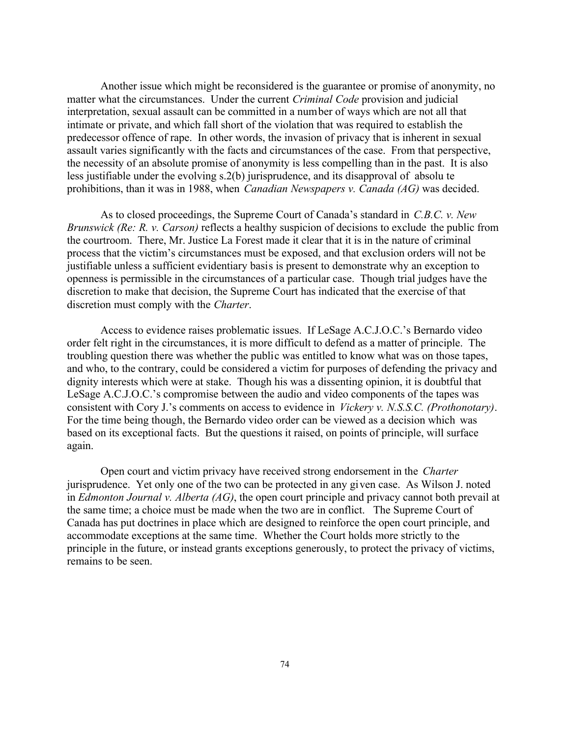Another issue which might be reconsidered is the guarantee or promise of anonymity, no matter what the circumstances. Under the current *Criminal Code* provision and judicial interpretation, sexual assault can be committed in a number of ways which are not all that intimate or private, and which fall short of the violation that was required to establish the predecessor offence of rape. In other words, the invasion of privacy that is inherent in sexual assault varies significantly with the facts and circumstances of the case. From that perspective, the necessity of an absolute promise of anonymity is less compelling than in the past. It is also less justifiable under the evolving s.2(b) jurisprudence, and its disapproval of absolute prohibitions, than it was in 1988, when *Canadian Newspapers v. Canada (AG)* was decided.

As to closed proceedings, the Supreme Court of Canada's standard in *C.B.C. v. New Brunswick (Re: R. v. Carson)* reflects a healthy suspicion of decisions to exclude the public from the courtroom. There, Mr. Justice La Forest made it clear that it is in the nature of criminal process that the victim's circumstances must be exposed, and that exclusion orders will not be justifiable unless a sufficient evidentiary basis is present to demonstrate why an exception to openness is permissible in the circumstances of a particular case. Though trial judges have the discretion to make that decision, the Supreme Court has indicated that the exercise of that discretion must comply with the *Charter*.

Access to evidence raises problematic issues. If LeSage A.C.J.O.C.'s Bernardo video order felt right in the circumstances, it is more difficult to defend as a matter of principle. The troubling question there was whether the public was entitled to know what was on those tapes, and who, to the contrary, could be considered a victim for purposes of defending the privacy and dignity interests which were at stake. Though his was a dissenting opinion, it is doubtful that LeSage A.C.J.O.C.'s compromise between the audio and video components of the tapes was consistent with Cory J.'s comments on access to evidence in *Vickery v. N.S.S.C. (Prothonotary)*. For the time being though, the Bernardo video order can be viewed as a decision which was based on its exceptional facts. But the questions it raised, on points of principle, will surface again.

Open court and victim privacy have received strong endorsement in the *Charter* jurisprudence. Yet only one of the two can be protected in any given case. As Wilson J. noted in *Edmonton Journal v. Alberta (AG)*, the open court principle and privacy cannot both prevail at the same time; a choice must be made when the two are in conflict. The Supreme Court of Canada has put doctrines in place which are designed to reinforce the open court principle, and accommodate exceptions at the same time. Whether the Court holds more strictly to the principle in the future, or instead grants exceptions generously, to protect the privacy of victims, remains to be seen.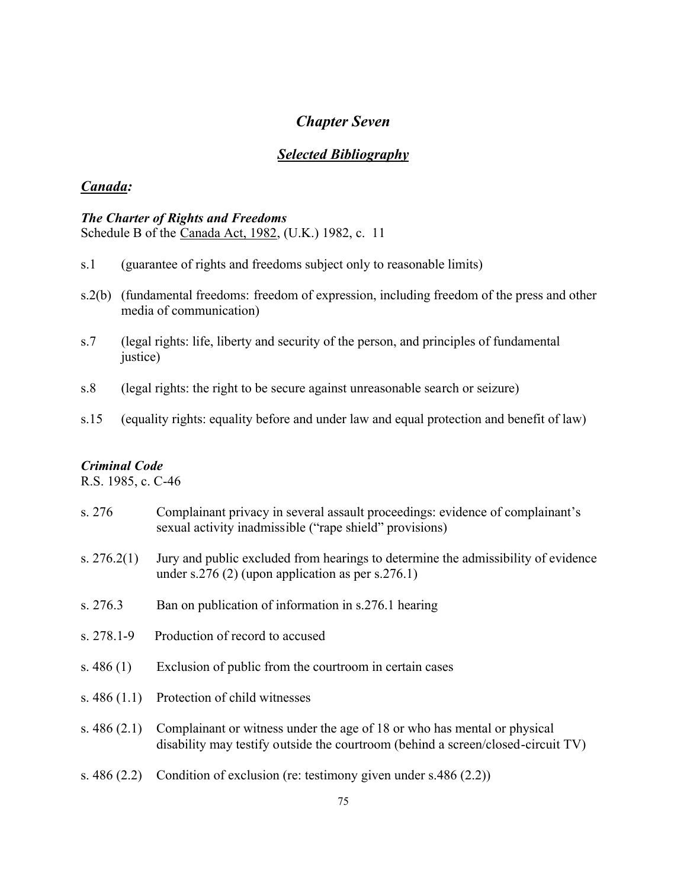# *Chapter Seven*

## ***Selected Bibliography***

### ***Canada:***

***The Charter of Rights and Freedoms***
Schedule B of the Canada Act, 1982, (U.K.) 1982, c. 11

- s.1 (guarantee of rights and freedoms subject only to reasonable limits)
- s.2(b) (fundamental freedoms: freedom of expression, including freedom of the press and other media of communication)
- s.7 (legal rights: life, liberty and security of the person, and principles of fundamental justice)
- s.8 (legal rights: the right to be secure against unreasonable search or seizure)
- s.15 (equality rights: equality before and under law and equal protection and benefit of law)

***Criminal Code***
R.S. 1985, c. C-46

- s. 276 Complainant privacy in several assault proceedings: evidence of complainant's sexual activity inadmissible ("rape shield" provisions)
- s. 276.2(1) Jury and public excluded from hearings to determine the admissibility of evidence under s.276 (2) (upon application as per s.276.1)
- s. 276.3 Ban on publication of information in s.276.1 hearing
- s. 278.1-9 Production of record to accused
- s. 486 (1) Exclusion of public from the courtroom in certain cases
- s. 486 (1.1) Protection of child witnesses
- s. 486 (2.1) Complainant or witness under the age of 18 or who has mental or physical disability may testify outside the courtroom (behind a screen/closed-circuit TV)
- s. 486 (2.2) Condition of exclusion (re: testimony given under s.486 (2.2))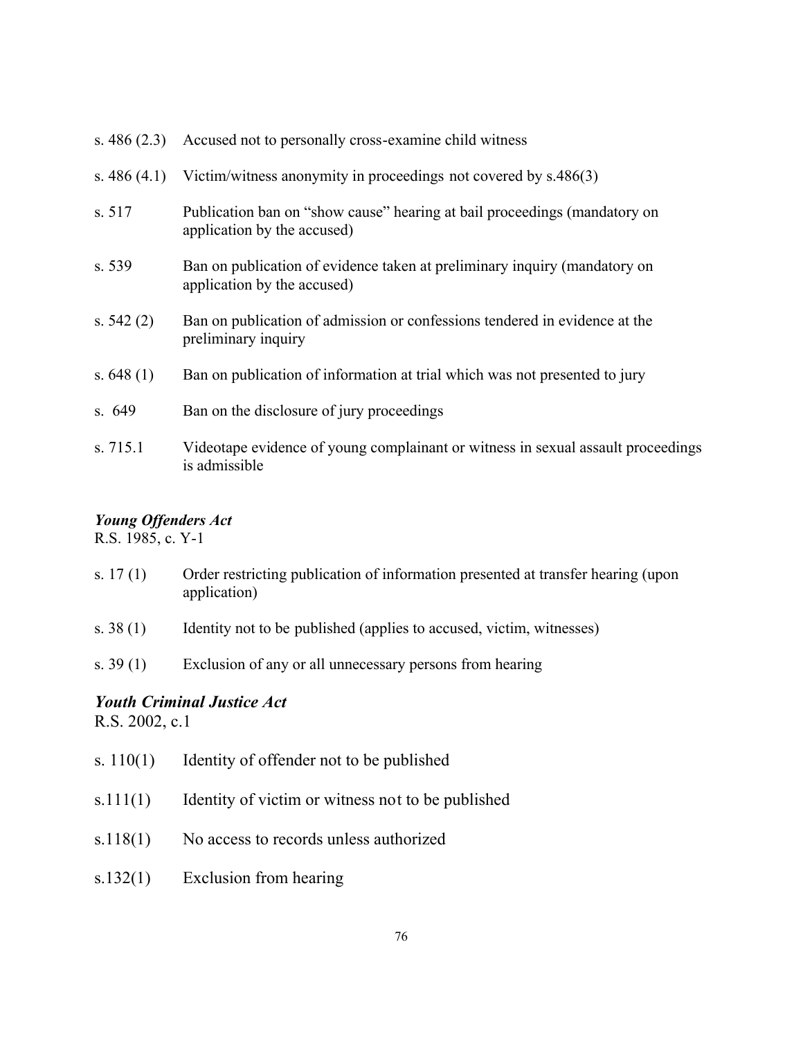| | |
|---|---|
| s. 486 (2.3) | Accused not to personally cross-examine child witness |
| s. 486 (4.1) | Victim/witness anonymity in proceedings not covered by s.486(3) |
| s. 517 | Publication ban on "show cause" hearing at bail proceedings (mandatory on application by the accused) |
| s. 539 | Ban on publication of evidence taken at preliminary inquiry (mandatory on application by the accused) |
| s. 542 (2) | Ban on publication of admission or confessions tendered in evidence at the preliminary inquiry |
| s. 648 (1) | Ban on publication of information at trial which was not presented to jury |
| s. 649 | Ban on the disclosure of jury proceedings |
| s. 715.1 | Videotape evidence of young complainant or witness in sexual assault proceedings is admissible |

***Young Offenders Act***
R.S. 1985, c. Y-1

| | |
|---|---|
| s. 17 (1) | Order restricting publication of information presented at transfer hearing (upon application) |
| s. 38 (1) | Identity not to be published (applies to accused, victim, witnesses) |
| s. 39 (1) | Exclusion of any or all unnecessary persons from hearing |

***Youth Criminal Justice Act***
R.S. 2002, c.1

| | |
|---|---|
| s. 110(1) | Identity of offender not to be published |
| s.111(1) | Identity of victim or witness not to be published |
| s.118(1) | No access to records unless authorized |
| s.132(1) | Exclusion from hearing |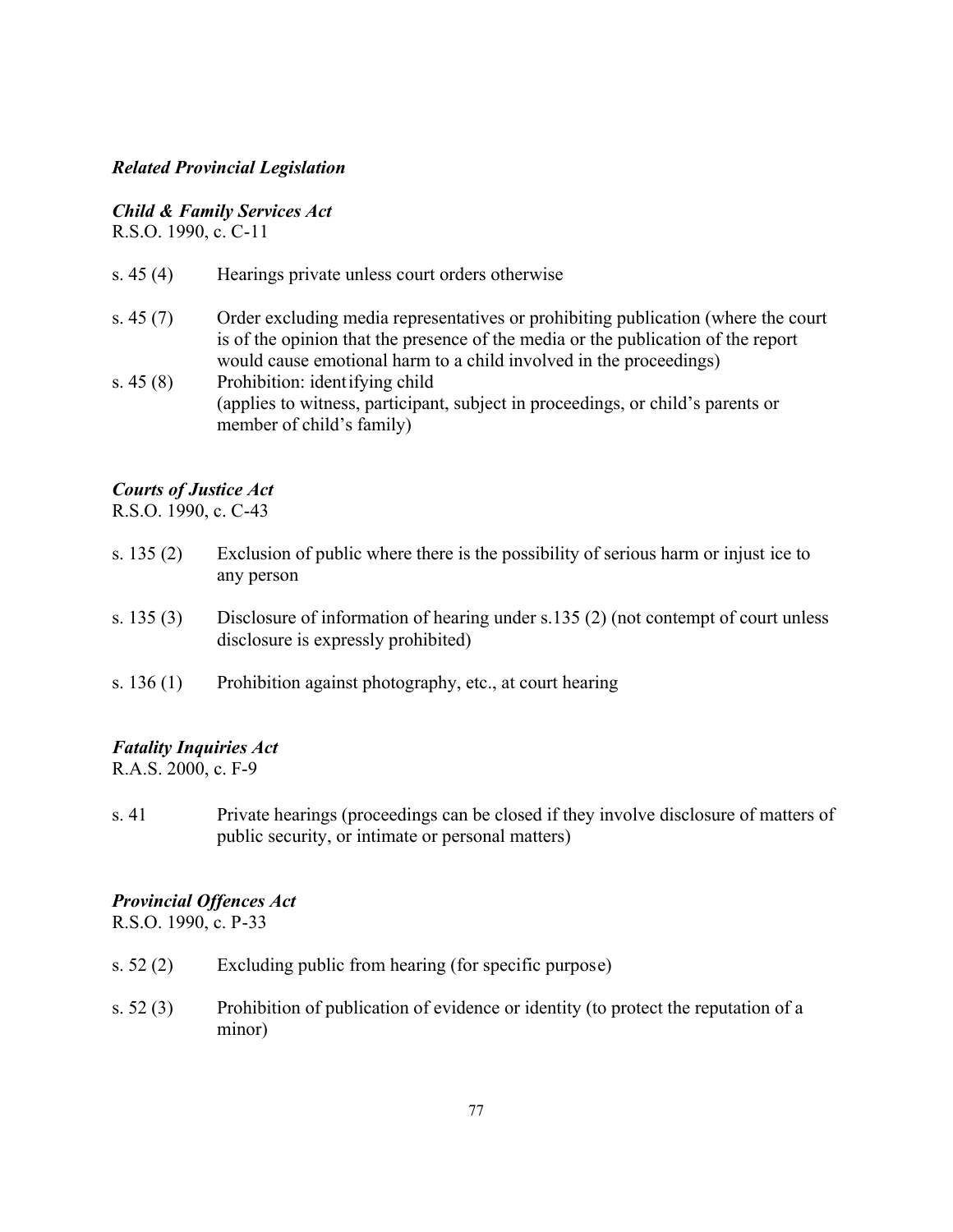***Related Provincial Legislation***

***Child & Family Services Act***
R.S.O. 1990, c. C-11

| | |
|---|---|
| s. 45 (4) | Hearings private unless court orders otherwise |
| s. 45 (7) | Order excluding media representatives or prohibiting publication (where the court is of the opinion that the presence of the media or the publication of the report would cause emotional harm to a child involved in the proceedings) |
| s. 45 (8) | Prohibition: identifying child (applies to witness, participant, subject in proceedings, or child's parents or member of child's family) |

***Courts of Justice Act***
R.S.O. 1990, c. C-43

| | |
|---|---|
| s. 135 (2) | Exclusion of public where there is the possibility of serious harm or injustice to any person |
| s. 135 (3) | Disclosure of information of hearing under s.135 (2) (not contempt of court unless disclosure is expressly prohibited) |
| s. 136 (1) | Prohibition against photography, etc., at court hearing |

***Fatality Inquiries Act***
R.A.S. 2000, c. F-9

| | |
|---|---|
| s. 41 | Private hearings (proceedings can be closed if they involve disclosure of matters of public security, or intimate or personal matters) |

***Provincial Offences Act***
R.S.O. 1990, c. P-33

| | |
|---|---|
| s. 52 (2) | Excluding public from hearing (for specific purpose) |
| s. 52 (3) | Prohibition of publication of evidence or identity (to protect the reputation of a minor) |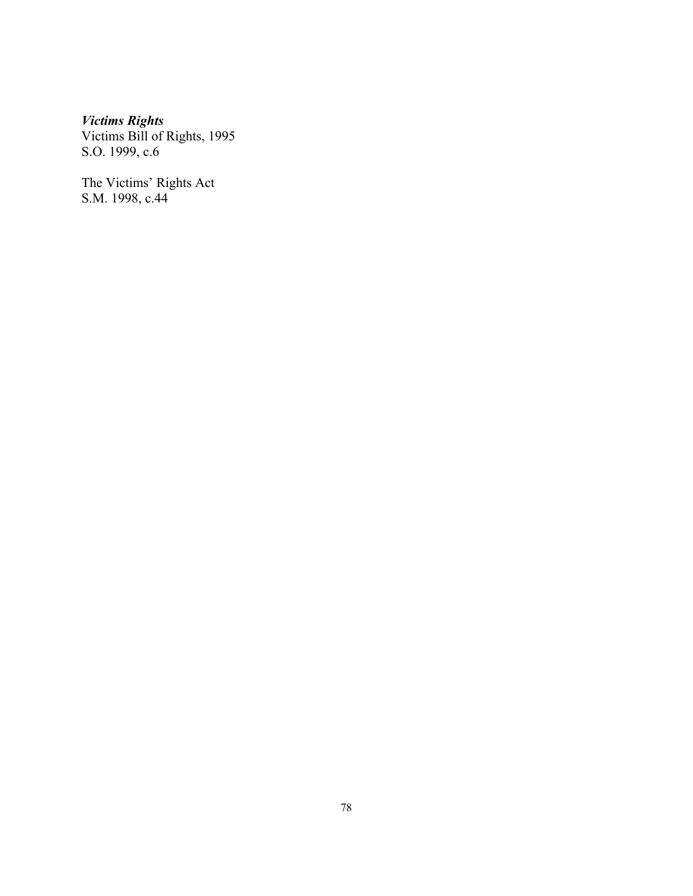***Victims Rights***

Victims Bill of Rights, 1995
S.O. 1999, c.6

The Victims' Rights Act
S.M. 1998, c.44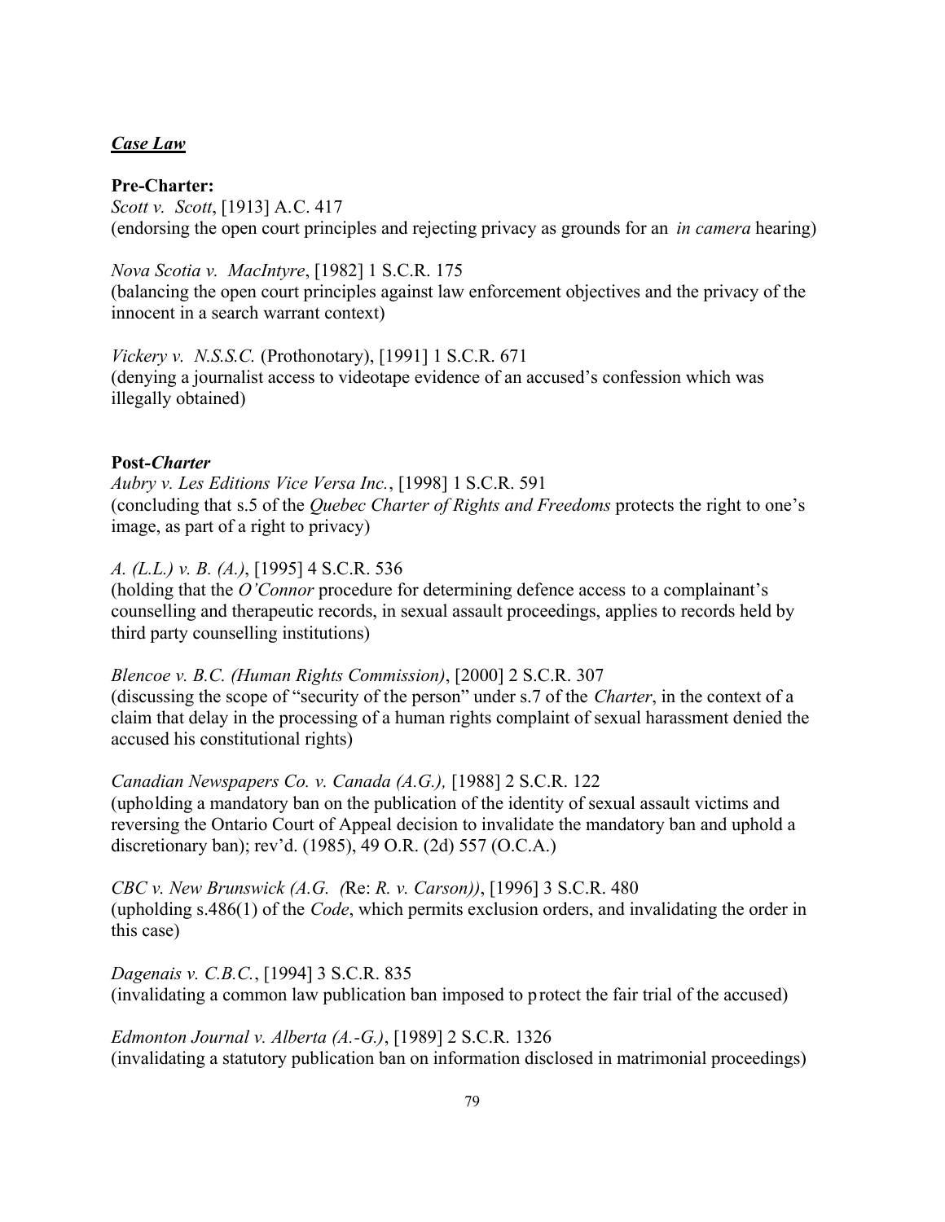## ***Case Law***

**Pre-Charter:**

*Scott v. Scott*, [1913] A.C. 417
(endorsing the open court principles and rejecting privacy as grounds for an *in camera* hearing)

*Nova Scotia v. MacIntyre*, [1982] 1 S.C.R. 175
(balancing the open court principles against law enforcement objectives and the privacy of the innocent in a search warrant context)

*Vickery v. N.S.S.C.* (Prothonotary), [1991] 1 S.C.R. 671
(denying a journalist access to videotape evidence of an accused's confession which was illegally obtained)

**Post-*Charter***

*Aubry v. Les Editions Vice Versa Inc.*, [1998] 1 S.C.R. 591
(concluding that s.5 of the *Quebec Charter of Rights and Freedoms* protects the right to one's image, as part of a right to privacy)

*A. (L.L.) v. B. (A.)*, [1995] 4 S.C.R. 536
(holding that the *O'Connor* procedure for determining defence access to a complainant's counselling and therapeutic records, in sexual assault proceedings, applies to records held by third party counselling institutions)

*Blencoe v. B.C. (Human Rights Commission)*, [2000] 2 S.C.R. 307
(discussing the scope of "security of the person" under s.7 of the *Charter*, in the context of a claim that delay in the processing of a human rights complaint of sexual harassment denied the accused his constitutional rights)

*Canadian Newspapers Co. v. Canada (A.G.),* [1988] 2 S.C.R. 122
(upholding a mandatory ban on the publication of the identity of sexual assault victims and reversing the Ontario Court of Appeal decision to invalidate the mandatory ban and uphold a discretionary ban); rev'd. (1985), 49 O.R. (2d) 557 (O.C.A.)

*CBC v. New Brunswick (A.G. (*Re: *R. v. Carson))*, [1996] 3 S.C.R. 480
(upholding s.486(1) of the *Code*, which permits exclusion orders, and invalidating the order in this case)

*Dagenais v. C.B.C.*, [1994] 3 S.C.R. 835
(invalidating a common law publication ban imposed to protect the fair trial of the accused)

*Edmonton Journal v. Alberta (A.-G.)*, [1989] 2 S.C.R. 1326
(invalidating a statutory publication ban on information disclosed in matrimonial proceedings)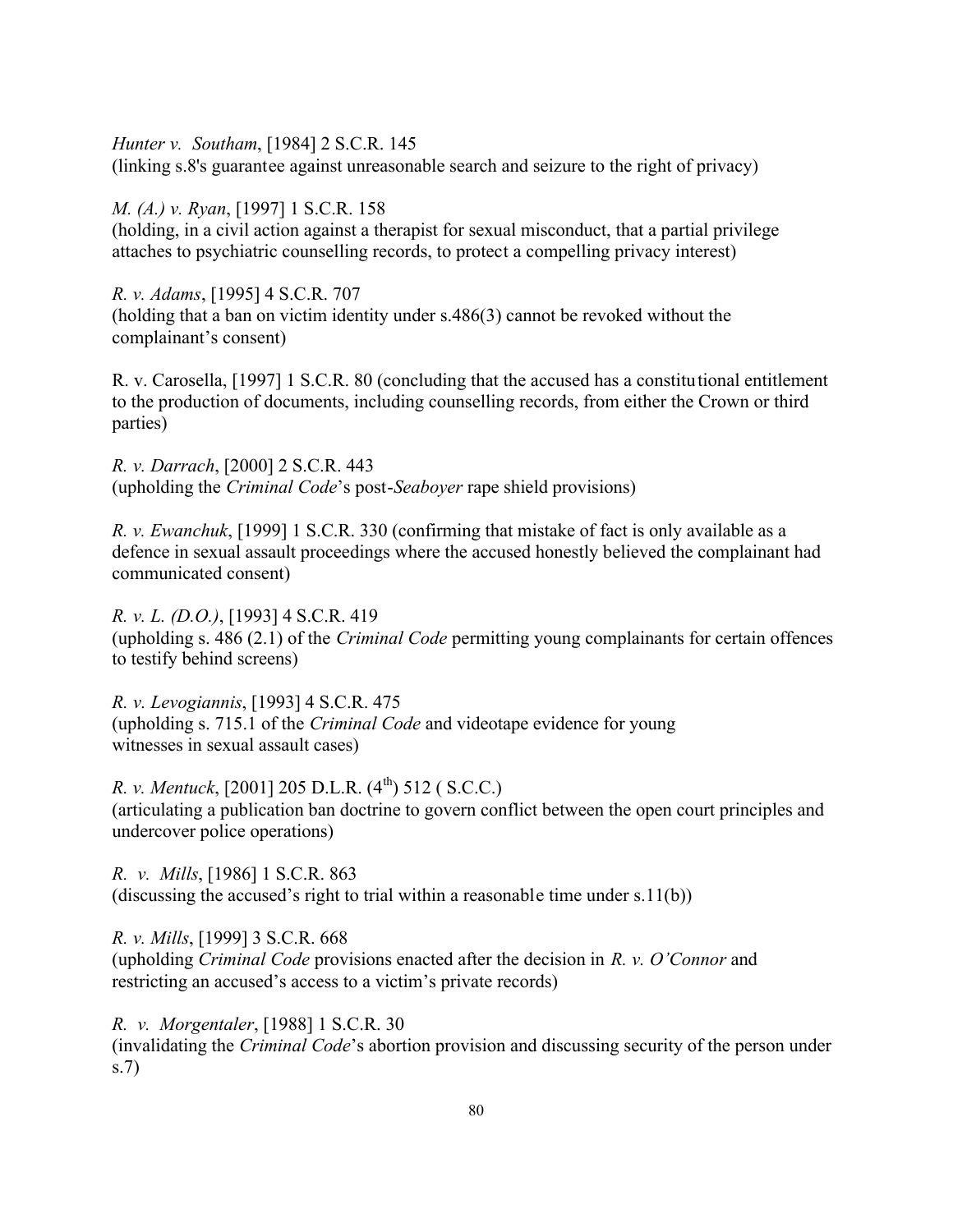*Hunter v. Southam*, [1984] 2 S.C.R. 145
(linking s.8's guarantee against unreasonable search and seizure to the right of privacy)

*M. (A.) v. Ryan*, [1997] 1 S.C.R. 158
(holding, in a civil action against a therapist for sexual misconduct, that a partial privilege attaches to psychiatric counselling records, to protect a compelling privacy interest)

*R. v. Adams*, [1995] 4 S.C.R. 707
(holding that a ban on victim identity under s.486(3) cannot be revoked without the complainant's consent)

R. v. Carosella, [1997] 1 S.C.R. 80 (concluding that the accused has a constitutional entitlement to the production of documents, including counselling records, from either the Crown or third parties)

*R. v. Darrach*, [2000] 2 S.C.R. 443
(upholding the *Criminal Code*'s post-*Seaboyer* rape shield provisions)

*R. v. Ewanchuk*, [1999] 1 S.C.R. 330 (confirming that mistake of fact is only available as a defence in sexual assault proceedings where the accused honestly believed the complainant had communicated consent)

*R. v. L. (D.O.)*, [1993] 4 S.C.R. 419
(upholding s. 486 (2.1) of the *Criminal Code* permitting young complainants for certain offences to testify behind screens)

*R. v. Levogiannis*, [1993] 4 S.C.R. 475
(upholding s. 715.1 of the *Criminal Code* and videotape evidence for young witnesses in sexual assault cases)

*R. v. Mentuck*, [2001] 205 D.L.R. (4th) 512 ( S.C.C.)
(articulating a publication ban doctrine to govern conflict between the open court principles and undercover police operations)

*R. v. Mills*, [1986] 1 S.C.R. 863
(discussing the accused's right to trial within a reasonable time under s.11(b))

*R. v. Mills*, [1999] 3 S.C.R. 668
(upholding *Criminal Code* provisions enacted after the decision in *R. v. O'Connor* and restricting an accused's access to a victim's private records)

*R. v. Morgentaler*, [1988] 1 S.C.R. 30
(invalidating the *Criminal Code*'s abortion provision and discussing security of the person under s.7)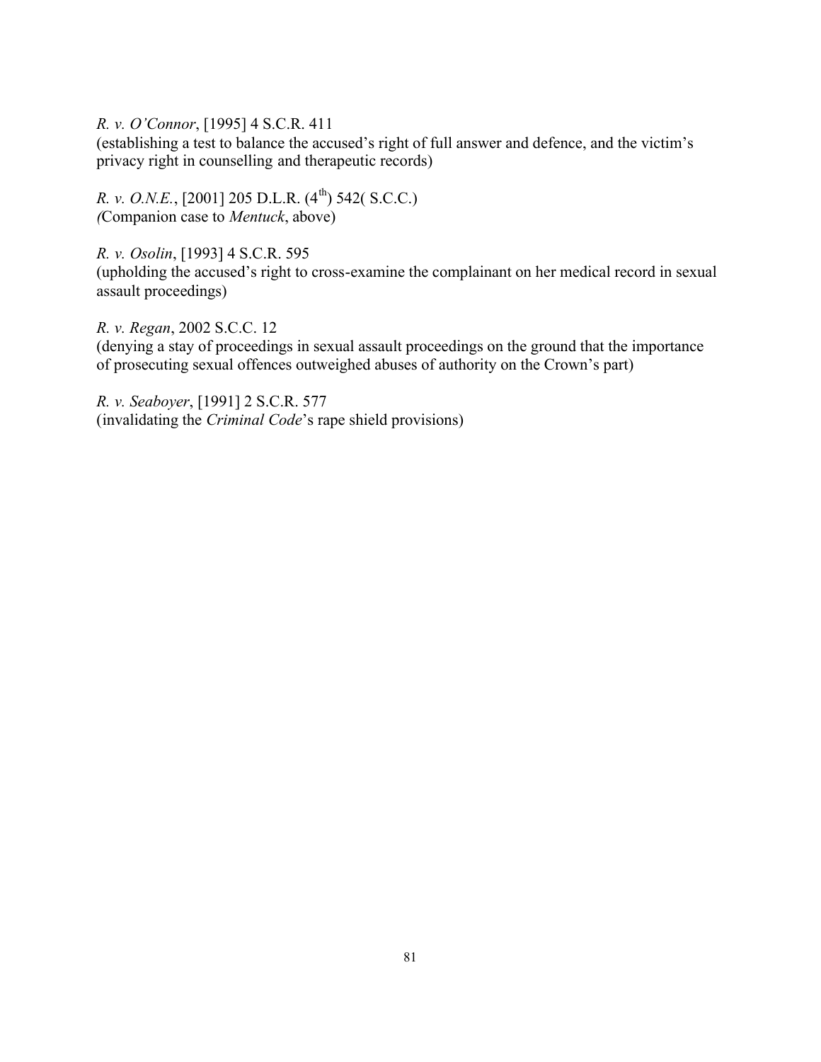*R. v. O'Connor*, [1995] 4 S.C.R. 411
(establishing a test to balance the accused's right of full answer and defence, and the victim's privacy right in counselling and therapeutic records)

*R. v. O.N.E.*, [2001] 205 D.L.R. (4$^{th}$) 542( S.C.C.)
*(*Companion case to *Mentuck*, above)

*R. v. Osolin*, [1993] 4 S.C.R. 595
(upholding the accused's right to cross-examine the complainant on her medical record in sexual assault proceedings)

*R. v. Regan*, 2002 S.C.C. 12
(denying a stay of proceedings in sexual assault proceedings on the ground that the importance of prosecuting sexual offences outweighed abuses of authority on the Crown's part)

*R. v. Seaboyer*, [1991] 2 S.C.R. 577
(invalidating the *Criminal Code*'s rape shield provisions)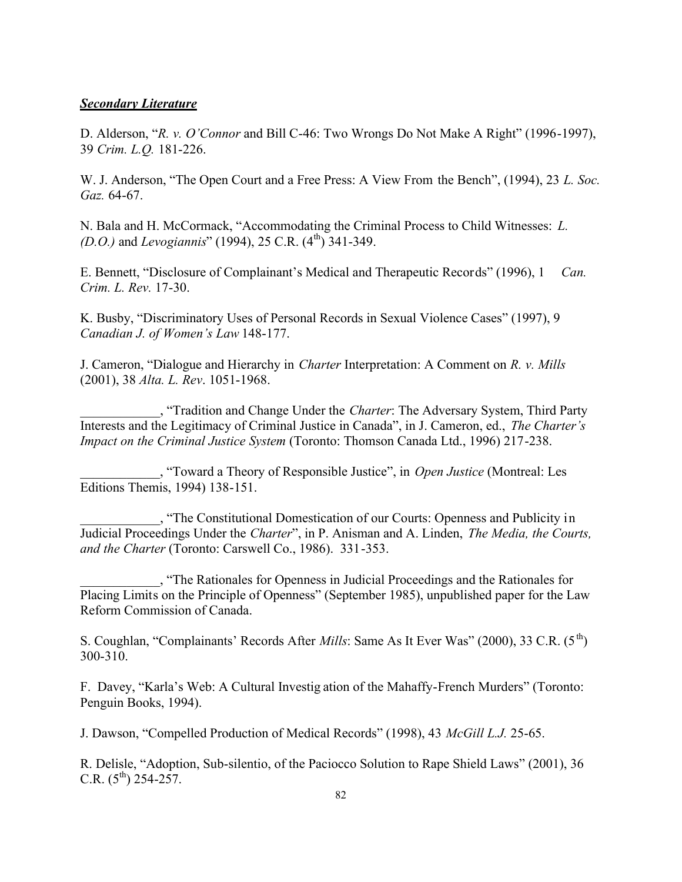***Secondary Literature***

D. Alderson, "*R. v. O'Connor* and Bill C-46: Two Wrongs Do Not Make A Right" (1996-1997), 39 *Crim. L.Q.* 181-226.

W. J. Anderson, "The Open Court and a Free Press: A View From the Bench", (1994), 23 *L. Soc. Gaz.* 64-67.

N. Bala and H. McCormack, "Accommodating the Criminal Process to Child Witnesses: *L. (D.O.)* and *Levogiannis*" (1994), 25 C.R. (4th) 341-349.

E. Bennett, "Disclosure of Complainant's Medical and Therapeutic Records" (1996), 1 *Can. Crim. L. Rev.* 17-30.

K. Busby, "Discriminatory Uses of Personal Records in Sexual Violence Cases" (1997), 9 *Canadian J. of Women's Law* 148-177.

J. Cameron, "Dialogue and Hierarchy in *Charter* Interpretation: A Comment on *R. v. Mills* (2001), 38 *Alta. L. Rev*. 1051-1968.

____________, "Tradition and Change Under the *Charter*: The Adversary System, Third Party Interests and the Legitimacy of Criminal Justice in Canada", in J. Cameron, ed., *The Charter's Impact on the Criminal Justice System* (Toronto: Thomson Canada Ltd., 1996) 217-238.

____________, "Toward a Theory of Responsible Justice", in *Open Justice* (Montreal: Les Editions Themis, 1994) 138-151.

____________, "The Constitutional Domestication of our Courts: Openness and Publicity in Judicial Proceedings Under the *Charter*", in P. Anisman and A. Linden, *The Media, the Courts, and the Charter* (Toronto: Carswell Co., 1986). 331-353.

____________, "The Rationales for Openness in Judicial Proceedings and the Rationales for Placing Limits on the Principle of Openness" (September 1985), unpublished paper for the Law Reform Commission of Canada.

S. Coughlan, "Complainants' Records After *Mills*: Same As It Ever Was" (2000), 33 C.R. (5th) 300-310.

F. Davey, "Karla's Web: A Cultural Investigation of the Mahaffy-French Murders" (Toronto: Penguin Books, 1994).

J. Dawson, "Compelled Production of Medical Records" (1998), 43 *McGill L.J.* 25-65.

R. Delisle, "Adoption, Sub-silentio, of the Paciocco Solution to Rape Shield Laws" (2001), 36 C.R. (5th) 254-257.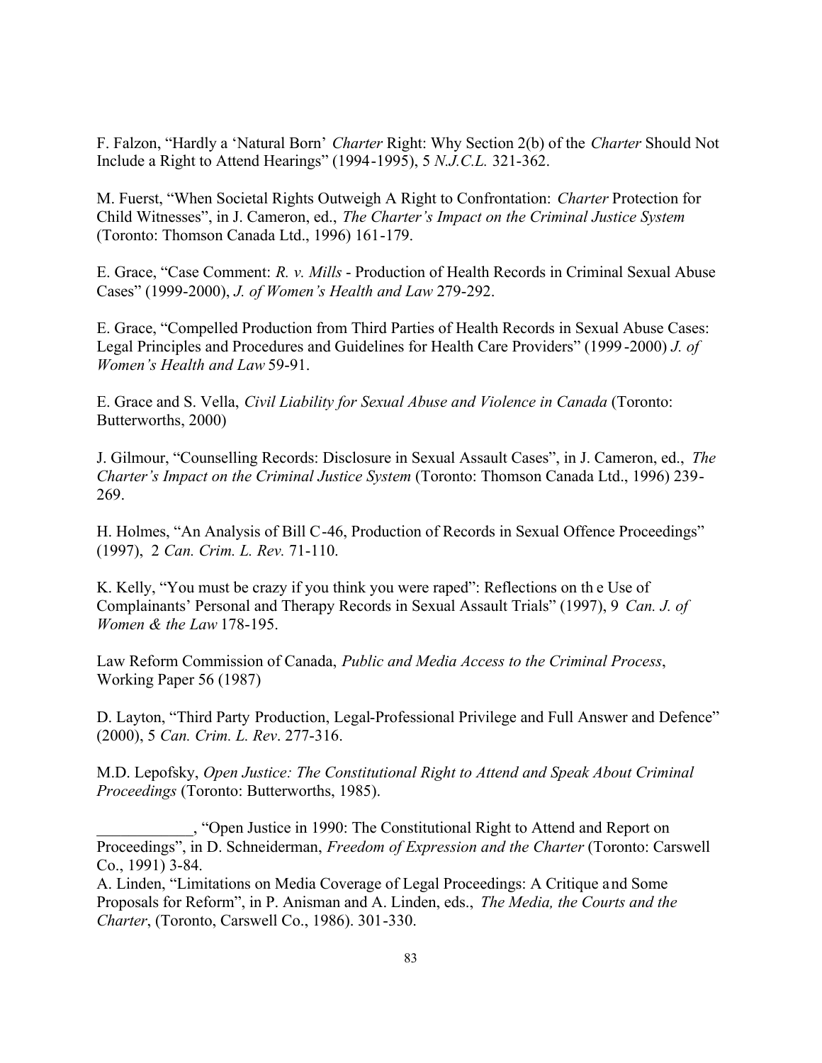F. Falzon, “Hardly a ‘Natural Born’ *Charter* Right: Why Section 2(b) of the *Charter* Should Not Include a Right to Attend Hearings” (1994-1995), 5 *N.J.C.L.* 321-362.

M. Fuerst, “When Societal Rights Outweigh A Right to Confrontation: *Charter* Protection for Child Witnesses”, in J. Cameron, ed., *The Charter’s Impact on the Criminal Justice System* (Toronto: Thomson Canada Ltd., 1996) 161-179.

E. Grace, “Case Comment: *R. v. Mills* - Production of Health Records in Criminal Sexual Abuse Cases” (1999-2000), *J. of Women’s Health and Law* 279-292.

E. Grace, “Compelled Production from Third Parties of Health Records in Sexual Abuse Cases: Legal Principles and Procedures and Guidelines for Health Care Providers” (1999-2000) *J. of Women’s Health and Law* 59-91.

E. Grace and S. Vella, *Civil Liability for Sexual Abuse and Violence in Canada* (Toronto: Butterworths, 2000)

J. Gilmour, “Counselling Records: Disclosure in Sexual Assault Cases”, in J. Cameron, ed., *The Charter’s Impact on the Criminal Justice System* (Toronto: Thomson Canada Ltd., 1996) 239-269.

H. Holmes, “An Analysis of Bill C-46, Production of Records in Sexual Offence Proceedings” (1997), 2 *Can. Crim. L. Rev.* 71-110.

K. Kelly, “You must be crazy if you think you were raped”: Reflections on the Use of Complainants’ Personal and Therapy Records in Sexual Assault Trials” (1997), 9 *Can. J. of Women & the Law* 178-195.

Law Reform Commission of Canada, *Public and Media Access to the Criminal Process*, Working Paper 56 (1987)

D. Layton, “Third Party Production, Legal-Professional Privilege and Full Answer and Defence” (2000), 5 *Can. Crim. L. Rev*. 277-316.

M.D. Lepofsky, *Open Justice: The Constitutional Right to Attend and Speak About Criminal Proceedings* (Toronto: Butterworths, 1985).

____________, “Open Justice in 1990: The Constitutional Right to Attend and Report on Proceedings”, in D. Schneiderman, *Freedom of Expression and the Charter* (Toronto: Carswell Co., 1991) 3-84.

A. Linden, “Limitations on Media Coverage of Legal Proceedings: A Critique and Some Proposals for Reform”, in P. Anisman and A. Linden, eds., *The Media, the Courts and the Charter*, (Toronto, Carswell Co., 1986). 301-330.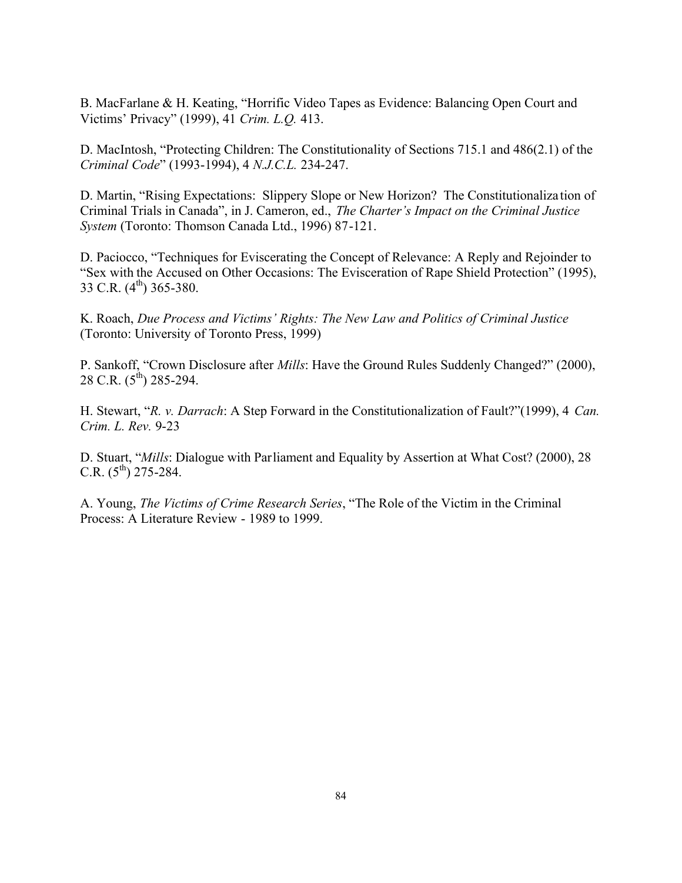B. MacFarlane & H. Keating, "Horrific Video Tapes as Evidence: Balancing Open Court and Victims' Privacy" (1999), 41 *Crim. L.Q.* 413.

D. MacIntosh, "Protecting Children: The Constitutionality of Sections 715.1 and 486(2.1) of the *Criminal Code*" (1993-1994), 4 *N.J.C.L.* 234-247.

D. Martin, "Rising Expectations: Slippery Slope or New Horizon? The Constitutionalization of Criminal Trials in Canada", in J. Cameron, ed., *The Charter's Impact on the Criminal Justice System* (Toronto: Thomson Canada Ltd., 1996) 87-121.

D. Paciocco, "Techniques for Eviscerating the Concept of Relevance: A Reply and Rejoinder to "Sex with the Accused on Other Occasions: The Evisceration of Rape Shield Protection" (1995), 33 C.R. (4th) 365-380.

K. Roach, *Due Process and Victims' Rights: The New Law and Politics of Criminal Justice* (Toronto: University of Toronto Press, 1999)

P. Sankoff, "Crown Disclosure after *Mills*: Have the Ground Rules Suddenly Changed?" (2000), 28 C.R. (5th) 285-294.

H. Stewart, "*R. v. Darrach*: A Step Forward in the Constitutionalization of Fault?"(1999), 4 *Can. Crim. L. Rev.* 9-23

D. Stuart, "*Mills*: Dialogue with Parliament and Equality by Assertion at What Cost? (2000), 28 C.R. (5th) 275-284.

A. Young, *The Victims of Crime Research Series*, "The Role of the Victim in the Criminal Process: A Literature Review - 1989 to 1999.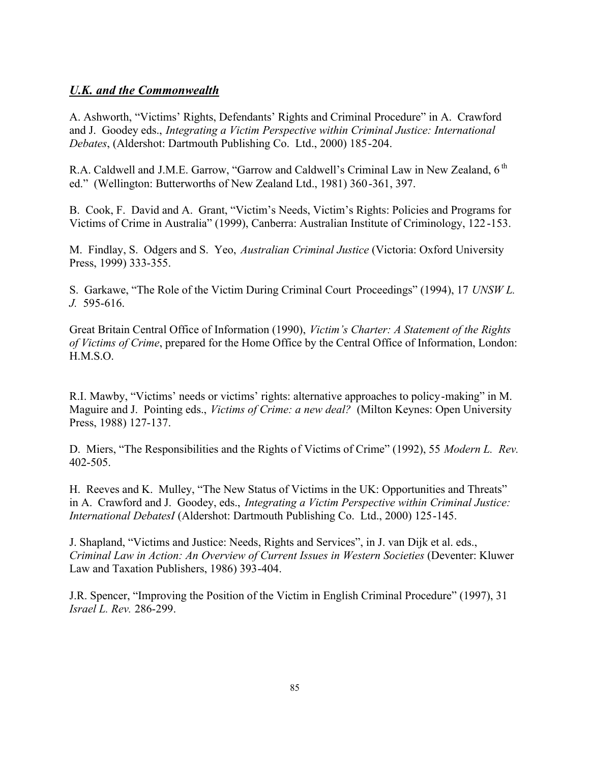## ***U.K. and the Commonwealth***

A. Ashworth, "Victims' Rights, Defendants' Rights and Criminal Procedure" in A. Crawford and J. Goodey eds., *Integrating a Victim Perspective within Criminal Justice: International Debates*, (Aldershot: Dartmouth Publishing Co. Ltd., 2000) 185-204.

R.A. Caldwell and J.M.E. Garrow, "Garrow and Caldwell's Criminal Law in New Zealand, 6th ed." (Wellington: Butterworths of New Zealand Ltd., 1981) 360-361, 397.

B. Cook, F. David and A. Grant, "Victim's Needs, Victim's Rights: Policies and Programs for Victims of Crime in Australia" (1999), Canberra: Australian Institute of Criminology, 122-153.

M. Findlay, S. Odgers and S. Yeo, *Australian Criminal Justice* (Victoria: Oxford University Press, 1999) 333-355.

S. Garkawe, "The Role of the Victim During Criminal Court Proceedings" (1994), 17 *UNSW L. J.* 595-616.

Great Britain Central Office of Information (1990), *Victim's Charter: A Statement of the Rights of Victims of Crime*, prepared for the Home Office by the Central Office of Information, London: H.M.S.O.

R.I. Mawby, "Victims' needs or victims' rights: alternative approaches to policy-making" in M. Maguire and J. Pointing eds., *Victims of Crime: a new deal?* (Milton Keynes: Open University Press, 1988) 127-137.

D. Miers, "The Responsibilities and the Rights of Victims of Crime" (1992), 55 *Modern L. Rev.* 402-505.

H. Reeves and K. Mulley, "The New Status of Victims in the UK: Opportunities and Threats" in A. Crawford and J. Goodey, eds., *Integrating a Victim Perspective within Criminal Justice: International DebatesI* (Aldershot: Dartmouth Publishing Co. Ltd., 2000) 125-145.

J. Shapland, "Victims and Justice: Needs, Rights and Services", in J. van Dijk et al. eds., *Criminal Law in Action: An Overview of Current Issues in Western Societies* (Deventer: Kluwer Law and Taxation Publishers, 1986) 393-404.

J.R. Spencer, "Improving the Position of the Victim in English Criminal Procedure" (1997), 31 *Israel L. Rev.* 286-299.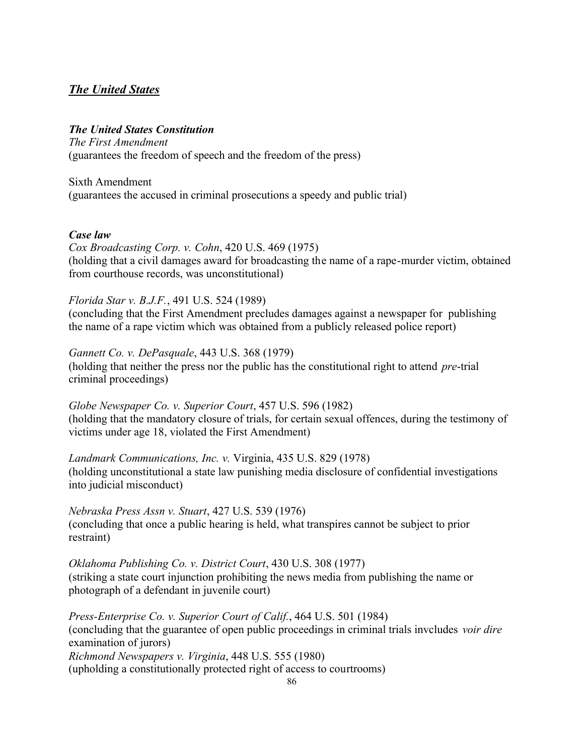## ***The United States***

***The United States Constitution***

*The First Amendment*
(guarantees the freedom of speech and the freedom of the press)

Sixth Amendment
(guarantees the accused in criminal prosecutions a speedy and public trial)

***Case law***

*Cox Broadcasting Corp. v. Cohn*, 420 U.S. 469 (1975)
(holding that a civil damages award for broadcasting the name of a rape-murder victim, obtained from courthouse records, was unconstitutional)

*Florida Star v. B.J.F.*, 491 U.S. 524 (1989)
(concluding that the First Amendment precludes damages against a newspaper for publishing the name of a rape victim which was obtained from a publicly released police report)

*Gannett Co. v. DePasquale*, 443 U.S. 368 (1979)
(holding that neither the press nor the public has the constitutional right to attend *pre*-trial criminal proceedings)

*Globe Newspaper Co. v. Superior Court*, 457 U.S. 596 (1982)
(holding that the mandatory closure of trials, for certain sexual offences, during the testimony of victims under age 18, violated the First Amendment)

*Landmark Communications, Inc. v.* Virginia, 435 U.S. 829 (1978)
(holding unconstitutional a state law punishing media disclosure of confidential investigations into judicial misconduct)

*Nebraska Press Assn v. Stuart*, 427 U.S. 539 (1976)
(concluding that once a public hearing is held, what transpires cannot be subject to prior restraint)

*Oklahoma Publishing Co. v. District Court*, 430 U.S. 308 (1977)
(striking a state court injunction prohibiting the news media from publishing the name or photograph of a defendant in juvenile court)

*Press-Enterprise Co. v. Superior Court of Calif.*, 464 U.S. 501 (1984)
(concluding that the guarantee of open public proceedings in criminal trials invcludes *voir dire* examination of jurors)

*Richmond Newspapers v. Virginia*, 448 U.S. 555 (1980)
(upholding a constitutionally protected right of access to courtrooms)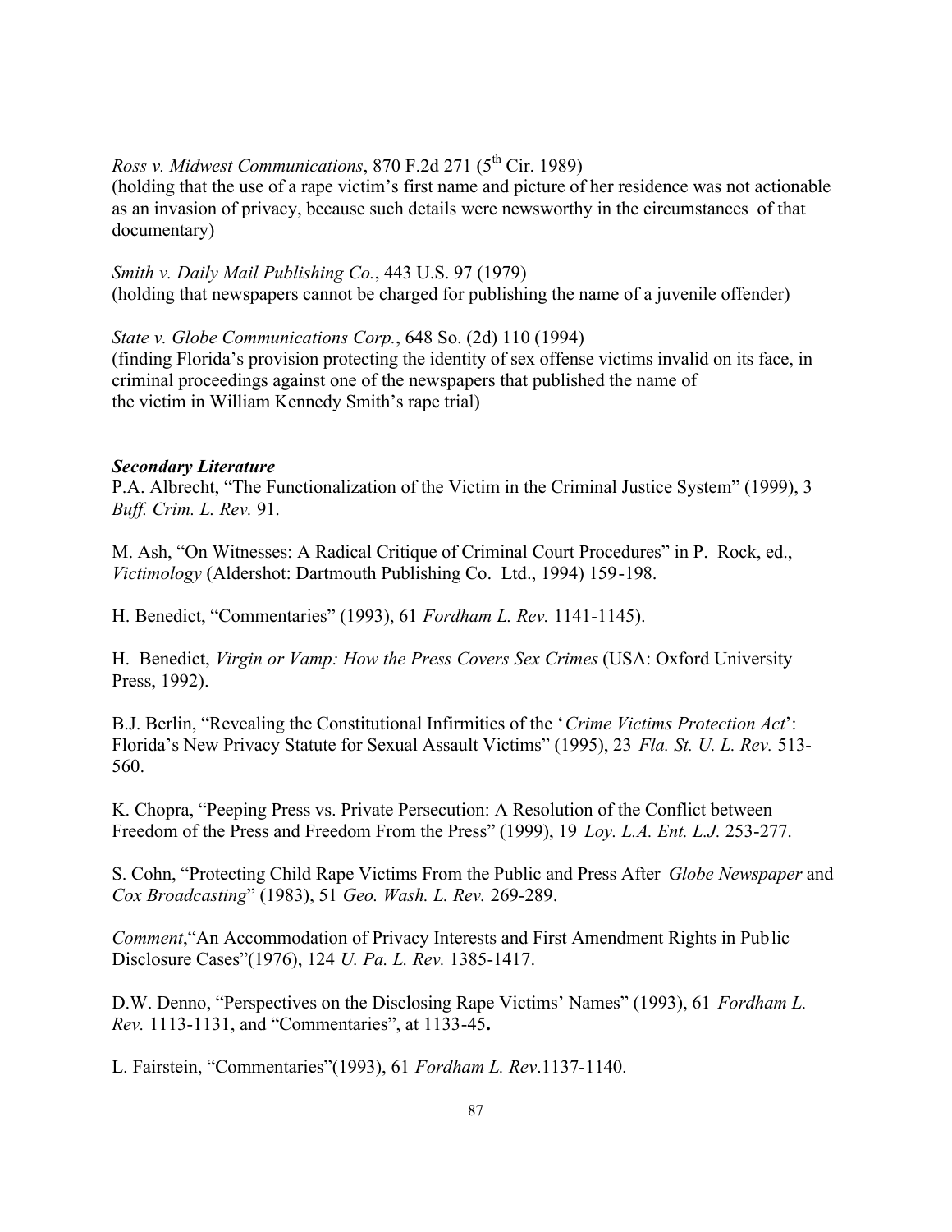*Ross v. Midwest Communications*, 870 F.2d 271 (5th Cir. 1989)
(holding that the use of a rape victim's first name and picture of her residence was not actionable as an invasion of privacy, because such details were newsworthy in the circumstances of that documentary)

*Smith v. Daily Mail Publishing Co.*, 443 U.S. 97 (1979)
(holding that newspapers cannot be charged for publishing the name of a juvenile offender)

*State v. Globe Communications Corp.*, 648 So. (2d) 110 (1994)
(finding Florida's provision protecting the identity of sex offense victims invalid on its face, in criminal proceedings against one of the newspapers that published the name of the victim in William Kennedy Smith's rape trial)

***Secondary Literature***

P.A. Albrecht, "The Functionalization of the Victim in the Criminal Justice System" (1999), 3 *Buff. Crim. L. Rev.* 91.

M. Ash, "On Witnesses: A Radical Critique of Criminal Court Procedures" in P. Rock, ed., *Victimology* (Aldershot: Dartmouth Publishing Co. Ltd., 1994) 159-198.

H. Benedict, "Commentaries" (1993), 61 *Fordham L. Rev.* 1141-1145).

H. Benedict, *Virgin or Vamp: How the Press Covers Sex Crimes* (USA: Oxford University Press, 1992).

B.J. Berlin, "Revealing the Constitutional Infirmities of the '*Crime Victims Protection Act*': Florida's New Privacy Statute for Sexual Assault Victims" (1995), 23 *Fla. St. U. L. Rev.* 513-560.

K. Chopra, "Peeping Press vs. Private Persecution: A Resolution of the Conflict between Freedom of the Press and Freedom From the Press" (1999), 19 *Loy. L.A. Ent. L.J.* 253-277.

S. Cohn, "Protecting Child Rape Victims From the Public and Press After *Globe Newspaper* and *Cox Broadcasting*" (1983), 51 *Geo. Wash. L. Rev.* 269-289.

*Comment*, "An Accommodation of Privacy Interests and First Amendment Rights in Public Disclosure Cases" (1976), 124 *U. Pa. L. Rev.* 1385-1417.

D.W. Denno, "Perspectives on the Disclosing Rape Victims' Names" (1993), 61 *Fordham L. Rev.* 1113-1131, and "Commentaries", at 1133-45**.**

L. Fairstein, "Commentaries" (1993), 61 *Fordham L. Rev*.1137-1140.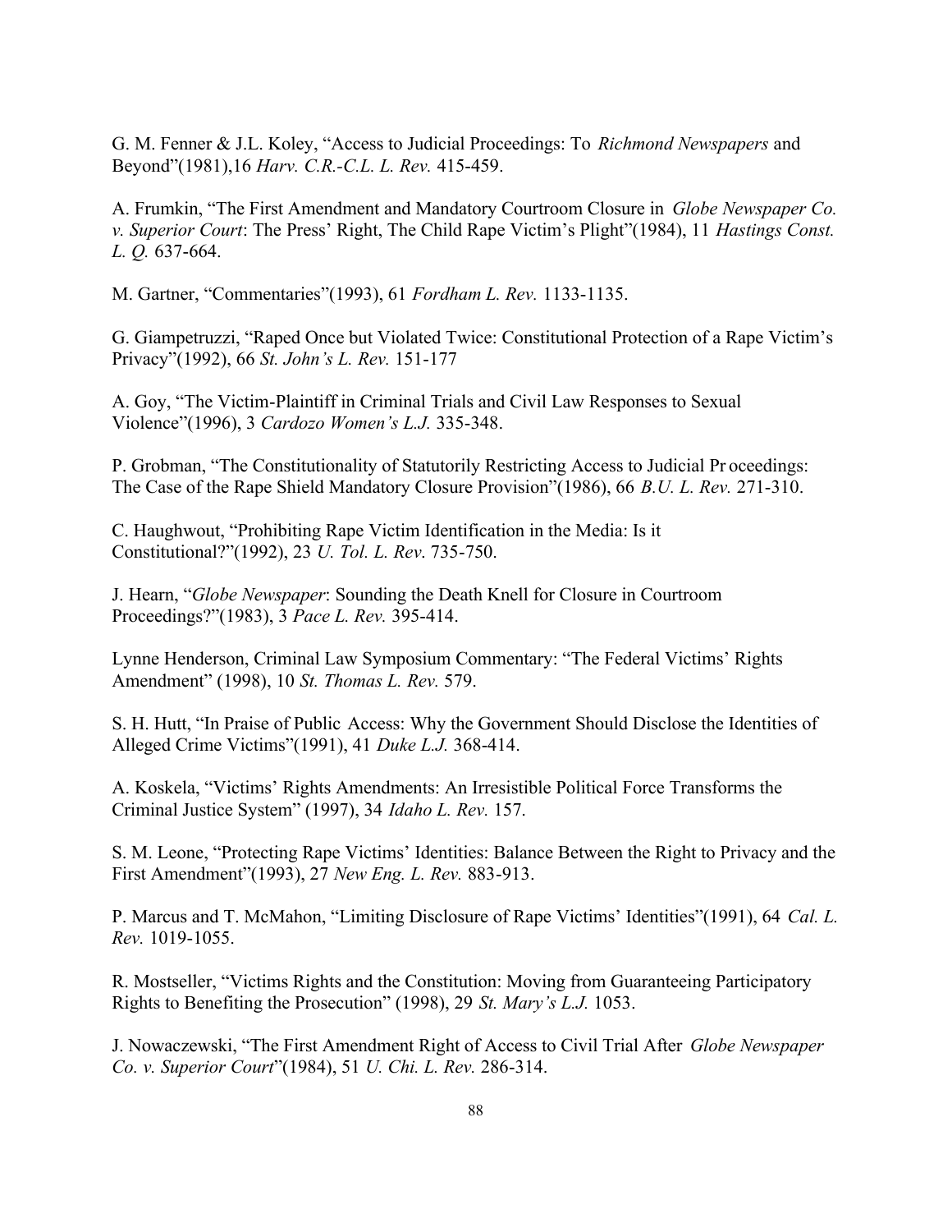G. M. Fenner & J.L. Koley, "Access to Judicial Proceedings: To *Richmond Newspapers* and Beyond"(1981),16 *Harv. C.R.-C.L. L. Rev.* 415-459.

A. Frumkin, "The First Amendment and Mandatory Courtroom Closure in *Globe Newspaper Co. v. Superior Court*: The Press' Right, The Child Rape Victim's Plight"(1984), 11 *Hastings Const. L. Q.* 637-664.

M. Gartner, "Commentaries"(1993), 61 *Fordham L. Rev.* 1133-1135.

G. Giampetruzzi, "Raped Once but Violated Twice: Constitutional Protection of a Rape Victim's Privacy"(1992), 66 *St. John's L. Rev.* 151-177

A. Goy, "The Victim-Plaintiff in Criminal Trials and Civil Law Responses to Sexual Violence"(1996), 3 *Cardozo Women's L.J.* 335-348.

P. Grobman, "The Constitutionality of Statutorily Restricting Access to Judicial Proceedings: The Case of the Rape Shield Mandatory Closure Provision"(1986), 66 *B.U. L. Rev.* 271-310.

C. Haughwout, "Prohibiting Rape Victim Identification in the Media: Is it Constitutional?"(1992), 23 *U. Tol. L. Rev*. 735-750.

J. Hearn, "*Globe Newspaper*: Sounding the Death Knell for Closure in Courtroom Proceedings?"(1983), 3 *Pace L. Rev.* 395-414.

Lynne Henderson, Criminal Law Symposium Commentary: "The Federal Victims' Rights Amendment" (1998), 10 *St. Thomas L. Rev.* 579.

S. H. Hutt, "In Praise of Public Access: Why the Government Should Disclose the Identities of Alleged Crime Victims"(1991), 41 *Duke L.J.* 368-414.

A. Koskela, "Victims' Rights Amendments: An Irresistible Political Force Transforms the Criminal Justice System" (1997), 34 *Idaho L. Rev.* 157.

S. M. Leone, "Protecting Rape Victims' Identities: Balance Between the Right to Privacy and the First Amendment"(1993), 27 *New Eng. L. Rev.* 883-913.

P. Marcus and T. McMahon, "Limiting Disclosure of Rape Victims' Identities"(1991), 64 *Cal. L. Rev.* 1019-1055.

R. Mostseller, "Victims Rights and the Constitution: Moving from Guaranteeing Participatory Rights to Benefiting the Prosecution" (1998), 29 *St. Mary's L.J.* 1053.

J. Nowaczewski, "The First Amendment Right of Access to Civil Trial After *Globe Newspaper Co. v. Superior Court*"(1984), 51 *U. Chi. L. Rev.* 286-314.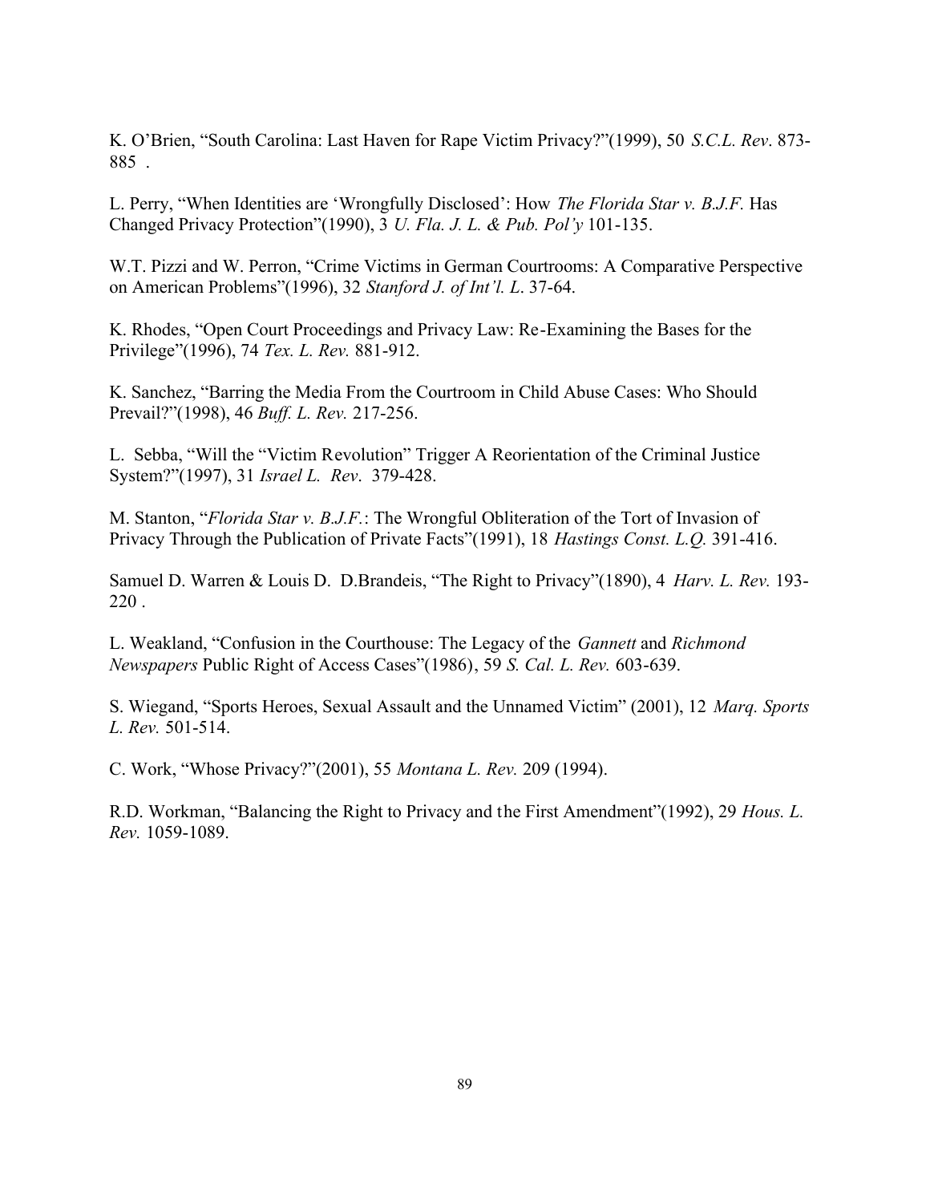K. O'Brien, "South Carolina: Last Haven for Rape Victim Privacy?"(1999), 50 *S.C.L. Rev*. 873-885 .

L. Perry, "When Identities are 'Wrongfully Disclosed': How *The Florida Star v. B.J.F.* Has Changed Privacy Protection"(1990), 3 *U. Fla. J. L. & Pub. Pol'y* 101-135.

W.T. Pizzi and W. Perron, "Crime Victims in German Courtrooms: A Comparative Perspective on American Problems"(1996), 32 *Stanford J. of Int'l. L*. 37-64.

K. Rhodes, "Open Court Proceedings and Privacy Law: Re-Examining the Bases for the Privilege"(1996), 74 *Tex. L. Rev.* 881-912.

K. Sanchez, "Barring the Media From the Courtroom in Child Abuse Cases: Who Should Prevail?"(1998), 46 *Buff. L. Rev.* 217-256.

L. Sebba, "Will the "Victim Revolution" Trigger A Reorientation of the Criminal Justice System?"(1997), 31 *Israel L. Rev*. 379-428.

M. Stanton, "*Florida Star v. B.J.F.*: The Wrongful Obliteration of the Tort of Invasion of Privacy Through the Publication of Private Facts"(1991), 18 *Hastings Const. L.Q.* 391-416.

Samuel D. Warren & Louis D. D.Brandeis, "The Right to Privacy"(1890), 4 *Harv. L. Rev.* 193-220 .

L. Weakland, "Confusion in the Courthouse: The Legacy of the *Gannett* and *Richmond Newspapers* Public Right of Access Cases"(1986), 59 *S. Cal. L. Rev.* 603-639.

S. Wiegand, "Sports Heroes, Sexual Assault and the Unnamed Victim" (2001), 12 *Marq. Sports L. Rev.* 501-514.

C. Work, "Whose Privacy?"(2001), 55 *Montana L. Rev.* 209 (1994).

R.D. Workman, "Balancing the Right to Privacy and the First Amendment"(1992), 29 *Hous. L. Rev.* 1059-1089.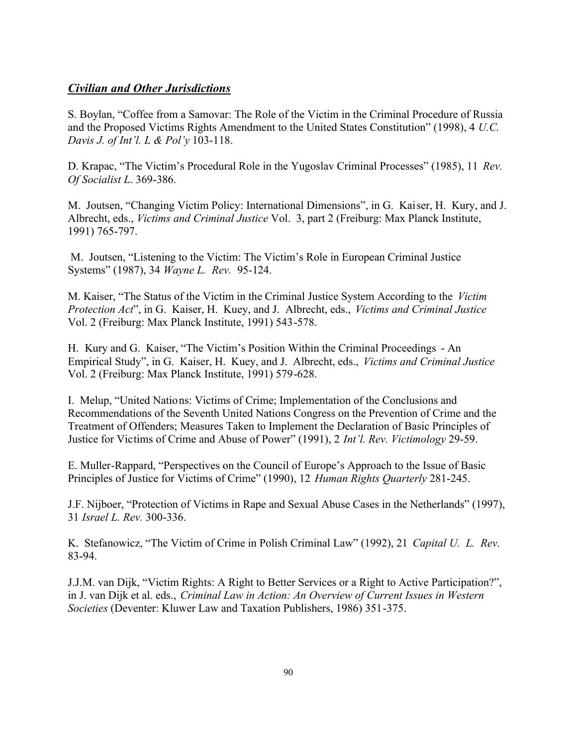## ***Civilian and Other Jurisdictions***

S. Boylan, "Coffee from a Samovar: The Role of the Victim in the Criminal Procedure of Russia and the Proposed Victims Rights Amendment to the United States Constitution" (1998), 4 *U.C. Davis J. of Int'l. L & Pol'y* 103-118.

D. Krapac, "The Victim's Procedural Role in the Yugoslav Criminal Processes" (1985), 11 *Rev. Of Socialist L.* 369-386.

M. Joutsen, "Changing Victim Policy: International Dimensions", in G. Kaiser, H. Kury, and J. Albrecht, eds., *Victims and Criminal Justice* Vol. 3, part 2 (Freiburg: Max Planck Institute, 1991) 765-797.

M. Joutsen, "Listening to the Victim: The Victim's Role in European Criminal Justice Systems" (1987), 34 *Wayne L. Rev.* 95-124.

M. Kaiser, "The Status of the Victim in the Criminal Justice System According to the *Victim Protection Act*", in G. Kaiser, H. Kuey, and J. Albrecht, eds., *Victims and Criminal Justice* Vol. 2 (Freiburg: Max Planck Institute, 1991) 543-578.

H. Kury and G. Kaiser, "The Victim's Position Within the Criminal Proceedings - An Empirical Study", in G. Kaiser, H. Kuey, and J. Albrecht, eds., *Victims and Criminal Justice* Vol. 2 (Freiburg: Max Planck Institute, 1991) 579-628.

I. Melup, "United Nations: Victims of Crime; Implementation of the Conclusions and Recommendations of the Seventh United Nations Congress on the Prevention of Crime and the Treatment of Offenders; Measures Taken to Implement the Declaration of Basic Principles of Justice for Victims of Crime and Abuse of Power" (1991), 2 *Int'l. Rev. Victimology* 29-59.

E. Muller-Rappard, "Perspectives on the Council of Europe's Approach to the Issue of Basic Principles of Justice for Victims of Crime" (1990), 12 *Human Rights Quarterly* 281-245.

J.F. Nijboer, "Protection of Victims in Rape and Sexual Abuse Cases in the Netherlands" (1997), 31 *Israel L. Rev.* 300-336.

K. Stefanowicz, "The Victim of Crime in Polish Criminal Law" (1992), 21 *Capital U. L. Rev.* 83-94.

J.J.M. van Dijk, "Victim Rights: A Right to Better Services or a Right to Active Participation?", in J. van Dijk et al. eds., *Criminal Law in Action: An Overview of Current Issues in Western Societies* (Deventer: Kluwer Law and Taxation Publishers, 1986) 351-375.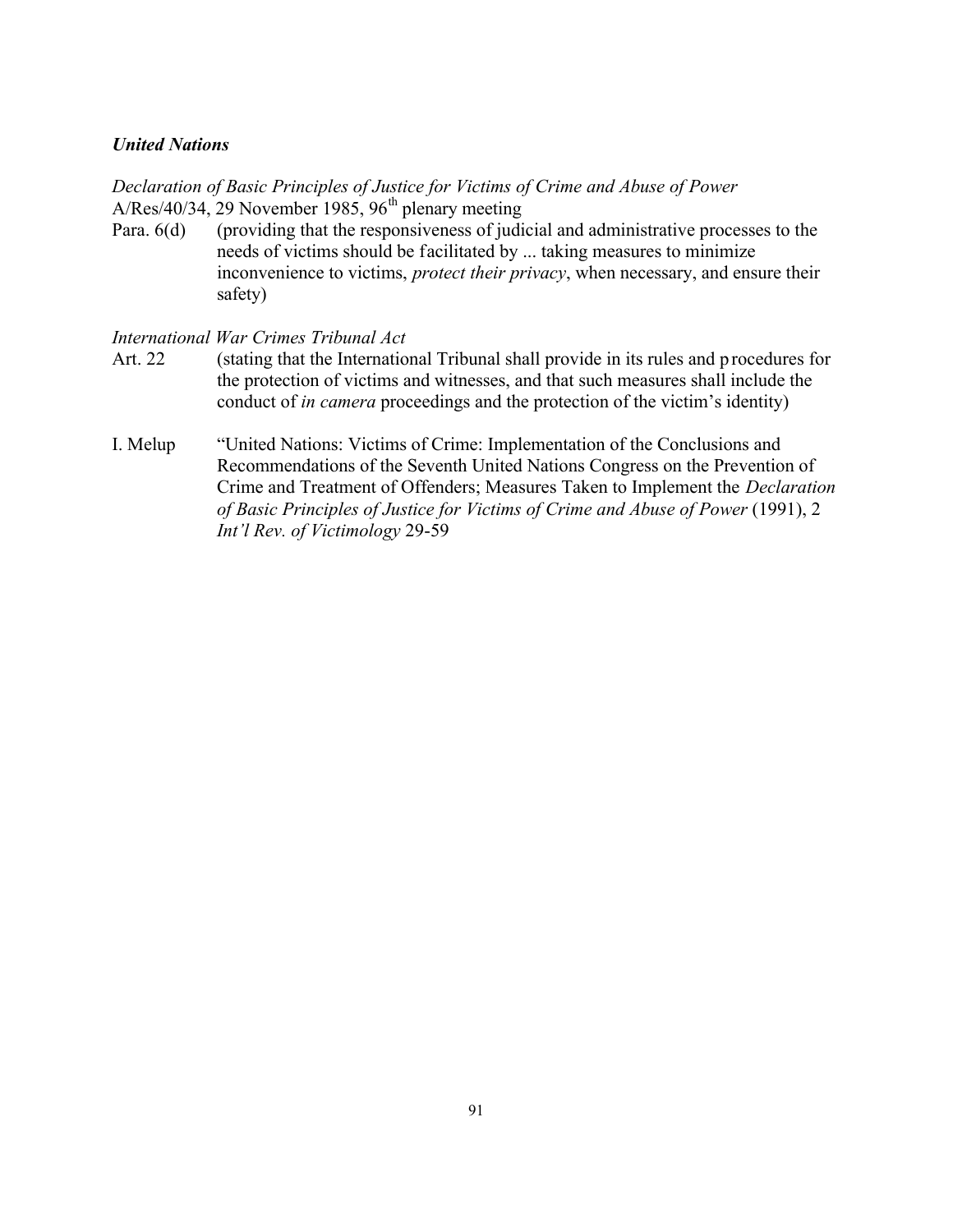***United Nations***

*Declaration of Basic Principles of Justice for Victims of Crime and Abuse of Power*
A/Res/40/34, 29 November 1985, 96th plenary meeting

Para. 6(d) (providing that the responsiveness of judicial and administrative processes to the needs of victims should be facilitated by ... taking measures to minimize inconvenience to victims, *protect their privacy*, when necessary, and ensure their safety)

*International War Crimes Tribunal Act*

Art. 22 (stating that the International Tribunal shall provide in its rules and procedures for the protection of victims and witnesses, and that such measures shall include the conduct of *in camera* proceedings and the protection of the victim's identity)

I. Melup "United Nations: Victims of Crime: Implementation of the Conclusions and Recommendations of the Seventh United Nations Congress on the Prevention of Crime and Treatment of Offenders; Measures Taken to Implement the *Declaration of Basic Principles of Justice for Victims of Crime and Abuse of Power* (1991), 2 *Int'l Rev. of Victimology* 29-59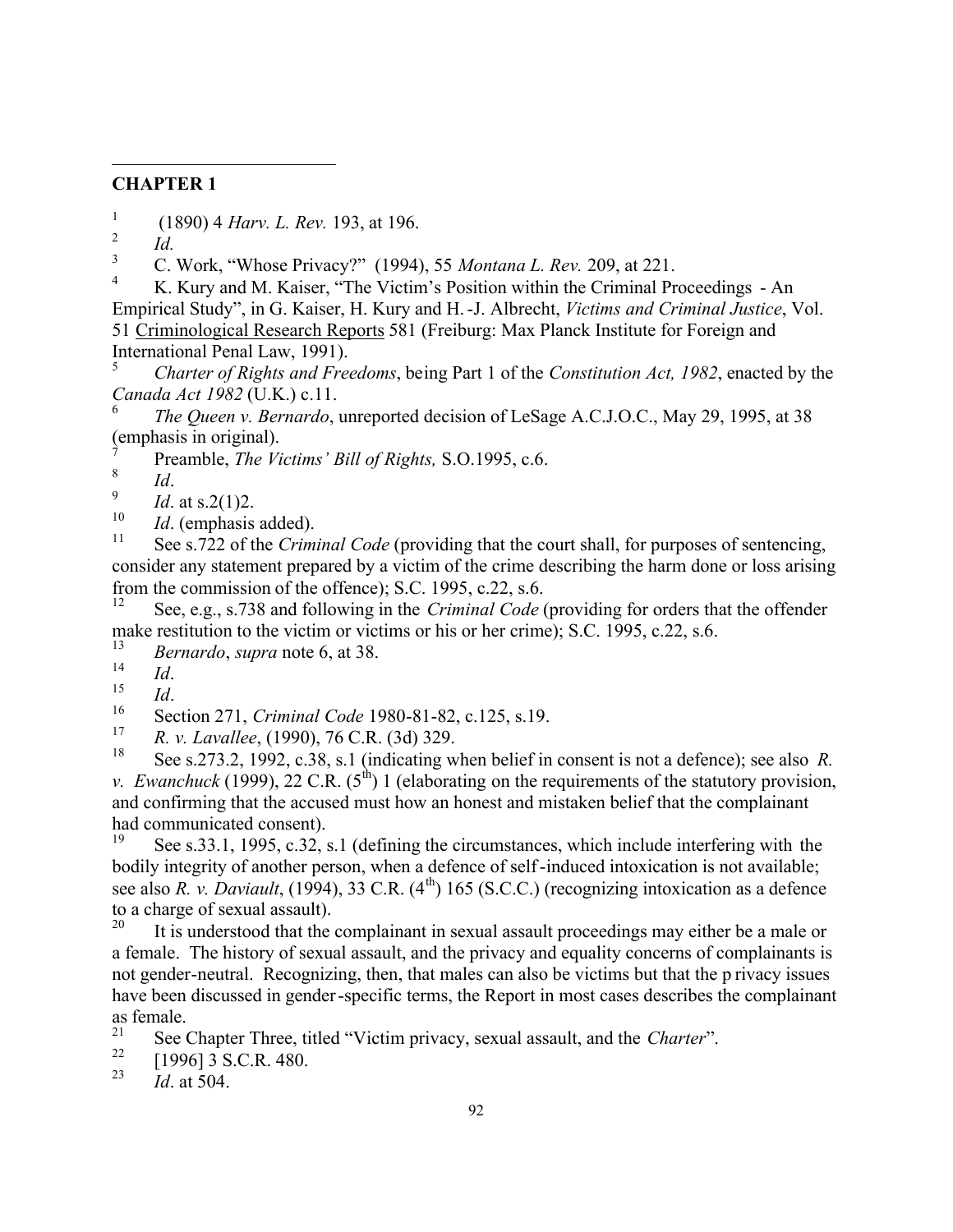**CHAPTER 1**

[1] (1890) 4 *Harv. L. Rev.* 193, at 196.

[2] *Id.*

[3] C. Work, "Whose Privacy?" (1994), 55 *Montana L. Rev.* 209, at 221.

[4] K. Kury and M. Kaiser, "The Victim's Position within the Criminal Proceedings - An Empirical Study", in G. Kaiser, H. Kury and H.-J. Albrecht, *Victims and Criminal Justice*, Vol. 51 Criminological Research Reports 581 (Freiburg: Max Planck Institute for Foreign and International Penal Law, 1991).

[5] *Charter of Rights and Freedoms*, being Part 1 of the *Constitution Act, 1982*, enacted by the *Canada Act 1982* (U.K.) c.11.

[6] *The Queen v. Bernardo*, unreported decision of LeSage A.C.J.O.C., May 29, 1995, at 38 (emphasis in original).

[7] Preamble, *The Victims' Bill of Rights,* S.O.1995, c.6.

[8] *Id*.

[9] *Id*. at s.2(1)2.

[10] *Id*. (emphasis added).

[11] See s.722 of the *Criminal Code* (providing that the court shall, for purposes of sentencing, consider any statement prepared by a victim of the crime describing the harm done or loss arising from the commission of the offence); S.C. 1995, c.22, s.6.

[12] See, e.g., s.738 and following in the *Criminal Code* (providing for orders that the offender make restitution to the victim or victims or his or her crime); S.C. 1995, c.22, s.6.

[13] *Bernardo*, *supra* note 6, at 38.

[14] *Id*.

[15] *Id*.

[16] Section 271, *Criminal Code* 1980-81-82, c.125, s.19.

[17] *R. v. Lavallee*, (1990), 76 C.R. (3d) 329.

[18] See s.273.2, 1992, c.38, s.1 (indicating when belief in consent is not a defence); see also *R. v. Ewanchuck* (1999), 22 C.R. (5th) 1 (elaborating on the requirements of the statutory provision, and confirming that the accused must how an honest and mistaken belief that the complainant had communicated consent).

[19] See s.33.1, 1995, c.32, s.1 (defining the circumstances, which include interfering with the bodily integrity of another person, when a defence of self-induced intoxication is not available; see also *R. v. Daviault*, (1994), 33 C.R. (4th) 165 (S.C.C.) (recognizing intoxication as a defence to a charge of sexual assault).

[20] It is understood that the complainant in sexual assault proceedings may either be a male or a female. The history of sexual assault, and the privacy and equality concerns of complainants is not gender-neutral. Recognizing, then, that males can also be victims but that the privacy issues have been discussed in gender-specific terms, the Report in most cases describes the complainant as female.

[21] See Chapter Three, titled "Victim privacy, sexual assault, and the *Charter*".

[22] [1996] 3 S.C.R. 480.

[23] *Id*. at 504.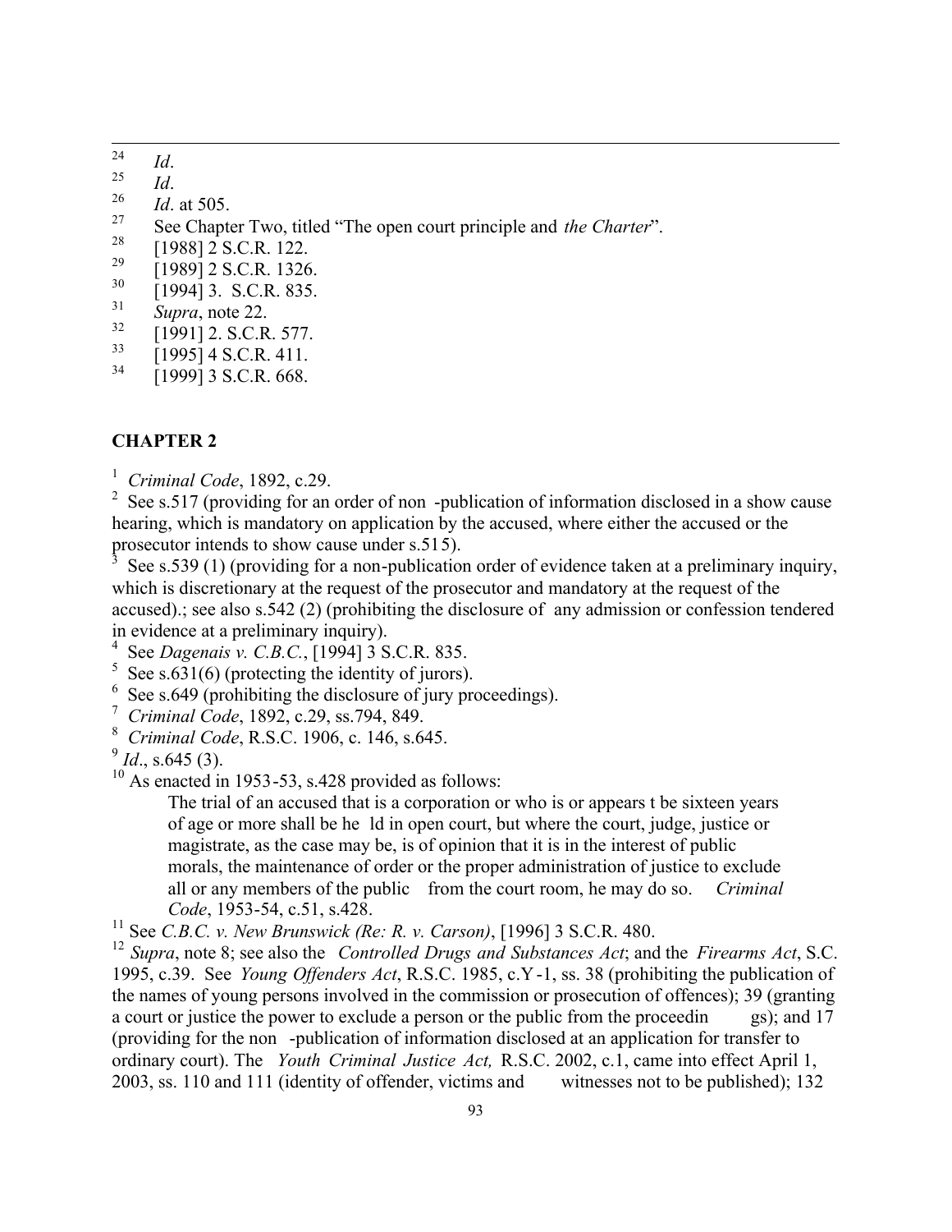[24] *Id*.

[25] *Id*.

[26] *Id*. at 505.

[27] See Chapter Two, titled "The open court principle and *the Charter*".

[28] [1988] 2 S.C.R. 122.

[29] [1989] 2 S.C.R. 1326.

[30] [1994] 3. S.C.R. 835.

[31] *Supra*, note 22.

[32] [1991] 2. S.C.R. 577.

[33] [1995] 4 S.C.R. 411.

[34] [1999] 3 S.C.R. 668.

**CHAPTER 2**

[1] *Criminal Code*, 1892, c.29.

[2] See s.517 (providing for an order of non -publication of information disclosed in a show cause hearing, which is mandatory on application by the accused, where either the accused or the prosecutor intends to show cause under s.515).

[3] See s.539 (1) (providing for a non-publication order of evidence taken at a preliminary inquiry, which is discretionary at the request of the prosecutor and mandatory at the request of the accused).; see also s.542 (2) (prohibiting the disclosure of any admission or confession tendered in evidence at a preliminary inquiry).

[4] See *Dagenais v. C.B.C.*, [1994] 3 S.C.R. 835.

[5] See s.631(6) (protecting the identity of jurors).

[6] See s.649 (prohibiting the disclosure of jury proceedings).

[7] *Criminal Code*, 1892, c.29, ss.794, 849.

[8] *Criminal Code*, R.S.C. 1906, c. 146, s.645.

[9] *Id*., s.645 (3).

[10] As enacted in 1953-53, s.428 provided as follows:

> The trial of an accused that is a corporation or who is or appears t be sixteen years of age or more shall be he ld in open court, but where the court, judge, justice or magistrate, as the case may be, is of opinion that it is in the interest of public morals, the maintenance of order or the proper administration of justice to exclude all or any members of the public from the court room, he may do so. *Criminal Code*, 1953-54, c.51, s.428.

[11] See *C.B.C. v. New Brunswick (Re: R. v. Carson)*, [1996] 3 S.C.R. 480.

[12] *Supra*, note 8; see also the *Controlled Drugs and Substances Act*; and the *Firearms Act*, S.C. 1995, c.39. See *Young Offenders Act*, R.S.C. 1985, c.Y-1, ss. 38 (prohibiting the publication of the names of young persons involved in the commission or prosecution of offences); 39 (granting a court or justice the power to exclude a person or the public from the proceedin gs); and 17 (providing for the non -publication of information disclosed at an application for transfer to ordinary court). The *Youth Criminal Justice Act,* R.S.C. 2002, c.1, came into effect April 1, 2003, ss. 110 and 111 (identity of offender, victims and witnesses not to be published); 132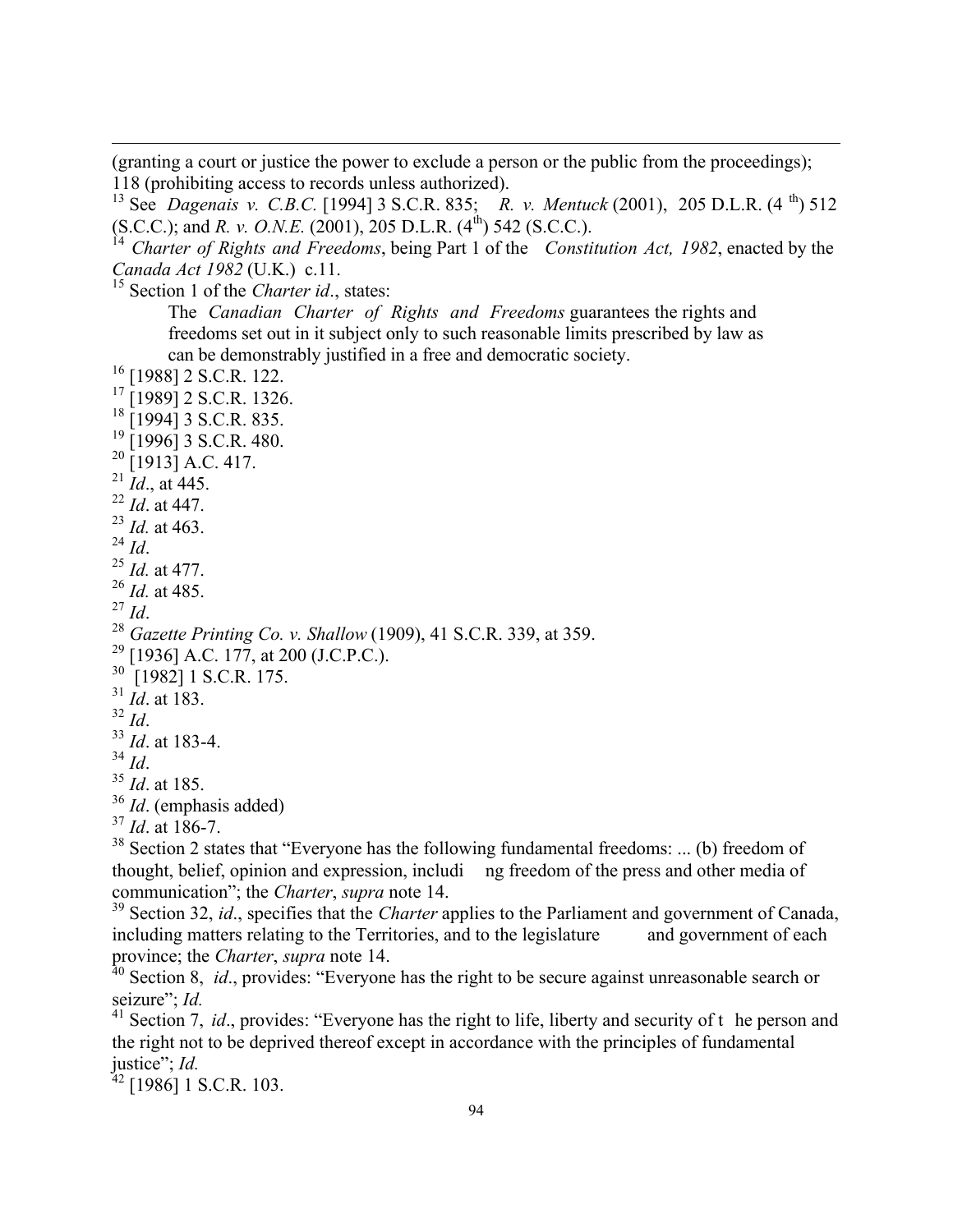(granting a court or justice the power to exclude a person or the public from the proceedings); 118 (prohibiting access to records unless authorized).

[13] See *Dagenais v. C.B.C.* [1994] 3 S.C.R. 835; *R. v. Mentuck* (2001), 205 D.L.R. (4th) 512 (S.C.C.); and *R. v. O.N.E.* (2001), 205 D.L.R. (4th) 542 (S.C.C.).

[14] *Charter of Rights and Freedoms*, being Part 1 of the *Constitution Act, 1982*, enacted by the *Canada Act 1982* (U.K.) c.11.

[15] Section 1 of the *Charter id*., states:

> The *Canadian Charter of Rights and Freedoms* guarantees the rights and freedoms set out in it subject only to such reasonable limits prescribed by law as can be demonstrably justified in a free and democratic society.

[16] [1988] 2 S.C.R. 122.

[17] [1989] 2 S.C.R. 1326.

[18] [1994] 3 S.C.R. 835.

[19] [1996] 3 S.C.R. 480.

[20] [1913] A.C. 417.

[21] *Id*., at 445.

[22] *Id*. at 447.

[23] *Id.* at 463.

[24] *Id*.

[25] *Id.* at 477.

[26] *Id.* at 485.

[27] *Id*.

[28] *Gazette Printing Co. v. Shallow* (1909), 41 S.C.R. 339, at 359.

[29] [1936] A.C. 177, at 200 (J.C.P.C.).

[30] [1982] 1 S.C.R. 175.

[31] *Id*. at 183.

[32] *Id*.

[33] *Id*. at 183-4.

[34] *Id*.

[35] *Id*. at 185.

[36] *Id*. (emphasis added)

[37] *Id*. at 186-7.

[38] Section 2 states that "Everyone has the following fundamental freedoms: ... (b) freedom of thought, belief, opinion and expression, including freedom of the press and other media of communication"; the *Charter*, *supra* note 14.

[39] Section 32, *id*., specifies that the *Charter* applies to the Parliament and government of Canada, including matters relating to the Territories, and to the legislature and government of each province; the *Charter*, *supra* note 14.

[40] Section 8, *id*., provides: "Everyone has the right to be secure against unreasonable search or seizure"; *Id.*

[41] Section 7, *id*., provides: "Everyone has the right to life, liberty and security of the person and the right not to be deprived thereof except in accordance with the principles of fundamental justice"; *Id.*

[42] [1986] 1 S.C.R. 103.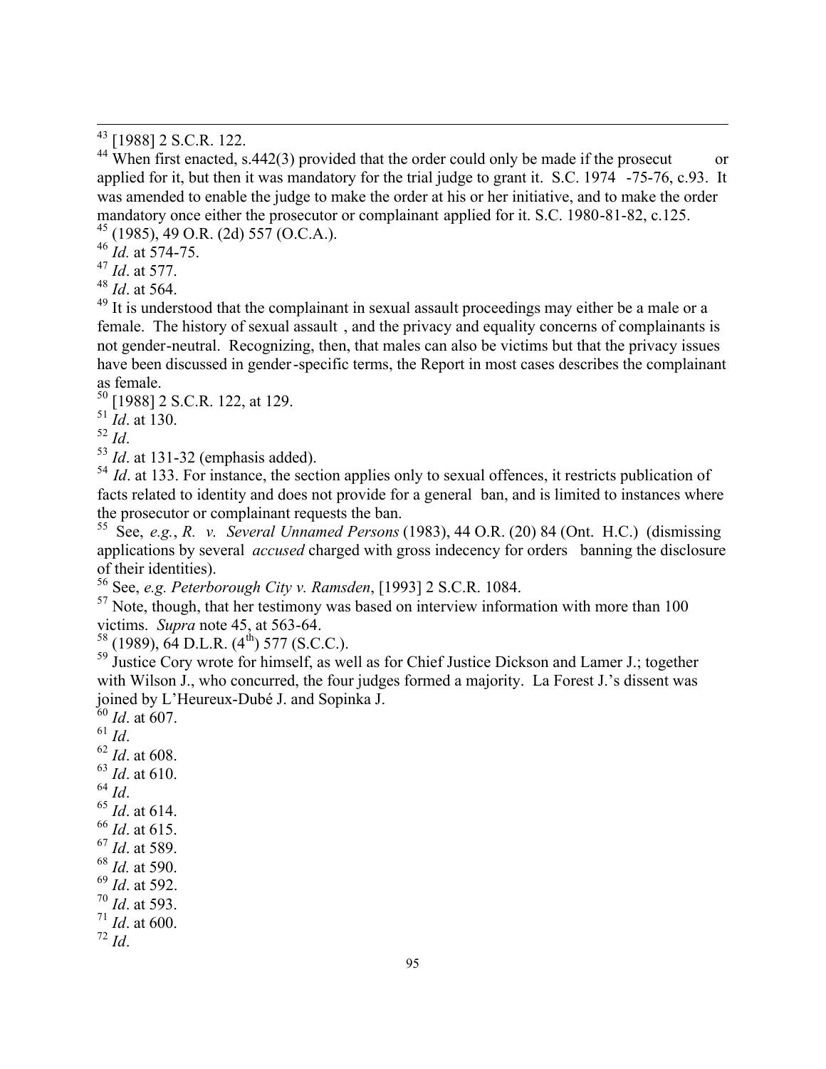[43] [1988] 2 S.C.R. 122.

[44] When first enacted, s.442(3) provided that the order could only be made if the prosecut or applied for it, but then it was mandatory for the trial judge to grant it. S.C. 1974 -75-76, c.93. It was amended to enable the judge to make the order at his or her initiative, and to make the order mandatory once either the prosecutor or complainant applied for it. S.C. 1980-81-82, c.125.

[45] (1985), 49 O.R. (2d) 557 (O.C.A.).

[46] *Id.* at 574-75.

[47] *Id*. at 577.

[48] *Id*. at 564.

[49] It is understood that the complainant in sexual assault proceedings may either be a male or a female. The history of sexual assault , and the privacy and equality concerns of complainants is not gender-neutral. Recognizing, then, that males can also be victims but that the privacy issues have been discussed in gender-specific terms, the Report in most cases describes the complainant as female.

[50] [1988] 2 S.C.R. 122, at 129.

[51] *Id*. at 130.

[52] *Id*.

[53] *Id*. at 131-32 (emphasis added).

[54] *Id*. at 133. For instance, the section applies only to sexual offences, it restricts publication of facts related to identity and does not provide for a general ban, and is limited to instances where the prosecutor or complainant requests the ban.

[55] See, *e.g.*, *R. v. Several Unnamed Persons* (1983), 44 O.R. (20) 84 (Ont. H.C.) (dismissing applications by several *accused* charged with gross indecency for orders banning the disclosure of their identities).

[56] See, *e.g. Peterborough City v. Ramsden*, [1993] 2 S.C.R. 1084.

[57] Note, though, that her testimony was based on interview information with more than 100 victims. *Supra* note 45, at 563-64.

[58] (1989), 64 D.L.R. (4th) 577 (S.C.C.).

[59] Justice Cory wrote for himself, as well as for Chief Justice Dickson and Lamer J.; together with Wilson J., who concurred, the four judges formed a majority. La Forest J.'s dissent was joined by L'Heureux-Dubé J. and Sopinka J.

[60] *Id*. at 607.

[61] *Id*.

[62] *Id*. at 608.

[63] *Id*. at 610.

[64] *Id*.

[65] *Id*. at 614.

[66] *Id*. at 615.

[67] *Id*. at 589.

[68] *Id.* at 590.

[69] *Id*. at 592.

[70] *Id*. at 593.

[71] *Id*. at 600.

[72] *Id*.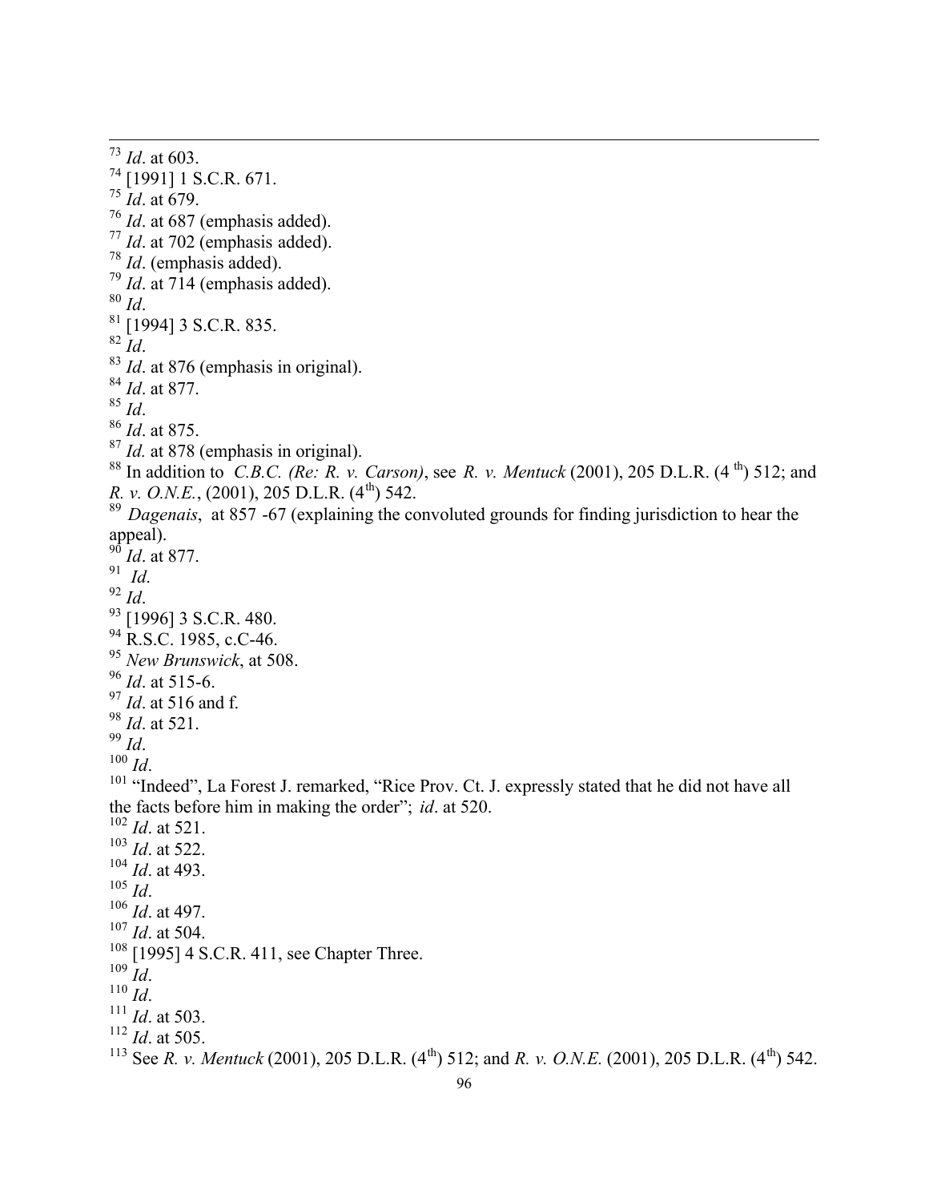[73] *Id*. at 603.
[74] [1991] 1 S.C.R. 671.
[75] *Id*. at 679.
[76] *Id*. at 687 (emphasis added).
[77] *Id*. at 702 (emphasis added).
[78] *Id*. (emphasis added).
[79] *Id*. at 714 (emphasis added).
[80] *Id*.
[81] [1994] 3 S.C.R. 835.
[82] *Id*.
[83] *Id*. at 876 (emphasis in original).
[84] *Id*. at 877.
[85] *Id*.
[86] *Id*. at 875.
[87] *Id.* at 878 (emphasis in original).
[88] In addition to *C.B.C. (Re: R. v. Carson)*, see *R. v. Mentuck* (2001), 205 D.L.R. (4th) 512; and *R. v. O.N.E.*, (2001), 205 D.L.R. (4th) 542.
[89] *Dagenais*, at 857 -67 (explaining the convoluted grounds for finding jurisdiction to hear the appeal).
[90] *Id*. at 877.
[91] *Id*.
[92] *Id*.
[93] [1996] 3 S.C.R. 480.
[94] R.S.C. 1985, c.C-46.
[95] *New Brunswick*, at 508.
[96] *Id*. at 515-6.
[97] *Id*. at 516 and f.
[98] *Id*. at 521.
[99] *Id*.
[100] *Id*.
[101] "Indeed", La Forest J. remarked, "Rice Prov. Ct. J. expressly stated that he did not have all the facts before him in making the order"; *id*. at 520.
[102] *Id*. at 521.
[103] *Id*. at 522.
[104] *Id*. at 493.
[105] *Id*.
[106] *Id*. at 497.
[107] *Id*. at 504.
[108] [1995] 4 S.C.R. 411, see Chapter Three.
[109] *Id*.
[110] *Id*.
[111] *Id*. at 503.
[112] *Id*. at 505.
[113] See *R. v. Mentuck* (2001), 205 D.L.R. (4th) 512; and *R. v. O.N.E.* (2001), 205 D.L.R. (4th) 542.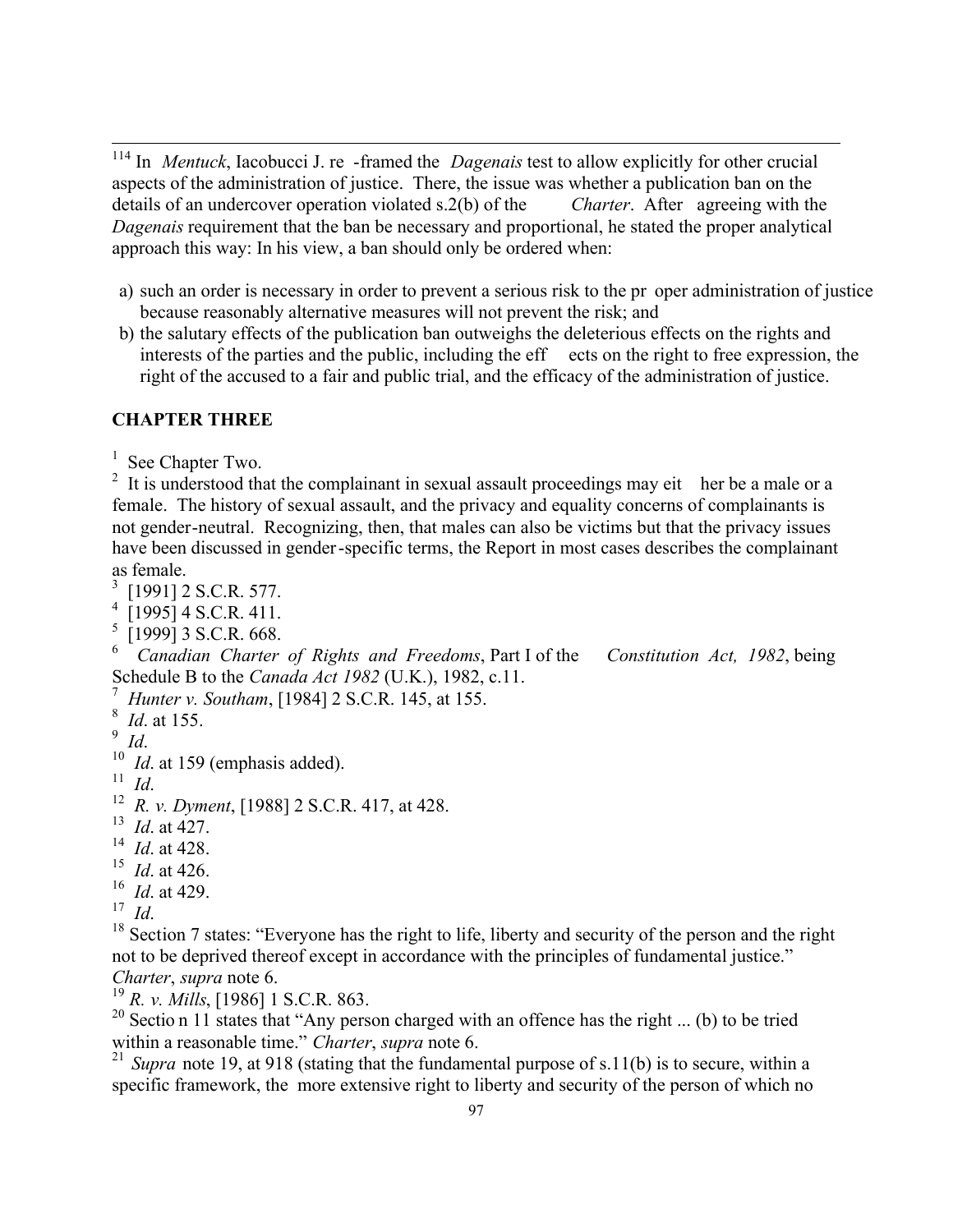[114] In *Mentuck*, Iacobucci J. re-framed the *Dagenais* test to allow explicitly for other crucial aspects of the administration of justice. There, the issue was whether a publication ban on the details of an undercover operation violated s.2(b) of the *Charter*. After agreeing with the *Dagenais* requirement that the ban be necessary and proportional, he stated the proper analytical approach this way: In his view, a ban should only be ordered when:

a) such an order is necessary in order to prevent a serious risk to the proper administration of justice because reasonably alternative measures will not prevent the risk; and
b) the salutary effects of the publication ban outweighs the deleterious effects on the rights and interests of the parties and the public, including the effects on the right to free expression, the right of the accused to a fair and public trial, and the efficacy of the administration of justice.

## CHAPTER THREE

[1] See Chapter Two.

[2] It is understood that the complainant in sexual assault proceedings may either be a male or a female. The history of sexual assault, and the privacy and equality concerns of complainants is not gender-neutral. Recognizing, then, that males can also be victims but that the privacy issues have been discussed in gender-specific terms, the Report in most cases describes the complainant as female.

[3] [1991] 2 S.C.R. 577.

[4] [1995] 4 S.C.R. 411.

[5] [1999] 3 S.C.R. 668.

[6] *Canadian Charter of Rights and Freedoms*, Part I of the *Constitution Act, 1982*, being Schedule B to the *Canada Act 1982* (U.K.), 1982, c.11.

[7] *Hunter v. Southam*, [1984] 2 S.C.R. 145, at 155.

[8] *Id*. at 155.

[9] *Id*.

[10] *Id*. at 159 (emphasis added).

[11] *Id*.

[12] *R. v. Dyment*, [1988] 2 S.C.R. 417, at 428.

[13] *Id*. at 427.

[14] *Id*. at 428.

[15] *Id*. at 426.

[16] *Id*. at 429.

[17] *Id*.

[18] Section 7 states: "Everyone has the right to life, liberty and security of the person and the right not to be deprived thereof except in accordance with the principles of fundamental justice." *Charter*, *supra* note 6.

[19] *R. v. Mills*, [1986] 1 S.C.R. 863.

[20] Section 11 states that "Any person charged with an offence has the right ... (b) to be tried within a reasonable time." *Charter*, *supra* note 6.

[21] *Supra* note 19, at 918 (stating that the fundamental purpose of s.11(b) is to secure, within a specific framework, the more extensive right to liberty and security of the person of which no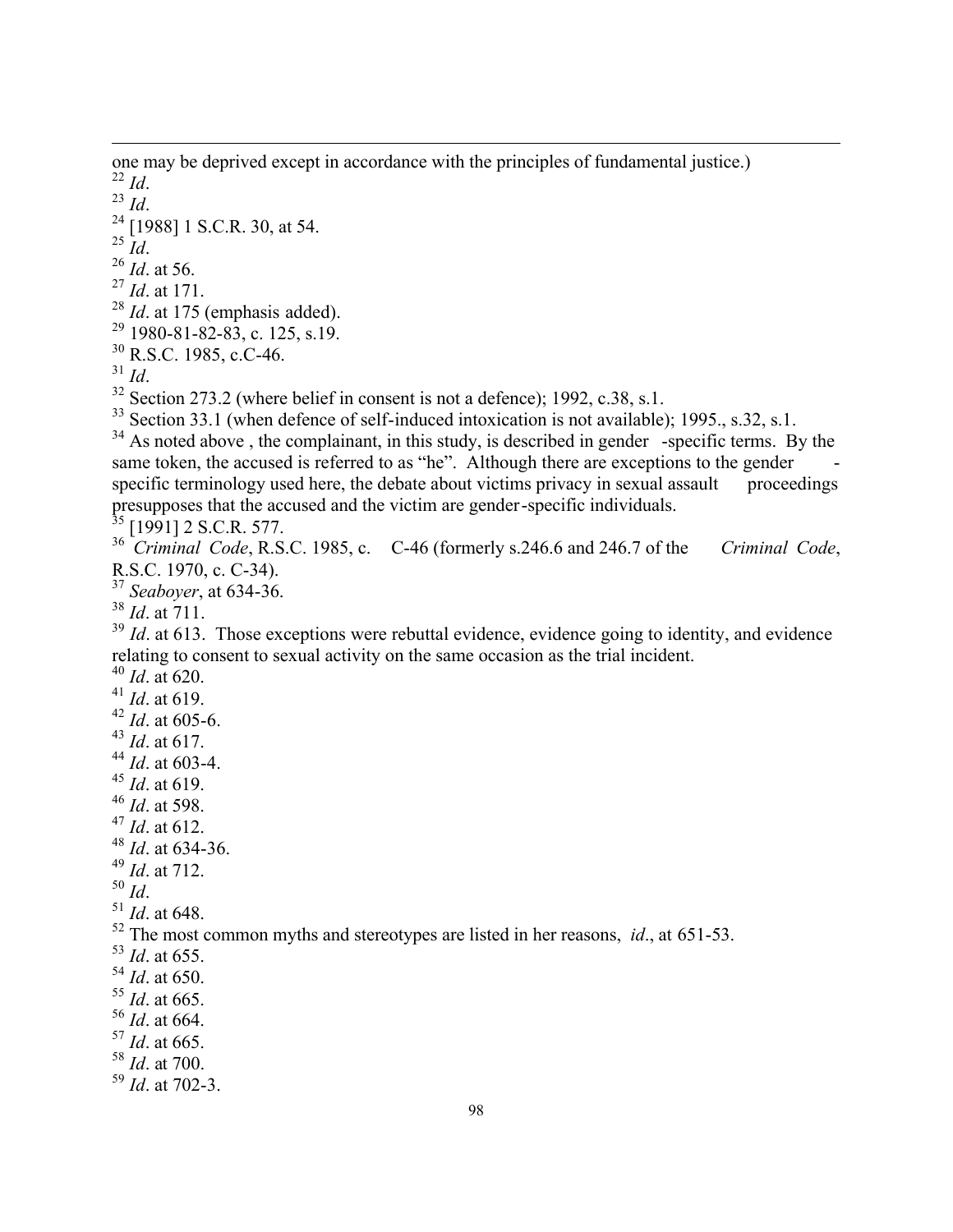one may be deprived except in accordance with the principles of fundamental justice.)

[22] *Id*.

[23] *Id*.

[24] [1988] 1 S.C.R. 30, at 54.

[25] *Id*.

[26] *Id*. at 56.

[27] *Id*. at 171.

[28] *Id*. at 175 (emphasis added).

[29] 1980-81-82-83, c. 125, s.19.

[30] R.S.C. 1985, c.C-46.

[31] *Id*.

[32] Section 273.2 (where belief in consent is not a defence); 1992, c.38, s.1.

[33] Section 33.1 (when defence of self-induced intoxication is not available); 1995., s.32, s.1.

[34] As noted above , the complainant, in this study, is described in gender -specific terms. By the same token, the accused is referred to as "he". Although there are exceptions to the gender - specific terminology used here, the debate about victims privacy in sexual assault proceedings presupposes that the accused and the victim are gender-specific individuals.

[35] [1991] 2 S.C.R. 577.

[36] *Criminal Code*, R.S.C. 1985, c. C-46 (formerly s.246.6 and 246.7 of the *Criminal Code*, R.S.C. 1970, c. C-34).

[37] *Seaboyer*, at 634-36.

[38] *Id*. at 711.

[39] *Id*. at 613. Those exceptions were rebuttal evidence, evidence going to identity, and evidence relating to consent to sexual activity on the same occasion as the trial incident.

[40] *Id*. at 620.

[41] *Id*. at 619.

[42] *Id*. at 605-6.

[43] *Id*. at 617.

[44] *Id*. at 603-4.

[45] *Id*. at 619.

[46] *Id*. at 598.

[47] *Id*. at 612.

[48] *Id*. at 634-36.

[49] *Id*. at 712.

[50] *Id*.

[51] *Id*. at 648.

[52] The most common myths and stereotypes are listed in her reasons, *id*., at 651-53.

[53] *Id*. at 655.

[54] *Id*. at 650.

[55] *Id*. at 665.

[56] *Id*. at 664.

[57] *Id*. at 665.

[58] *Id*. at 700.

[59] *Id*. at 702-3.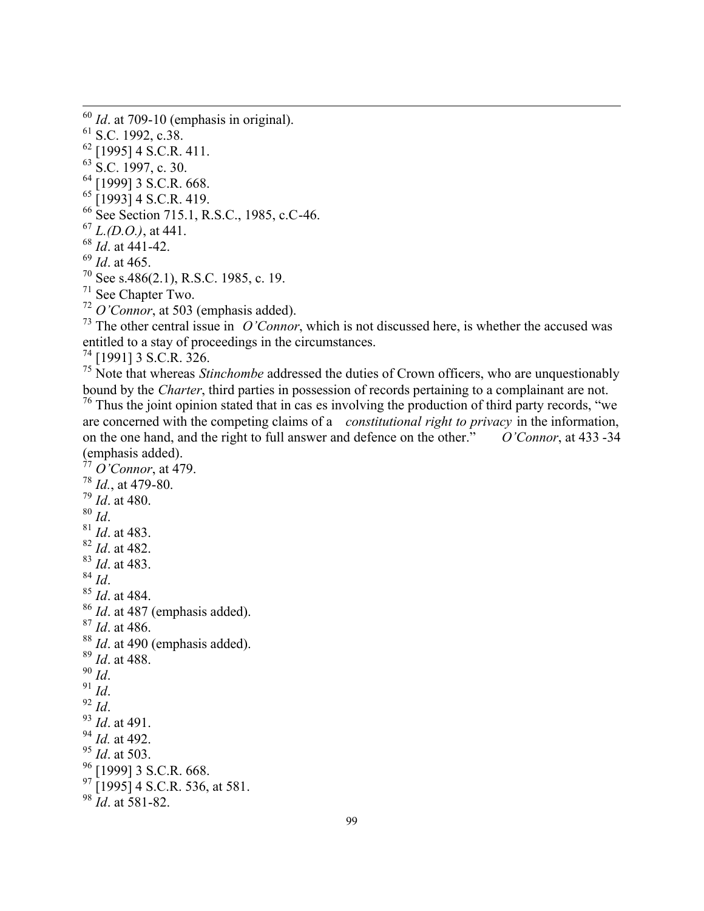[60] *Id*. at 709-10 (emphasis in original).
[61] S.C. 1992, c.38.
[62] [1995] 4 S.C.R. 411.
[63] S.C. 1997, c. 30.
[64] [1999] 3 S.C.R. 668.
[65] [1993] 4 S.C.R. 419.
[66] See Section 715.1, R.S.C., 1985, c.C-46.
[67] *L.(D.O.)*, at 441.
[68] *Id*. at 441-42.
[69] *Id*. at 465.
[70] See s.486(2.1), R.S.C. 1985, c. 19.
[71] See Chapter Two.
[72] *O'Connor*, at 503 (emphasis added).
[73] The other central issue in *O'Connor*, which is not discussed here, is whether the accused was entitled to a stay of proceedings in the circumstances.
[74] [1991] 3 S.C.R. 326.
[75] Note that whereas *Stinchombe* addressed the duties of Crown officers, who are unquestionably bound by the *Charter*, third parties in possession of records pertaining to a complainant are not.
[76] Thus the joint opinion stated that in cas es involving the production of third party records, "we are concerned with the competing claims of a *constitutional right to privacy* in the information, on the one hand, and the right to full answer and defence on the other." *O'Connor*, at 433 -34 (emphasis added).
[77] *O'Connor*, at 479.
[78] *Id.*, at 479-80.
[79] *Id*. at 480.
[80] *Id*.
[81] *Id*. at 483.
[82] *Id*. at 482.
[83] *Id*. at 483.
[84] *Id*.
[85] *Id*. at 484.
[86] *Id*. at 487 (emphasis added).
[87] *Id*. at 486.
[88] *Id*. at 490 (emphasis added).
[89] *Id*. at 488.
[90] *Id*.
[91] *Id*.
[92] *Id*.
[93] *Id*. at 491.
[94] *Id.* at 492.
[95] *Id*. at 503.
[96] [1999] 3 S.C.R. 668.
[97] [1995] 4 S.C.R. 536, at 581.
[98] *Id*. at 581-82.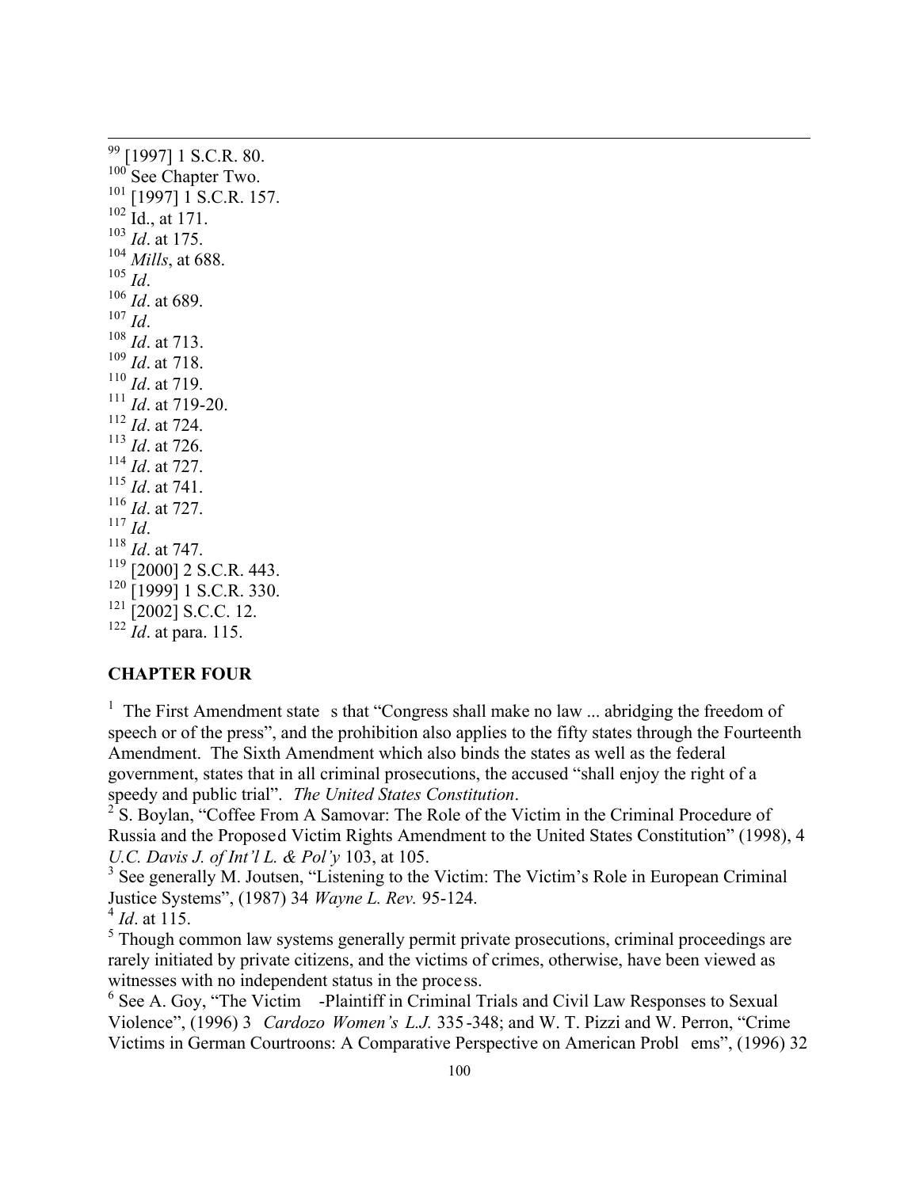[99] [1997] 1 S.C.R. 80.
[100] See Chapter Two.
[101] [1997] 1 S.C.R. 157.
[102] Id., at 171.
[103] *Id*. at 175.
[104] *Mills*, at 688.
[105] *Id*.
[106] *Id*. at 689.
[107] *Id*.
[108] *Id*. at 713.
[109] *Id*. at 718.
[110] *Id*. at 719.
[111] *Id*. at 719-20.
[112] *Id*. at 724.
[113] *Id*. at 726.
[114] *Id*. at 727.
[115] *Id*. at 741.
[116] *Id*. at 727.
[117] *Id*.
[118] *Id*. at 747.
[119] [2000] 2 S.C.R. 443.
[120] [1999] 1 S.C.R. 330.
[121] [2002] S.C.C. 12.
[122] *Id*. at para. 115.

**CHAPTER FOUR**

[1] The First Amendment states that "Congress shall make no law ... abridging the freedom of speech or of the press", and the prohibition also applies to the fifty states through the Fourteenth Amendment. The Sixth Amendment which also binds the states as well as the federal government, states that in all criminal prosecutions, the accused "shall enjoy the right of a speedy and public trial". *The United States Constitution*.

[2] S. Boylan, "Coffee From A Samovar: The Role of the Victim in the Criminal Procedure of Russia and the Proposed Victim Rights Amendment to the United States Constitution" (1998), 4 *U.C. Davis J. of Int'l L. & Pol'y* 103, at 105.

[3] See generally M. Joutsen, "Listening to the Victim: The Victim's Role in European Criminal Justice Systems", (1987) 34 *Wayne L. Rev.* 95-124.

[4] *Id*. at 115.

[5] Though common law systems generally permit private prosecutions, criminal proceedings are rarely initiated by private citizens, and the victims of crimes, otherwise, have been viewed as witnesses with no independent status in the process.

[6] See A. Goy, "The Victim-Plaintiff in Criminal Trials and Civil Law Responses to Sexual Violence", (1996) 3 *Cardozo Women's L.J.* 335-348; and W. T. Pizzi and W. Perron, "Crime Victims in German Courtroons: A Comparative Perspective on American Problems", (1996) 32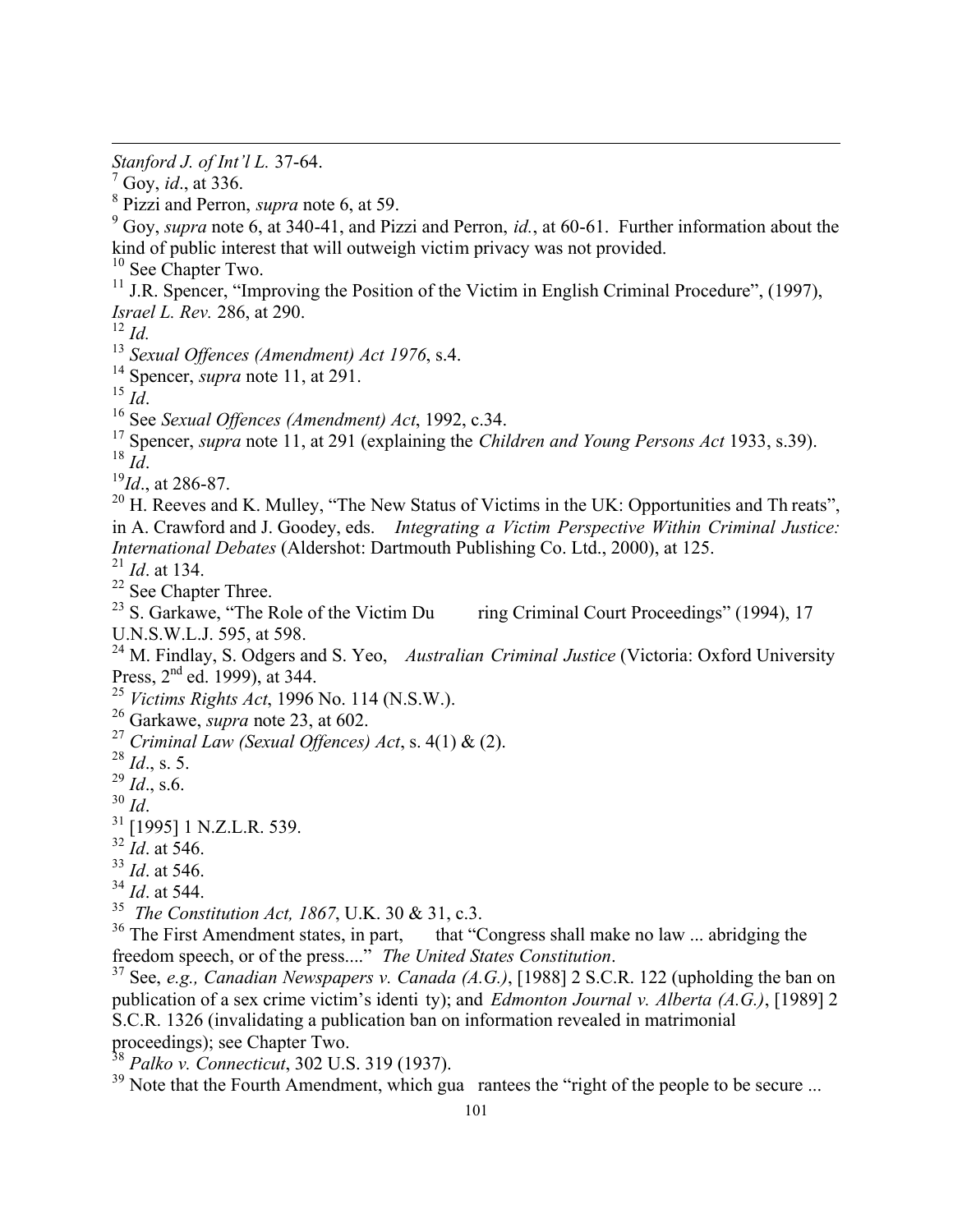*Stanford J. of Int'l L.* 37-64.

[7] Goy, *id*., at 336.

[8] Pizzi and Perron, *supra* note 6, at 59.

[9] Goy, *supra* note 6, at 340-41, and Pizzi and Perron, *id.*, at 60-61. Further information about the kind of public interest that will outweigh victim privacy was not provided.

[10] See Chapter Two.

[11] J.R. Spencer, "Improving the Position of the Victim in English Criminal Procedure", (1997), *Israel L. Rev.* 286, at 290.

[12] *Id.*

[13] *Sexual Offences (Amendment) Act 1976*, s.4.

[14] Spencer, *supra* note 11, at 291.

[15] *Id*.

[16] See *Sexual Offences (Amendment) Act*, 1992, c.34.

[17] Spencer, *supra* note 11, at 291 (explaining the *Children and Young Persons Act* 1933, s.39).

[18] *Id*.

[19] *Id*., at 286-87.

[20] H. Reeves and K. Mulley, "The New Status of Victims in the UK: Opportunities and Threats", in A. Crawford and J. Goodey, eds. *Integrating a Victim Perspective Within Criminal Justice: International Debates* (Aldershot: Dartmouth Publishing Co. Ltd., 2000), at 125.

[21] *Id*. at 134.

[22] See Chapter Three.

[23] S. Garkawe, "The Role of the Victim During Criminal Court Proceedings" (1994), 17 U.N.S.W.L.J. 595, at 598.

[24] M. Findlay, S. Odgers and S. Yeo, *Australian Criminal Justice* (Victoria: Oxford University Press, 2nd ed. 1999), at 344.

[25] *Victims Rights Act*, 1996 No. 114 (N.S.W.).

[26] Garkawe, *supra* note 23, at 602.

[27] *Criminal Law (Sexual Offences) Act*, s. 4(1) & (2).

[28] *Id*., s. 5.

[29] *Id*., s.6.

[30] *Id*.

[31] [1995] 1 N.Z.L.R. 539.

[32] *Id*. at 546.

[33] *Id*. at 546.

[34] *Id*. at 544.

[35] *The Constitution Act, 1867*, U.K. 30 & 31, c.3.

[36] The First Amendment states, in part, that "Congress shall make no law ... abridging the freedom speech, or of the press...." *The United States Constitution*.

[37] See, *e.g., Canadian Newspapers v. Canada (A.G.)*, [1988] 2 S.C.R. 122 (upholding the ban on publication of a sex crime victim's identity); and *Edmonton Journal v. Alberta (A.G.)*, [1989] 2 S.C.R. 1326 (invalidating a publication ban on information revealed in matrimonial proceedings); see Chapter Two.

[38] *Palko v. Connecticut*, 302 U.S. 319 (1937).

[39] Note that the Fourth Amendment, which guarantees the "right of the people to be secure ...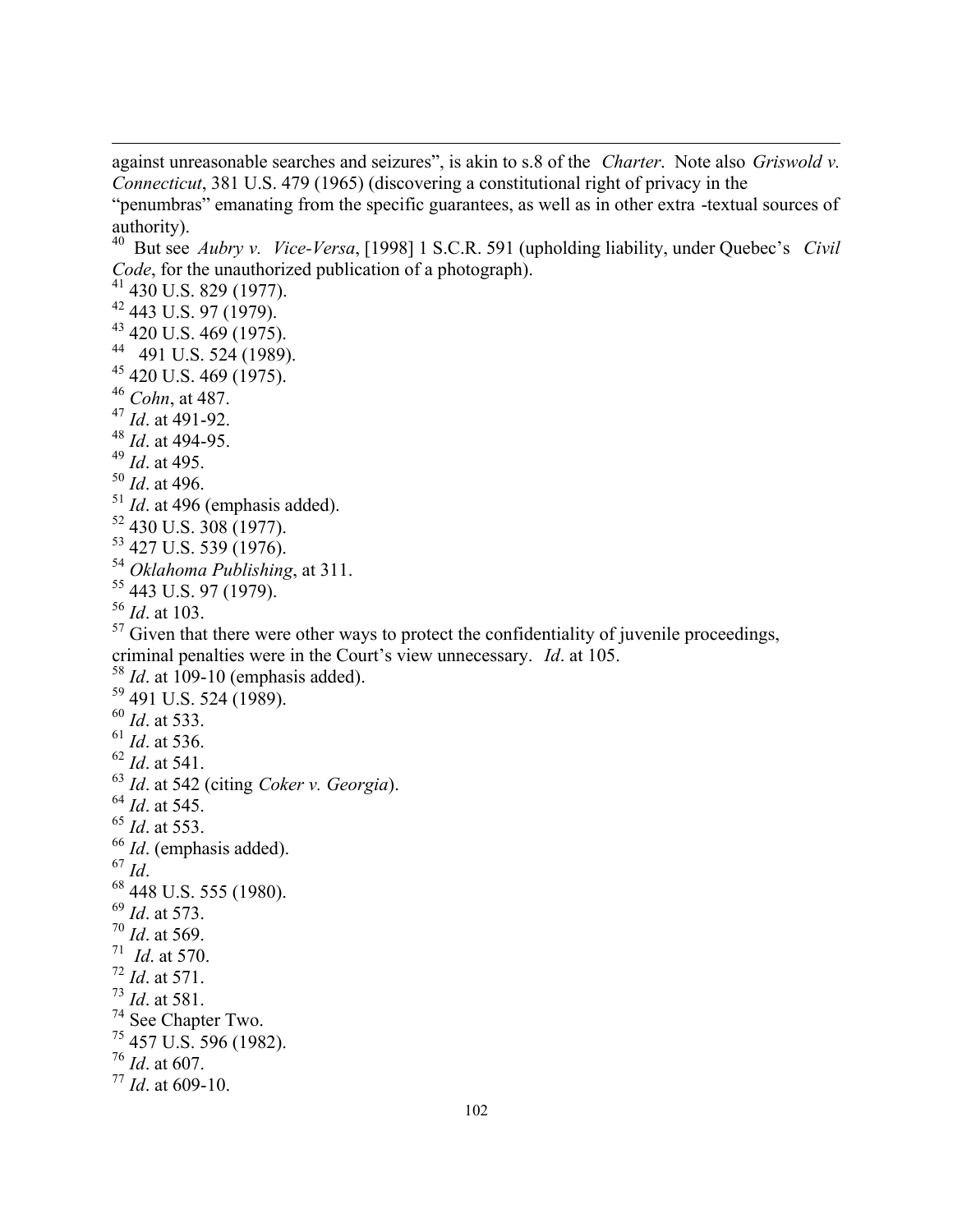against unreasonable searches and seizures", is akin to s.8 of the *Charter*. Note also *Griswold v. Connecticut*, 381 U.S. 479 (1965) (discovering a constitutional right of privacy in the "penumbras" emanating from the specific guarantees, as well as in other extra -textual sources of authority).

[40] But see *Aubry v. Vice-Versa*, [1998] 1 S.C.R. 591 (upholding liability, under Quebec's *Civil Code*, for the unauthorized publication of a photograph).

[41] 430 U.S. 829 (1977).

[42] 443 U.S. 97 (1979).

[43] 420 U.S. 469 (1975).

[44] 491 U.S. 524 (1989).

[45] 420 U.S. 469 (1975).

[46] *Cohn*, at 487.

[47] *Id*. at 491-92.

[48] *Id*. at 494-95.

[49] *Id*. at 495.

[50] *Id*. at 496.

[51] *Id*. at 496 (emphasis added).

[52] 430 U.S. 308 (1977).

[53] 427 U.S. 539 (1976).

[54] *Oklahoma Publishing*, at 311.

[55] 443 U.S. 97 (1979).

[56] *Id*. at 103.

[57] Given that there were other ways to protect the confidentiality of juvenile proceedings, criminal penalties were in the Court's view unnecessary. *Id*. at 105.

[58] *Id*. at 109-10 (emphasis added).

[59] 491 U.S. 524 (1989).

[60] *Id*. at 533.

[61] *Id*. at 536.

[62] *Id*. at 541.

[63] *Id*. at 542 (citing *Coker v. Georgia*).

[64] *Id*. at 545.

[65] *Id*. at 553.

[66] *Id*. (emphasis added).

[67] *Id*.

[68] 448 U.S. 555 (1980).

[69] *Id*. at 573.

[70] *Id*. at 569.

[71] *Id*. at 570.

[72] *Id*. at 571.

[73] *Id*. at 581.

[74] See Chapter Two.

[75] 457 U.S. 596 (1982).

[76] *Id*. at 607.

[77] *Id*. at 609-10.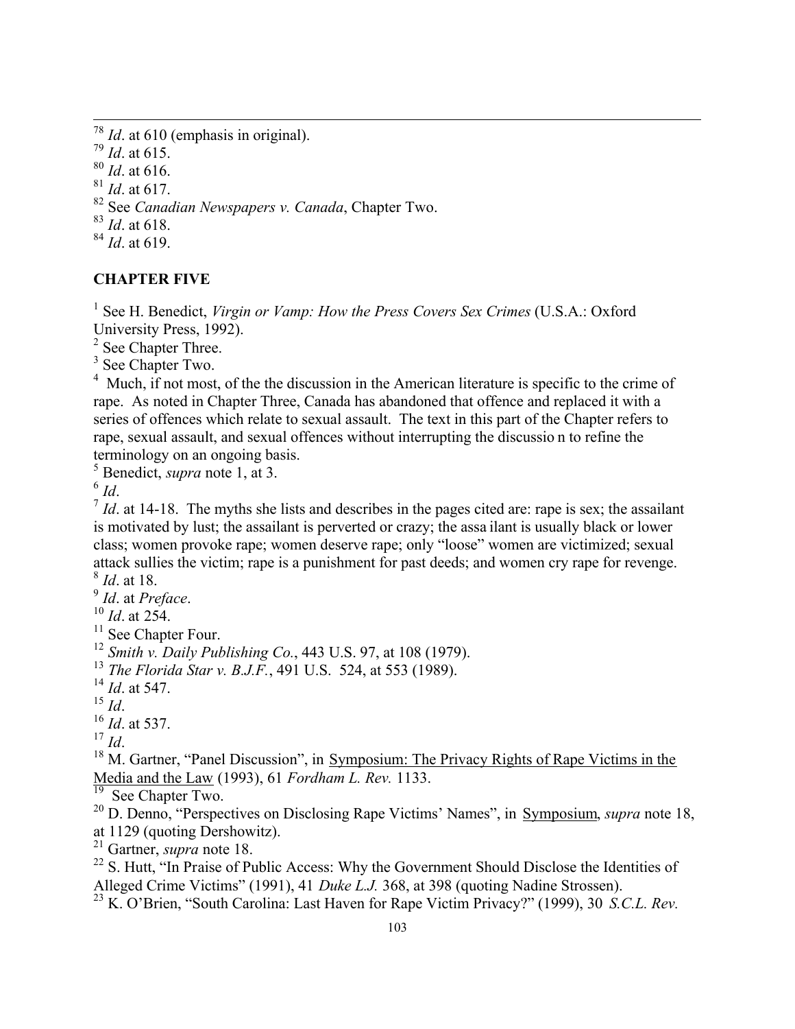[78] *Id*. at 610 (emphasis in original).
[79] *Id*. at 615.
[80] *Id*. at 616.
[81] *Id*. at 617.
[82] See *Canadian Newspapers v. Canada*, Chapter Two.
[83] *Id*. at 618.
[84] *Id*. at 619.

**CHAPTER FIVE**

[1] See H. Benedict, *Virgin or Vamp: How the Press Covers Sex Crimes* (U.S.A.: Oxford University Press, 1992).
[2] See Chapter Three.
[3] See Chapter Two.
[4] Much, if not most, of the the discussion in the American literature is specific to the crime of rape. As noted in Chapter Three, Canada has abandoned that offence and replaced it with a series of offences which relate to sexual assault. The text in this part of the Chapter refers to rape, sexual assault, and sexual offences without interrupting the discussio n to refine the terminology on an ongoing basis.
[5] Benedict, *supra* note 1, at 3.
[6] *Id*.
[7] *Id*. at 14-18. The myths she lists and describes in the pages cited are: rape is sex; the assailant is motivated by lust; the assailant is perverted or crazy; the assa ilant is usually black or lower class; women provoke rape; women deserve rape; only "loose" women are victimized; sexual attack sullies the victim; rape is a punishment for past deeds; and women cry rape for revenge.
[8] *Id*. at 18.
[9] *Id*. at *Preface*.
[10] *Id*. at 254.
[11] See Chapter Four.
[12] *Smith v. Daily Publishing Co.*, 443 U.S. 97, at 108 (1979).
[13] *The Florida Star v. B.J.F.*, 491 U.S. 524, at 553 (1989).
[14] *Id*. at 547.
[15] *Id*.
[16] *Id*. at 537.
[17] *Id*.
[18] M. Gartner, "Panel Discussion", in Symposium: The Privacy Rights of Rape Victims in the Media and the Law (1993), 61 *Fordham L. Rev.* 1133.
[19] See Chapter Two.
[20] D. Denno, "Perspectives on Disclosing Rape Victims' Names", in Symposium, *supra* note 18, at 1129 (quoting Dershowitz).
[21] Gartner, *supra* note 18.
[22] S. Hutt, "In Praise of Public Access: Why the Government Should Disclose the Identities of Alleged Crime Victims" (1991), 41 *Duke L.J.* 368, at 398 (quoting Nadine Strossen).
[23] K. O'Brien, "South Carolina: Last Haven for Rape Victim Privacy?" (1999), 30 *S.C.L. Rev.*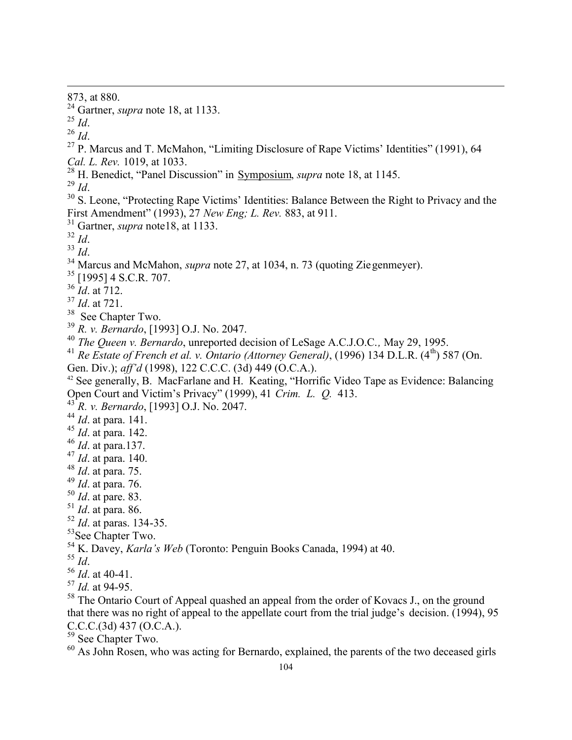873, at 880.

[24] Gartner, *supra* note 18, at 1133.

[25] *Id*.

[26] *Id*.

[27] P. Marcus and T. McMahon, "Limiting Disclosure of Rape Victims' Identities" (1991), 64 *Cal. L. Rev.* 1019, at 1033.

[28] H. Benedict, "Panel Discussion" in Symposium, *supra* note 18, at 1145.

[29] *Id*.

[30] S. Leone, "Protecting Rape Victims' Identities: Balance Between the Right to Privacy and the First Amendment" (1993), 27 *New Eng; L. Rev.* 883, at 911.

[31] Gartner, *supra* note18, at 1133.

[32] *Id*.

[33] *Id*.

[34] Marcus and McMahon, *supra* note 27, at 1034, n. 73 (quoting Ziegenmeyer).

[35] [1995] 4 S.C.R. 707.

[36] *Id*. at 712.

[37] *Id*. at 721.

[38] See Chapter Two.

[39] *R. v. Bernardo*, [1993] O.J. No. 2047.

[40] *The Queen v. Bernardo*, unreported decision of LeSage A.C.J.O.C., May 29, 1995.

[41] *Re Estate of French et al. v. Ontario (Attorney General)*, (1996) 134 D.L.R. (4th) 587 (On. Gen. Div.); *aff'd* (1998), 122 C.C.C. (3d) 449 (O.C.A.).

[42] See generally, B. MacFarlane and H. Keating, "Horrific Video Tape as Evidence: Balancing Open Court and Victim's Privacy" (1999), 41 *Crim. L. Q.* 413.

[43] *R. v. Bernardo*, [1993] O.J. No. 2047.

[44] *Id*. at para. 141.

[45] *Id*. at para. 142.

[46] *Id*. at para.137.

[47] *Id*. at para. 140.

[48] *Id*. at para. 75.

[49] *Id*. at para. 76.

[50] *Id*. at pare. 83.

[51] *Id*. at para. 86.

[52] *Id*. at paras. 134-35.

[53] See Chapter Two.

[54] K. Davey, *Karla's Web* (Toronto: Penguin Books Canada, 1994) at 40.

[55] *Id*.

[56] *Id*. at 40-41.

[57] *Id.* at 94-95.

[58] The Ontario Court of Appeal quashed an appeal from the order of Kovacs J., on the ground that there was no right of appeal to the appellate court from the trial judge's decision. (1994), 95 C.C.C.(3d) 437 (O.C.A.).

[59] See Chapter Two.

[60] As John Rosen, who was acting for Bernardo, explained, the parents of the two deceased girls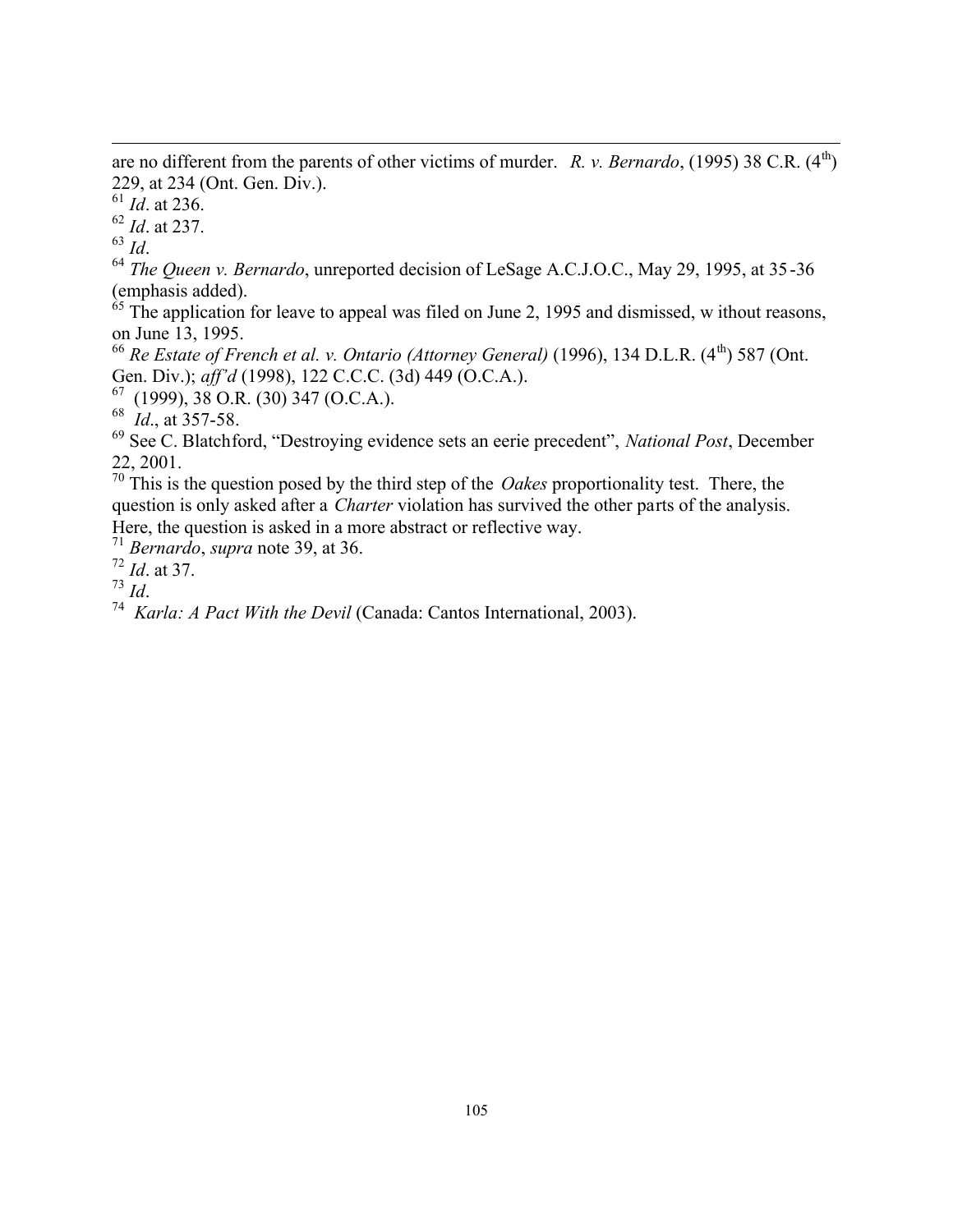are no different from the parents of other victims of murder. *R. v. Bernardo*, (1995) 38 C.R. (4th) 229, at 234 (Ont. Gen. Div.).

[61] *Id*. at 236.

[62] *Id*. at 237.

[63] *Id*.

[64] *The Queen v. Bernardo*, unreported decision of LeSage A.C.J.O.C., May 29, 1995, at 35-36 (emphasis added).

[65] The application for leave to appeal was filed on June 2, 1995 and dismissed, w ithout reasons, on June 13, 1995.

[66] *Re Estate of French et al. v. Ontario (Attorney General)* (1996), 134 D.L.R. (4th) 587 (Ont. Gen. Div.); *aff'd* (1998), 122 C.C.C. (3d) 449 (O.C.A.).

[67] (1999), 38 O.R. (30) 347 (O.C.A.).

[68] *Id*., at 357-58.

[69] See C. Blatchford, "Destroying evidence sets an eerie precedent", *National Post*, December 22, 2001.

[70] This is the question posed by the third step of the *Oakes* proportionality test. There, the question is only asked after a *Charter* violation has survived the other parts of the analysis. Here, the question is asked in a more abstract or reflective way.

[71] *Bernardo*, *supra* note 39, at 36.

[72] *Id*. at 37.

[73] *Id*.

[74] *Karla: A Pact With the Devil* (Canada: Cantos International, 2003).